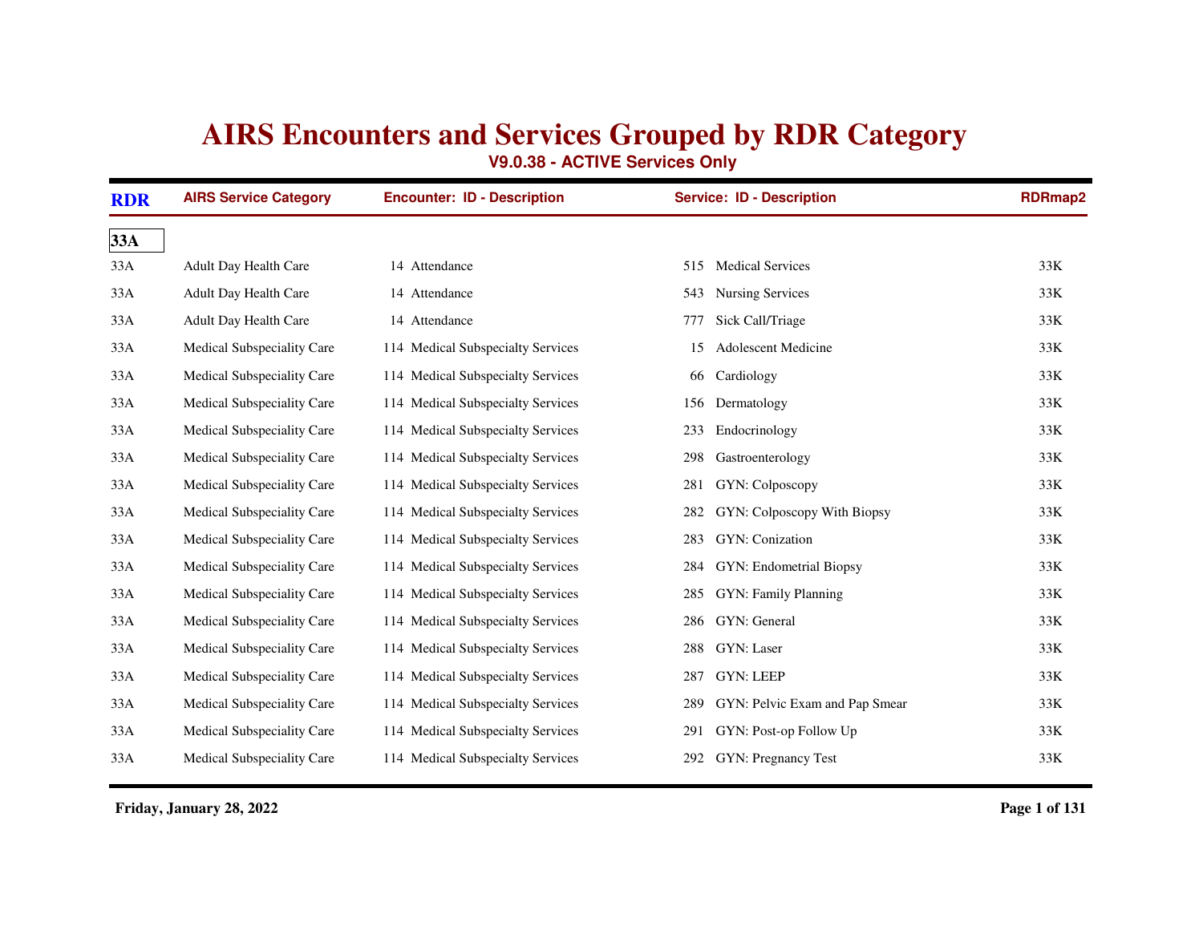# AIRS Encounters and Services Grouped by RDR Category

## V9.0.38 - ACTIVE Services Only

| RDR | AIRS Service Category | Encounter: ID - Description | Service: ID - Description | RDRmap2 |
|---|---|---|---|---|
| **33A** | | | | |
| 33A | Adult Day Health Care | 14 Attendance | 515 Medical Services | 33K |
| 33A | Adult Day Health Care | 14 Attendance | 543 Nursing Services | 33K |
| 33A | Adult Day Health Care | 14 Attendance | 777 Sick Call/Triage | 33K |
| 33A | Medical Subspeciality Care | 114 Medical Subspecialty Services | 15 Adolescent Medicine | 33K |
| 33A | Medical Subspeciality Care | 114 Medical Subspecialty Services | 66 Cardiology | 33K |
| 33A | Medical Subspeciality Care | 114 Medical Subspecialty Services | 156 Dermatology | 33K |
| 33A | Medical Subspeciality Care | 114 Medical Subspecialty Services | 233 Endocrinology | 33K |
| 33A | Medical Subspeciality Care | 114 Medical Subspecialty Services | 298 Gastroenterology | 33K |
| 33A | Medical Subspeciality Care | 114 Medical Subspecialty Services | 281 GYN: Colposcopy | 33K |
| 33A | Medical Subspeciality Care | 114 Medical Subspecialty Services | 282 GYN: Colposcopy With Biopsy | 33K |
| 33A | Medical Subspeciality Care | 114 Medical Subspecialty Services | 283 GYN: Conization | 33K |
| 33A | Medical Subspeciality Care | 114 Medical Subspecialty Services | 284 GYN: Endometrial Biopsy | 33K |
| 33A | Medical Subspeciality Care | 114 Medical Subspecialty Services | 285 GYN: Family Planning | 33K |
| 33A | Medical Subspeciality Care | 114 Medical Subspecialty Services | 286 GYN: General | 33K |
| 33A | Medical Subspeciality Care | 114 Medical Subspecialty Services | 288 GYN: Laser | 33K |
| 33A | Medical Subspeciality Care | 114 Medical Subspecialty Services | 287 GYN: LEEP | 33K |
| 33A | Medical Subspeciality Care | 114 Medical Subspecialty Services | 289 GYN: Pelvic Exam and Pap Smear | 33K |
| 33A | Medical Subspeciality Care | 114 Medical Subspecialty Services | 291 GYN: Post-op Follow Up | 33K |
| 33A | Medical Subspeciality Care | 114 Medical Subspecialty Services | 292 GYN: Pregnancy Test | 33K |

**Friday, January 28, 2022**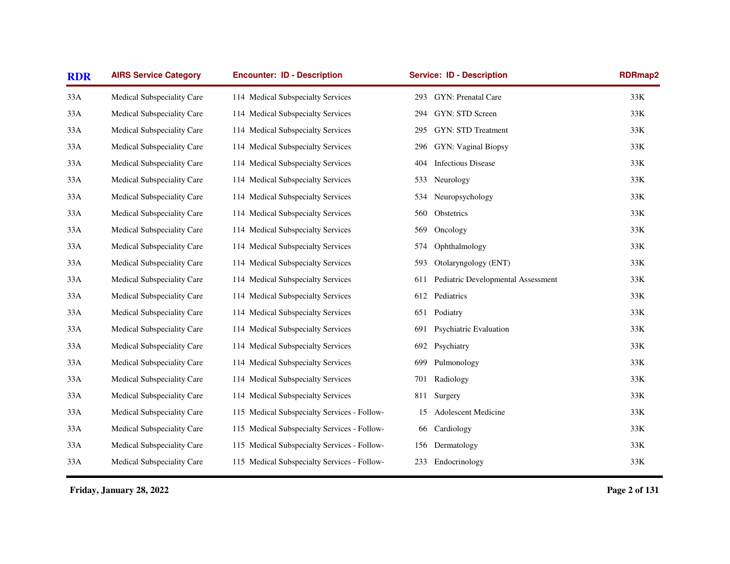| RDR | AIRS Service Category | Encounter: ID - Description | Service: ID - Description | RDRmap2 |
|---|---|---|---|---|
| 33A | Medical Subspeciality Care | 114 Medical Subspecialty Services | 293 GYN: Prenatal Care | 33K |
| 33A | Medical Subspeciality Care | 114 Medical Subspecialty Services | 294 GYN: STD Screen | 33K |
| 33A | Medical Subspeciality Care | 114 Medical Subspecialty Services | 295 GYN: STD Treatment | 33K |
| 33A | Medical Subspeciality Care | 114 Medical Subspecialty Services | 296 GYN: Vaginal Biopsy | 33K |
| 33A | Medical Subspeciality Care | 114 Medical Subspecialty Services | 404 Infectious Disease | 33K |
| 33A | Medical Subspeciality Care | 114 Medical Subspecialty Services | 533 Neurology | 33K |
| 33A | Medical Subspeciality Care | 114 Medical Subspecialty Services | 534 Neuropsychology | 33K |
| 33A | Medical Subspeciality Care | 114 Medical Subspecialty Services | 560 Obstetrics | 33K |
| 33A | Medical Subspeciality Care | 114 Medical Subspecialty Services | 569 Oncology | 33K |
| 33A | Medical Subspeciality Care | 114 Medical Subspecialty Services | 574 Ophthalmology | 33K |
| 33A | Medical Subspeciality Care | 114 Medical Subspecialty Services | 593 Otolaryngology (ENT) | 33K |
| 33A | Medical Subspeciality Care | 114 Medical Subspecialty Services | 611 Pediatric Developmental Assessment | 33K |
| 33A | Medical Subspeciality Care | 114 Medical Subspecialty Services | 612 Pediatrics | 33K |
| 33A | Medical Subspeciality Care | 114 Medical Subspecialty Services | 651 Podiatry | 33K |
| 33A | Medical Subspeciality Care | 114 Medical Subspecialty Services | 691 Psychiatric Evaluation | 33K |
| 33A | Medical Subspeciality Care | 114 Medical Subspecialty Services | 692 Psychiatry | 33K |
| 33A | Medical Subspeciality Care | 114 Medical Subspecialty Services | 699 Pulmonology | 33K |
| 33A | Medical Subspeciality Care | 114 Medical Subspecialty Services | 701 Radiology | 33K |
| 33A | Medical Subspeciality Care | 114 Medical Subspecialty Services | 811 Surgery | 33K |
| 33A | Medical Subspeciality Care | 115 Medical Subspecialty Services - Follow- | 15 Adolescent Medicine | 33K |
| 33A | Medical Subspeciality Care | 115 Medical Subspecialty Services - Follow- | 66 Cardiology | 33K |
| 33A | Medical Subspeciality Care | 115 Medical Subspecialty Services - Follow- | 156 Dermatology | 33K |
| 33A | Medical Subspeciality Care | 115 Medical Subspecialty Services - Follow- | 233 Endocrinology | 33K |

**Friday, January 28, 2022**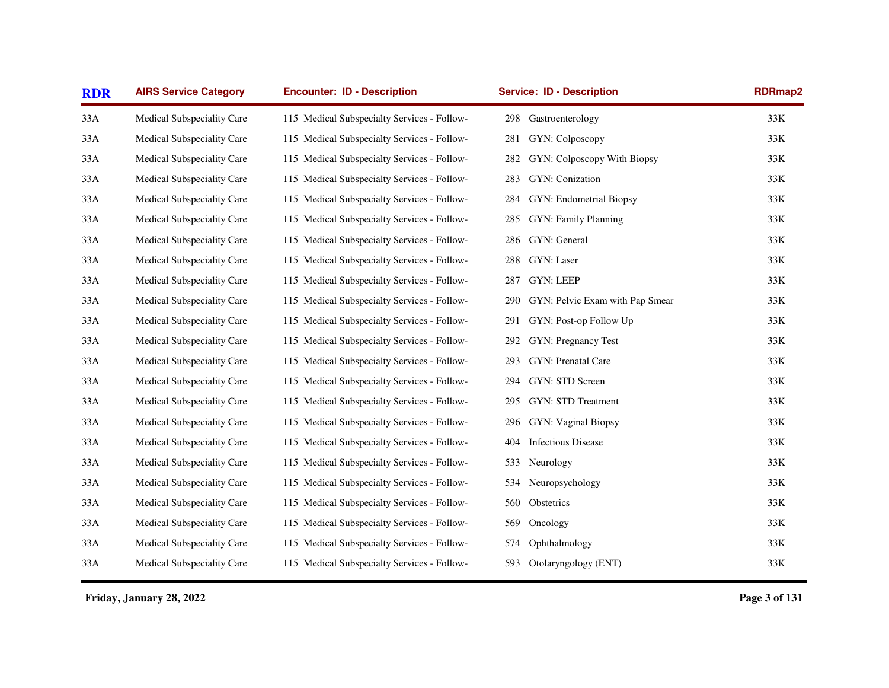| RDR | AIRS Service Category | Encounter: ID - Description | Service: ID - Description | RDRmap2 |
|---|---|---|---|---|
| 33A | Medical Subspeciality Care | 115 Medical Subspecialty Services - Follow- | 298 Gastroenterology | 33K |
| 33A | Medical Subspeciality Care | 115 Medical Subspecialty Services - Follow- | 281 GYN: Colposcopy | 33K |
| 33A | Medical Subspeciality Care | 115 Medical Subspecialty Services - Follow- | 282 GYN: Colposcopy With Biopsy | 33K |
| 33A | Medical Subspeciality Care | 115 Medical Subspecialty Services - Follow- | 283 GYN: Conization | 33K |
| 33A | Medical Subspeciality Care | 115 Medical Subspecialty Services - Follow- | 284 GYN: Endometrial Biopsy | 33K |
| 33A | Medical Subspeciality Care | 115 Medical Subspecialty Services - Follow- | 285 GYN: Family Planning | 33K |
| 33A | Medical Subspeciality Care | 115 Medical Subspecialty Services - Follow- | 286 GYN: General | 33K |
| 33A | Medical Subspeciality Care | 115 Medical Subspecialty Services - Follow- | 288 GYN: Laser | 33K |
| 33A | Medical Subspeciality Care | 115 Medical Subspecialty Services - Follow- | 287 GYN: LEEP | 33K |
| 33A | Medical Subspeciality Care | 115 Medical Subspecialty Services - Follow- | 290 GYN: Pelvic Exam with Pap Smear | 33K |
| 33A | Medical Subspeciality Care | 115 Medical Subspecialty Services - Follow- | 291 GYN: Post-op Follow Up | 33K |
| 33A | Medical Subspeciality Care | 115 Medical Subspecialty Services - Follow- | 292 GYN: Pregnancy Test | 33K |
| 33A | Medical Subspeciality Care | 115 Medical Subspecialty Services - Follow- | 293 GYN: Prenatal Care | 33K |
| 33A | Medical Subspeciality Care | 115 Medical Subspecialty Services - Follow- | 294 GYN: STD Screen | 33K |
| 33A | Medical Subspeciality Care | 115 Medical Subspecialty Services - Follow- | 295 GYN: STD Treatment | 33K |
| 33A | Medical Subspeciality Care | 115 Medical Subspecialty Services - Follow- | 296 GYN: Vaginal Biopsy | 33K |
| 33A | Medical Subspeciality Care | 115 Medical Subspecialty Services - Follow- | 404 Infectious Disease | 33K |
| 33A | Medical Subspeciality Care | 115 Medical Subspecialty Services - Follow- | 533 Neurology | 33K |
| 33A | Medical Subspeciality Care | 115 Medical Subspecialty Services - Follow- | 534 Neuropsychology | 33K |
| 33A | Medical Subspeciality Care | 115 Medical Subspecialty Services - Follow- | 560 Obstetrics | 33K |
| 33A | Medical Subspeciality Care | 115 Medical Subspecialty Services - Follow- | 569 Oncology | 33K |
| 33A | Medical Subspeciality Care | 115 Medical Subspecialty Services - Follow- | 574 Ophthalmology | 33K |
| 33A | Medical Subspeciality Care | 115 Medical Subspecialty Services - Follow- | 593 Otolaryngology (ENT) | 33K |

**Friday, January 28, 2022**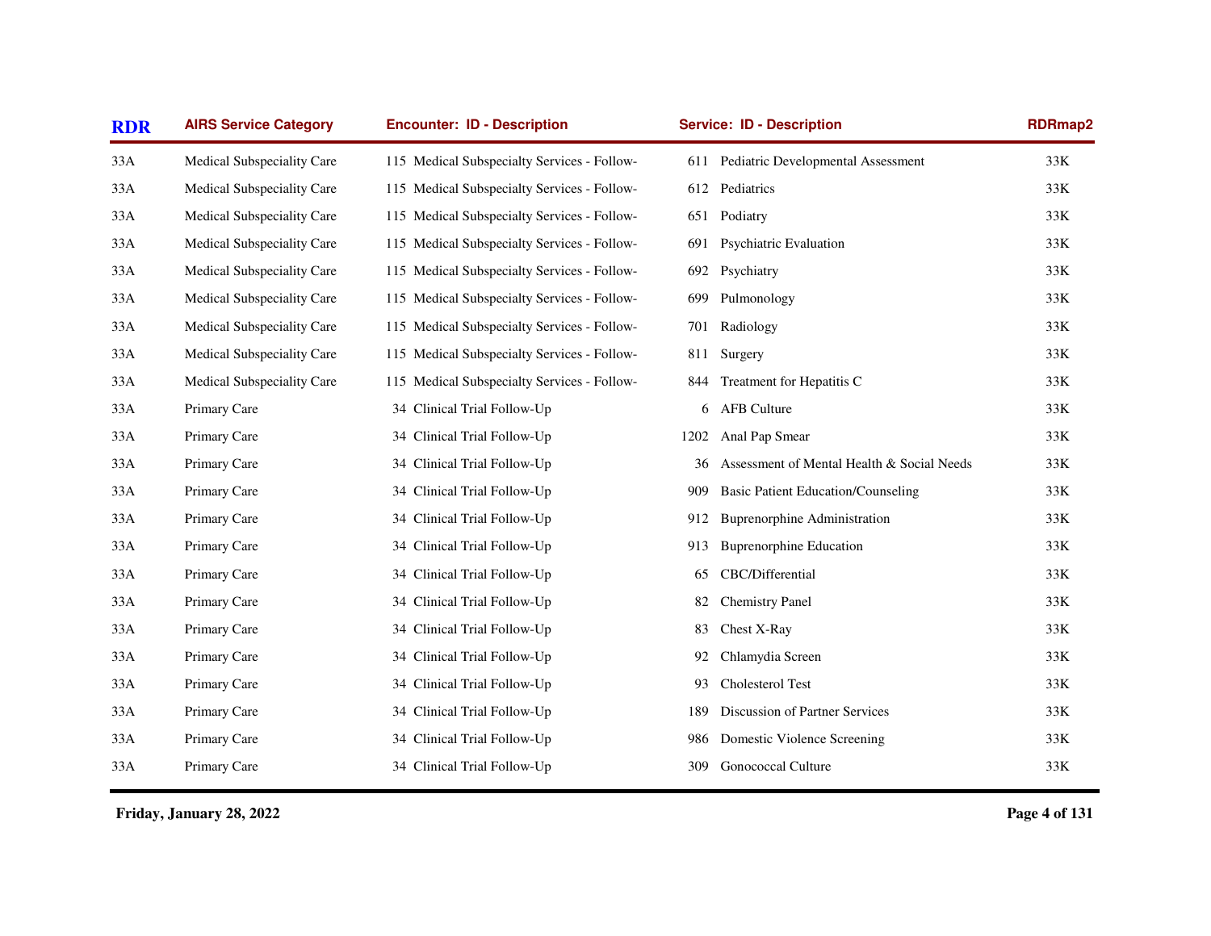| RDR | AIRS Service Category | Encounter: ID - Description | Service: ID - Description | RDRmap2 |
| --- | --- | --- | --- | --- |
| 33A | Medical Subspeciality Care | 115 Medical Subspecialty Services - Follow- | 611 Pediatric Developmental Assessment | 33K |
| 33A | Medical Subspeciality Care | 115 Medical Subspecialty Services - Follow- | 612 Pediatrics | 33K |
| 33A | Medical Subspeciality Care | 115 Medical Subspecialty Services - Follow- | 651 Podiatry | 33K |
| 33A | Medical Subspeciality Care | 115 Medical Subspecialty Services - Follow- | 691 Psychiatric Evaluation | 33K |
| 33A | Medical Subspeciality Care | 115 Medical Subspecialty Services - Follow- | 692 Psychiatry | 33K |
| 33A | Medical Subspeciality Care | 115 Medical Subspecialty Services - Follow- | 699 Pulmonology | 33K |
| 33A | Medical Subspeciality Care | 115 Medical Subspecialty Services - Follow- | 701 Radiology | 33K |
| 33A | Medical Subspeciality Care | 115 Medical Subspecialty Services - Follow- | 811 Surgery | 33K |
| 33A | Medical Subspeciality Care | 115 Medical Subspecialty Services - Follow- | 844 Treatment for Hepatitis C | 33K |
| 33A | Primary Care | 34 Clinical Trial Follow-Up | 6 AFB Culture | 33K |
| 33A | Primary Care | 34 Clinical Trial Follow-Up | 1202 Anal Pap Smear | 33K |
| 33A | Primary Care | 34 Clinical Trial Follow-Up | 36 Assessment of Mental Health & Social Needs | 33K |
| 33A | Primary Care | 34 Clinical Trial Follow-Up | 909 Basic Patient Education/Counseling | 33K |
| 33A | Primary Care | 34 Clinical Trial Follow-Up | 912 Buprenorphine Administration | 33K |
| 33A | Primary Care | 34 Clinical Trial Follow-Up | 913 Buprenorphine Education | 33K |
| 33A | Primary Care | 34 Clinical Trial Follow-Up | 65 CBC/Differential | 33K |
| 33A | Primary Care | 34 Clinical Trial Follow-Up | 82 Chemistry Panel | 33K |
| 33A | Primary Care | 34 Clinical Trial Follow-Up | 83 Chest X-Ray | 33K |
| 33A | Primary Care | 34 Clinical Trial Follow-Up | 92 Chlamydia Screen | 33K |
| 33A | Primary Care | 34 Clinical Trial Follow-Up | 93 Cholesterol Test | 33K |
| 33A | Primary Care | 34 Clinical Trial Follow-Up | 189 Discussion of Partner Services | 33K |
| 33A | Primary Care | 34 Clinical Trial Follow-Up | 986 Domestic Violence Screening | 33K |
| 33A | Primary Care | 34 Clinical Trial Follow-Up | 309 Gonococcal Culture | 33K |

**Friday, January 28, 2022**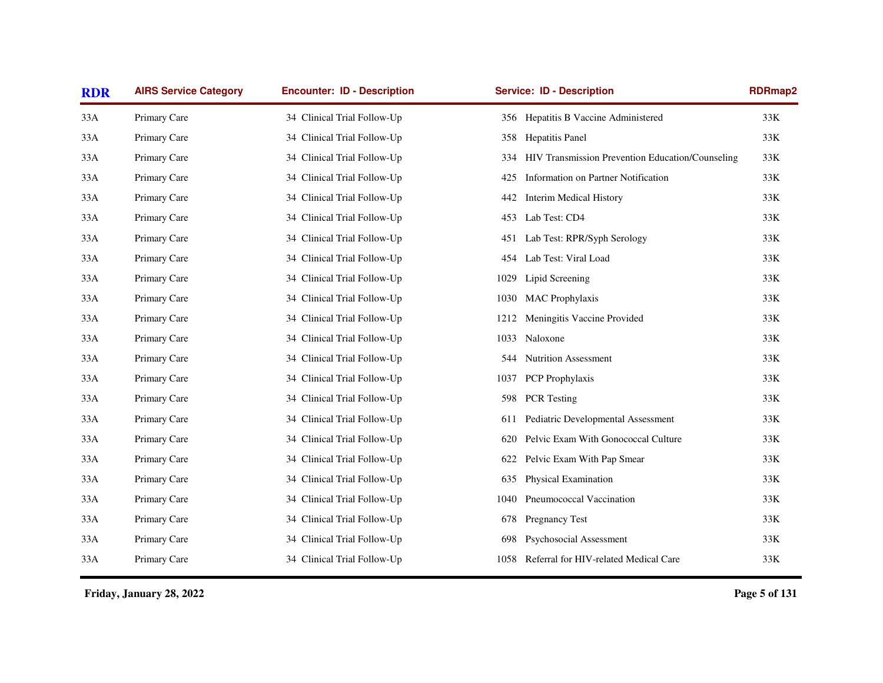| RDR | AIRS Service Category | Encounter: ID - Description | Service: ID - Description | RDRmap2 |
|---|---|---|---|---|
| 33A | Primary Care | 34 Clinical Trial Follow-Up | 356 Hepatitis B Vaccine Administered | 33K |
| 33A | Primary Care | 34 Clinical Trial Follow-Up | 358 Hepatitis Panel | 33K |
| 33A | Primary Care | 34 Clinical Trial Follow-Up | 334 HIV Transmission Prevention Education/Counseling | 33K |
| 33A | Primary Care | 34 Clinical Trial Follow-Up | 425 Information on Partner Notification | 33K |
| 33A | Primary Care | 34 Clinical Trial Follow-Up | 442 Interim Medical History | 33K |
| 33A | Primary Care | 34 Clinical Trial Follow-Up | 453 Lab Test: CD4 | 33K |
| 33A | Primary Care | 34 Clinical Trial Follow-Up | 451 Lab Test: RPR/Syph Serology | 33K |
| 33A | Primary Care | 34 Clinical Trial Follow-Up | 454 Lab Test: Viral Load | 33K |
| 33A | Primary Care | 34 Clinical Trial Follow-Up | 1029 Lipid Screening | 33K |
| 33A | Primary Care | 34 Clinical Trial Follow-Up | 1030 MAC Prophylaxis | 33K |
| 33A | Primary Care | 34 Clinical Trial Follow-Up | 1212 Meningitis Vaccine Provided | 33K |
| 33A | Primary Care | 34 Clinical Trial Follow-Up | 1033 Naloxone | 33K |
| 33A | Primary Care | 34 Clinical Trial Follow-Up | 544 Nutrition Assessment | 33K |
| 33A | Primary Care | 34 Clinical Trial Follow-Up | 1037 PCP Prophylaxis | 33K |
| 33A | Primary Care | 34 Clinical Trial Follow-Up | 598 PCR Testing | 33K |
| 33A | Primary Care | 34 Clinical Trial Follow-Up | 611 Pediatric Developmental Assessment | 33K |
| 33A | Primary Care | 34 Clinical Trial Follow-Up | 620 Pelvic Exam With Gonococcal Culture | 33K |
| 33A | Primary Care | 34 Clinical Trial Follow-Up | 622 Pelvic Exam With Pap Smear | 33K |
| 33A | Primary Care | 34 Clinical Trial Follow-Up | 635 Physical Examination | 33K |
| 33A | Primary Care | 34 Clinical Trial Follow-Up | 1040 Pneumococcal Vaccination | 33K |
| 33A | Primary Care | 34 Clinical Trial Follow-Up | 678 Pregnancy Test | 33K |
| 33A | Primary Care | 34 Clinical Trial Follow-Up | 698 Psychosocial Assessment | 33K |
| 33A | Primary Care | 34 Clinical Trial Follow-Up | 1058 Referral for HIV-related Medical Care | 33K |

**Friday, January 28, 2022**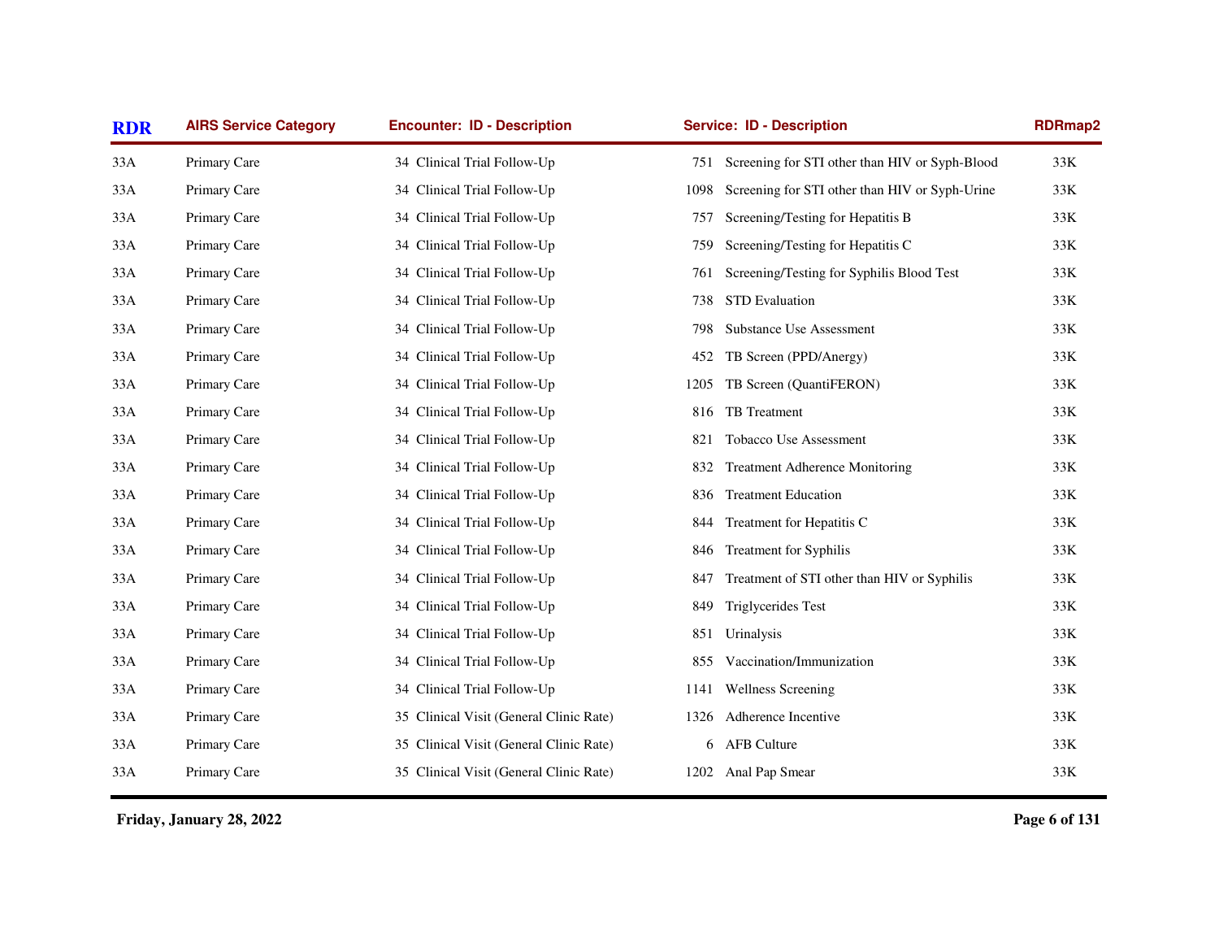| RDR | AIRS Service Category | Encounter: ID - Description | Service: ID - Description | RDRmap2 |
|---|---|---|---|---|
| 33A | Primary Care | 34 Clinical Trial Follow-Up | 751 Screening for STI other than HIV or Syph-Blood | 33K |
| 33A | Primary Care | 34 Clinical Trial Follow-Up | 1098 Screening for STI other than HIV or Syph-Urine | 33K |
| 33A | Primary Care | 34 Clinical Trial Follow-Up | 757 Screening/Testing for Hepatitis B | 33K |
| 33A | Primary Care | 34 Clinical Trial Follow-Up | 759 Screening/Testing for Hepatitis C | 33K |
| 33A | Primary Care | 34 Clinical Trial Follow-Up | 761 Screening/Testing for Syphilis Blood Test | 33K |
| 33A | Primary Care | 34 Clinical Trial Follow-Up | 738 STD Evaluation | 33K |
| 33A | Primary Care | 34 Clinical Trial Follow-Up | 798 Substance Use Assessment | 33K |
| 33A | Primary Care | 34 Clinical Trial Follow-Up | 452 TB Screen (PPD/Anergy) | 33K |
| 33A | Primary Care | 34 Clinical Trial Follow-Up | 1205 TB Screen (QuantiFERON) | 33K |
| 33A | Primary Care | 34 Clinical Trial Follow-Up | 816 TB Treatment | 33K |
| 33A | Primary Care | 34 Clinical Trial Follow-Up | 821 Tobacco Use Assessment | 33K |
| 33A | Primary Care | 34 Clinical Trial Follow-Up | 832 Treatment Adherence Monitoring | 33K |
| 33A | Primary Care | 34 Clinical Trial Follow-Up | 836 Treatment Education | 33K |
| 33A | Primary Care | 34 Clinical Trial Follow-Up | 844 Treatment for Hepatitis C | 33K |
| 33A | Primary Care | 34 Clinical Trial Follow-Up | 846 Treatment for Syphilis | 33K |
| 33A | Primary Care | 34 Clinical Trial Follow-Up | 847 Treatment of STI other than HIV or Syphilis | 33K |
| 33A | Primary Care | 34 Clinical Trial Follow-Up | 849 Triglycerides Test | 33K |
| 33A | Primary Care | 34 Clinical Trial Follow-Up | 851 Urinalysis | 33K |
| 33A | Primary Care | 34 Clinical Trial Follow-Up | 855 Vaccination/Immunization | 33K |
| 33A | Primary Care | 34 Clinical Trial Follow-Up | 1141 Wellness Screening | 33K |
| 33A | Primary Care | 35 Clinical Visit (General Clinic Rate) | 1326 Adherence Incentive | 33K |
| 33A | Primary Care | 35 Clinical Visit (General Clinic Rate) | 6 AFB Culture | 33K |
| 33A | Primary Care | 35 Clinical Visit (General Clinic Rate) | 1202 Anal Pap Smear | 33K |

Friday, January 28, 2022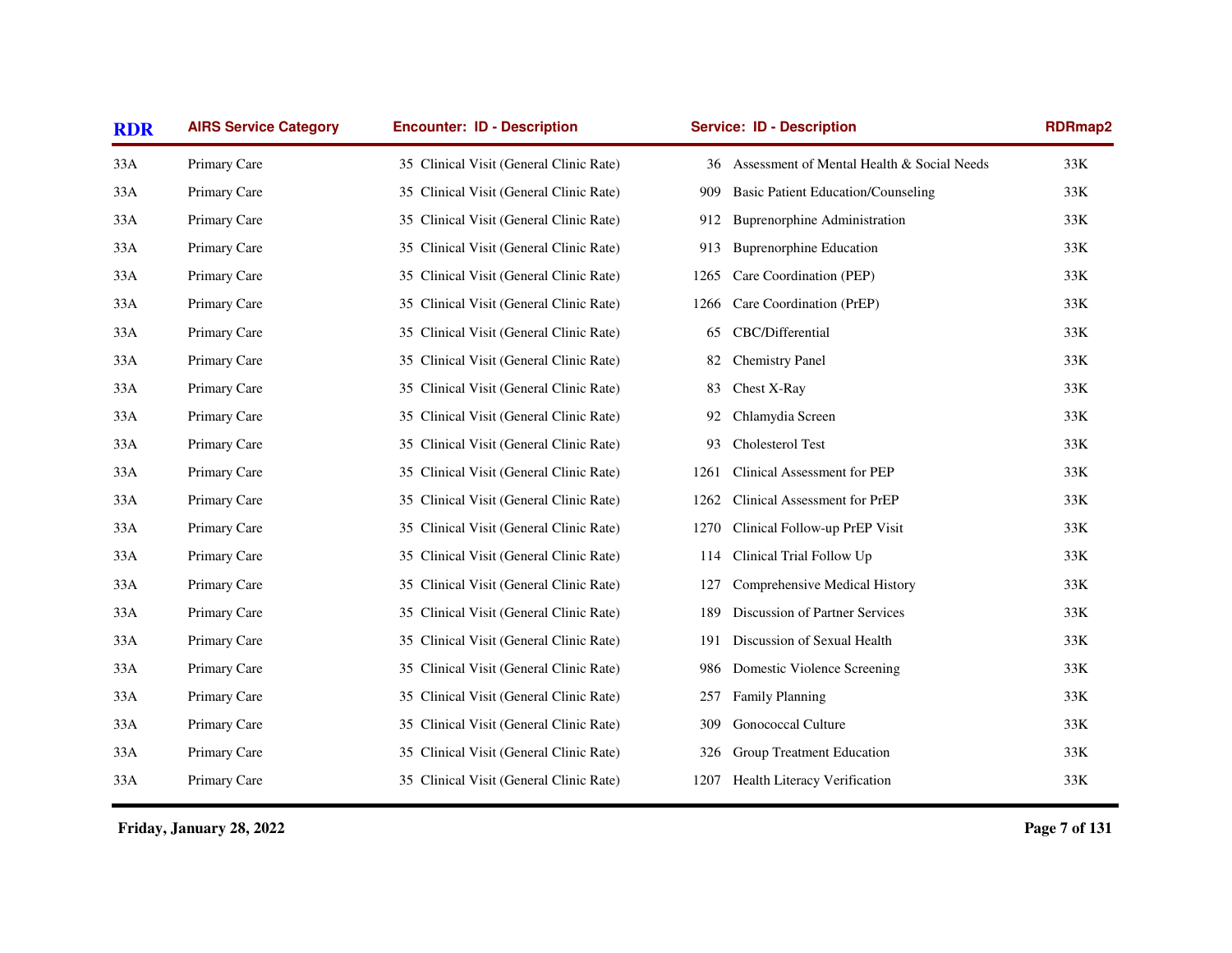| RDR | AIRS Service Category | Encounter: ID - Description | Service: ID - Description | RDRmap2 |
|---|---|---|---|---|
| 33A | Primary Care | 35 Clinical Visit (General Clinic Rate) | 36 Assessment of Mental Health & Social Needs | 33K |
| 33A | Primary Care | 35 Clinical Visit (General Clinic Rate) | 909 Basic Patient Education/Counseling | 33K |
| 33A | Primary Care | 35 Clinical Visit (General Clinic Rate) | 912 Buprenorphine Administration | 33K |
| 33A | Primary Care | 35 Clinical Visit (General Clinic Rate) | 913 Buprenorphine Education | 33K |
| 33A | Primary Care | 35 Clinical Visit (General Clinic Rate) | 1265 Care Coordination (PEP) | 33K |
| 33A | Primary Care | 35 Clinical Visit (General Clinic Rate) | 1266 Care Coordination (PrEP) | 33K |
| 33A | Primary Care | 35 Clinical Visit (General Clinic Rate) | 65 CBC/Differential | 33K |
| 33A | Primary Care | 35 Clinical Visit (General Clinic Rate) | 82 Chemistry Panel | 33K |
| 33A | Primary Care | 35 Clinical Visit (General Clinic Rate) | 83 Chest X-Ray | 33K |
| 33A | Primary Care | 35 Clinical Visit (General Clinic Rate) | 92 Chlamydia Screen | 33K |
| 33A | Primary Care | 35 Clinical Visit (General Clinic Rate) | 93 Cholesterol Test | 33K |
| 33A | Primary Care | 35 Clinical Visit (General Clinic Rate) | 1261 Clinical Assessment for PEP | 33K |
| 33A | Primary Care | 35 Clinical Visit (General Clinic Rate) | 1262 Clinical Assessment for PrEP | 33K |
| 33A | Primary Care | 35 Clinical Visit (General Clinic Rate) | 1270 Clinical Follow-up PrEP Visit | 33K |
| 33A | Primary Care | 35 Clinical Visit (General Clinic Rate) | 114 Clinical Trial Follow Up | 33K |
| 33A | Primary Care | 35 Clinical Visit (General Clinic Rate) | 127 Comprehensive Medical History | 33K |
| 33A | Primary Care | 35 Clinical Visit (General Clinic Rate) | 189 Discussion of Partner Services | 33K |
| 33A | Primary Care | 35 Clinical Visit (General Clinic Rate) | 191 Discussion of Sexual Health | 33K |
| 33A | Primary Care | 35 Clinical Visit (General Clinic Rate) | 986 Domestic Violence Screening | 33K |
| 33A | Primary Care | 35 Clinical Visit (General Clinic Rate) | 257 Family Planning | 33K |
| 33A | Primary Care | 35 Clinical Visit (General Clinic Rate) | 309 Gonococcal Culture | 33K |
| 33A | Primary Care | 35 Clinical Visit (General Clinic Rate) | 326 Group Treatment Education | 33K |
| 33A | Primary Care | 35 Clinical Visit (General Clinic Rate) | 1207 Health Literacy Verification | 33K |

**Friday, January 28, 2022**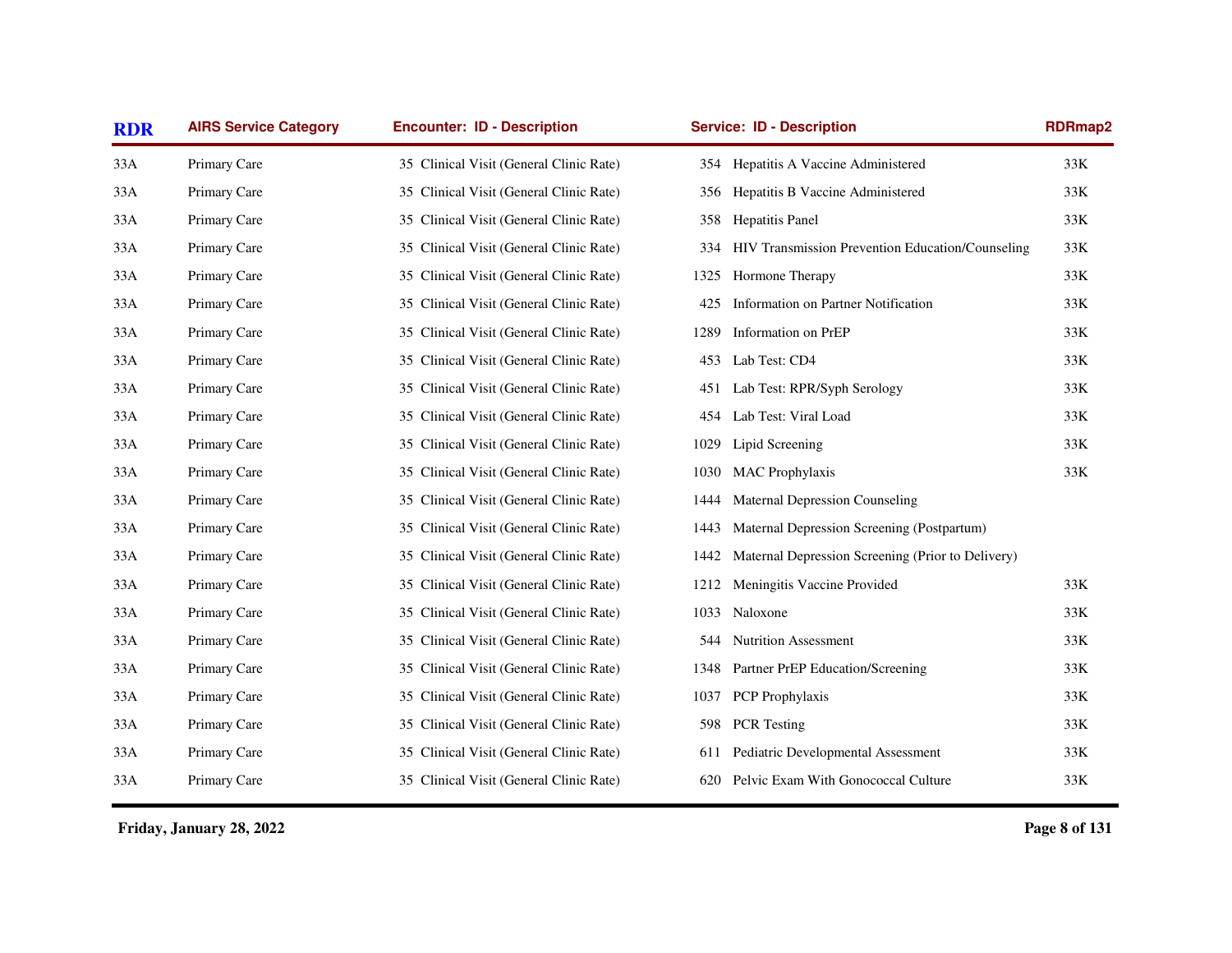| RDR | AIRS Service Category | Encounter: ID - Description | Service: ID - Description | RDRmap2 |
| --- | --- | --- | --- | --- |
| 33A | Primary Care | 35 Clinical Visit (General Clinic Rate) | 354 Hepatitis A Vaccine Administered | 33K |
| 33A | Primary Care | 35 Clinical Visit (General Clinic Rate) | 356 Hepatitis B Vaccine Administered | 33K |
| 33A | Primary Care | 35 Clinical Visit (General Clinic Rate) | 358 Hepatitis Panel | 33K |
| 33A | Primary Care | 35 Clinical Visit (General Clinic Rate) | 334 HIV Transmission Prevention Education/Counseling | 33K |
| 33A | Primary Care | 35 Clinical Visit (General Clinic Rate) | 1325 Hormone Therapy | 33K |
| 33A | Primary Care | 35 Clinical Visit (General Clinic Rate) | 425 Information on Partner Notification | 33K |
| 33A | Primary Care | 35 Clinical Visit (General Clinic Rate) | 1289 Information on PrEP | 33K |
| 33A | Primary Care | 35 Clinical Visit (General Clinic Rate) | 453 Lab Test: CD4 | 33K |
| 33A | Primary Care | 35 Clinical Visit (General Clinic Rate) | 451 Lab Test: RPR/Syph Serology | 33K |
| 33A | Primary Care | 35 Clinical Visit (General Clinic Rate) | 454 Lab Test: Viral Load | 33K |
| 33A | Primary Care | 35 Clinical Visit (General Clinic Rate) | 1029 Lipid Screening | 33K |
| 33A | Primary Care | 35 Clinical Visit (General Clinic Rate) | 1030 MAC Prophylaxis | 33K |
| 33A | Primary Care | 35 Clinical Visit (General Clinic Rate) | 1444 Maternal Depression Counseling | |
| 33A | Primary Care | 35 Clinical Visit (General Clinic Rate) | 1443 Maternal Depression Screening (Postpartum) | |
| 33A | Primary Care | 35 Clinical Visit (General Clinic Rate) | 1442 Maternal Depression Screening (Prior to Delivery) | |
| 33A | Primary Care | 35 Clinical Visit (General Clinic Rate) | 1212 Meningitis Vaccine Provided | 33K |
| 33A | Primary Care | 35 Clinical Visit (General Clinic Rate) | 1033 Naloxone | 33K |
| 33A | Primary Care | 35 Clinical Visit (General Clinic Rate) | 544 Nutrition Assessment | 33K |
| 33A | Primary Care | 35 Clinical Visit (General Clinic Rate) | 1348 Partner PrEP Education/Screening | 33K |
| 33A | Primary Care | 35 Clinical Visit (General Clinic Rate) | 1037 PCP Prophylaxis | 33K |
| 33A | Primary Care | 35 Clinical Visit (General Clinic Rate) | 598 PCR Testing | 33K |
| 33A | Primary Care | 35 Clinical Visit (General Clinic Rate) | 611 Pediatric Developmental Assessment | 33K |
| 33A | Primary Care | 35 Clinical Visit (General Clinic Rate) | 620 Pelvic Exam With Gonococcal Culture | 33K |

**Friday, January 28, 2022**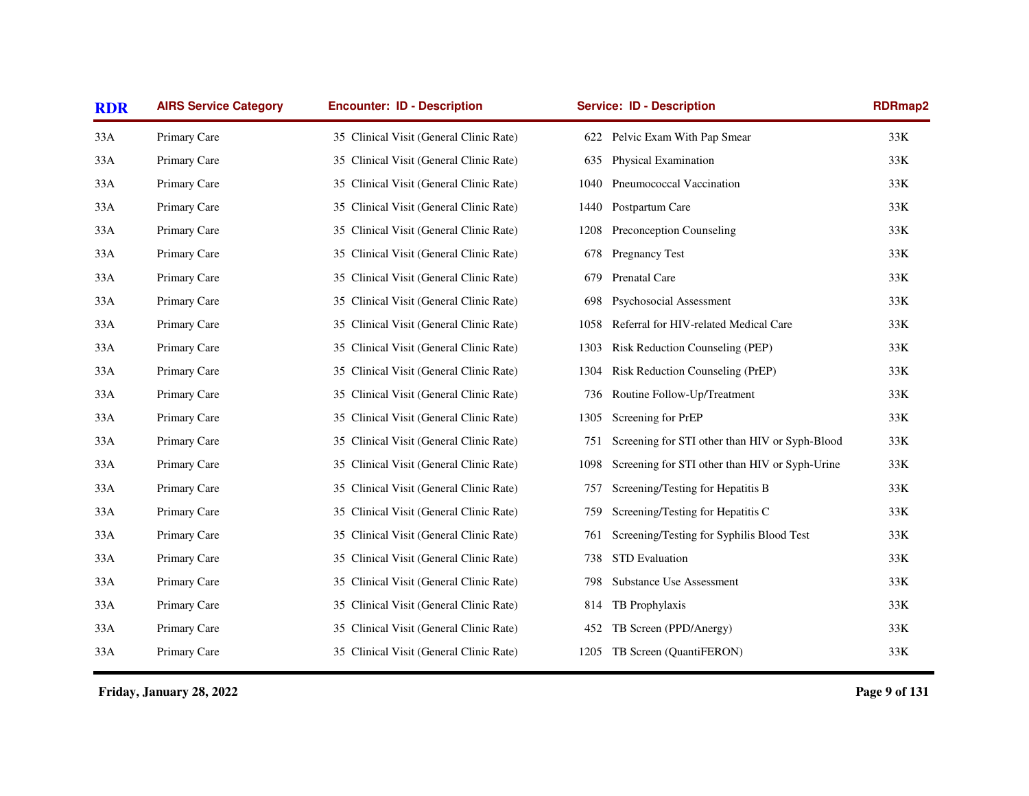| RDR | AIRS Service Category | Encounter: ID - Description | Service: ID - Description | RDRmap2 |
|---|---|---|---|---|
| 33A | Primary Care | 35 Clinical Visit (General Clinic Rate) | 622 Pelvic Exam With Pap Smear | 33K |
| 33A | Primary Care | 35 Clinical Visit (General Clinic Rate) | 635 Physical Examination | 33K |
| 33A | Primary Care | 35 Clinical Visit (General Clinic Rate) | 1040 Pneumococcal Vaccination | 33K |
| 33A | Primary Care | 35 Clinical Visit (General Clinic Rate) | 1440 Postpartum Care | 33K |
| 33A | Primary Care | 35 Clinical Visit (General Clinic Rate) | 1208 Preconception Counseling | 33K |
| 33A | Primary Care | 35 Clinical Visit (General Clinic Rate) | 678 Pregnancy Test | 33K |
| 33A | Primary Care | 35 Clinical Visit (General Clinic Rate) | 679 Prenatal Care | 33K |
| 33A | Primary Care | 35 Clinical Visit (General Clinic Rate) | 698 Psychosocial Assessment | 33K |
| 33A | Primary Care | 35 Clinical Visit (General Clinic Rate) | 1058 Referral for HIV-related Medical Care | 33K |
| 33A | Primary Care | 35 Clinical Visit (General Clinic Rate) | 1303 Risk Reduction Counseling (PEP) | 33K |
| 33A | Primary Care | 35 Clinical Visit (General Clinic Rate) | 1304 Risk Reduction Counseling (PrEP) | 33K |
| 33A | Primary Care | 35 Clinical Visit (General Clinic Rate) | 736 Routine Follow-Up/Treatment | 33K |
| 33A | Primary Care | 35 Clinical Visit (General Clinic Rate) | 1305 Screening for PrEP | 33K |
| 33A | Primary Care | 35 Clinical Visit (General Clinic Rate) | 751 Screening for STI other than HIV or Syph-Blood | 33K |
| 33A | Primary Care | 35 Clinical Visit (General Clinic Rate) | 1098 Screening for STI other than HIV or Syph-Urine | 33K |
| 33A | Primary Care | 35 Clinical Visit (General Clinic Rate) | 757 Screening/Testing for Hepatitis B | 33K |
| 33A | Primary Care | 35 Clinical Visit (General Clinic Rate) | 759 Screening/Testing for Hepatitis C | 33K |
| 33A | Primary Care | 35 Clinical Visit (General Clinic Rate) | 761 Screening/Testing for Syphilis Blood Test | 33K |
| 33A | Primary Care | 35 Clinical Visit (General Clinic Rate) | 738 STD Evaluation | 33K |
| 33A | Primary Care | 35 Clinical Visit (General Clinic Rate) | 798 Substance Use Assessment | 33K |
| 33A | Primary Care | 35 Clinical Visit (General Clinic Rate) | 814 TB Prophylaxis | 33K |
| 33A | Primary Care | 35 Clinical Visit (General Clinic Rate) | 452 TB Screen (PPD/Anergy) | 33K |
| 33A | Primary Care | 35 Clinical Visit (General Clinic Rate) | 1205 TB Screen (QuantiFERON) | 33K |

**Friday, January 28, 2022**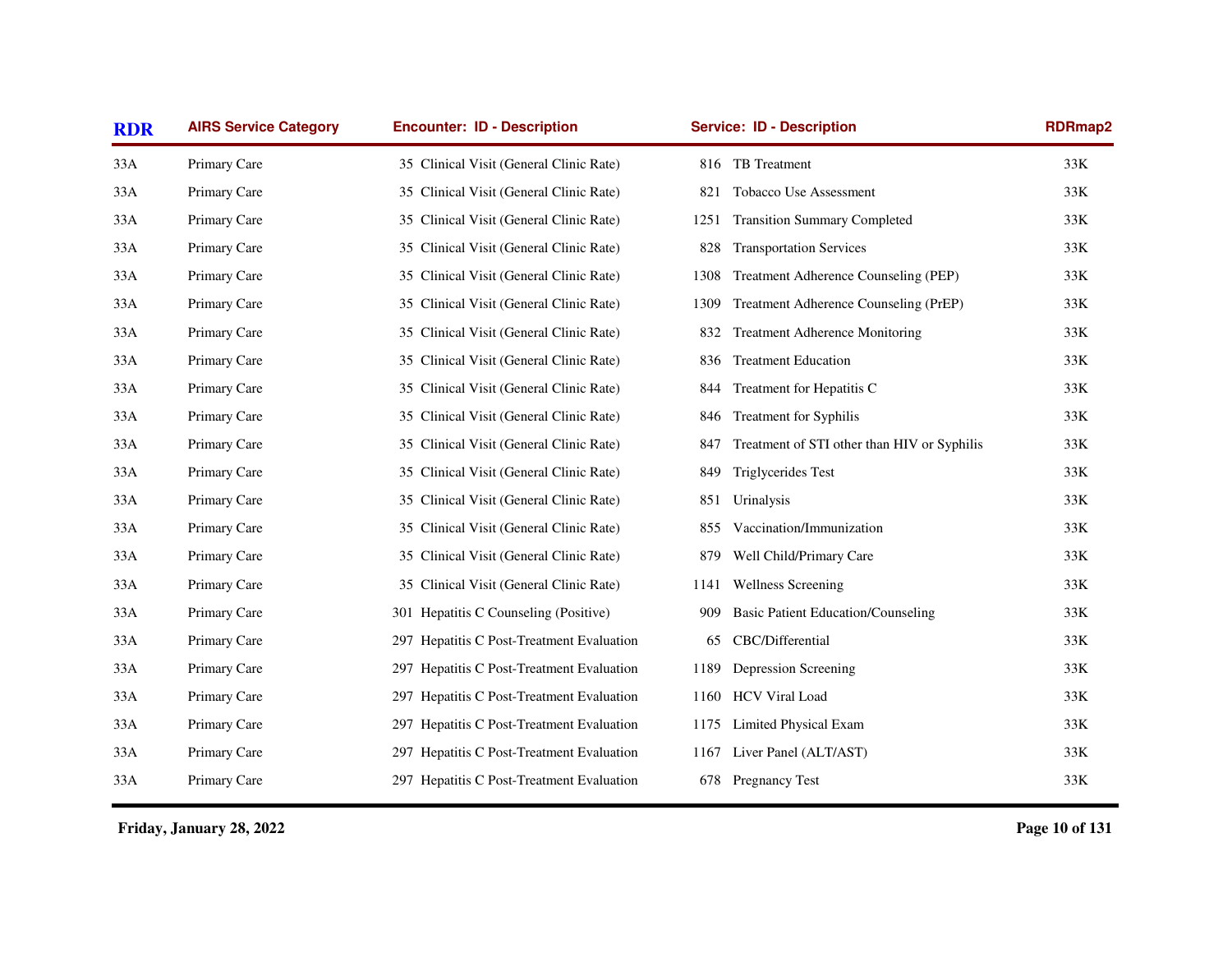| RDR | AIRS Service Category | Encounter: ID - Description | Service: ID - Description | RDRmap2 |
|---|---|---|---|---|
| 33A | Primary Care | 35 Clinical Visit (General Clinic Rate) | 816 TB Treatment | 33K |
| 33A | Primary Care | 35 Clinical Visit (General Clinic Rate) | 821 Tobacco Use Assessment | 33K |
| 33A | Primary Care | 35 Clinical Visit (General Clinic Rate) | 1251 Transition Summary Completed | 33K |
| 33A | Primary Care | 35 Clinical Visit (General Clinic Rate) | 828 Transportation Services | 33K |
| 33A | Primary Care | 35 Clinical Visit (General Clinic Rate) | 1308 Treatment Adherence Counseling (PEP) | 33K |
| 33A | Primary Care | 35 Clinical Visit (General Clinic Rate) | 1309 Treatment Adherence Counseling (PrEP) | 33K |
| 33A | Primary Care | 35 Clinical Visit (General Clinic Rate) | 832 Treatment Adherence Monitoring | 33K |
| 33A | Primary Care | 35 Clinical Visit (General Clinic Rate) | 836 Treatment Education | 33K |
| 33A | Primary Care | 35 Clinical Visit (General Clinic Rate) | 844 Treatment for Hepatitis C | 33K |
| 33A | Primary Care | 35 Clinical Visit (General Clinic Rate) | 846 Treatment for Syphilis | 33K |
| 33A | Primary Care | 35 Clinical Visit (General Clinic Rate) | 847 Treatment of STI other than HIV or Syphilis | 33K |
| 33A | Primary Care | 35 Clinical Visit (General Clinic Rate) | 849 Triglycerides Test | 33K |
| 33A | Primary Care | 35 Clinical Visit (General Clinic Rate) | 851 Urinalysis | 33K |
| 33A | Primary Care | 35 Clinical Visit (General Clinic Rate) | 855 Vaccination/Immunization | 33K |
| 33A | Primary Care | 35 Clinical Visit (General Clinic Rate) | 879 Well Child/Primary Care | 33K |
| 33A | Primary Care | 35 Clinical Visit (General Clinic Rate) | 1141 Wellness Screening | 33K |
| 33A | Primary Care | 301 Hepatitis C Counseling (Positive) | 909 Basic Patient Education/Counseling | 33K |
| 33A | Primary Care | 297 Hepatitis C Post-Treatment Evaluation | 65 CBC/Differential | 33K |
| 33A | Primary Care | 297 Hepatitis C Post-Treatment Evaluation | 1189 Depression Screening | 33K |
| 33A | Primary Care | 297 Hepatitis C Post-Treatment Evaluation | 1160 HCV Viral Load | 33K |
| 33A | Primary Care | 297 Hepatitis C Post-Treatment Evaluation | 1175 Limited Physical Exam | 33K |
| 33A | Primary Care | 297 Hepatitis C Post-Treatment Evaluation | 1167 Liver Panel (ALT/AST) | 33K |
| 33A | Primary Care | 297 Hepatitis C Post-Treatment Evaluation | 678 Pregnancy Test | 33K |

Friday, January 28, 2022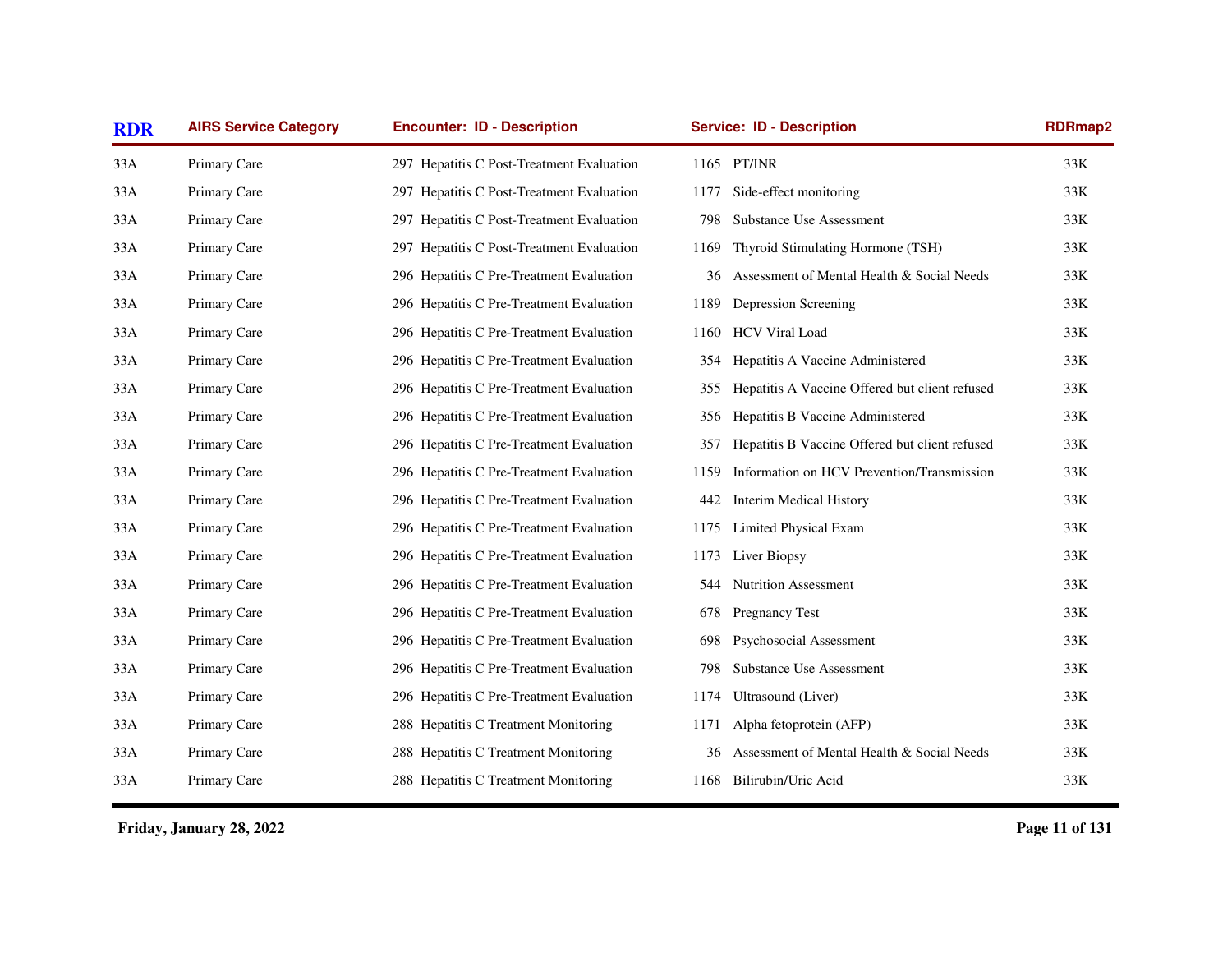| RDR | AIRS Service Category | Encounter: ID - Description | Service: ID - Description | RDRmap2 |
|---|---|---|---|---|
| 33A | Primary Care | 297 Hepatitis C Post-Treatment Evaluation | 1165 PT/INR | 33K |
| 33A | Primary Care | 297 Hepatitis C Post-Treatment Evaluation | 1177 Side-effect monitoring | 33K |
| 33A | Primary Care | 297 Hepatitis C Post-Treatment Evaluation | 798 Substance Use Assessment | 33K |
| 33A | Primary Care | 297 Hepatitis C Post-Treatment Evaluation | 1169 Thyroid Stimulating Hormone (TSH) | 33K |
| 33A | Primary Care | 296 Hepatitis C Pre-Treatment Evaluation | 36 Assessment of Mental Health & Social Needs | 33K |
| 33A | Primary Care | 296 Hepatitis C Pre-Treatment Evaluation | 1189 Depression Screening | 33K |
| 33A | Primary Care | 296 Hepatitis C Pre-Treatment Evaluation | 1160 HCV Viral Load | 33K |
| 33A | Primary Care | 296 Hepatitis C Pre-Treatment Evaluation | 354 Hepatitis A Vaccine Administered | 33K |
| 33A | Primary Care | 296 Hepatitis C Pre-Treatment Evaluation | 355 Hepatitis A Vaccine Offered but client refused | 33K |
| 33A | Primary Care | 296 Hepatitis C Pre-Treatment Evaluation | 356 Hepatitis B Vaccine Administered | 33K |
| 33A | Primary Care | 296 Hepatitis C Pre-Treatment Evaluation | 357 Hepatitis B Vaccine Offered but client refused | 33K |
| 33A | Primary Care | 296 Hepatitis C Pre-Treatment Evaluation | 1159 Information on HCV Prevention/Transmission | 33K |
| 33A | Primary Care | 296 Hepatitis C Pre-Treatment Evaluation | 442 Interim Medical History | 33K |
| 33A | Primary Care | 296 Hepatitis C Pre-Treatment Evaluation | 1175 Limited Physical Exam | 33K |
| 33A | Primary Care | 296 Hepatitis C Pre-Treatment Evaluation | 1173 Liver Biopsy | 33K |
| 33A | Primary Care | 296 Hepatitis C Pre-Treatment Evaluation | 544 Nutrition Assessment | 33K |
| 33A | Primary Care | 296 Hepatitis C Pre-Treatment Evaluation | 678 Pregnancy Test | 33K |
| 33A | Primary Care | 296 Hepatitis C Pre-Treatment Evaluation | 698 Psychosocial Assessment | 33K |
| 33A | Primary Care | 296 Hepatitis C Pre-Treatment Evaluation | 798 Substance Use Assessment | 33K |
| 33A | Primary Care | 296 Hepatitis C Pre-Treatment Evaluation | 1174 Ultrasound (Liver) | 33K |
| 33A | Primary Care | 288 Hepatitis C Treatment Monitoring | 1171 Alpha fetoprotein (AFP) | 33K |
| 33A | Primary Care | 288 Hepatitis C Treatment Monitoring | 36 Assessment of Mental Health & Social Needs | 33K |
| 33A | Primary Care | 288 Hepatitis C Treatment Monitoring | 1168 Bilirubin/Uric Acid | 33K |

**Friday, January 28, 2022**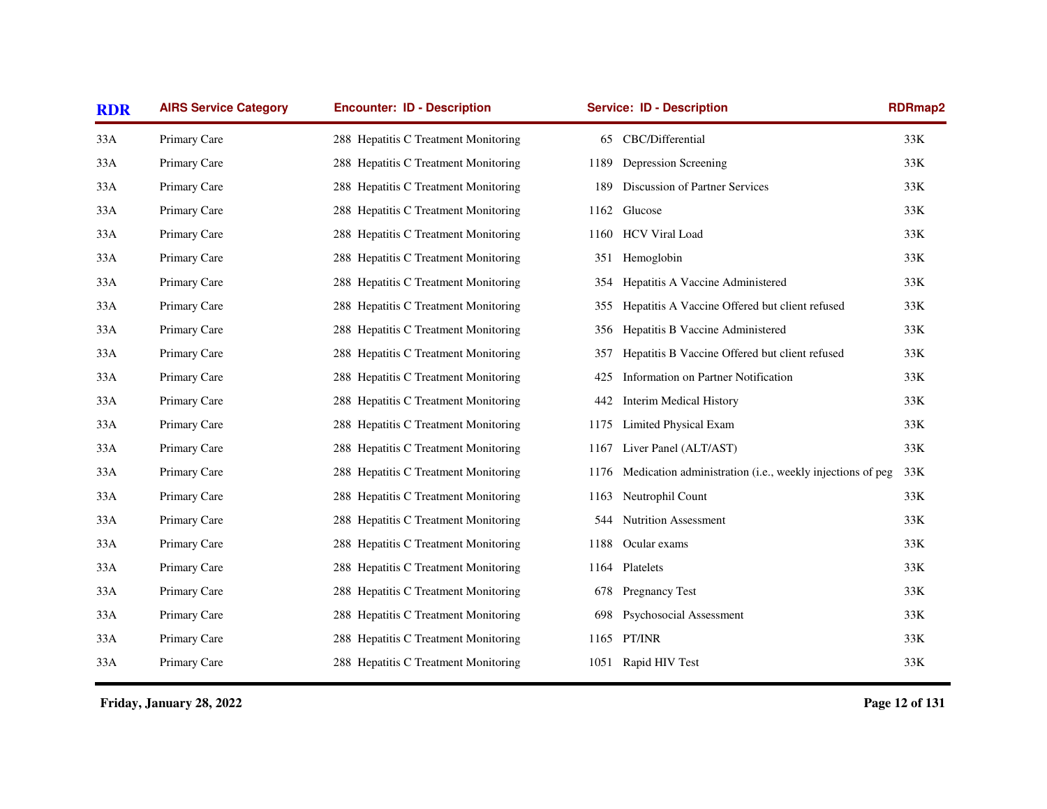| RDR | AIRS Service Category | Encounter: ID - Description | Service: ID - Description | RDRmap2 |
| --- | --- | --- | --- | --- |
| 33A | Primary Care | 288 Hepatitis C Treatment Monitoring | 65 CBC/Differential | 33K |
| 33A | Primary Care | 288 Hepatitis C Treatment Monitoring | 1189 Depression Screening | 33K |
| 33A | Primary Care | 288 Hepatitis C Treatment Monitoring | 189 Discussion of Partner Services | 33K |
| 33A | Primary Care | 288 Hepatitis C Treatment Monitoring | 1162 Glucose | 33K |
| 33A | Primary Care | 288 Hepatitis C Treatment Monitoring | 1160 HCV Viral Load | 33K |
| 33A | Primary Care | 288 Hepatitis C Treatment Monitoring | 351 Hemoglobin | 33K |
| 33A | Primary Care | 288 Hepatitis C Treatment Monitoring | 354 Hepatitis A Vaccine Administered | 33K |
| 33A | Primary Care | 288 Hepatitis C Treatment Monitoring | 355 Hepatitis A Vaccine Offered but client refused | 33K |
| 33A | Primary Care | 288 Hepatitis C Treatment Monitoring | 356 Hepatitis B Vaccine Administered | 33K |
| 33A | Primary Care | 288 Hepatitis C Treatment Monitoring | 357 Hepatitis B Vaccine Offered but client refused | 33K |
| 33A | Primary Care | 288 Hepatitis C Treatment Monitoring | 425 Information on Partner Notification | 33K |
| 33A | Primary Care | 288 Hepatitis C Treatment Monitoring | 442 Interim Medical History | 33K |
| 33A | Primary Care | 288 Hepatitis C Treatment Monitoring | 1175 Limited Physical Exam | 33K |
| 33A | Primary Care | 288 Hepatitis C Treatment Monitoring | 1167 Liver Panel (ALT/AST) | 33K |
| 33A | Primary Care | 288 Hepatitis C Treatment Monitoring | 1176 Medication administration (i.e., weekly injections of peg | 33K |
| 33A | Primary Care | 288 Hepatitis C Treatment Monitoring | 1163 Neutrophil Count | 33K |
| 33A | Primary Care | 288 Hepatitis C Treatment Monitoring | 544 Nutrition Assessment | 33K |
| 33A | Primary Care | 288 Hepatitis C Treatment Monitoring | 1188 Ocular exams | 33K |
| 33A | Primary Care | 288 Hepatitis C Treatment Monitoring | 1164 Platelets | 33K |
| 33A | Primary Care | 288 Hepatitis C Treatment Monitoring | 678 Pregnancy Test | 33K |
| 33A | Primary Care | 288 Hepatitis C Treatment Monitoring | 698 Psychosocial Assessment | 33K |
| 33A | Primary Care | 288 Hepatitis C Treatment Monitoring | 1165 PT/INR | 33K |
| 33A | Primary Care | 288 Hepatitis C Treatment Monitoring | 1051 Rapid HIV Test | 33K |

**Friday, January 28, 2022**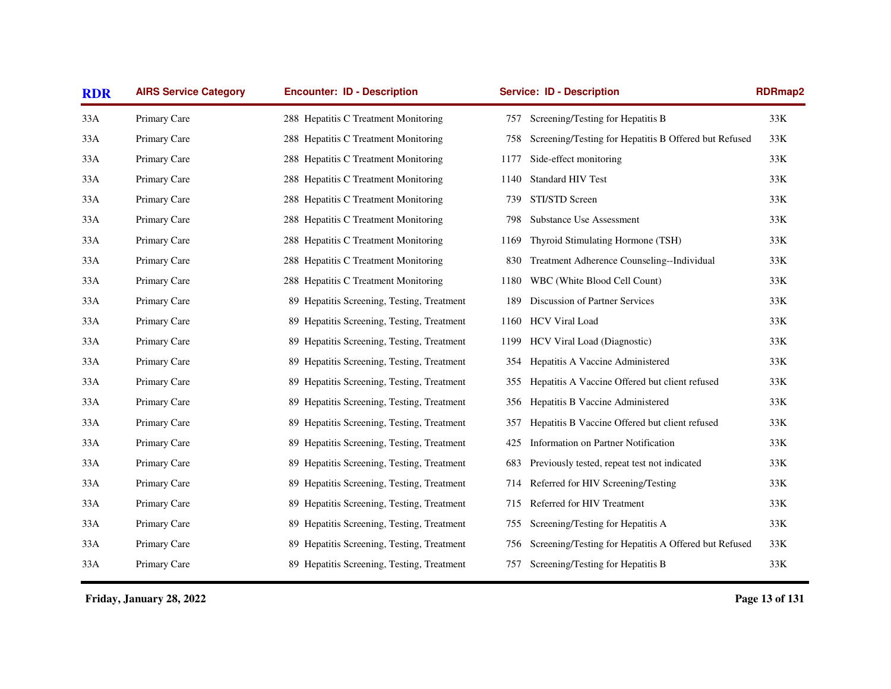| RDR | AIRS Service Category | Encounter: ID - Description | Service: ID - Description | RDRmap2 |
|---|---|---|---|---|
| 33A | Primary Care | 288 Hepatitis C Treatment Monitoring | 757 Screening/Testing for Hepatitis B | 33K |
| 33A | Primary Care | 288 Hepatitis C Treatment Monitoring | 758 Screening/Testing for Hepatitis B Offered but Refused | 33K |
| 33A | Primary Care | 288 Hepatitis C Treatment Monitoring | 1177 Side-effect monitoring | 33K |
| 33A | Primary Care | 288 Hepatitis C Treatment Monitoring | 1140 Standard HIV Test | 33K |
| 33A | Primary Care | 288 Hepatitis C Treatment Monitoring | 739 STI/STD Screen | 33K |
| 33A | Primary Care | 288 Hepatitis C Treatment Monitoring | 798 Substance Use Assessment | 33K |
| 33A | Primary Care | 288 Hepatitis C Treatment Monitoring | 1169 Thyroid Stimulating Hormone (TSH) | 33K |
| 33A | Primary Care | 288 Hepatitis C Treatment Monitoring | 830 Treatment Adherence Counseling--Individual | 33K |
| 33A | Primary Care | 288 Hepatitis C Treatment Monitoring | 1180 WBC (White Blood Cell Count) | 33K |
| 33A | Primary Care | 89 Hepatitis Screening, Testing, Treatment | 189 Discussion of Partner Services | 33K |
| 33A | Primary Care | 89 Hepatitis Screening, Testing, Treatment | 1160 HCV Viral Load | 33K |
| 33A | Primary Care | 89 Hepatitis Screening, Testing, Treatment | 1199 HCV Viral Load (Diagnostic) | 33K |
| 33A | Primary Care | 89 Hepatitis Screening, Testing, Treatment | 354 Hepatitis A Vaccine Administered | 33K |
| 33A | Primary Care | 89 Hepatitis Screening, Testing, Treatment | 355 Hepatitis A Vaccine Offered but client refused | 33K |
| 33A | Primary Care | 89 Hepatitis Screening, Testing, Treatment | 356 Hepatitis B Vaccine Administered | 33K |
| 33A | Primary Care | 89 Hepatitis Screening, Testing, Treatment | 357 Hepatitis B Vaccine Offered but client refused | 33K |
| 33A | Primary Care | 89 Hepatitis Screening, Testing, Treatment | 425 Information on Partner Notification | 33K |
| 33A | Primary Care | 89 Hepatitis Screening, Testing, Treatment | 683 Previously tested, repeat test not indicated | 33K |
| 33A | Primary Care | 89 Hepatitis Screening, Testing, Treatment | 714 Referred for HIV Screening/Testing | 33K |
| 33A | Primary Care | 89 Hepatitis Screening, Testing, Treatment | 715 Referred for HIV Treatment | 33K |
| 33A | Primary Care | 89 Hepatitis Screening, Testing, Treatment | 755 Screening/Testing for Hepatitis A | 33K |
| 33A | Primary Care | 89 Hepatitis Screening, Testing, Treatment | 756 Screening/Testing for Hepatitis A Offered but Refused | 33K |
| 33A | Primary Care | 89 Hepatitis Screening, Testing, Treatment | 757 Screening/Testing for Hepatitis B | 33K |

**Friday, January 28, 2022**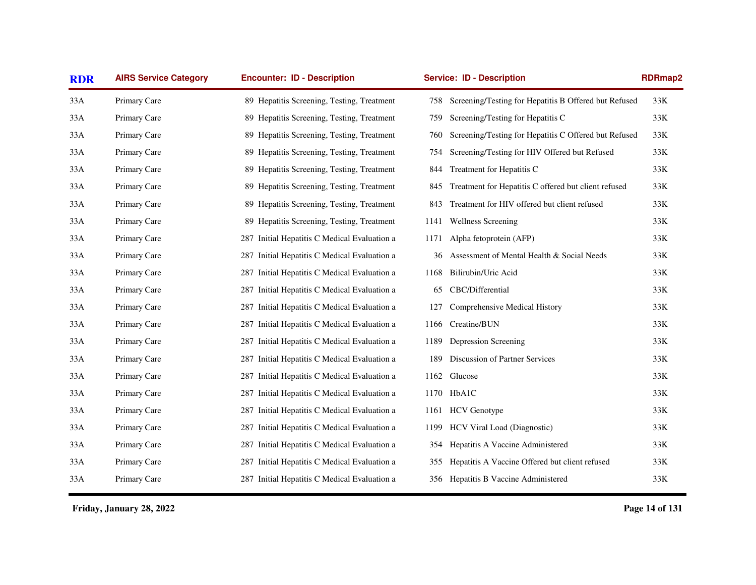| RDR | AIRS Service Category | Encounter: ID - Description | Service: ID - Description | RDRmap2 |
|---|---|---|---|---|
| 33A | Primary Care | 89 Hepatitis Screening, Testing, Treatment | 758 Screening/Testing for Hepatitis B Offered but Refused | 33K |
| 33A | Primary Care | 89 Hepatitis Screening, Testing, Treatment | 759 Screening/Testing for Hepatitis C | 33K |
| 33A | Primary Care | 89 Hepatitis Screening, Testing, Treatment | 760 Screening/Testing for Hepatitis C Offered but Refused | 33K |
| 33A | Primary Care | 89 Hepatitis Screening, Testing, Treatment | 754 Screening/Testing for HIV Offered but Refused | 33K |
| 33A | Primary Care | 89 Hepatitis Screening, Testing, Treatment | 844 Treatment for Hepatitis C | 33K |
| 33A | Primary Care | 89 Hepatitis Screening, Testing, Treatment | 845 Treatment for Hepatitis C offered but client refused | 33K |
| 33A | Primary Care | 89 Hepatitis Screening, Testing, Treatment | 843 Treatment for HIV offered but client refused | 33K |
| 33A | Primary Care | 89 Hepatitis Screening, Testing, Treatment | 1141 Wellness Screening | 33K |
| 33A | Primary Care | 287 Initial Hepatitis C Medical Evaluation a | 1171 Alpha fetoprotein (AFP) | 33K |
| 33A | Primary Care | 287 Initial Hepatitis C Medical Evaluation a | 36 Assessment of Mental Health & Social Needs | 33K |
| 33A | Primary Care | 287 Initial Hepatitis C Medical Evaluation a | 1168 Bilirubin/Uric Acid | 33K |
| 33A | Primary Care | 287 Initial Hepatitis C Medical Evaluation a | 65 CBC/Differential | 33K |
| 33A | Primary Care | 287 Initial Hepatitis C Medical Evaluation a | 127 Comprehensive Medical History | 33K |
| 33A | Primary Care | 287 Initial Hepatitis C Medical Evaluation a | 1166 Creatine/BUN | 33K |
| 33A | Primary Care | 287 Initial Hepatitis C Medical Evaluation a | 1189 Depression Screening | 33K |
| 33A | Primary Care | 287 Initial Hepatitis C Medical Evaluation a | 189 Discussion of Partner Services | 33K |
| 33A | Primary Care | 287 Initial Hepatitis C Medical Evaluation a | 1162 Glucose | 33K |
| 33A | Primary Care | 287 Initial Hepatitis C Medical Evaluation a | 1170 HbA1C | 33K |
| 33A | Primary Care | 287 Initial Hepatitis C Medical Evaluation a | 1161 HCV Genotype | 33K |
| 33A | Primary Care | 287 Initial Hepatitis C Medical Evaluation a | 1199 HCV Viral Load (Diagnostic) | 33K |
| 33A | Primary Care | 287 Initial Hepatitis C Medical Evaluation a | 354 Hepatitis A Vaccine Administered | 33K |
| 33A | Primary Care | 287 Initial Hepatitis C Medical Evaluation a | 355 Hepatitis A Vaccine Offered but client refused | 33K |
| 33A | Primary Care | 287 Initial Hepatitis C Medical Evaluation a | 356 Hepatitis B Vaccine Administered | 33K |

**Friday, January 28, 2022**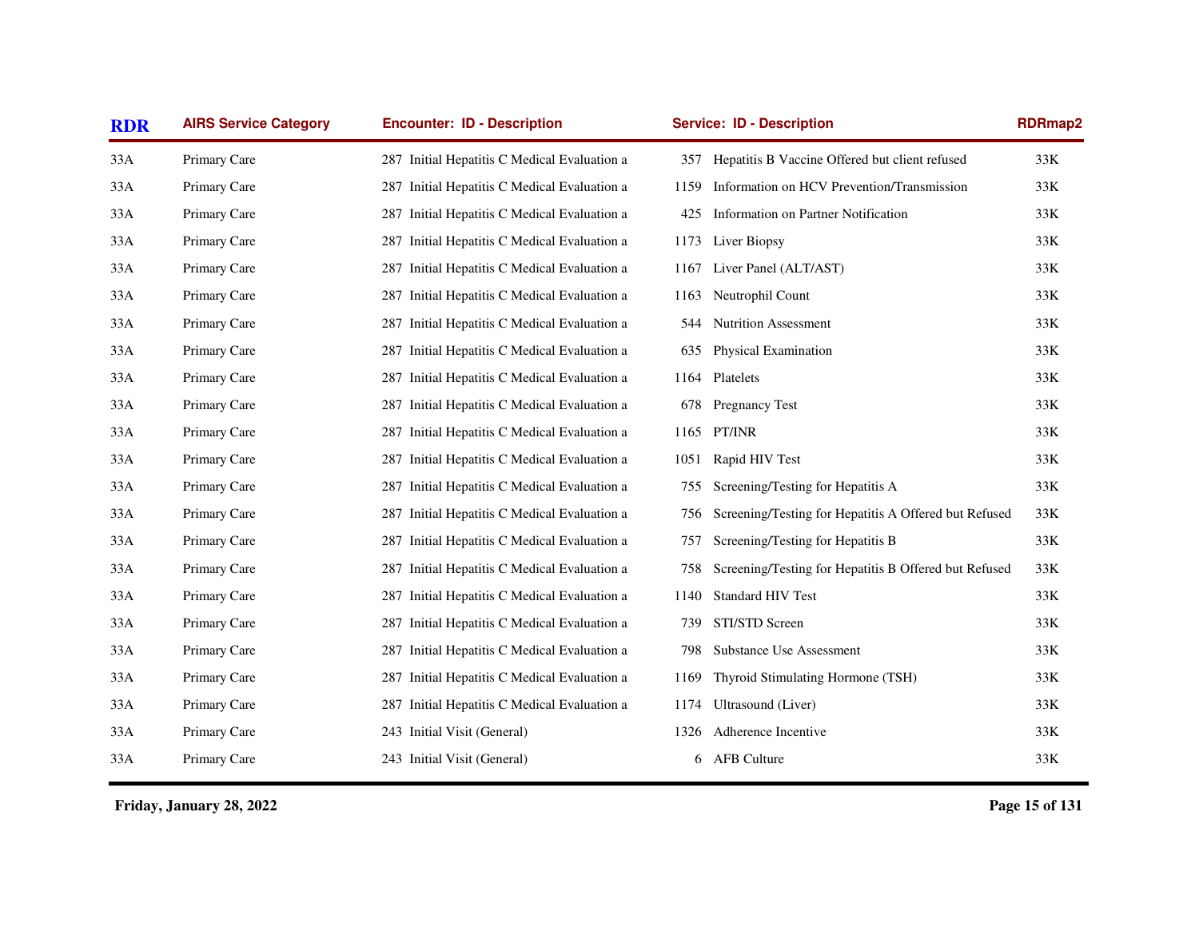| RDR | AIRS Service Category | Encounter: ID - Description | Service: ID - Description | RDRmap2 |
|---|---|---|---|---|
| 33A | Primary Care | 287 Initial Hepatitis C Medical Evaluation a | 357 Hepatitis B Vaccine Offered but client refused | 33K |
| 33A | Primary Care | 287 Initial Hepatitis C Medical Evaluation a | 1159 Information on HCV Prevention/Transmission | 33K |
| 33A | Primary Care | 287 Initial Hepatitis C Medical Evaluation a | 425 Information on Partner Notification | 33K |
| 33A | Primary Care | 287 Initial Hepatitis C Medical Evaluation a | 1173 Liver Biopsy | 33K |
| 33A | Primary Care | 287 Initial Hepatitis C Medical Evaluation a | 1167 Liver Panel (ALT/AST) | 33K |
| 33A | Primary Care | 287 Initial Hepatitis C Medical Evaluation a | 1163 Neutrophil Count | 33K |
| 33A | Primary Care | 287 Initial Hepatitis C Medical Evaluation a | 544 Nutrition Assessment | 33K |
| 33A | Primary Care | 287 Initial Hepatitis C Medical Evaluation a | 635 Physical Examination | 33K |
| 33A | Primary Care | 287 Initial Hepatitis C Medical Evaluation a | 1164 Platelets | 33K |
| 33A | Primary Care | 287 Initial Hepatitis C Medical Evaluation a | 678 Pregnancy Test | 33K |
| 33A | Primary Care | 287 Initial Hepatitis C Medical Evaluation a | 1165 PT/INR | 33K |
| 33A | Primary Care | 287 Initial Hepatitis C Medical Evaluation a | 1051 Rapid HIV Test | 33K |
| 33A | Primary Care | 287 Initial Hepatitis C Medical Evaluation a | 755 Screening/Testing for Hepatitis A | 33K |
| 33A | Primary Care | 287 Initial Hepatitis C Medical Evaluation a | 756 Screening/Testing for Hepatitis A Offered but Refused | 33K |
| 33A | Primary Care | 287 Initial Hepatitis C Medical Evaluation a | 757 Screening/Testing for Hepatitis B | 33K |
| 33A | Primary Care | 287 Initial Hepatitis C Medical Evaluation a | 758 Screening/Testing for Hepatitis B Offered but Refused | 33K |
| 33A | Primary Care | 287 Initial Hepatitis C Medical Evaluation a | 1140 Standard HIV Test | 33K |
| 33A | Primary Care | 287 Initial Hepatitis C Medical Evaluation a | 739 STI/STD Screen | 33K |
| 33A | Primary Care | 287 Initial Hepatitis C Medical Evaluation a | 798 Substance Use Assessment | 33K |
| 33A | Primary Care | 287 Initial Hepatitis C Medical Evaluation a | 1169 Thyroid Stimulating Hormone (TSH) | 33K |
| 33A | Primary Care | 287 Initial Hepatitis C Medical Evaluation a | 1174 Ultrasound (Liver) | 33K |
| 33A | Primary Care | 243 Initial Visit (General) | 1326 Adherence Incentive | 33K |
| 33A | Primary Care | 243 Initial Visit (General) | 6 AFB Culture | 33K |

Friday, January 28, 2022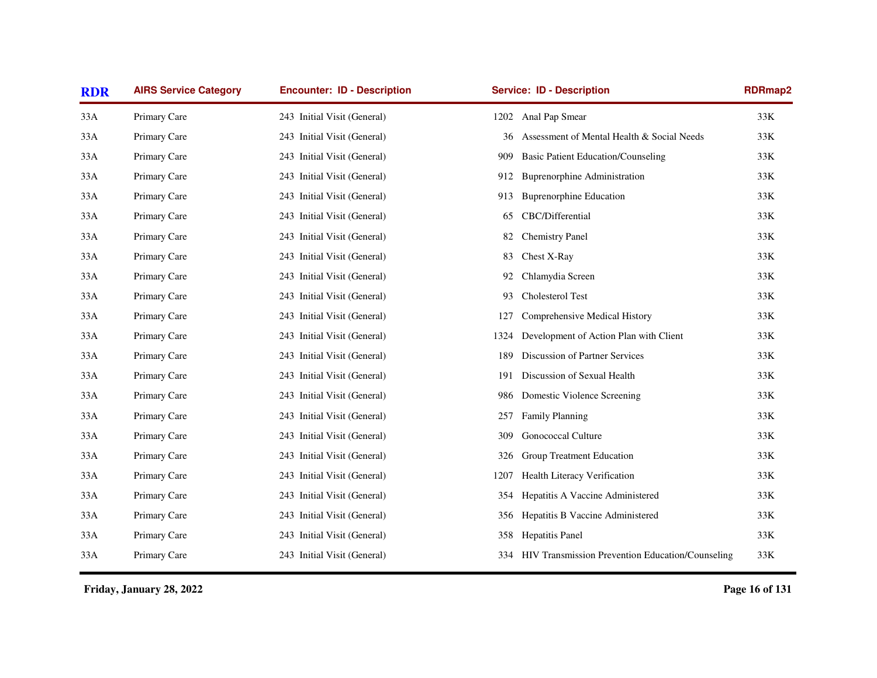| RDR | AIRS Service Category | Encounter: ID - Description | Service: ID - Description | RDRmap2 |
|---|---|---|---|---|
| 33A | Primary Care | 243 Initial Visit (General) | 1202 Anal Pap Smear | 33K |
| 33A | Primary Care | 243 Initial Visit (General) | 36 Assessment of Mental Health & Social Needs | 33K |
| 33A | Primary Care | 243 Initial Visit (General) | 909 Basic Patient Education/Counseling | 33K |
| 33A | Primary Care | 243 Initial Visit (General) | 912 Buprenorphine Administration | 33K |
| 33A | Primary Care | 243 Initial Visit (General) | 913 Buprenorphine Education | 33K |
| 33A | Primary Care | 243 Initial Visit (General) | 65 CBC/Differential | 33K |
| 33A | Primary Care | 243 Initial Visit (General) | 82 Chemistry Panel | 33K |
| 33A | Primary Care | 243 Initial Visit (General) | 83 Chest X-Ray | 33K |
| 33A | Primary Care | 243 Initial Visit (General) | 92 Chlamydia Screen | 33K |
| 33A | Primary Care | 243 Initial Visit (General) | 93 Cholesterol Test | 33K |
| 33A | Primary Care | 243 Initial Visit (General) | 127 Comprehensive Medical History | 33K |
| 33A | Primary Care | 243 Initial Visit (General) | 1324 Development of Action Plan with Client | 33K |
| 33A | Primary Care | 243 Initial Visit (General) | 189 Discussion of Partner Services | 33K |
| 33A | Primary Care | 243 Initial Visit (General) | 191 Discussion of Sexual Health | 33K |
| 33A | Primary Care | 243 Initial Visit (General) | 986 Domestic Violence Screening | 33K |
| 33A | Primary Care | 243 Initial Visit (General) | 257 Family Planning | 33K |
| 33A | Primary Care | 243 Initial Visit (General) | 309 Gonococcal Culture | 33K |
| 33A | Primary Care | 243 Initial Visit (General) | 326 Group Treatment Education | 33K |
| 33A | Primary Care | 243 Initial Visit (General) | 1207 Health Literacy Verification | 33K |
| 33A | Primary Care | 243 Initial Visit (General) | 354 Hepatitis A Vaccine Administered | 33K |
| 33A | Primary Care | 243 Initial Visit (General) | 356 Hepatitis B Vaccine Administered | 33K |
| 33A | Primary Care | 243 Initial Visit (General) | 358 Hepatitis Panel | 33K |
| 33A | Primary Care | 243 Initial Visit (General) | 334 HIV Transmission Prevention Education/Counseling | 33K |

**Friday, January 28, 2022**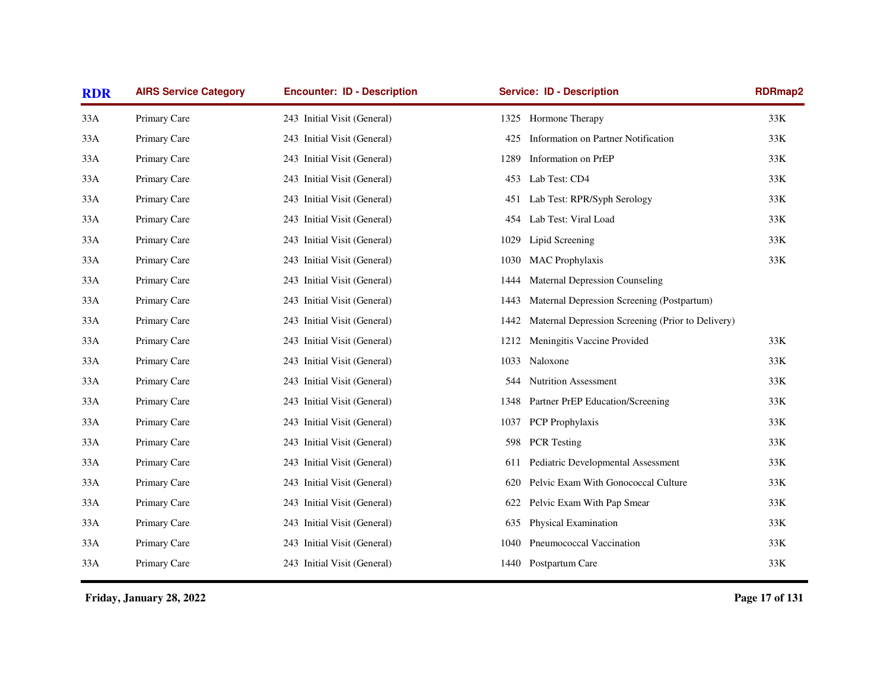| RDR | AIRS Service Category | Encounter: ID - Description | Service: ID - Description | RDRmap2 |
|---|---|---|---|---|
| 33A | Primary Care | 243 Initial Visit (General) | 1325 Hormone Therapy | 33K |
| 33A | Primary Care | 243 Initial Visit (General) | 425 Information on Partner Notification | 33K |
| 33A | Primary Care | 243 Initial Visit (General) | 1289 Information on PrEP | 33K |
| 33A | Primary Care | 243 Initial Visit (General) | 453 Lab Test: CD4 | 33K |
| 33A | Primary Care | 243 Initial Visit (General) | 451 Lab Test: RPR/Syph Serology | 33K |
| 33A | Primary Care | 243 Initial Visit (General) | 454 Lab Test: Viral Load | 33K |
| 33A | Primary Care | 243 Initial Visit (General) | 1029 Lipid Screening | 33K |
| 33A | Primary Care | 243 Initial Visit (General) | 1030 MAC Prophylaxis | 33K |
| 33A | Primary Care | 243 Initial Visit (General) | 1444 Maternal Depression Counseling | |
| 33A | Primary Care | 243 Initial Visit (General) | 1443 Maternal Depression Screening (Postpartum) | |
| 33A | Primary Care | 243 Initial Visit (General) | 1442 Maternal Depression Screening (Prior to Delivery) | |
| 33A | Primary Care | 243 Initial Visit (General) | 1212 Meningitis Vaccine Provided | 33K |
| 33A | Primary Care | 243 Initial Visit (General) | 1033 Naloxone | 33K |
| 33A | Primary Care | 243 Initial Visit (General) | 544 Nutrition Assessment | 33K |
| 33A | Primary Care | 243 Initial Visit (General) | 1348 Partner PrEP Education/Screening | 33K |
| 33A | Primary Care | 243 Initial Visit (General) | 1037 PCP Prophylaxis | 33K |
| 33A | Primary Care | 243 Initial Visit (General) | 598 PCR Testing | 33K |
| 33A | Primary Care | 243 Initial Visit (General) | 611 Pediatric Developmental Assessment | 33K |
| 33A | Primary Care | 243 Initial Visit (General) | 620 Pelvic Exam With Gonococcal Culture | 33K |
| 33A | Primary Care | 243 Initial Visit (General) | 622 Pelvic Exam With Pap Smear | 33K |
| 33A | Primary Care | 243 Initial Visit (General) | 635 Physical Examination | 33K |
| 33A | Primary Care | 243 Initial Visit (General) | 1040 Pneumococcal Vaccination | 33K |
| 33A | Primary Care | 243 Initial Visit (General) | 1440 Postpartum Care | 33K |

**Friday, January 28, 2022**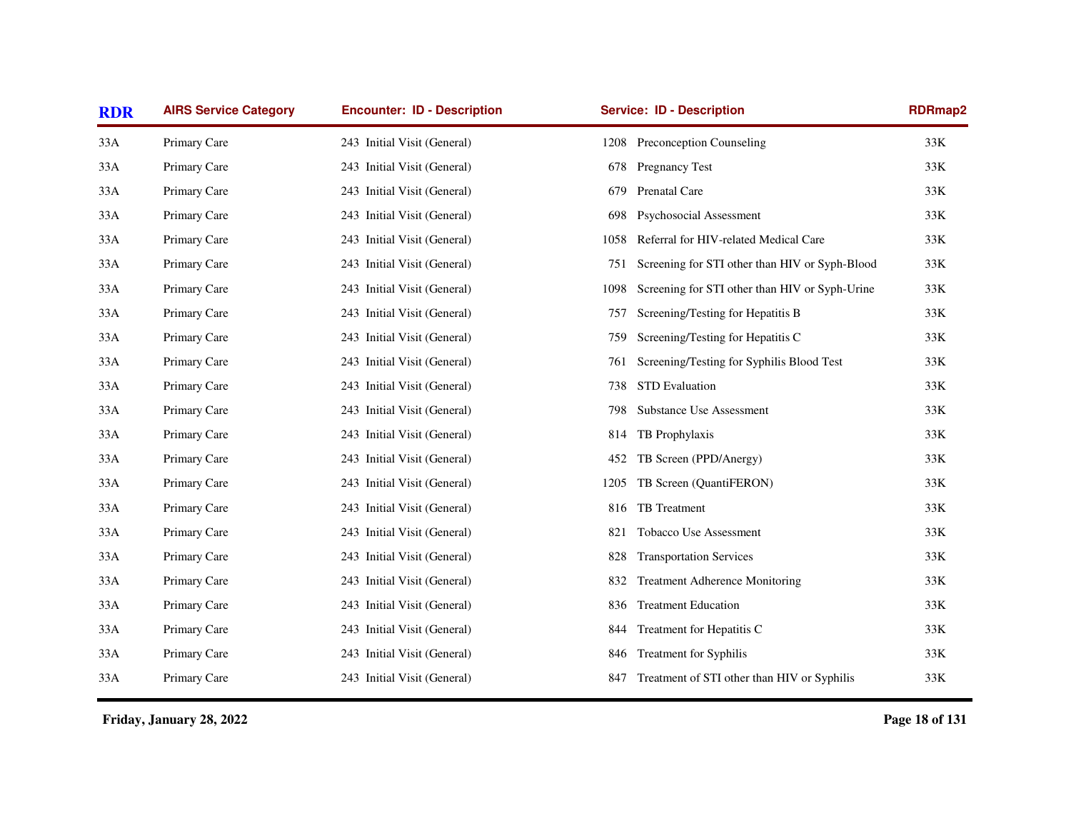| RDR | AIRS Service Category | Encounter: ID - Description | Service: ID - Description | RDRmap2 |
|---|---|---|---|---|
| 33A | Primary Care | 243 Initial Visit (General) | 1208 Preconception Counseling | 33K |
| 33A | Primary Care | 243 Initial Visit (General) | 678 Pregnancy Test | 33K |
| 33A | Primary Care | 243 Initial Visit (General) | 679 Prenatal Care | 33K |
| 33A | Primary Care | 243 Initial Visit (General) | 698 Psychosocial Assessment | 33K |
| 33A | Primary Care | 243 Initial Visit (General) | 1058 Referral for HIV-related Medical Care | 33K |
| 33A | Primary Care | 243 Initial Visit (General) | 751 Screening for STI other than HIV or Syph-Blood | 33K |
| 33A | Primary Care | 243 Initial Visit (General) | 1098 Screening for STI other than HIV or Syph-Urine | 33K |
| 33A | Primary Care | 243 Initial Visit (General) | 757 Screening/Testing for Hepatitis B | 33K |
| 33A | Primary Care | 243 Initial Visit (General) | 759 Screening/Testing for Hepatitis C | 33K |
| 33A | Primary Care | 243 Initial Visit (General) | 761 Screening/Testing for Syphilis Blood Test | 33K |
| 33A | Primary Care | 243 Initial Visit (General) | 738 STD Evaluation | 33K |
| 33A | Primary Care | 243 Initial Visit (General) | 798 Substance Use Assessment | 33K |
| 33A | Primary Care | 243 Initial Visit (General) | 814 TB Prophylaxis | 33K |
| 33A | Primary Care | 243 Initial Visit (General) | 452 TB Screen (PPD/Anergy) | 33K |
| 33A | Primary Care | 243 Initial Visit (General) | 1205 TB Screen (QuantiFERON) | 33K |
| 33A | Primary Care | 243 Initial Visit (General) | 816 TB Treatment | 33K |
| 33A | Primary Care | 243 Initial Visit (General) | 821 Tobacco Use Assessment | 33K |
| 33A | Primary Care | 243 Initial Visit (General) | 828 Transportation Services | 33K |
| 33A | Primary Care | 243 Initial Visit (General) | 832 Treatment Adherence Monitoring | 33K |
| 33A | Primary Care | 243 Initial Visit (General) | 836 Treatment Education | 33K |
| 33A | Primary Care | 243 Initial Visit (General) | 844 Treatment for Hepatitis C | 33K |
| 33A | Primary Care | 243 Initial Visit (General) | 846 Treatment for Syphilis | 33K |
| 33A | Primary Care | 243 Initial Visit (General) | 847 Treatment of STI other than HIV or Syphilis | 33K |

**Friday, January 28, 2022**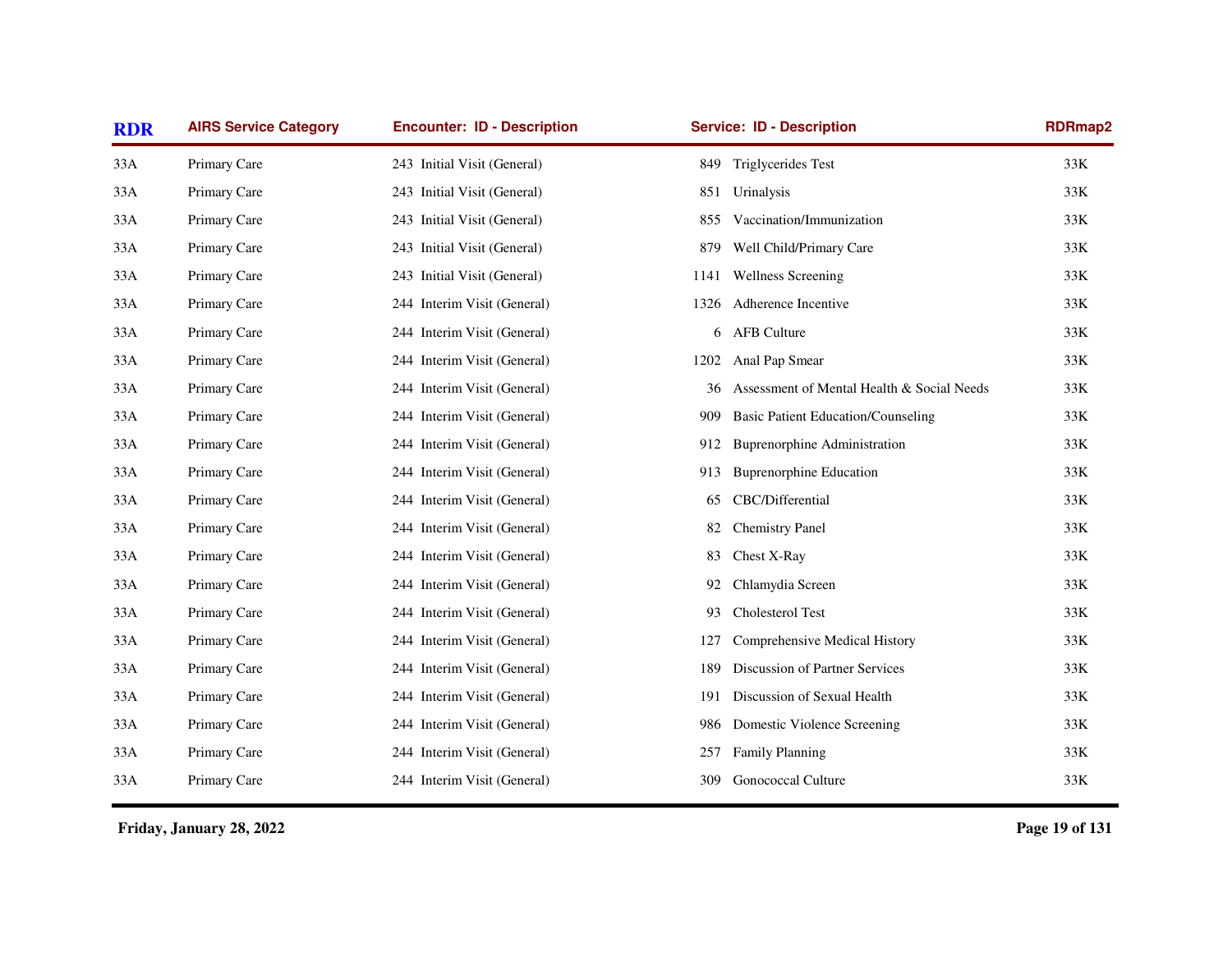| RDR | AIRS Service Category | Encounter: ID - Description | Service: ID - Description | RDRmap2 |
|---|---|---|---|---|
| 33A | Primary Care | 243 Initial Visit (General) | 849 Triglycerides Test | 33K |
| 33A | Primary Care | 243 Initial Visit (General) | 851 Urinalysis | 33K |
| 33A | Primary Care | 243 Initial Visit (General) | 855 Vaccination/Immunization | 33K |
| 33A | Primary Care | 243 Initial Visit (General) | 879 Well Child/Primary Care | 33K |
| 33A | Primary Care | 243 Initial Visit (General) | 1141 Wellness Screening | 33K |
| 33A | Primary Care | 244 Interim Visit (General) | 1326 Adherence Incentive | 33K |
| 33A | Primary Care | 244 Interim Visit (General) | 6 AFB Culture | 33K |
| 33A | Primary Care | 244 Interim Visit (General) | 1202 Anal Pap Smear | 33K |
| 33A | Primary Care | 244 Interim Visit (General) | 36 Assessment of Mental Health & Social Needs | 33K |
| 33A | Primary Care | 244 Interim Visit (General) | 909 Basic Patient Education/Counseling | 33K |
| 33A | Primary Care | 244 Interim Visit (General) | 912 Buprenorphine Administration | 33K |
| 33A | Primary Care | 244 Interim Visit (General) | 913 Buprenorphine Education | 33K |
| 33A | Primary Care | 244 Interim Visit (General) | 65 CBC/Differential | 33K |
| 33A | Primary Care | 244 Interim Visit (General) | 82 Chemistry Panel | 33K |
| 33A | Primary Care | 244 Interim Visit (General) | 83 Chest X-Ray | 33K |
| 33A | Primary Care | 244 Interim Visit (General) | 92 Chlamydia Screen | 33K |
| 33A | Primary Care | 244 Interim Visit (General) | 93 Cholesterol Test | 33K |
| 33A | Primary Care | 244 Interim Visit (General) | 127 Comprehensive Medical History | 33K |
| 33A | Primary Care | 244 Interim Visit (General) | 189 Discussion of Partner Services | 33K |
| 33A | Primary Care | 244 Interim Visit (General) | 191 Discussion of Sexual Health | 33K |
| 33A | Primary Care | 244 Interim Visit (General) | 986 Domestic Violence Screening | 33K |
| 33A | Primary Care | 244 Interim Visit (General) | 257 Family Planning | 33K |
| 33A | Primary Care | 244 Interim Visit (General) | 309 Gonococcal Culture | 33K |

Friday, January 28, 2022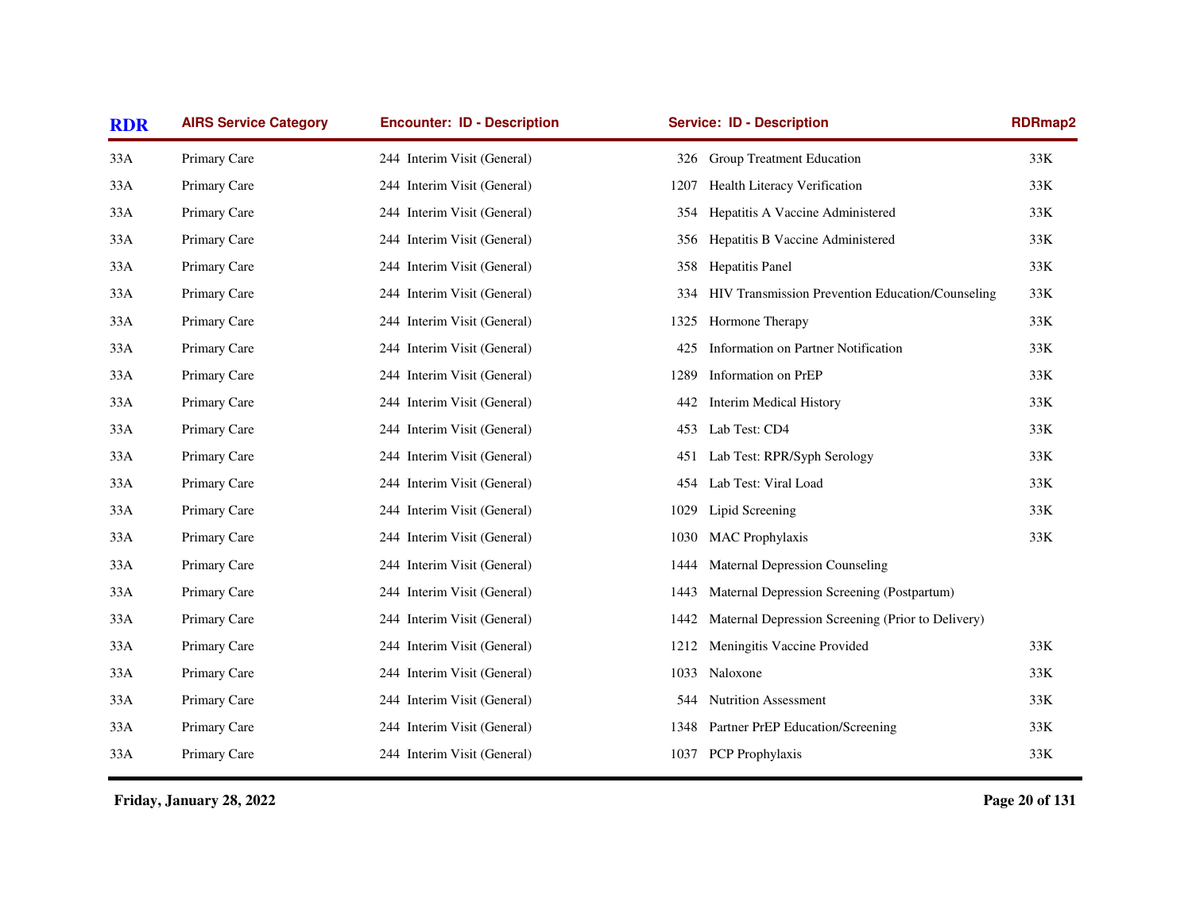| RDR | AIRS Service Category | Encounter: ID - Description | Service: ID - Description | RDRmap2 |
|---|---|---|---|---|
| 33A | Primary Care | 244 Interim Visit (General) | 326 Group Treatment Education | 33K |
| 33A | Primary Care | 244 Interim Visit (General) | 1207 Health Literacy Verification | 33K |
| 33A | Primary Care | 244 Interim Visit (General) | 354 Hepatitis A Vaccine Administered | 33K |
| 33A | Primary Care | 244 Interim Visit (General) | 356 Hepatitis B Vaccine Administered | 33K |
| 33A | Primary Care | 244 Interim Visit (General) | 358 Hepatitis Panel | 33K |
| 33A | Primary Care | 244 Interim Visit (General) | 334 HIV Transmission Prevention Education/Counseling | 33K |
| 33A | Primary Care | 244 Interim Visit (General) | 1325 Hormone Therapy | 33K |
| 33A | Primary Care | 244 Interim Visit (General) | 425 Information on Partner Notification | 33K |
| 33A | Primary Care | 244 Interim Visit (General) | 1289 Information on PrEP | 33K |
| 33A | Primary Care | 244 Interim Visit (General) | 442 Interim Medical History | 33K |
| 33A | Primary Care | 244 Interim Visit (General) | 453 Lab Test: CD4 | 33K |
| 33A | Primary Care | 244 Interim Visit (General) | 451 Lab Test: RPR/Syph Serology | 33K |
| 33A | Primary Care | 244 Interim Visit (General) | 454 Lab Test: Viral Load | 33K |
| 33A | Primary Care | 244 Interim Visit (General) | 1029 Lipid Screening | 33K |
| 33A | Primary Care | 244 Interim Visit (General) | 1030 MAC Prophylaxis | 33K |
| 33A | Primary Care | 244 Interim Visit (General) | 1444 Maternal Depression Counseling | |
| 33A | Primary Care | 244 Interim Visit (General) | 1443 Maternal Depression Screening (Postpartum) | |
| 33A | Primary Care | 244 Interim Visit (General) | 1442 Maternal Depression Screening (Prior to Delivery) | |
| 33A | Primary Care | 244 Interim Visit (General) | 1212 Meningitis Vaccine Provided | 33K |
| 33A | Primary Care | 244 Interim Visit (General) | 1033 Naloxone | 33K |
| 33A | Primary Care | 244 Interim Visit (General) | 544 Nutrition Assessment | 33K |
| 33A | Primary Care | 244 Interim Visit (General) | 1348 Partner PrEP Education/Screening | 33K |
| 33A | Primary Care | 244 Interim Visit (General) | 1037 PCP Prophylaxis | 33K |

**Friday, January 28, 2022**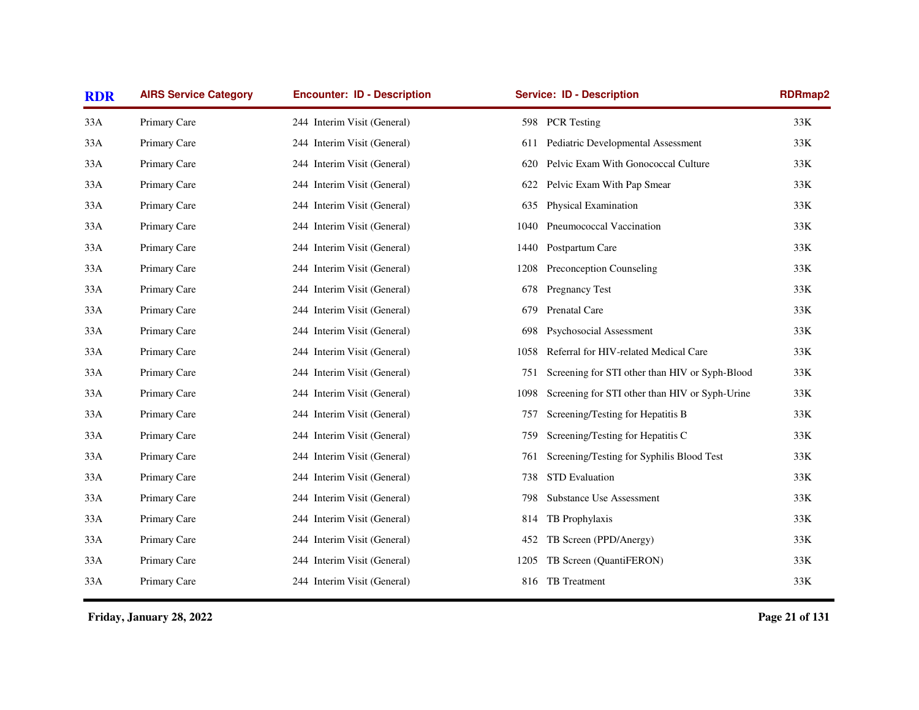| RDR | AIRS Service Category | Encounter: ID - Description | Service: ID - Description | RDRmap2 |
|---|---|---|---|---|
| 33A | Primary Care | 244 Interim Visit (General) | 598 PCR Testing | 33K |
| 33A | Primary Care | 244 Interim Visit (General) | 611 Pediatric Developmental Assessment | 33K |
| 33A | Primary Care | 244 Interim Visit (General) | 620 Pelvic Exam With Gonococcal Culture | 33K |
| 33A | Primary Care | 244 Interim Visit (General) | 622 Pelvic Exam With Pap Smear | 33K |
| 33A | Primary Care | 244 Interim Visit (General) | 635 Physical Examination | 33K |
| 33A | Primary Care | 244 Interim Visit (General) | 1040 Pneumococcal Vaccination | 33K |
| 33A | Primary Care | 244 Interim Visit (General) | 1440 Postpartum Care | 33K |
| 33A | Primary Care | 244 Interim Visit (General) | 1208 Preconception Counseling | 33K |
| 33A | Primary Care | 244 Interim Visit (General) | 678 Pregnancy Test | 33K |
| 33A | Primary Care | 244 Interim Visit (General) | 679 Prenatal Care | 33K |
| 33A | Primary Care | 244 Interim Visit (General) | 698 Psychosocial Assessment | 33K |
| 33A | Primary Care | 244 Interim Visit (General) | 1058 Referral for HIV-related Medical Care | 33K |
| 33A | Primary Care | 244 Interim Visit (General) | 751 Screening for STI other than HIV or Syph-Blood | 33K |
| 33A | Primary Care | 244 Interim Visit (General) | 1098 Screening for STI other than HIV or Syph-Urine | 33K |
| 33A | Primary Care | 244 Interim Visit (General) | 757 Screening/Testing for Hepatitis B | 33K |
| 33A | Primary Care | 244 Interim Visit (General) | 759 Screening/Testing for Hepatitis C | 33K |
| 33A | Primary Care | 244 Interim Visit (General) | 761 Screening/Testing for Syphilis Blood Test | 33K |
| 33A | Primary Care | 244 Interim Visit (General) | 738 STD Evaluation | 33K |
| 33A | Primary Care | 244 Interim Visit (General) | 798 Substance Use Assessment | 33K |
| 33A | Primary Care | 244 Interim Visit (General) | 814 TB Prophylaxis | 33K |
| 33A | Primary Care | 244 Interim Visit (General) | 452 TB Screen (PPD/Anergy) | 33K |
| 33A | Primary Care | 244 Interim Visit (General) | 1205 TB Screen (QuantiFERON) | 33K |
| 33A | Primary Care | 244 Interim Visit (General) | 816 TB Treatment | 33K |

Friday, January 28, 2022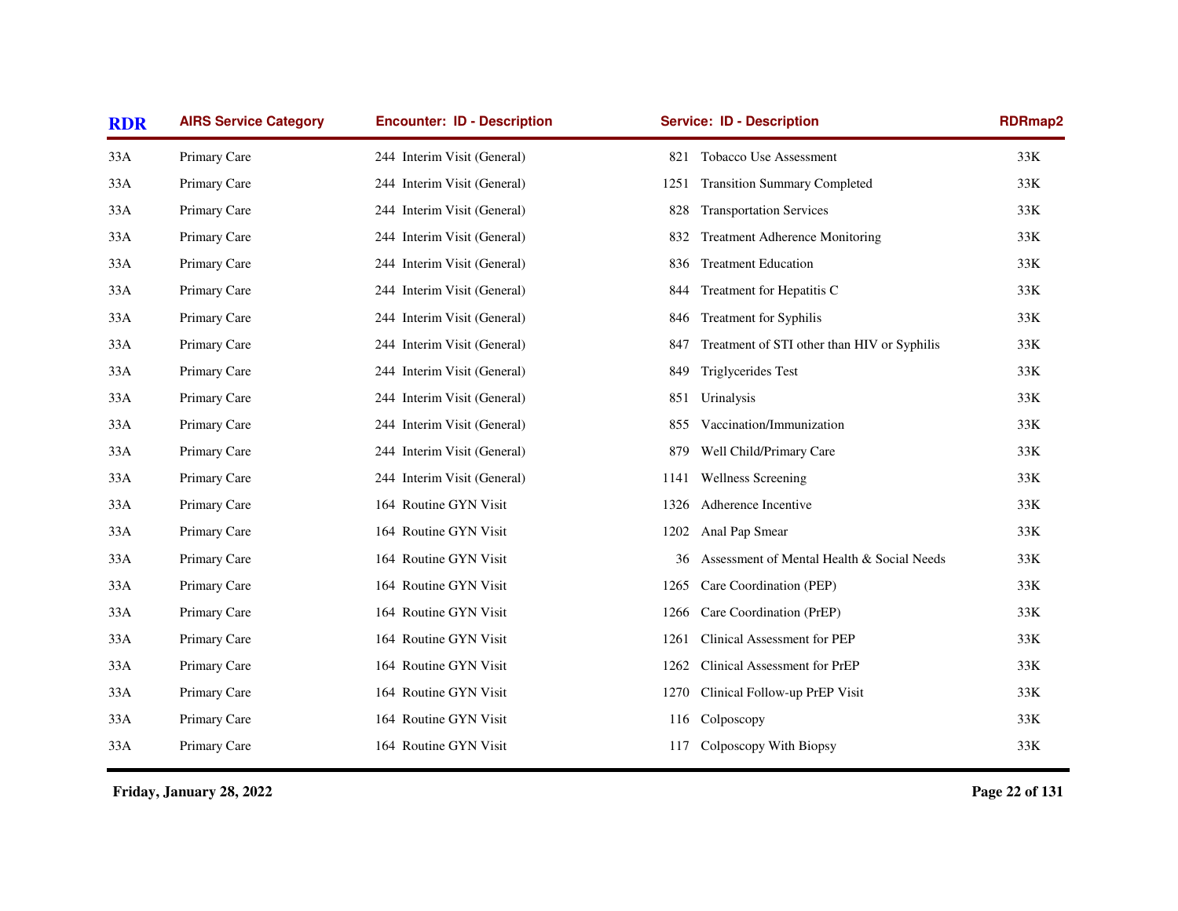| RDR | AIRS Service Category | Encounter: ID - Description | Service: ID - Description | RDRmap2 |
|---|---|---|---|---|
| 33A | Primary Care | 244 Interim Visit (General) | 821 Tobacco Use Assessment | 33K |
| 33A | Primary Care | 244 Interim Visit (General) | 1251 Transition Summary Completed | 33K |
| 33A | Primary Care | 244 Interim Visit (General) | 828 Transportation Services | 33K |
| 33A | Primary Care | 244 Interim Visit (General) | 832 Treatment Adherence Monitoring | 33K |
| 33A | Primary Care | 244 Interim Visit (General) | 836 Treatment Education | 33K |
| 33A | Primary Care | 244 Interim Visit (General) | 844 Treatment for Hepatitis C | 33K |
| 33A | Primary Care | 244 Interim Visit (General) | 846 Treatment for Syphilis | 33K |
| 33A | Primary Care | 244 Interim Visit (General) | 847 Treatment of STI other than HIV or Syphilis | 33K |
| 33A | Primary Care | 244 Interim Visit (General) | 849 Triglycerides Test | 33K |
| 33A | Primary Care | 244 Interim Visit (General) | 851 Urinalysis | 33K |
| 33A | Primary Care | 244 Interim Visit (General) | 855 Vaccination/Immunization | 33K |
| 33A | Primary Care | 244 Interim Visit (General) | 879 Well Child/Primary Care | 33K |
| 33A | Primary Care | 244 Interim Visit (General) | 1141 Wellness Screening | 33K |
| 33A | Primary Care | 164 Routine GYN Visit | 1326 Adherence Incentive | 33K |
| 33A | Primary Care | 164 Routine GYN Visit | 1202 Anal Pap Smear | 33K |
| 33A | Primary Care | 164 Routine GYN Visit | 36 Assessment of Mental Health & Social Needs | 33K |
| 33A | Primary Care | 164 Routine GYN Visit | 1265 Care Coordination (PEP) | 33K |
| 33A | Primary Care | 164 Routine GYN Visit | 1266 Care Coordination (PrEP) | 33K |
| 33A | Primary Care | 164 Routine GYN Visit | 1261 Clinical Assessment for PEP | 33K |
| 33A | Primary Care | 164 Routine GYN Visit | 1262 Clinical Assessment for PrEP | 33K |
| 33A | Primary Care | 164 Routine GYN Visit | 1270 Clinical Follow-up PrEP Visit | 33K |
| 33A | Primary Care | 164 Routine GYN Visit | 116 Colposcopy | 33K |
| 33A | Primary Care | 164 Routine GYN Visit | 117 Colposcopy With Biopsy | 33K |

**Friday, January 28, 2022**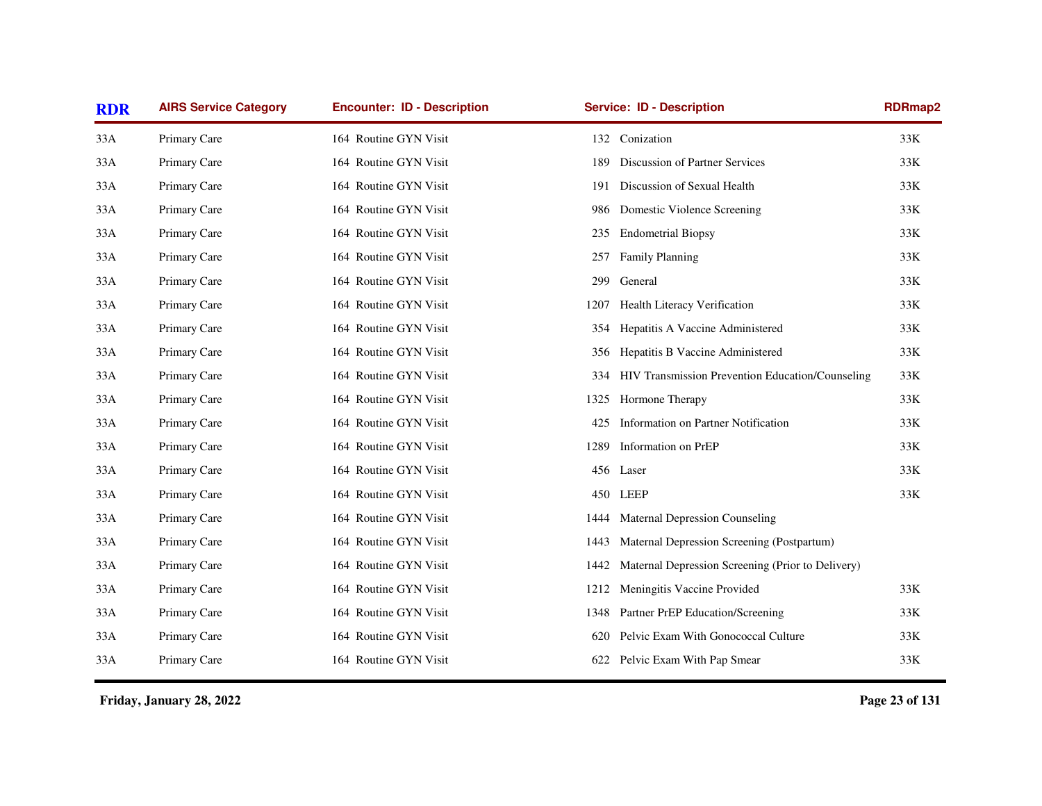| RDR | AIRS Service Category | Encounter: ID - Description | Service: ID - Description | RDRmap2 |
|---|---|---|---|---|
| 33A | Primary Care | 164 Routine GYN Visit | 132 Conization | 33K |
| 33A | Primary Care | 164 Routine GYN Visit | 189 Discussion of Partner Services | 33K |
| 33A | Primary Care | 164 Routine GYN Visit | 191 Discussion of Sexual Health | 33K |
| 33A | Primary Care | 164 Routine GYN Visit | 986 Domestic Violence Screening | 33K |
| 33A | Primary Care | 164 Routine GYN Visit | 235 Endometrial Biopsy | 33K |
| 33A | Primary Care | 164 Routine GYN Visit | 257 Family Planning | 33K |
| 33A | Primary Care | 164 Routine GYN Visit | 299 General | 33K |
| 33A | Primary Care | 164 Routine GYN Visit | 1207 Health Literacy Verification | 33K |
| 33A | Primary Care | 164 Routine GYN Visit | 354 Hepatitis A Vaccine Administered | 33K |
| 33A | Primary Care | 164 Routine GYN Visit | 356 Hepatitis B Vaccine Administered | 33K |
| 33A | Primary Care | 164 Routine GYN Visit | 334 HIV Transmission Prevention Education/Counseling | 33K |
| 33A | Primary Care | 164 Routine GYN Visit | 1325 Hormone Therapy | 33K |
| 33A | Primary Care | 164 Routine GYN Visit | 425 Information on Partner Notification | 33K |
| 33A | Primary Care | 164 Routine GYN Visit | 1289 Information on PrEP | 33K |
| 33A | Primary Care | 164 Routine GYN Visit | 456 Laser | 33K |
| 33A | Primary Care | 164 Routine GYN Visit | 450 LEEP | 33K |
| 33A | Primary Care | 164 Routine GYN Visit | 1444 Maternal Depression Counseling | |
| 33A | Primary Care | 164 Routine GYN Visit | 1443 Maternal Depression Screening (Postpartum) | |
| 33A | Primary Care | 164 Routine GYN Visit | 1442 Maternal Depression Screening (Prior to Delivery) | |
| 33A | Primary Care | 164 Routine GYN Visit | 1212 Meningitis Vaccine Provided | 33K |
| 33A | Primary Care | 164 Routine GYN Visit | 1348 Partner PrEP Education/Screening | 33K |
| 33A | Primary Care | 164 Routine GYN Visit | 620 Pelvic Exam With Gonococcal Culture | 33K |
| 33A | Primary Care | 164 Routine GYN Visit | 622 Pelvic Exam With Pap Smear | 33K |

**Friday, January 28, 2022**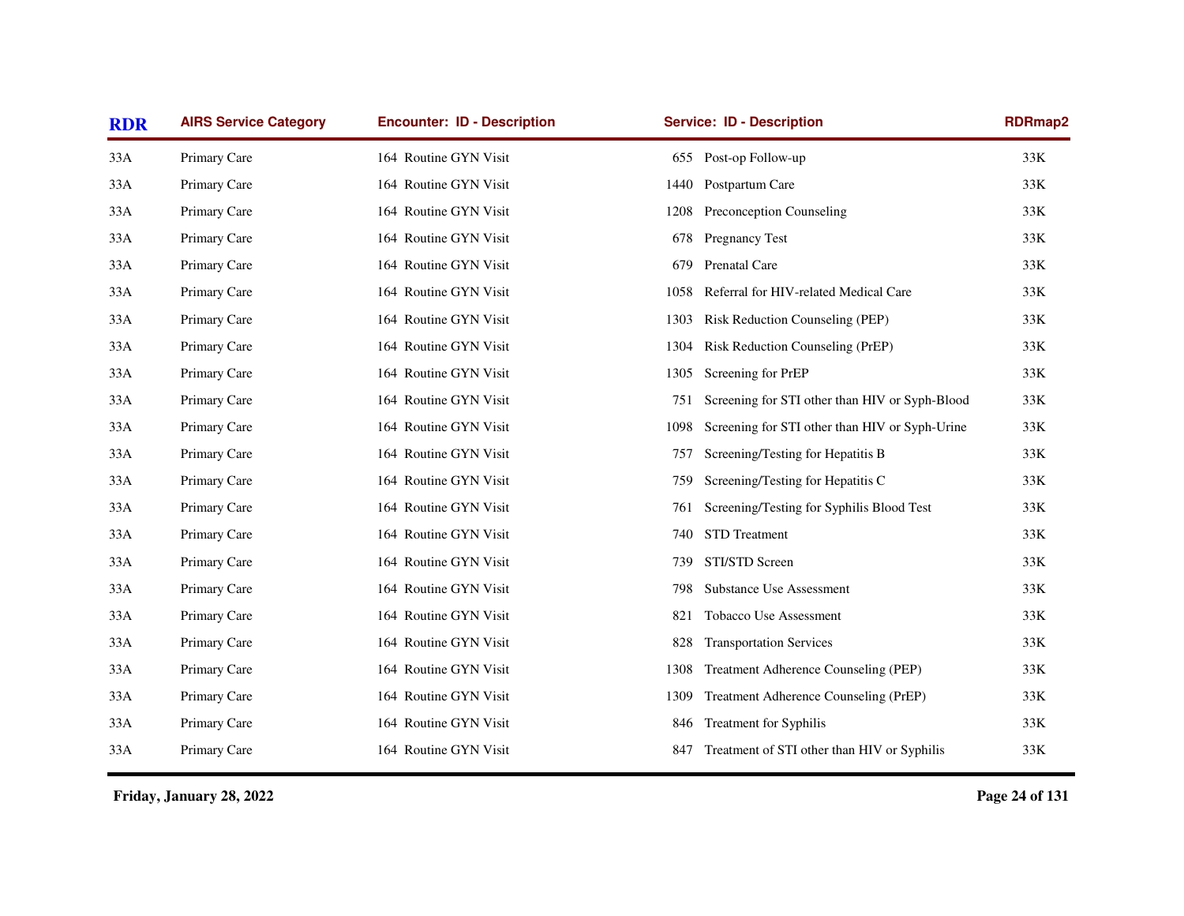| RDR | AIRS Service Category | Encounter: ID - Description | Service: ID - Description | RDRmap2 |
|---|---|---|---|---|
| 33A | Primary Care | 164 Routine GYN Visit | 655 Post-op Follow-up | 33K |
| 33A | Primary Care | 164 Routine GYN Visit | 1440 Postpartum Care | 33K |
| 33A | Primary Care | 164 Routine GYN Visit | 1208 Preconception Counseling | 33K |
| 33A | Primary Care | 164 Routine GYN Visit | 678 Pregnancy Test | 33K |
| 33A | Primary Care | 164 Routine GYN Visit | 679 Prenatal Care | 33K |
| 33A | Primary Care | 164 Routine GYN Visit | 1058 Referral for HIV-related Medical Care | 33K |
| 33A | Primary Care | 164 Routine GYN Visit | 1303 Risk Reduction Counseling (PEP) | 33K |
| 33A | Primary Care | 164 Routine GYN Visit | 1304 Risk Reduction Counseling (PrEP) | 33K |
| 33A | Primary Care | 164 Routine GYN Visit | 1305 Screening for PrEP | 33K |
| 33A | Primary Care | 164 Routine GYN Visit | 751 Screening for STI other than HIV or Syph-Blood | 33K |
| 33A | Primary Care | 164 Routine GYN Visit | 1098 Screening for STI other than HIV or Syph-Urine | 33K |
| 33A | Primary Care | 164 Routine GYN Visit | 757 Screening/Testing for Hepatitis B | 33K |
| 33A | Primary Care | 164 Routine GYN Visit | 759 Screening/Testing for Hepatitis C | 33K |
| 33A | Primary Care | 164 Routine GYN Visit | 761 Screening/Testing for Syphilis Blood Test | 33K |
| 33A | Primary Care | 164 Routine GYN Visit | 740 STD Treatment | 33K |
| 33A | Primary Care | 164 Routine GYN Visit | 739 STI/STD Screen | 33K |
| 33A | Primary Care | 164 Routine GYN Visit | 798 Substance Use Assessment | 33K |
| 33A | Primary Care | 164 Routine GYN Visit | 821 Tobacco Use Assessment | 33K |
| 33A | Primary Care | 164 Routine GYN Visit | 828 Transportation Services | 33K |
| 33A | Primary Care | 164 Routine GYN Visit | 1308 Treatment Adherence Counseling (PEP) | 33K |
| 33A | Primary Care | 164 Routine GYN Visit | 1309 Treatment Adherence Counseling (PrEP) | 33K |
| 33A | Primary Care | 164 Routine GYN Visit | 846 Treatment for Syphilis | 33K |
| 33A | Primary Care | 164 Routine GYN Visit | 847 Treatment of STI other than HIV or Syphilis | 33K |

**Friday, January 28, 2022**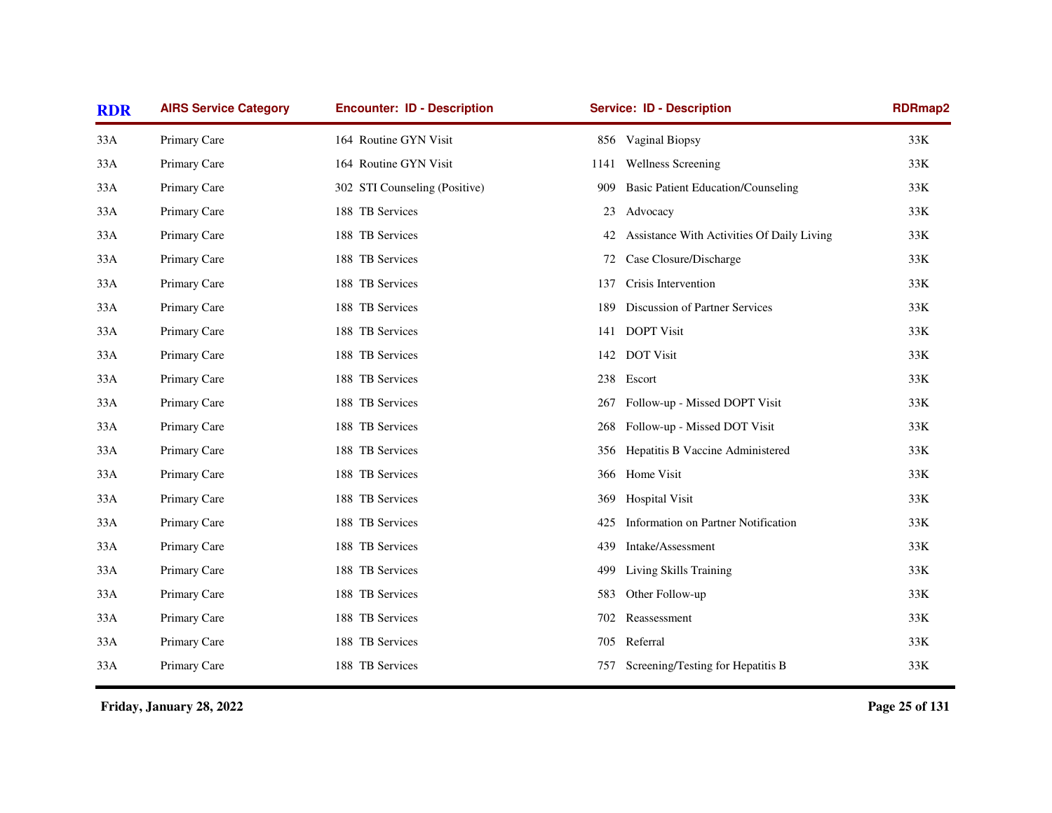| RDR | AIRS Service Category | Encounter: ID - Description | Service: ID - Description | RDRmap2 |
|---|---|---|---|---|
| 33A | Primary Care | 164 Routine GYN Visit | 856 Vaginal Biopsy | 33K |
| 33A | Primary Care | 164 Routine GYN Visit | 1141 Wellness Screening | 33K |
| 33A | Primary Care | 302 STI Counseling (Positive) | 909 Basic Patient Education/Counseling | 33K |
| 33A | Primary Care | 188 TB Services | 23 Advocacy | 33K |
| 33A | Primary Care | 188 TB Services | 42 Assistance With Activities Of Daily Living | 33K |
| 33A | Primary Care | 188 TB Services | 72 Case Closure/Discharge | 33K |
| 33A | Primary Care | 188 TB Services | 137 Crisis Intervention | 33K |
| 33A | Primary Care | 188 TB Services | 189 Discussion of Partner Services | 33K |
| 33A | Primary Care | 188 TB Services | 141 DOPT Visit | 33K |
| 33A | Primary Care | 188 TB Services | 142 DOT Visit | 33K |
| 33A | Primary Care | 188 TB Services | 238 Escort | 33K |
| 33A | Primary Care | 188 TB Services | 267 Follow-up - Missed DOPT Visit | 33K |
| 33A | Primary Care | 188 TB Services | 268 Follow-up - Missed DOT Visit | 33K |
| 33A | Primary Care | 188 TB Services | 356 Hepatitis B Vaccine Administered | 33K |
| 33A | Primary Care | 188 TB Services | 366 Home Visit | 33K |
| 33A | Primary Care | 188 TB Services | 369 Hospital Visit | 33K |
| 33A | Primary Care | 188 TB Services | 425 Information on Partner Notification | 33K |
| 33A | Primary Care | 188 TB Services | 439 Intake/Assessment | 33K |
| 33A | Primary Care | 188 TB Services | 499 Living Skills Training | 33K |
| 33A | Primary Care | 188 TB Services | 583 Other Follow-up | 33K |
| 33A | Primary Care | 188 TB Services | 702 Reassessment | 33K |
| 33A | Primary Care | 188 TB Services | 705 Referral | 33K |
| 33A | Primary Care | 188 TB Services | 757 Screening/Testing for Hepatitis B | 33K |

**Friday, January 28, 2022**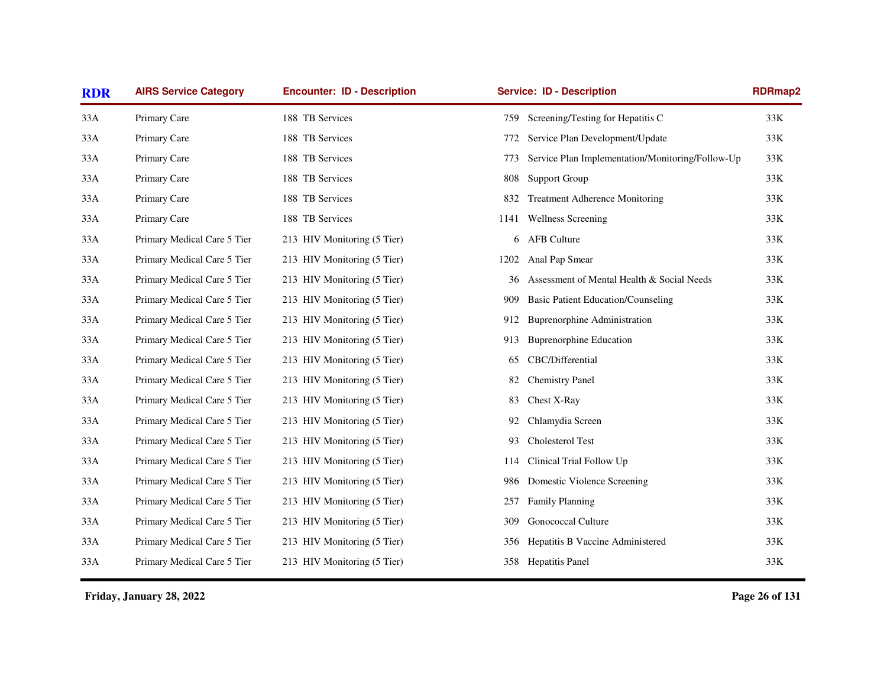| RDR | AIRS Service Category | Encounter: ID - Description | Service: ID - Description | RDRmap2 |
|---|---|---|---|---|
| 33A | Primary Care | 188 TB Services | 759 Screening/Testing for Hepatitis C | 33K |
| 33A | Primary Care | 188 TB Services | 772 Service Plan Development/Update | 33K |
| 33A | Primary Care | 188 TB Services | 773 Service Plan Implementation/Monitoring/Follow-Up | 33K |
| 33A | Primary Care | 188 TB Services | 808 Support Group | 33K |
| 33A | Primary Care | 188 TB Services | 832 Treatment Adherence Monitoring | 33K |
| 33A | Primary Care | 188 TB Services | 1141 Wellness Screening | 33K |
| 33A | Primary Medical Care 5 Tier | 213 HIV Monitoring (5 Tier) | 6 AFB Culture | 33K |
| 33A | Primary Medical Care 5 Tier | 213 HIV Monitoring (5 Tier) | 1202 Anal Pap Smear | 33K |
| 33A | Primary Medical Care 5 Tier | 213 HIV Monitoring (5 Tier) | 36 Assessment of Mental Health & Social Needs | 33K |
| 33A | Primary Medical Care 5 Tier | 213 HIV Monitoring (5 Tier) | 909 Basic Patient Education/Counseling | 33K |
| 33A | Primary Medical Care 5 Tier | 213 HIV Monitoring (5 Tier) | 912 Buprenorphine Administration | 33K |
| 33A | Primary Medical Care 5 Tier | 213 HIV Monitoring (5 Tier) | 913 Buprenorphine Education | 33K |
| 33A | Primary Medical Care 5 Tier | 213 HIV Monitoring (5 Tier) | 65 CBC/Differential | 33K |
| 33A | Primary Medical Care 5 Tier | 213 HIV Monitoring (5 Tier) | 82 Chemistry Panel | 33K |
| 33A | Primary Medical Care 5 Tier | 213 HIV Monitoring (5 Tier) | 83 Chest X-Ray | 33K |
| 33A | Primary Medical Care 5 Tier | 213 HIV Monitoring (5 Tier) | 92 Chlamydia Screen | 33K |
| 33A | Primary Medical Care 5 Tier | 213 HIV Monitoring (5 Tier) | 93 Cholesterol Test | 33K |
| 33A | Primary Medical Care 5 Tier | 213 HIV Monitoring (5 Tier) | 114 Clinical Trial Follow Up | 33K |
| 33A | Primary Medical Care 5 Tier | 213 HIV Monitoring (5 Tier) | 986 Domestic Violence Screening | 33K |
| 33A | Primary Medical Care 5 Tier | 213 HIV Monitoring (5 Tier) | 257 Family Planning | 33K |
| 33A | Primary Medical Care 5 Tier | 213 HIV Monitoring (5 Tier) | 309 Gonococcal Culture | 33K |
| 33A | Primary Medical Care 5 Tier | 213 HIV Monitoring (5 Tier) | 356 Hepatitis B Vaccine Administered | 33K |
| 33A | Primary Medical Care 5 Tier | 213 HIV Monitoring (5 Tier) | 358 Hepatitis Panel | 33K |

**Friday, January 28, 2022**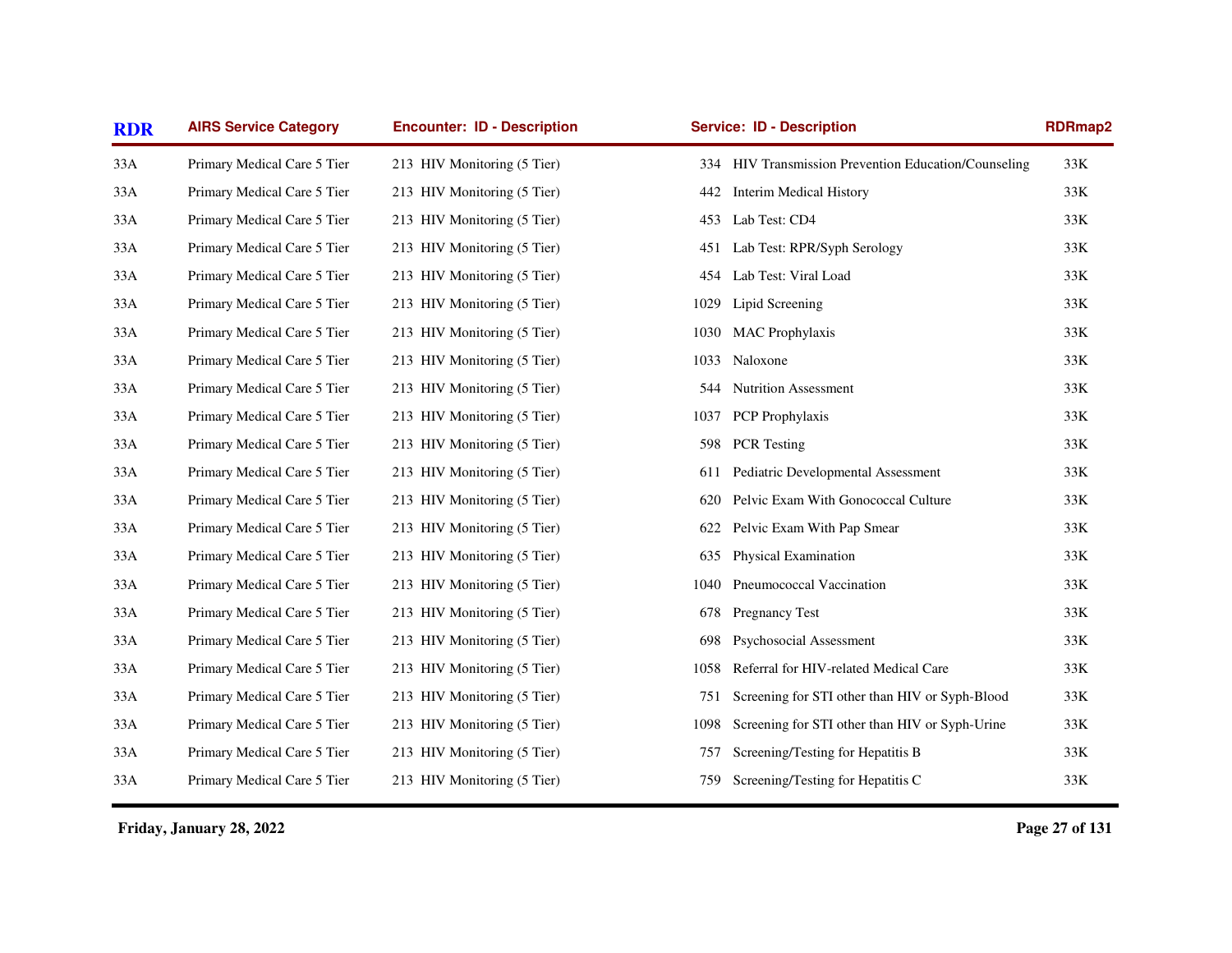| RDR | AIRS Service Category | Encounter: ID - Description | Service: ID - Description | RDRmap2 |
|---|---|---|---|---|
| 33A | Primary Medical Care 5 Tier | 213 HIV Monitoring (5 Tier) | 334 HIV Transmission Prevention Education/Counseling | 33K |
| 33A | Primary Medical Care 5 Tier | 213 HIV Monitoring (5 Tier) | 442 Interim Medical History | 33K |
| 33A | Primary Medical Care 5 Tier | 213 HIV Monitoring (5 Tier) | 453 Lab Test: CD4 | 33K |
| 33A | Primary Medical Care 5 Tier | 213 HIV Monitoring (5 Tier) | 451 Lab Test: RPR/Syph Serology | 33K |
| 33A | Primary Medical Care 5 Tier | 213 HIV Monitoring (5 Tier) | 454 Lab Test: Viral Load | 33K |
| 33A | Primary Medical Care 5 Tier | 213 HIV Monitoring (5 Tier) | 1029 Lipid Screening | 33K |
| 33A | Primary Medical Care 5 Tier | 213 HIV Monitoring (5 Tier) | 1030 MAC Prophylaxis | 33K |
| 33A | Primary Medical Care 5 Tier | 213 HIV Monitoring (5 Tier) | 1033 Naloxone | 33K |
| 33A | Primary Medical Care 5 Tier | 213 HIV Monitoring (5 Tier) | 544 Nutrition Assessment | 33K |
| 33A | Primary Medical Care 5 Tier | 213 HIV Monitoring (5 Tier) | 1037 PCP Prophylaxis | 33K |
| 33A | Primary Medical Care 5 Tier | 213 HIV Monitoring (5 Tier) | 598 PCR Testing | 33K |
| 33A | Primary Medical Care 5 Tier | 213 HIV Monitoring (5 Tier) | 611 Pediatric Developmental Assessment | 33K |
| 33A | Primary Medical Care 5 Tier | 213 HIV Monitoring (5 Tier) | 620 Pelvic Exam With Gonococcal Culture | 33K |
| 33A | Primary Medical Care 5 Tier | 213 HIV Monitoring (5 Tier) | 622 Pelvic Exam With Pap Smear | 33K |
| 33A | Primary Medical Care 5 Tier | 213 HIV Monitoring (5 Tier) | 635 Physical Examination | 33K |
| 33A | Primary Medical Care 5 Tier | 213 HIV Monitoring (5 Tier) | 1040 Pneumococcal Vaccination | 33K |
| 33A | Primary Medical Care 5 Tier | 213 HIV Monitoring (5 Tier) | 678 Pregnancy Test | 33K |
| 33A | Primary Medical Care 5 Tier | 213 HIV Monitoring (5 Tier) | 698 Psychosocial Assessment | 33K |
| 33A | Primary Medical Care 5 Tier | 213 HIV Monitoring (5 Tier) | 1058 Referral for HIV-related Medical Care | 33K |
| 33A | Primary Medical Care 5 Tier | 213 HIV Monitoring (5 Tier) | 751 Screening for STI other than HIV or Syph-Blood | 33K |
| 33A | Primary Medical Care 5 Tier | 213 HIV Monitoring (5 Tier) | 1098 Screening for STI other than HIV or Syph-Urine | 33K |
| 33A | Primary Medical Care 5 Tier | 213 HIV Monitoring (5 Tier) | 757 Screening/Testing for Hepatitis B | 33K |
| 33A | Primary Medical Care 5 Tier | 213 HIV Monitoring (5 Tier) | 759 Screening/Testing for Hepatitis C | 33K |

Friday, January 28, 2022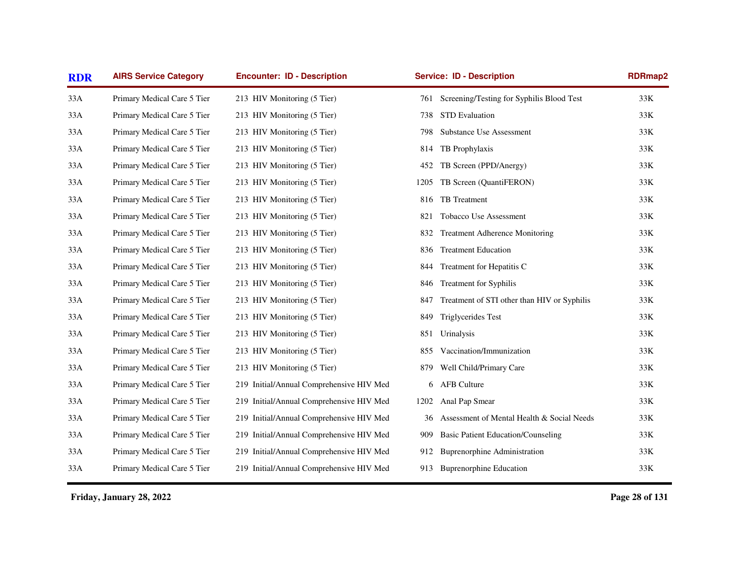| RDR | AIRS Service Category | Encounter: ID - Description | Service: ID - Description | RDRmap2 |
|---|---|---|---|---|
| 33A | Primary Medical Care 5 Tier | 213 HIV Monitoring (5 Tier) | 761 Screening/Testing for Syphilis Blood Test | 33K |
| 33A | Primary Medical Care 5 Tier | 213 HIV Monitoring (5 Tier) | 738 STD Evaluation | 33K |
| 33A | Primary Medical Care 5 Tier | 213 HIV Monitoring (5 Tier) | 798 Substance Use Assessment | 33K |
| 33A | Primary Medical Care 5 Tier | 213 HIV Monitoring (5 Tier) | 814 TB Prophylaxis | 33K |
| 33A | Primary Medical Care 5 Tier | 213 HIV Monitoring (5 Tier) | 452 TB Screen (PPD/Anergy) | 33K |
| 33A | Primary Medical Care 5 Tier | 213 HIV Monitoring (5 Tier) | 1205 TB Screen (QuantiFERON) | 33K |
| 33A | Primary Medical Care 5 Tier | 213 HIV Monitoring (5 Tier) | 816 TB Treatment | 33K |
| 33A | Primary Medical Care 5 Tier | 213 HIV Monitoring (5 Tier) | 821 Tobacco Use Assessment | 33K |
| 33A | Primary Medical Care 5 Tier | 213 HIV Monitoring (5 Tier) | 832 Treatment Adherence Monitoring | 33K |
| 33A | Primary Medical Care 5 Tier | 213 HIV Monitoring (5 Tier) | 836 Treatment Education | 33K |
| 33A | Primary Medical Care 5 Tier | 213 HIV Monitoring (5 Tier) | 844 Treatment for Hepatitis C | 33K |
| 33A | Primary Medical Care 5 Tier | 213 HIV Monitoring (5 Tier) | 846 Treatment for Syphilis | 33K |
| 33A | Primary Medical Care 5 Tier | 213 HIV Monitoring (5 Tier) | 847 Treatment of STI other than HIV or Syphilis | 33K |
| 33A | Primary Medical Care 5 Tier | 213 HIV Monitoring (5 Tier) | 849 Triglycerides Test | 33K |
| 33A | Primary Medical Care 5 Tier | 213 HIV Monitoring (5 Tier) | 851 Urinalysis | 33K |
| 33A | Primary Medical Care 5 Tier | 213 HIV Monitoring (5 Tier) | 855 Vaccination/Immunization | 33K |
| 33A | Primary Medical Care 5 Tier | 213 HIV Monitoring (5 Tier) | 879 Well Child/Primary Care | 33K |
| 33A | Primary Medical Care 5 Tier | 219 Initial/Annual Comprehensive HIV Med | 6 AFB Culture | 33K |
| 33A | Primary Medical Care 5 Tier | 219 Initial/Annual Comprehensive HIV Med | 1202 Anal Pap Smear | 33K |
| 33A | Primary Medical Care 5 Tier | 219 Initial/Annual Comprehensive HIV Med | 36 Assessment of Mental Health & Social Needs | 33K |
| 33A | Primary Medical Care 5 Tier | 219 Initial/Annual Comprehensive HIV Med | 909 Basic Patient Education/Counseling | 33K |
| 33A | Primary Medical Care 5 Tier | 219 Initial/Annual Comprehensive HIV Med | 912 Buprenorphine Administration | 33K |
| 33A | Primary Medical Care 5 Tier | 219 Initial/Annual Comprehensive HIV Med | 913 Buprenorphine Education | 33K |

Friday, January 28, 2022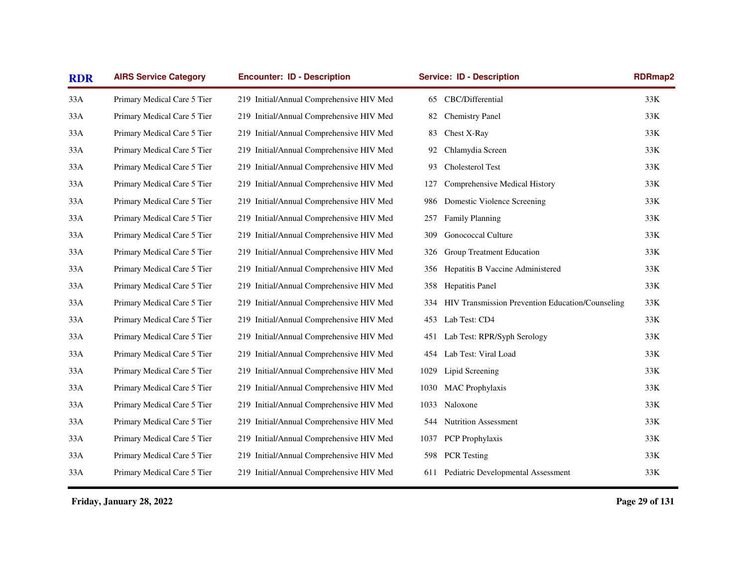| RDR | AIRS Service Category | Encounter: ID - Description | Service: ID - Description | RDRmap2 |
|---|---|---|---|---|
| 33A | Primary Medical Care 5 Tier | 219 Initial/Annual Comprehensive HIV Med | 65 CBC/Differential | 33K |
| 33A | Primary Medical Care 5 Tier | 219 Initial/Annual Comprehensive HIV Med | 82 Chemistry Panel | 33K |
| 33A | Primary Medical Care 5 Tier | 219 Initial/Annual Comprehensive HIV Med | 83 Chest X-Ray | 33K |
| 33A | Primary Medical Care 5 Tier | 219 Initial/Annual Comprehensive HIV Med | 92 Chlamydia Screen | 33K |
| 33A | Primary Medical Care 5 Tier | 219 Initial/Annual Comprehensive HIV Med | 93 Cholesterol Test | 33K |
| 33A | Primary Medical Care 5 Tier | 219 Initial/Annual Comprehensive HIV Med | 127 Comprehensive Medical History | 33K |
| 33A | Primary Medical Care 5 Tier | 219 Initial/Annual Comprehensive HIV Med | 986 Domestic Violence Screening | 33K |
| 33A | Primary Medical Care 5 Tier | 219 Initial/Annual Comprehensive HIV Med | 257 Family Planning | 33K |
| 33A | Primary Medical Care 5 Tier | 219 Initial/Annual Comprehensive HIV Med | 309 Gonococcal Culture | 33K |
| 33A | Primary Medical Care 5 Tier | 219 Initial/Annual Comprehensive HIV Med | 326 Group Treatment Education | 33K |
| 33A | Primary Medical Care 5 Tier | 219 Initial/Annual Comprehensive HIV Med | 356 Hepatitis B Vaccine Administered | 33K |
| 33A | Primary Medical Care 5 Tier | 219 Initial/Annual Comprehensive HIV Med | 358 Hepatitis Panel | 33K |
| 33A | Primary Medical Care 5 Tier | 219 Initial/Annual Comprehensive HIV Med | 334 HIV Transmission Prevention Education/Counseling | 33K |
| 33A | Primary Medical Care 5 Tier | 219 Initial/Annual Comprehensive HIV Med | 453 Lab Test: CD4 | 33K |
| 33A | Primary Medical Care 5 Tier | 219 Initial/Annual Comprehensive HIV Med | 451 Lab Test: RPR/Syph Serology | 33K |
| 33A | Primary Medical Care 5 Tier | 219 Initial/Annual Comprehensive HIV Med | 454 Lab Test: Viral Load | 33K |
| 33A | Primary Medical Care 5 Tier | 219 Initial/Annual Comprehensive HIV Med | 1029 Lipid Screening | 33K |
| 33A | Primary Medical Care 5 Tier | 219 Initial/Annual Comprehensive HIV Med | 1030 MAC Prophylaxis | 33K |
| 33A | Primary Medical Care 5 Tier | 219 Initial/Annual Comprehensive HIV Med | 1033 Naloxone | 33K |
| 33A | Primary Medical Care 5 Tier | 219 Initial/Annual Comprehensive HIV Med | 544 Nutrition Assessment | 33K |
| 33A | Primary Medical Care 5 Tier | 219 Initial/Annual Comprehensive HIV Med | 1037 PCP Prophylaxis | 33K |
| 33A | Primary Medical Care 5 Tier | 219 Initial/Annual Comprehensive HIV Med | 598 PCR Testing | 33K |
| 33A | Primary Medical Care 5 Tier | 219 Initial/Annual Comprehensive HIV Med | 611 Pediatric Developmental Assessment | 33K |

**Friday, January 28, 2022**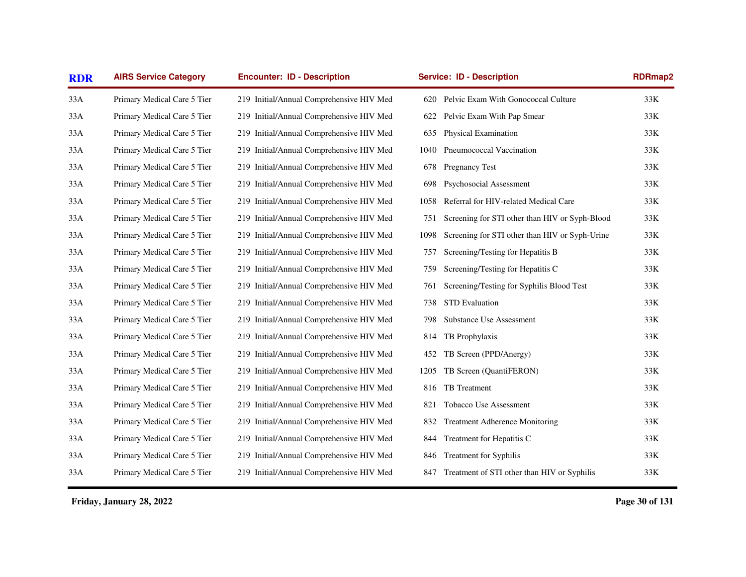| RDR | AIRS Service Category | Encounter: ID - Description | Service: ID - Description | RDRmap2 |
|---|---|---|---|---|
| 33A | Primary Medical Care 5 Tier | 219 Initial/Annual Comprehensive HIV Med | 620 Pelvic Exam With Gonococcal Culture | 33K |
| 33A | Primary Medical Care 5 Tier | 219 Initial/Annual Comprehensive HIV Med | 622 Pelvic Exam With Pap Smear | 33K |
| 33A | Primary Medical Care 5 Tier | 219 Initial/Annual Comprehensive HIV Med | 635 Physical Examination | 33K |
| 33A | Primary Medical Care 5 Tier | 219 Initial/Annual Comprehensive HIV Med | 1040 Pneumococcal Vaccination | 33K |
| 33A | Primary Medical Care 5 Tier | 219 Initial/Annual Comprehensive HIV Med | 678 Pregnancy Test | 33K |
| 33A | Primary Medical Care 5 Tier | 219 Initial/Annual Comprehensive HIV Med | 698 Psychosocial Assessment | 33K |
| 33A | Primary Medical Care 5 Tier | 219 Initial/Annual Comprehensive HIV Med | 1058 Referral for HIV-related Medical Care | 33K |
| 33A | Primary Medical Care 5 Tier | 219 Initial/Annual Comprehensive HIV Med | 751 Screening for STI other than HIV or Syph-Blood | 33K |
| 33A | Primary Medical Care 5 Tier | 219 Initial/Annual Comprehensive HIV Med | 1098 Screening for STI other than HIV or Syph-Urine | 33K |
| 33A | Primary Medical Care 5 Tier | 219 Initial/Annual Comprehensive HIV Med | 757 Screening/Testing for Hepatitis B | 33K |
| 33A | Primary Medical Care 5 Tier | 219 Initial/Annual Comprehensive HIV Med | 759 Screening/Testing for Hepatitis C | 33K |
| 33A | Primary Medical Care 5 Tier | 219 Initial/Annual Comprehensive HIV Med | 761 Screening/Testing for Syphilis Blood Test | 33K |
| 33A | Primary Medical Care 5 Tier | 219 Initial/Annual Comprehensive HIV Med | 738 STD Evaluation | 33K |
| 33A | Primary Medical Care 5 Tier | 219 Initial/Annual Comprehensive HIV Med | 798 Substance Use Assessment | 33K |
| 33A | Primary Medical Care 5 Tier | 219 Initial/Annual Comprehensive HIV Med | 814 TB Prophylaxis | 33K |
| 33A | Primary Medical Care 5 Tier | 219 Initial/Annual Comprehensive HIV Med | 452 TB Screen (PPD/Anergy) | 33K |
| 33A | Primary Medical Care 5 Tier | 219 Initial/Annual Comprehensive HIV Med | 1205 TB Screen (QuantiFERON) | 33K |
| 33A | Primary Medical Care 5 Tier | 219 Initial/Annual Comprehensive HIV Med | 816 TB Treatment | 33K |
| 33A | Primary Medical Care 5 Tier | 219 Initial/Annual Comprehensive HIV Med | 821 Tobacco Use Assessment | 33K |
| 33A | Primary Medical Care 5 Tier | 219 Initial/Annual Comprehensive HIV Med | 832 Treatment Adherence Monitoring | 33K |
| 33A | Primary Medical Care 5 Tier | 219 Initial/Annual Comprehensive HIV Med | 844 Treatment for Hepatitis C | 33K |
| 33A | Primary Medical Care 5 Tier | 219 Initial/Annual Comprehensive HIV Med | 846 Treatment for Syphilis | 33K |
| 33A | Primary Medical Care 5 Tier | 219 Initial/Annual Comprehensive HIV Med | 847 Treatment of STI other than HIV or Syphilis | 33K |

**Friday, January 28, 2022**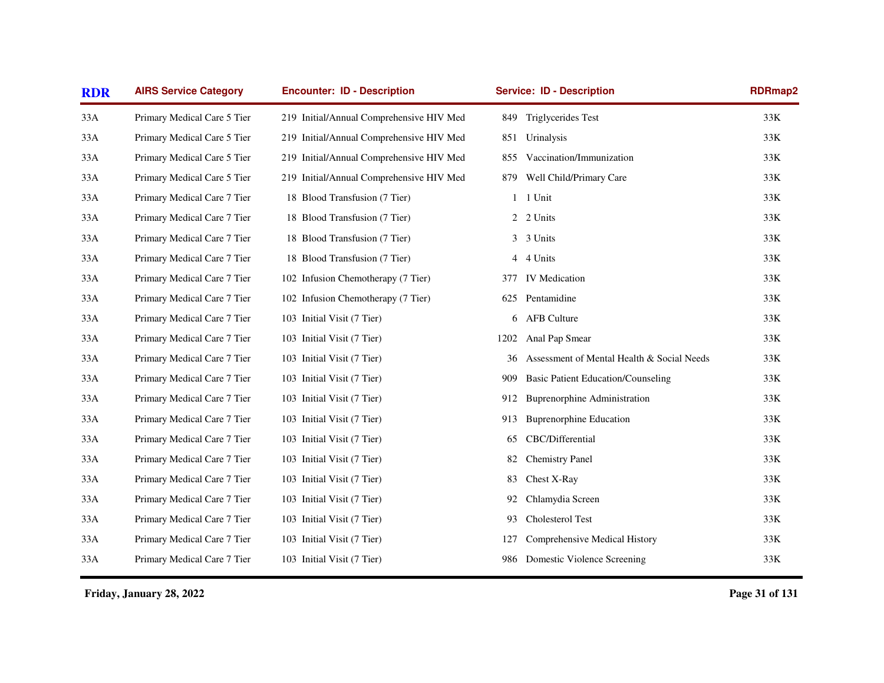| RDR | AIRS Service Category | Encounter: ID - Description | Service: ID - Description | RDRmap2 |
|---|---|---|---|---|
| 33A | Primary Medical Care 5 Tier | 219 Initial/Annual Comprehensive HIV Med | 849 Triglycerides Test | 33K |
| 33A | Primary Medical Care 5 Tier | 219 Initial/Annual Comprehensive HIV Med | 851 Urinalysis | 33K |
| 33A | Primary Medical Care 5 Tier | 219 Initial/Annual Comprehensive HIV Med | 855 Vaccination/Immunization | 33K |
| 33A | Primary Medical Care 5 Tier | 219 Initial/Annual Comprehensive HIV Med | 879 Well Child/Primary Care | 33K |
| 33A | Primary Medical Care 7 Tier | 18 Blood Transfusion (7 Tier) | 1 1 Unit | 33K |
| 33A | Primary Medical Care 7 Tier | 18 Blood Transfusion (7 Tier) | 2 2 Units | 33K |
| 33A | Primary Medical Care 7 Tier | 18 Blood Transfusion (7 Tier) | 3 3 Units | 33K |
| 33A | Primary Medical Care 7 Tier | 18 Blood Transfusion (7 Tier) | 4 4 Units | 33K |
| 33A | Primary Medical Care 7 Tier | 102 Infusion Chemotherapy (7 Tier) | 377 IV Medication | 33K |
| 33A | Primary Medical Care 7 Tier | 102 Infusion Chemotherapy (7 Tier) | 625 Pentamidine | 33K |
| 33A | Primary Medical Care 7 Tier | 103 Initial Visit (7 Tier) | 6 AFB Culture | 33K |
| 33A | Primary Medical Care 7 Tier | 103 Initial Visit (7 Tier) | 1202 Anal Pap Smear | 33K |
| 33A | Primary Medical Care 7 Tier | 103 Initial Visit (7 Tier) | 36 Assessment of Mental Health & Social Needs | 33K |
| 33A | Primary Medical Care 7 Tier | 103 Initial Visit (7 Tier) | 909 Basic Patient Education/Counseling | 33K |
| 33A | Primary Medical Care 7 Tier | 103 Initial Visit (7 Tier) | 912 Buprenorphine Administration | 33K |
| 33A | Primary Medical Care 7 Tier | 103 Initial Visit (7 Tier) | 913 Buprenorphine Education | 33K |
| 33A | Primary Medical Care 7 Tier | 103 Initial Visit (7 Tier) | 65 CBC/Differential | 33K |
| 33A | Primary Medical Care 7 Tier | 103 Initial Visit (7 Tier) | 82 Chemistry Panel | 33K |
| 33A | Primary Medical Care 7 Tier | 103 Initial Visit (7 Tier) | 83 Chest X-Ray | 33K |
| 33A | Primary Medical Care 7 Tier | 103 Initial Visit (7 Tier) | 92 Chlamydia Screen | 33K |
| 33A | Primary Medical Care 7 Tier | 103 Initial Visit (7 Tier) | 93 Cholesterol Test | 33K |
| 33A | Primary Medical Care 7 Tier | 103 Initial Visit (7 Tier) | 127 Comprehensive Medical History | 33K |
| 33A | Primary Medical Care 7 Tier | 103 Initial Visit (7 Tier) | 986 Domestic Violence Screening | 33K |

**Friday, January 28, 2022**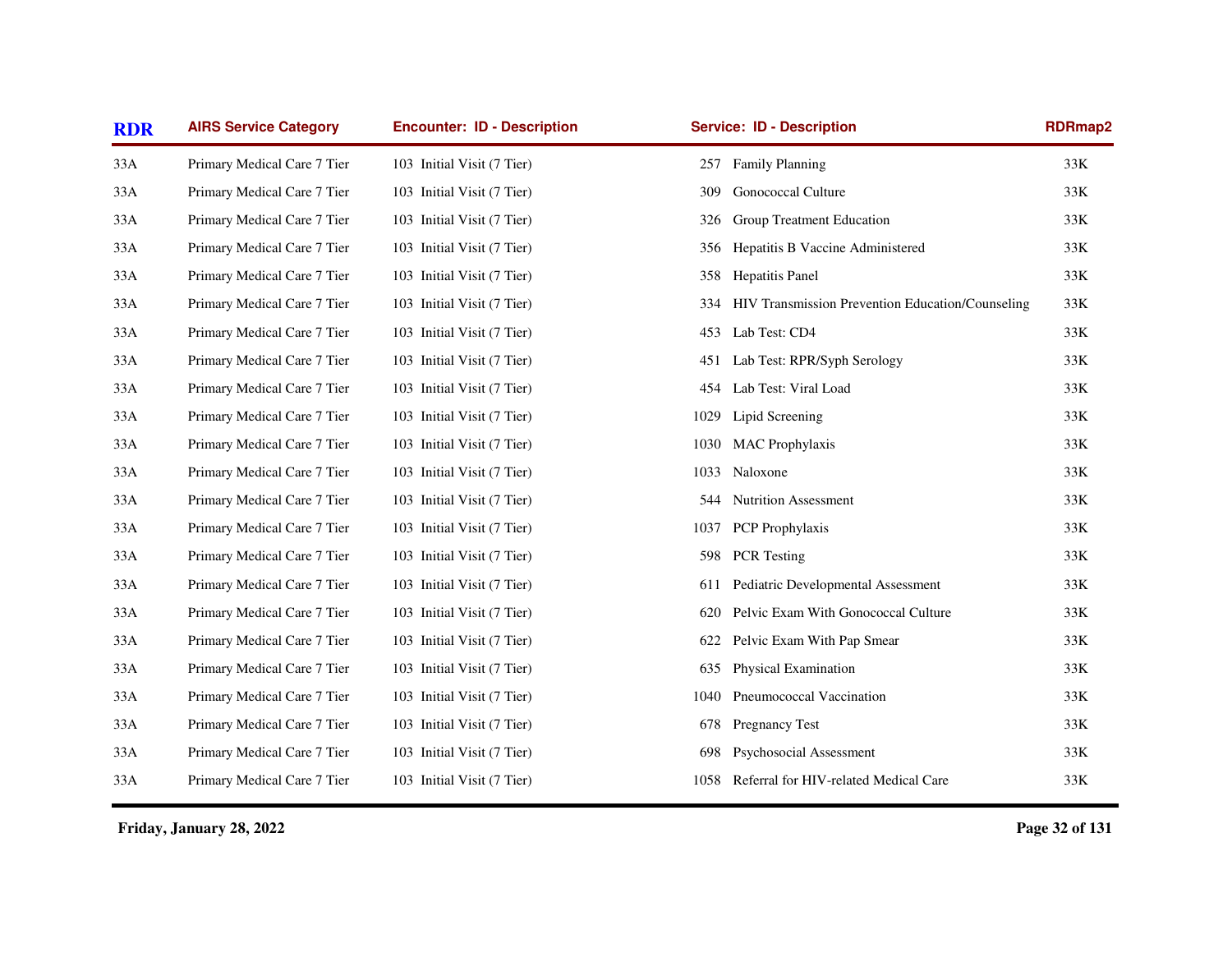| RDR | AIRS Service Category | Encounter: ID - Description | Service: ID - Description | RDRmap2 |
|---|---|---|---|---|
| 33A | Primary Medical Care 7 Tier | 103 Initial Visit (7 Tier) | 257 Family Planning | 33K |
| 33A | Primary Medical Care 7 Tier | 103 Initial Visit (7 Tier) | 309 Gonococcal Culture | 33K |
| 33A | Primary Medical Care 7 Tier | 103 Initial Visit (7 Tier) | 326 Group Treatment Education | 33K |
| 33A | Primary Medical Care 7 Tier | 103 Initial Visit (7 Tier) | 356 Hepatitis B Vaccine Administered | 33K |
| 33A | Primary Medical Care 7 Tier | 103 Initial Visit (7 Tier) | 358 Hepatitis Panel | 33K |
| 33A | Primary Medical Care 7 Tier | 103 Initial Visit (7 Tier) | 334 HIV Transmission Prevention Education/Counseling | 33K |
| 33A | Primary Medical Care 7 Tier | 103 Initial Visit (7 Tier) | 453 Lab Test: CD4 | 33K |
| 33A | Primary Medical Care 7 Tier | 103 Initial Visit (7 Tier) | 451 Lab Test: RPR/Syph Serology | 33K |
| 33A | Primary Medical Care 7 Tier | 103 Initial Visit (7 Tier) | 454 Lab Test: Viral Load | 33K |
| 33A | Primary Medical Care 7 Tier | 103 Initial Visit (7 Tier) | 1029 Lipid Screening | 33K |
| 33A | Primary Medical Care 7 Tier | 103 Initial Visit (7 Tier) | 1030 MAC Prophylaxis | 33K |
| 33A | Primary Medical Care 7 Tier | 103 Initial Visit (7 Tier) | 1033 Naloxone | 33K |
| 33A | Primary Medical Care 7 Tier | 103 Initial Visit (7 Tier) | 544 Nutrition Assessment | 33K |
| 33A | Primary Medical Care 7 Tier | 103 Initial Visit (7 Tier) | 1037 PCP Prophylaxis | 33K |
| 33A | Primary Medical Care 7 Tier | 103 Initial Visit (7 Tier) | 598 PCR Testing | 33K |
| 33A | Primary Medical Care 7 Tier | 103 Initial Visit (7 Tier) | 611 Pediatric Developmental Assessment | 33K |
| 33A | Primary Medical Care 7 Tier | 103 Initial Visit (7 Tier) | 620 Pelvic Exam With Gonococcal Culture | 33K |
| 33A | Primary Medical Care 7 Tier | 103 Initial Visit (7 Tier) | 622 Pelvic Exam With Pap Smear | 33K |
| 33A | Primary Medical Care 7 Tier | 103 Initial Visit (7 Tier) | 635 Physical Examination | 33K |
| 33A | Primary Medical Care 7 Tier | 103 Initial Visit (7 Tier) | 1040 Pneumococcal Vaccination | 33K |
| 33A | Primary Medical Care 7 Tier | 103 Initial Visit (7 Tier) | 678 Pregnancy Test | 33K |
| 33A | Primary Medical Care 7 Tier | 103 Initial Visit (7 Tier) | 698 Psychosocial Assessment | 33K |
| 33A | Primary Medical Care 7 Tier | 103 Initial Visit (7 Tier) | 1058 Referral for HIV-related Medical Care | 33K |

Friday, January 28, 2022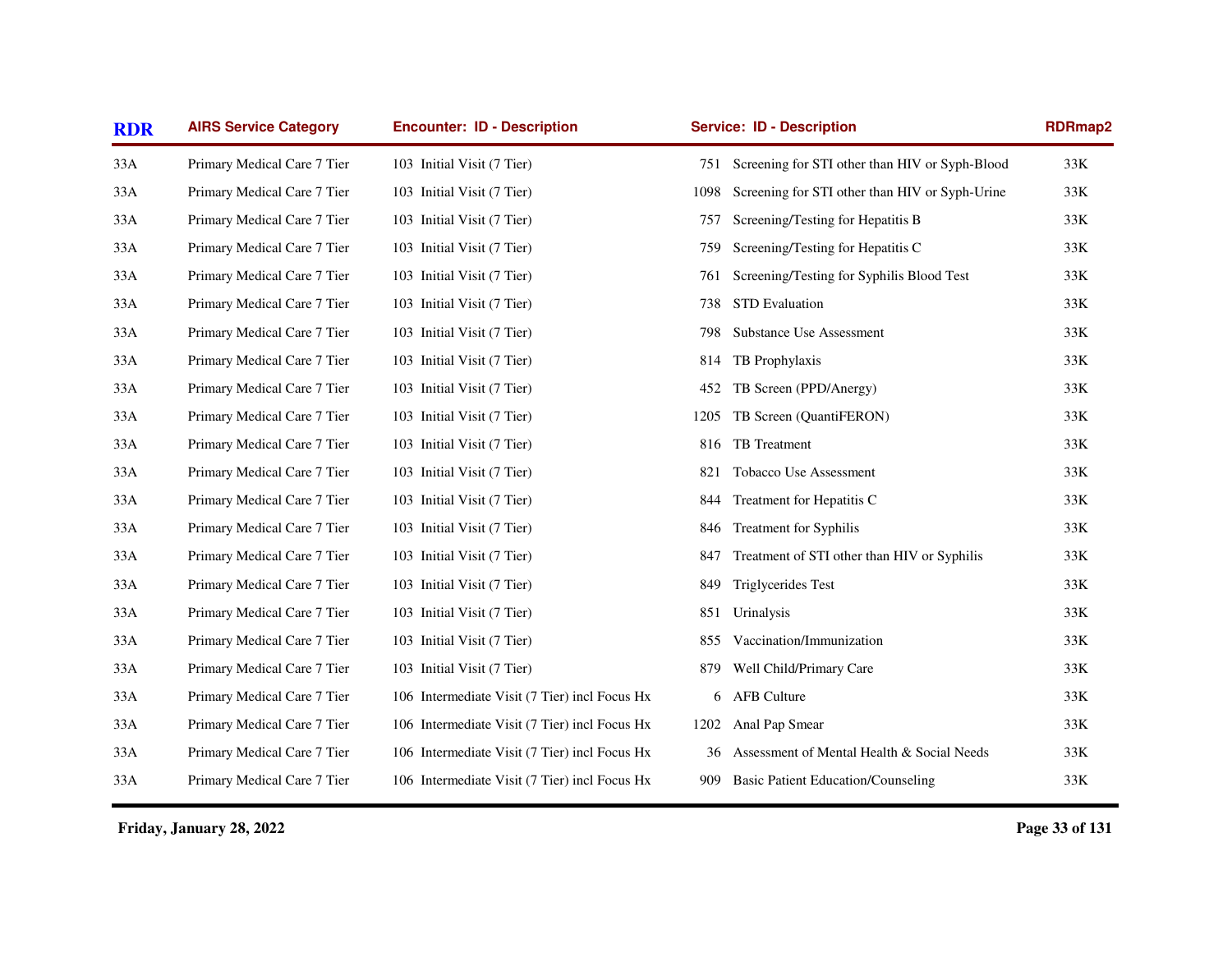| RDR | AIRS Service Category | Encounter: ID - Description | Service: ID - Description | RDRmap2 |
|---|---|---|---|---|
| 33A | Primary Medical Care 7 Tier | 103 Initial Visit (7 Tier) | 751 Screening for STI other than HIV or Syph-Blood | 33K |
| 33A | Primary Medical Care 7 Tier | 103 Initial Visit (7 Tier) | 1098 Screening for STI other than HIV or Syph-Urine | 33K |
| 33A | Primary Medical Care 7 Tier | 103 Initial Visit (7 Tier) | 757 Screening/Testing for Hepatitis B | 33K |
| 33A | Primary Medical Care 7 Tier | 103 Initial Visit (7 Tier) | 759 Screening/Testing for Hepatitis C | 33K |
| 33A | Primary Medical Care 7 Tier | 103 Initial Visit (7 Tier) | 761 Screening/Testing for Syphilis Blood Test | 33K |
| 33A | Primary Medical Care 7 Tier | 103 Initial Visit (7 Tier) | 738 STD Evaluation | 33K |
| 33A | Primary Medical Care 7 Tier | 103 Initial Visit (7 Tier) | 798 Substance Use Assessment | 33K |
| 33A | Primary Medical Care 7 Tier | 103 Initial Visit (7 Tier) | 814 TB Prophylaxis | 33K |
| 33A | Primary Medical Care 7 Tier | 103 Initial Visit (7 Tier) | 452 TB Screen (PPD/Anergy) | 33K |
| 33A | Primary Medical Care 7 Tier | 103 Initial Visit (7 Tier) | 1205 TB Screen (QuantiFERON) | 33K |
| 33A | Primary Medical Care 7 Tier | 103 Initial Visit (7 Tier) | 816 TB Treatment | 33K |
| 33A | Primary Medical Care 7 Tier | 103 Initial Visit (7 Tier) | 821 Tobacco Use Assessment | 33K |
| 33A | Primary Medical Care 7 Tier | 103 Initial Visit (7 Tier) | 844 Treatment for Hepatitis C | 33K |
| 33A | Primary Medical Care 7 Tier | 103 Initial Visit (7 Tier) | 846 Treatment for Syphilis | 33K |
| 33A | Primary Medical Care 7 Tier | 103 Initial Visit (7 Tier) | 847 Treatment of STI other than HIV or Syphilis | 33K |
| 33A | Primary Medical Care 7 Tier | 103 Initial Visit (7 Tier) | 849 Triglycerides Test | 33K |
| 33A | Primary Medical Care 7 Tier | 103 Initial Visit (7 Tier) | 851 Urinalysis | 33K |
| 33A | Primary Medical Care 7 Tier | 103 Initial Visit (7 Tier) | 855 Vaccination/Immunization | 33K |
| 33A | Primary Medical Care 7 Tier | 103 Initial Visit (7 Tier) | 879 Well Child/Primary Care | 33K |
| 33A | Primary Medical Care 7 Tier | 106 Intermediate Visit (7 Tier) incl Focus Hx | 6 AFB Culture | 33K |
| 33A | Primary Medical Care 7 Tier | 106 Intermediate Visit (7 Tier) incl Focus Hx | 1202 Anal Pap Smear | 33K |
| 33A | Primary Medical Care 7 Tier | 106 Intermediate Visit (7 Tier) incl Focus Hx | 36 Assessment of Mental Health & Social Needs | 33K |
| 33A | Primary Medical Care 7 Tier | 106 Intermediate Visit (7 Tier) incl Focus Hx | 909 Basic Patient Education/Counseling | 33K |

Friday, January 28, 2022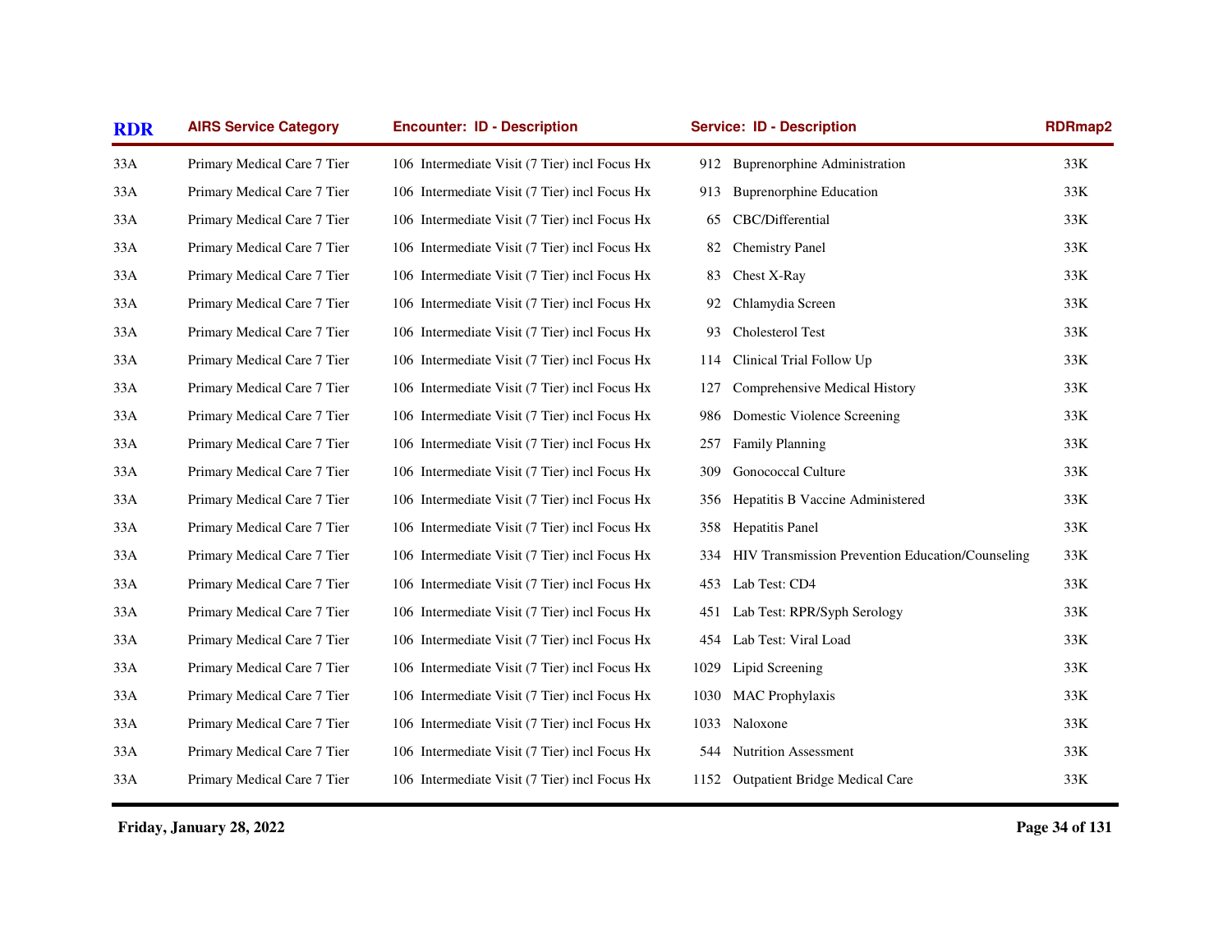| RDR | AIRS Service Category | Encounter: ID - Description | Service: ID - Description | RDRmap2 |
|---|---|---|---|---|
| 33A | Primary Medical Care 7 Tier | 106 Intermediate Visit (7 Tier) incl Focus Hx | 912 Buprenorphine Administration | 33K |
| 33A | Primary Medical Care 7 Tier | 106 Intermediate Visit (7 Tier) incl Focus Hx | 913 Buprenorphine Education | 33K |
| 33A | Primary Medical Care 7 Tier | 106 Intermediate Visit (7 Tier) incl Focus Hx | 65 CBC/Differential | 33K |
| 33A | Primary Medical Care 7 Tier | 106 Intermediate Visit (7 Tier) incl Focus Hx | 82 Chemistry Panel | 33K |
| 33A | Primary Medical Care 7 Tier | 106 Intermediate Visit (7 Tier) incl Focus Hx | 83 Chest X-Ray | 33K |
| 33A | Primary Medical Care 7 Tier | 106 Intermediate Visit (7 Tier) incl Focus Hx | 92 Chlamydia Screen | 33K |
| 33A | Primary Medical Care 7 Tier | 106 Intermediate Visit (7 Tier) incl Focus Hx | 93 Cholesterol Test | 33K |
| 33A | Primary Medical Care 7 Tier | 106 Intermediate Visit (7 Tier) incl Focus Hx | 114 Clinical Trial Follow Up | 33K |
| 33A | Primary Medical Care 7 Tier | 106 Intermediate Visit (7 Tier) incl Focus Hx | 127 Comprehensive Medical History | 33K |
| 33A | Primary Medical Care 7 Tier | 106 Intermediate Visit (7 Tier) incl Focus Hx | 986 Domestic Violence Screening | 33K |
| 33A | Primary Medical Care 7 Tier | 106 Intermediate Visit (7 Tier) incl Focus Hx | 257 Family Planning | 33K |
| 33A | Primary Medical Care 7 Tier | 106 Intermediate Visit (7 Tier) incl Focus Hx | 309 Gonococcal Culture | 33K |
| 33A | Primary Medical Care 7 Tier | 106 Intermediate Visit (7 Tier) incl Focus Hx | 356 Hepatitis B Vaccine Administered | 33K |
| 33A | Primary Medical Care 7 Tier | 106 Intermediate Visit (7 Tier) incl Focus Hx | 358 Hepatitis Panel | 33K |
| 33A | Primary Medical Care 7 Tier | 106 Intermediate Visit (7 Tier) incl Focus Hx | 334 HIV Transmission Prevention Education/Counseling | 33K |
| 33A | Primary Medical Care 7 Tier | 106 Intermediate Visit (7 Tier) incl Focus Hx | 453 Lab Test: CD4 | 33K |
| 33A | Primary Medical Care 7 Tier | 106 Intermediate Visit (7 Tier) incl Focus Hx | 451 Lab Test: RPR/Syph Serology | 33K |
| 33A | Primary Medical Care 7 Tier | 106 Intermediate Visit (7 Tier) incl Focus Hx | 454 Lab Test: Viral Load | 33K |
| 33A | Primary Medical Care 7 Tier | 106 Intermediate Visit (7 Tier) incl Focus Hx | 1029 Lipid Screening | 33K |
| 33A | Primary Medical Care 7 Tier | 106 Intermediate Visit (7 Tier) incl Focus Hx | 1030 MAC Prophylaxis | 33K |
| 33A | Primary Medical Care 7 Tier | 106 Intermediate Visit (7 Tier) incl Focus Hx | 1033 Naloxone | 33K |
| 33A | Primary Medical Care 7 Tier | 106 Intermediate Visit (7 Tier) incl Focus Hx | 544 Nutrition Assessment | 33K |
| 33A | Primary Medical Care 7 Tier | 106 Intermediate Visit (7 Tier) incl Focus Hx | 1152 Outpatient Bridge Medical Care | 33K |

**Friday, January 28, 2022**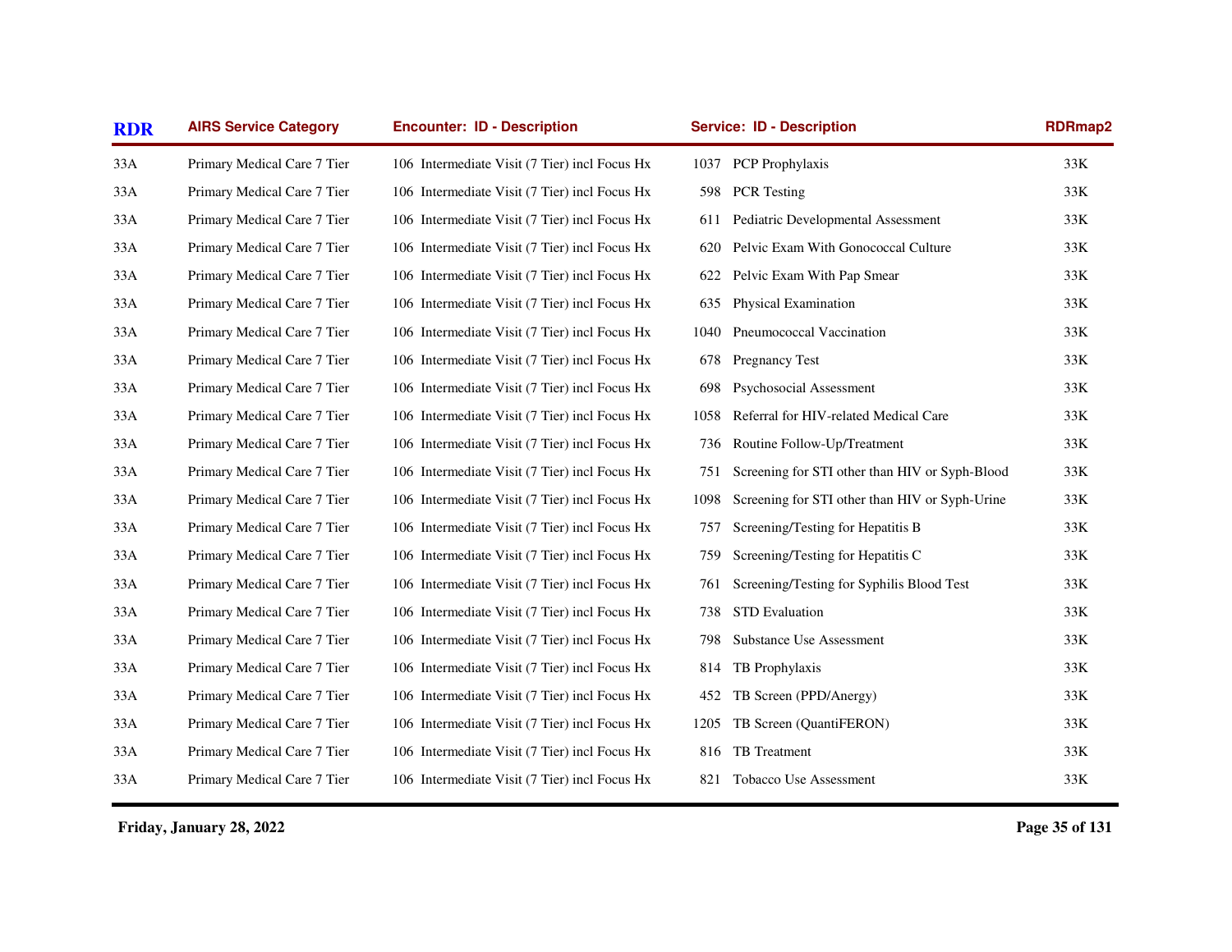| RDR | AIRS Service Category | Encounter: ID - Description | Service: ID - Description | RDRmap2 |
|---|---|---|---|---|
| 33A | Primary Medical Care 7 Tier | 106 Intermediate Visit (7 Tier) incl Focus Hx | 1037 PCP Prophylaxis | 33K |
| 33A | Primary Medical Care 7 Tier | 106 Intermediate Visit (7 Tier) incl Focus Hx | 598 PCR Testing | 33K |
| 33A | Primary Medical Care 7 Tier | 106 Intermediate Visit (7 Tier) incl Focus Hx | 611 Pediatric Developmental Assessment | 33K |
| 33A | Primary Medical Care 7 Tier | 106 Intermediate Visit (7 Tier) incl Focus Hx | 620 Pelvic Exam With Gonococcal Culture | 33K |
| 33A | Primary Medical Care 7 Tier | 106 Intermediate Visit (7 Tier) incl Focus Hx | 622 Pelvic Exam With Pap Smear | 33K |
| 33A | Primary Medical Care 7 Tier | 106 Intermediate Visit (7 Tier) incl Focus Hx | 635 Physical Examination | 33K |
| 33A | Primary Medical Care 7 Tier | 106 Intermediate Visit (7 Tier) incl Focus Hx | 1040 Pneumococcal Vaccination | 33K |
| 33A | Primary Medical Care 7 Tier | 106 Intermediate Visit (7 Tier) incl Focus Hx | 678 Pregnancy Test | 33K |
| 33A | Primary Medical Care 7 Tier | 106 Intermediate Visit (7 Tier) incl Focus Hx | 698 Psychosocial Assessment | 33K |
| 33A | Primary Medical Care 7 Tier | 106 Intermediate Visit (7 Tier) incl Focus Hx | 1058 Referral for HIV-related Medical Care | 33K |
| 33A | Primary Medical Care 7 Tier | 106 Intermediate Visit (7 Tier) incl Focus Hx | 736 Routine Follow-Up/Treatment | 33K |
| 33A | Primary Medical Care 7 Tier | 106 Intermediate Visit (7 Tier) incl Focus Hx | 751 Screening for STI other than HIV or Syph-Blood | 33K |
| 33A | Primary Medical Care 7 Tier | 106 Intermediate Visit (7 Tier) incl Focus Hx | 1098 Screening for STI other than HIV or Syph-Urine | 33K |
| 33A | Primary Medical Care 7 Tier | 106 Intermediate Visit (7 Tier) incl Focus Hx | 757 Screening/Testing for Hepatitis B | 33K |
| 33A | Primary Medical Care 7 Tier | 106 Intermediate Visit (7 Tier) incl Focus Hx | 759 Screening/Testing for Hepatitis C | 33K |
| 33A | Primary Medical Care 7 Tier | 106 Intermediate Visit (7 Tier) incl Focus Hx | 761 Screening/Testing for Syphilis Blood Test | 33K |
| 33A | Primary Medical Care 7 Tier | 106 Intermediate Visit (7 Tier) incl Focus Hx | 738 STD Evaluation | 33K |
| 33A | Primary Medical Care 7 Tier | 106 Intermediate Visit (7 Tier) incl Focus Hx | 798 Substance Use Assessment | 33K |
| 33A | Primary Medical Care 7 Tier | 106 Intermediate Visit (7 Tier) incl Focus Hx | 814 TB Prophylaxis | 33K |
| 33A | Primary Medical Care 7 Tier | 106 Intermediate Visit (7 Tier) incl Focus Hx | 452 TB Screen (PPD/Anergy) | 33K |
| 33A | Primary Medical Care 7 Tier | 106 Intermediate Visit (7 Tier) incl Focus Hx | 1205 TB Screen (QuantiFERON) | 33K |
| 33A | Primary Medical Care 7 Tier | 106 Intermediate Visit (7 Tier) incl Focus Hx | 816 TB Treatment | 33K |
| 33A | Primary Medical Care 7 Tier | 106 Intermediate Visit (7 Tier) incl Focus Hx | 821 Tobacco Use Assessment | 33K |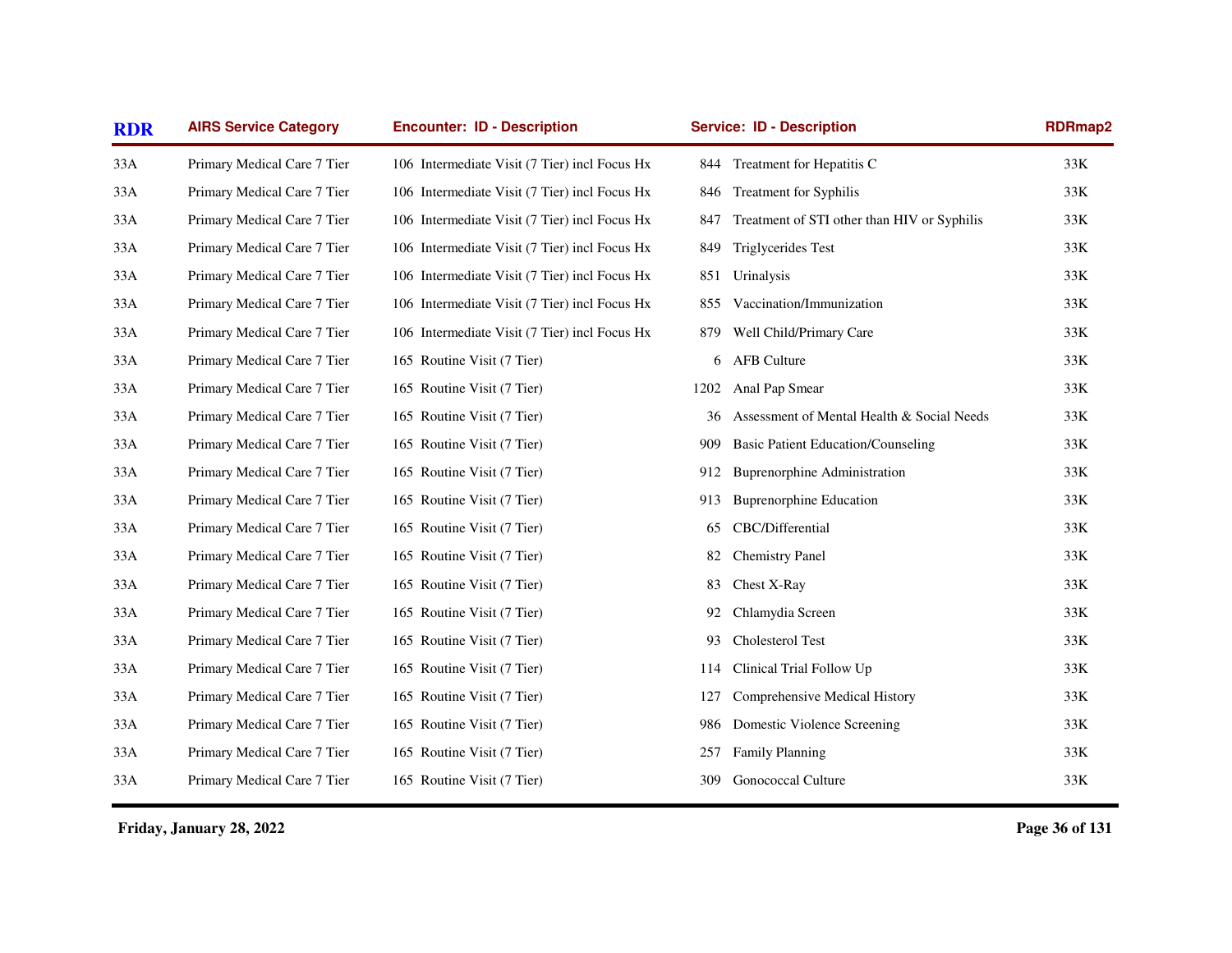| RDR | AIRS Service Category | Encounter: ID - Description | Service: ID - Description | RDRmap2 |
|---|---|---|---|---|
| 33A | Primary Medical Care 7 Tier | 106 Intermediate Visit (7 Tier) incl Focus Hx | 844 Treatment for Hepatitis C | 33K |
| 33A | Primary Medical Care 7 Tier | 106 Intermediate Visit (7 Tier) incl Focus Hx | 846 Treatment for Syphilis | 33K |
| 33A | Primary Medical Care 7 Tier | 106 Intermediate Visit (7 Tier) incl Focus Hx | 847 Treatment of STI other than HIV or Syphilis | 33K |
| 33A | Primary Medical Care 7 Tier | 106 Intermediate Visit (7 Tier) incl Focus Hx | 849 Triglycerides Test | 33K |
| 33A | Primary Medical Care 7 Tier | 106 Intermediate Visit (7 Tier) incl Focus Hx | 851 Urinalysis | 33K |
| 33A | Primary Medical Care 7 Tier | 106 Intermediate Visit (7 Tier) incl Focus Hx | 855 Vaccination/Immunization | 33K |
| 33A | Primary Medical Care 7 Tier | 106 Intermediate Visit (7 Tier) incl Focus Hx | 879 Well Child/Primary Care | 33K |
| 33A | Primary Medical Care 7 Tier | 165 Routine Visit (7 Tier) | 6 AFB Culture | 33K |
| 33A | Primary Medical Care 7 Tier | 165 Routine Visit (7 Tier) | 1202 Anal Pap Smear | 33K |
| 33A | Primary Medical Care 7 Tier | 165 Routine Visit (7 Tier) | 36 Assessment of Mental Health & Social Needs | 33K |
| 33A | Primary Medical Care 7 Tier | 165 Routine Visit (7 Tier) | 909 Basic Patient Education/Counseling | 33K |
| 33A | Primary Medical Care 7 Tier | 165 Routine Visit (7 Tier) | 912 Buprenorphine Administration | 33K |
| 33A | Primary Medical Care 7 Tier | 165 Routine Visit (7 Tier) | 913 Buprenorphine Education | 33K |
| 33A | Primary Medical Care 7 Tier | 165 Routine Visit (7 Tier) | 65 CBC/Differential | 33K |
| 33A | Primary Medical Care 7 Tier | 165 Routine Visit (7 Tier) | 82 Chemistry Panel | 33K |
| 33A | Primary Medical Care 7 Tier | 165 Routine Visit (7 Tier) | 83 Chest X-Ray | 33K |
| 33A | Primary Medical Care 7 Tier | 165 Routine Visit (7 Tier) | 92 Chlamydia Screen | 33K |
| 33A | Primary Medical Care 7 Tier | 165 Routine Visit (7 Tier) | 93 Cholesterol Test | 33K |
| 33A | Primary Medical Care 7 Tier | 165 Routine Visit (7 Tier) | 114 Clinical Trial Follow Up | 33K |
| 33A | Primary Medical Care 7 Tier | 165 Routine Visit (7 Tier) | 127 Comprehensive Medical History | 33K |
| 33A | Primary Medical Care 7 Tier | 165 Routine Visit (7 Tier) | 986 Domestic Violence Screening | 33K |
| 33A | Primary Medical Care 7 Tier | 165 Routine Visit (7 Tier) | 257 Family Planning | 33K |
| 33A | Primary Medical Care 7 Tier | 165 Routine Visit (7 Tier) | 309 Gonococcal Culture | 33K |

Friday, January 28, 2022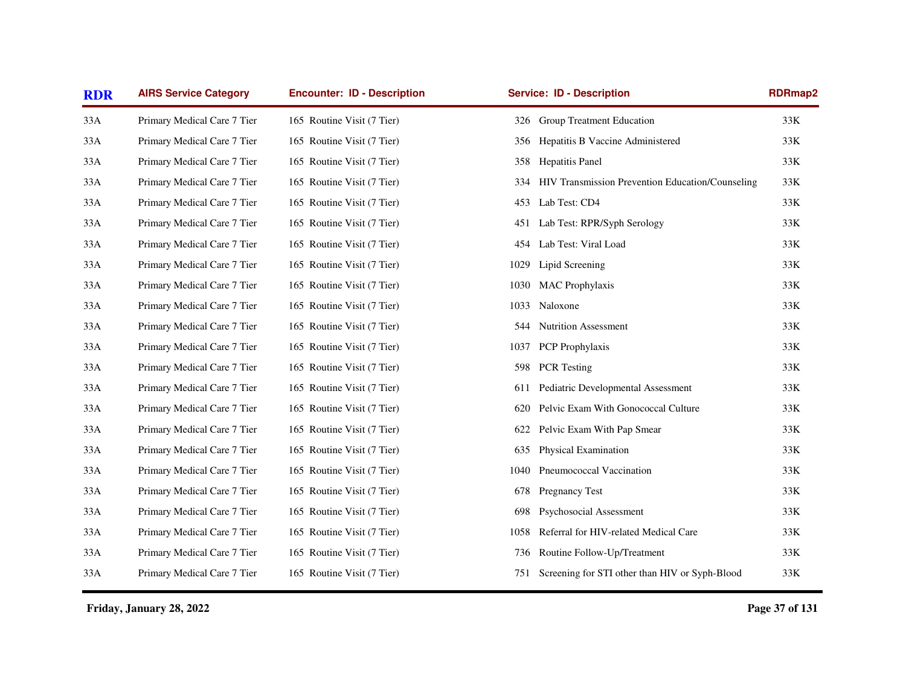| RDR | AIRS Service Category | Encounter: ID - Description | Service: ID - Description | RDRmap2 |
|---|---|---|---|---|
| 33A | Primary Medical Care 7 Tier | 165 Routine Visit (7 Tier) | 326 Group Treatment Education | 33K |
| 33A | Primary Medical Care 7 Tier | 165 Routine Visit (7 Tier) | 356 Hepatitis B Vaccine Administered | 33K |
| 33A | Primary Medical Care 7 Tier | 165 Routine Visit (7 Tier) | 358 Hepatitis Panel | 33K |
| 33A | Primary Medical Care 7 Tier | 165 Routine Visit (7 Tier) | 334 HIV Transmission Prevention Education/Counseling | 33K |
| 33A | Primary Medical Care 7 Tier | 165 Routine Visit (7 Tier) | 453 Lab Test: CD4 | 33K |
| 33A | Primary Medical Care 7 Tier | 165 Routine Visit (7 Tier) | 451 Lab Test: RPR/Syph Serology | 33K |
| 33A | Primary Medical Care 7 Tier | 165 Routine Visit (7 Tier) | 454 Lab Test: Viral Load | 33K |
| 33A | Primary Medical Care 7 Tier | 165 Routine Visit (7 Tier) | 1029 Lipid Screening | 33K |
| 33A | Primary Medical Care 7 Tier | 165 Routine Visit (7 Tier) | 1030 MAC Prophylaxis | 33K |
| 33A | Primary Medical Care 7 Tier | 165 Routine Visit (7 Tier) | 1033 Naloxone | 33K |
| 33A | Primary Medical Care 7 Tier | 165 Routine Visit (7 Tier) | 544 Nutrition Assessment | 33K |
| 33A | Primary Medical Care 7 Tier | 165 Routine Visit (7 Tier) | 1037 PCP Prophylaxis | 33K |
| 33A | Primary Medical Care 7 Tier | 165 Routine Visit (7 Tier) | 598 PCR Testing | 33K |
| 33A | Primary Medical Care 7 Tier | 165 Routine Visit (7 Tier) | 611 Pediatric Developmental Assessment | 33K |
| 33A | Primary Medical Care 7 Tier | 165 Routine Visit (7 Tier) | 620 Pelvic Exam With Gonococcal Culture | 33K |
| 33A | Primary Medical Care 7 Tier | 165 Routine Visit (7 Tier) | 622 Pelvic Exam With Pap Smear | 33K |
| 33A | Primary Medical Care 7 Tier | 165 Routine Visit (7 Tier) | 635 Physical Examination | 33K |
| 33A | Primary Medical Care 7 Tier | 165 Routine Visit (7 Tier) | 1040 Pneumococcal Vaccination | 33K |
| 33A | Primary Medical Care 7 Tier | 165 Routine Visit (7 Tier) | 678 Pregnancy Test | 33K |
| 33A | Primary Medical Care 7 Tier | 165 Routine Visit (7 Tier) | 698 Psychosocial Assessment | 33K |
| 33A | Primary Medical Care 7 Tier | 165 Routine Visit (7 Tier) | 1058 Referral for HIV-related Medical Care | 33K |
| 33A | Primary Medical Care 7 Tier | 165 Routine Visit (7 Tier) | 736 Routine Follow-Up/Treatment | 33K |
| 33A | Primary Medical Care 7 Tier | 165 Routine Visit (7 Tier) | 751 Screening for STI other than HIV or Syph-Blood | 33K |

**Friday, January 28, 2022**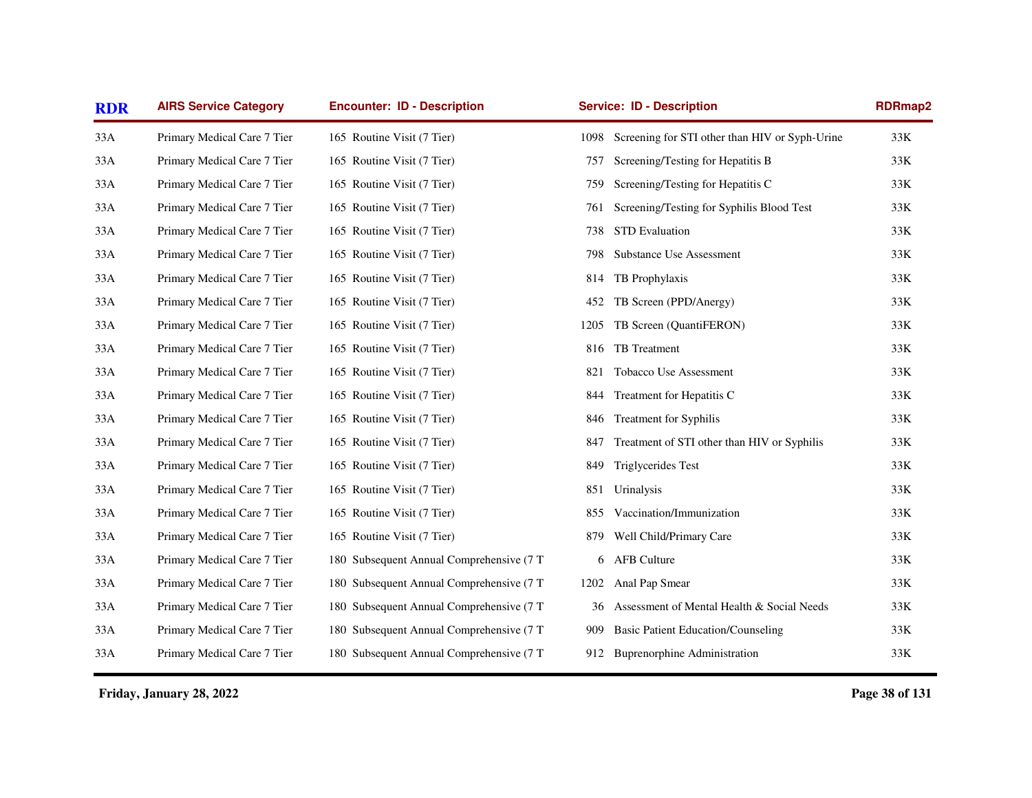| RDR | AIRS Service Category | Encounter: ID - Description | Service: ID - Description | RDRmap2 |
|---|---|---|---|---|
| 33A | Primary Medical Care 7 Tier | 165 Routine Visit (7 Tier) | 1098 Screening for STI other than HIV or Syph-Urine | 33K |
| 33A | Primary Medical Care 7 Tier | 165 Routine Visit (7 Tier) | 757 Screening/Testing for Hepatitis B | 33K |
| 33A | Primary Medical Care 7 Tier | 165 Routine Visit (7 Tier) | 759 Screening/Testing for Hepatitis C | 33K |
| 33A | Primary Medical Care 7 Tier | 165 Routine Visit (7 Tier) | 761 Screening/Testing for Syphilis Blood Test | 33K |
| 33A | Primary Medical Care 7 Tier | 165 Routine Visit (7 Tier) | 738 STD Evaluation | 33K |
| 33A | Primary Medical Care 7 Tier | 165 Routine Visit (7 Tier) | 798 Substance Use Assessment | 33K |
| 33A | Primary Medical Care 7 Tier | 165 Routine Visit (7 Tier) | 814 TB Prophylaxis | 33K |
| 33A | Primary Medical Care 7 Tier | 165 Routine Visit (7 Tier) | 452 TB Screen (PPD/Anergy) | 33K |
| 33A | Primary Medical Care 7 Tier | 165 Routine Visit (7 Tier) | 1205 TB Screen (QuantiFERON) | 33K |
| 33A | Primary Medical Care 7 Tier | 165 Routine Visit (7 Tier) | 816 TB Treatment | 33K |
| 33A | Primary Medical Care 7 Tier | 165 Routine Visit (7 Tier) | 821 Tobacco Use Assessment | 33K |
| 33A | Primary Medical Care 7 Tier | 165 Routine Visit (7 Tier) | 844 Treatment for Hepatitis C | 33K |
| 33A | Primary Medical Care 7 Tier | 165 Routine Visit (7 Tier) | 846 Treatment for Syphilis | 33K |
| 33A | Primary Medical Care 7 Tier | 165 Routine Visit (7 Tier) | 847 Treatment of STI other than HIV or Syphilis | 33K |
| 33A | Primary Medical Care 7 Tier | 165 Routine Visit (7 Tier) | 849 Triglycerides Test | 33K |
| 33A | Primary Medical Care 7 Tier | 165 Routine Visit (7 Tier) | 851 Urinalysis | 33K |
| 33A | Primary Medical Care 7 Tier | 165 Routine Visit (7 Tier) | 855 Vaccination/Immunization | 33K |
| 33A | Primary Medical Care 7 Tier | 165 Routine Visit (7 Tier) | 879 Well Child/Primary Care | 33K |
| 33A | Primary Medical Care 7 Tier | 180 Subsequent Annual Comprehensive (7 T | 6 AFB Culture | 33K |
| 33A | Primary Medical Care 7 Tier | 180 Subsequent Annual Comprehensive (7 T | 1202 Anal Pap Smear | 33K |
| 33A | Primary Medical Care 7 Tier | 180 Subsequent Annual Comprehensive (7 T | 36 Assessment of Mental Health & Social Needs | 33K |
| 33A | Primary Medical Care 7 Tier | 180 Subsequent Annual Comprehensive (7 T | 909 Basic Patient Education/Counseling | 33K |
| 33A | Primary Medical Care 7 Tier | 180 Subsequent Annual Comprehensive (7 T | 912 Buprenorphine Administration | 33K |

**Friday, January 28, 2022**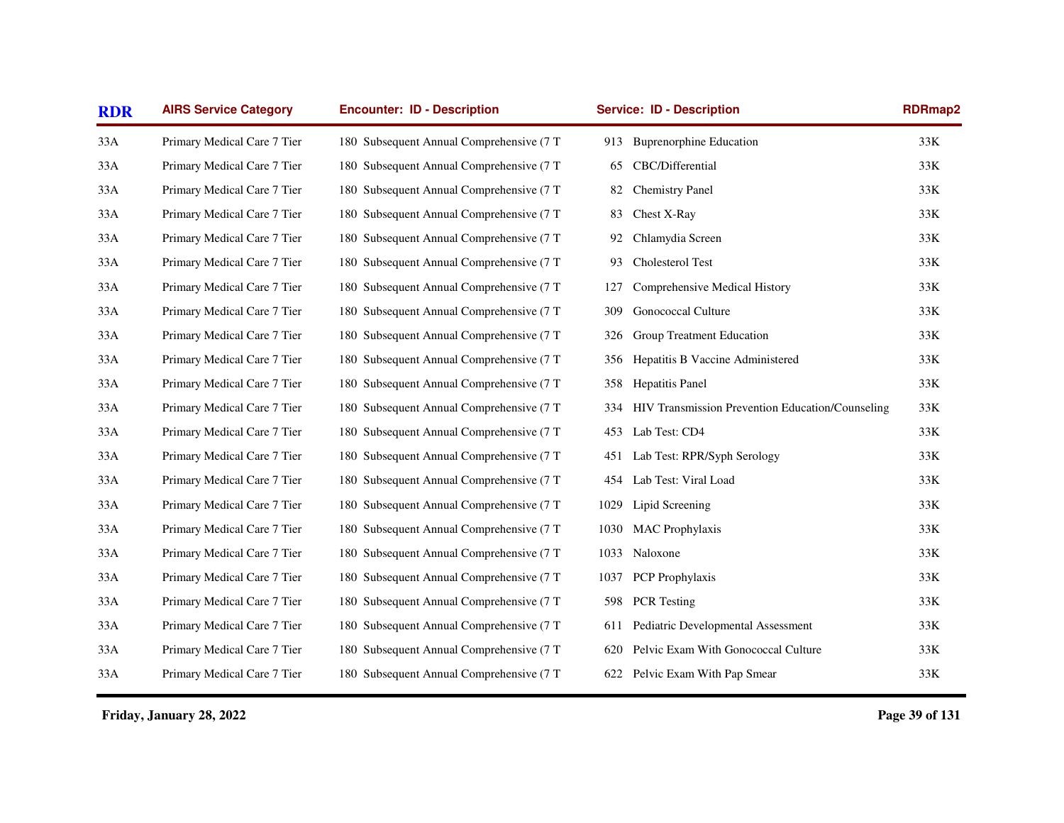| RDR | AIRS Service Category | Encounter: ID - Description | Service: ID - Description | RDRmap2 |
|---|---|---|---|---|
| 33A | Primary Medical Care 7 Tier | 180 Subsequent Annual Comprehensive (7 T | 913 Buprenorphine Education | 33K |
| 33A | Primary Medical Care 7 Tier | 180 Subsequent Annual Comprehensive (7 T | 65 CBC/Differential | 33K |
| 33A | Primary Medical Care 7 Tier | 180 Subsequent Annual Comprehensive (7 T | 82 Chemistry Panel | 33K |
| 33A | Primary Medical Care 7 Tier | 180 Subsequent Annual Comprehensive (7 T | 83 Chest X-Ray | 33K |
| 33A | Primary Medical Care 7 Tier | 180 Subsequent Annual Comprehensive (7 T | 92 Chlamydia Screen | 33K |
| 33A | Primary Medical Care 7 Tier | 180 Subsequent Annual Comprehensive (7 T | 93 Cholesterol Test | 33K |
| 33A | Primary Medical Care 7 Tier | 180 Subsequent Annual Comprehensive (7 T | 127 Comprehensive Medical History | 33K |
| 33A | Primary Medical Care 7 Tier | 180 Subsequent Annual Comprehensive (7 T | 309 Gonococcal Culture | 33K |
| 33A | Primary Medical Care 7 Tier | 180 Subsequent Annual Comprehensive (7 T | 326 Group Treatment Education | 33K |
| 33A | Primary Medical Care 7 Tier | 180 Subsequent Annual Comprehensive (7 T | 356 Hepatitis B Vaccine Administered | 33K |
| 33A | Primary Medical Care 7 Tier | 180 Subsequent Annual Comprehensive (7 T | 358 Hepatitis Panel | 33K |
| 33A | Primary Medical Care 7 Tier | 180 Subsequent Annual Comprehensive (7 T | 334 HIV Transmission Prevention Education/Counseling | 33K |
| 33A | Primary Medical Care 7 Tier | 180 Subsequent Annual Comprehensive (7 T | 453 Lab Test: CD4 | 33K |
| 33A | Primary Medical Care 7 Tier | 180 Subsequent Annual Comprehensive (7 T | 451 Lab Test: RPR/Syph Serology | 33K |
| 33A | Primary Medical Care 7 Tier | 180 Subsequent Annual Comprehensive (7 T | 454 Lab Test: Viral Load | 33K |
| 33A | Primary Medical Care 7 Tier | 180 Subsequent Annual Comprehensive (7 T | 1029 Lipid Screening | 33K |
| 33A | Primary Medical Care 7 Tier | 180 Subsequent Annual Comprehensive (7 T | 1030 MAC Prophylaxis | 33K |
| 33A | Primary Medical Care 7 Tier | 180 Subsequent Annual Comprehensive (7 T | 1033 Naloxone | 33K |
| 33A | Primary Medical Care 7 Tier | 180 Subsequent Annual Comprehensive (7 T | 1037 PCP Prophylaxis | 33K |
| 33A | Primary Medical Care 7 Tier | 180 Subsequent Annual Comprehensive (7 T | 598 PCR Testing | 33K |
| 33A | Primary Medical Care 7 Tier | 180 Subsequent Annual Comprehensive (7 T | 611 Pediatric Developmental Assessment | 33K |
| 33A | Primary Medical Care 7 Tier | 180 Subsequent Annual Comprehensive (7 T | 620 Pelvic Exam With Gonococcal Culture | 33K |
| 33A | Primary Medical Care 7 Tier | 180 Subsequent Annual Comprehensive (7 T | 622 Pelvic Exam With Pap Smear | 33K |

**Friday, January 28, 2022**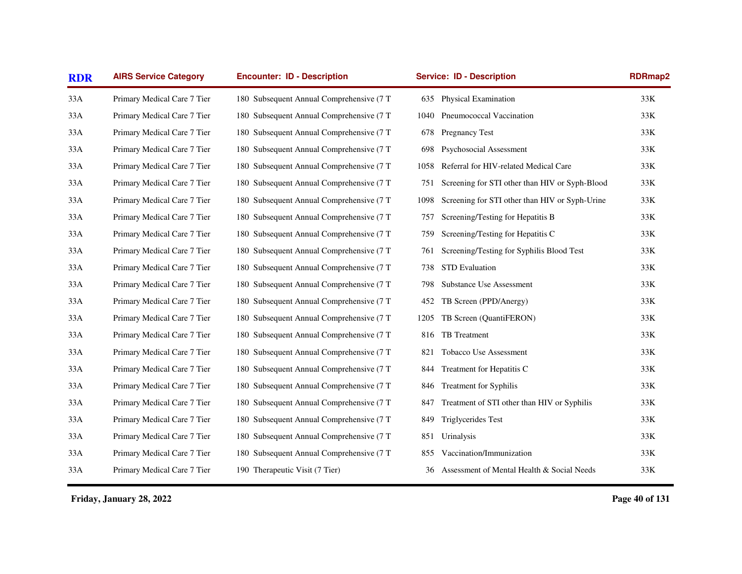| RDR | AIRS Service Category | Encounter: ID - Description | Service: ID - Description | RDRmap2 |
|---|---|---|---|---|
| 33A | Primary Medical Care 7 Tier | 180 Subsequent Annual Comprehensive (7 T | 635 Physical Examination | 33K |
| 33A | Primary Medical Care 7 Tier | 180 Subsequent Annual Comprehensive (7 T | 1040 Pneumococcal Vaccination | 33K |
| 33A | Primary Medical Care 7 Tier | 180 Subsequent Annual Comprehensive (7 T | 678 Pregnancy Test | 33K |
| 33A | Primary Medical Care 7 Tier | 180 Subsequent Annual Comprehensive (7 T | 698 Psychosocial Assessment | 33K |
| 33A | Primary Medical Care 7 Tier | 180 Subsequent Annual Comprehensive (7 T | 1058 Referral for HIV-related Medical Care | 33K |
| 33A | Primary Medical Care 7 Tier | 180 Subsequent Annual Comprehensive (7 T | 751 Screening for STI other than HIV or Syph-Blood | 33K |
| 33A | Primary Medical Care 7 Tier | 180 Subsequent Annual Comprehensive (7 T | 1098 Screening for STI other than HIV or Syph-Urine | 33K |
| 33A | Primary Medical Care 7 Tier | 180 Subsequent Annual Comprehensive (7 T | 757 Screening/Testing for Hepatitis B | 33K |
| 33A | Primary Medical Care 7 Tier | 180 Subsequent Annual Comprehensive (7 T | 759 Screening/Testing for Hepatitis C | 33K |
| 33A | Primary Medical Care 7 Tier | 180 Subsequent Annual Comprehensive (7 T | 761 Screening/Testing for Syphilis Blood Test | 33K |
| 33A | Primary Medical Care 7 Tier | 180 Subsequent Annual Comprehensive (7 T | 738 STD Evaluation | 33K |
| 33A | Primary Medical Care 7 Tier | 180 Subsequent Annual Comprehensive (7 T | 798 Substance Use Assessment | 33K |
| 33A | Primary Medical Care 7 Tier | 180 Subsequent Annual Comprehensive (7 T | 452 TB Screen (PPD/Anergy) | 33K |
| 33A | Primary Medical Care 7 Tier | 180 Subsequent Annual Comprehensive (7 T | 1205 TB Screen (QuantiFERON) | 33K |
| 33A | Primary Medical Care 7 Tier | 180 Subsequent Annual Comprehensive (7 T | 816 TB Treatment | 33K |
| 33A | Primary Medical Care 7 Tier | 180 Subsequent Annual Comprehensive (7 T | 821 Tobacco Use Assessment | 33K |
| 33A | Primary Medical Care 7 Tier | 180 Subsequent Annual Comprehensive (7 T | 844 Treatment for Hepatitis C | 33K |
| 33A | Primary Medical Care 7 Tier | 180 Subsequent Annual Comprehensive (7 T | 846 Treatment for Syphilis | 33K |
| 33A | Primary Medical Care 7 Tier | 180 Subsequent Annual Comprehensive (7 T | 847 Treatment of STI other than HIV or Syphilis | 33K |
| 33A | Primary Medical Care 7 Tier | 180 Subsequent Annual Comprehensive (7 T | 849 Triglycerides Test | 33K |
| 33A | Primary Medical Care 7 Tier | 180 Subsequent Annual Comprehensive (7 T | 851 Urinalysis | 33K |
| 33A | Primary Medical Care 7 Tier | 180 Subsequent Annual Comprehensive (7 T | 855 Vaccination/Immunization | 33K |
| 33A | Primary Medical Care 7 Tier | 190 Therapeutic Visit (7 Tier) | 36 Assessment of Mental Health & Social Needs | 33K |

Friday, January 28, 2022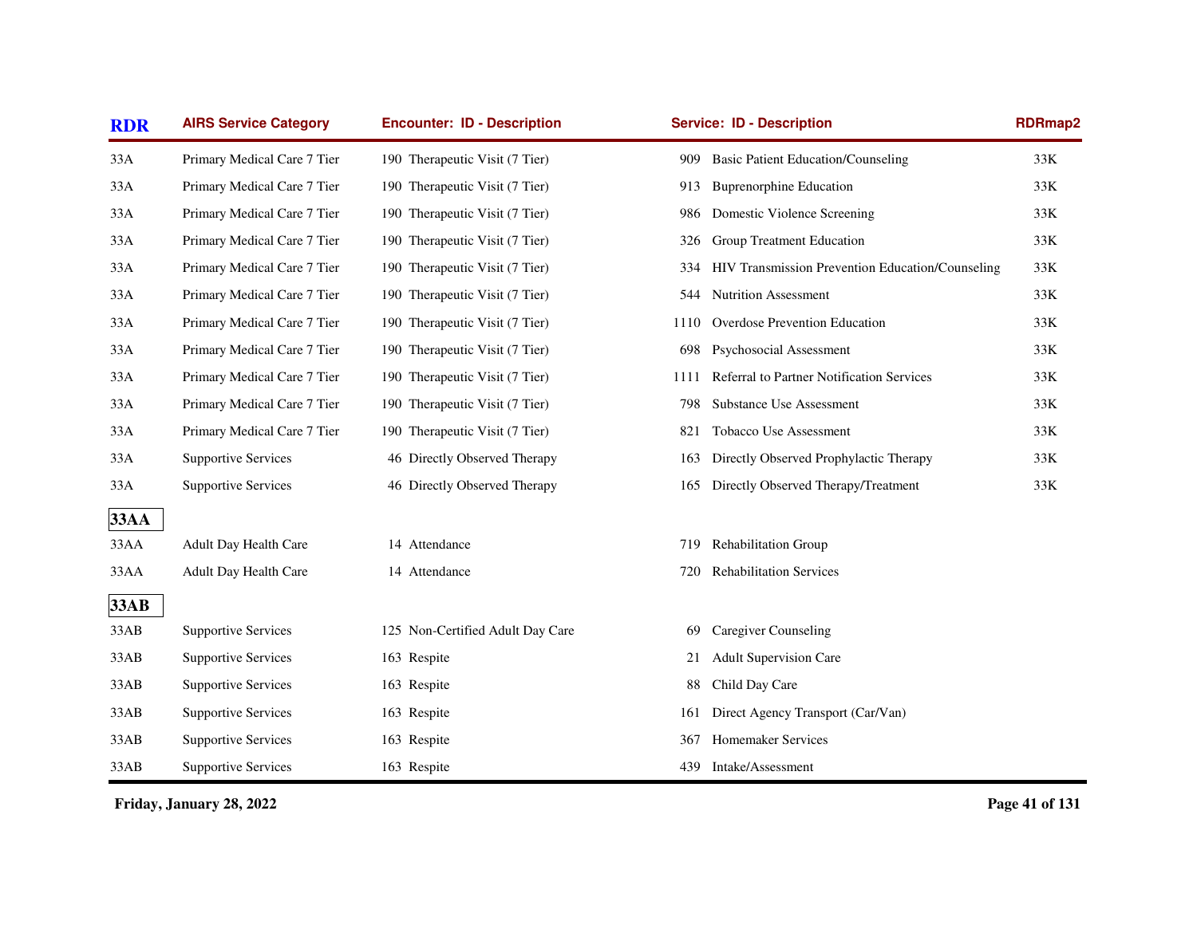| RDR | AIRS Service Category | Encounter: ID - Description | Service: ID - Description | RDRmap2 |
|---|---|---|---|---|
| 33A | Primary Medical Care 7 Tier | 190 Therapeutic Visit (7 Tier) | 909 Basic Patient Education/Counseling | 33K |
| 33A | Primary Medical Care 7 Tier | 190 Therapeutic Visit (7 Tier) | 913 Buprenorphine Education | 33K |
| 33A | Primary Medical Care 7 Tier | 190 Therapeutic Visit (7 Tier) | 986 Domestic Violence Screening | 33K |
| 33A | Primary Medical Care 7 Tier | 190 Therapeutic Visit (7 Tier) | 326 Group Treatment Education | 33K |
| 33A | Primary Medical Care 7 Tier | 190 Therapeutic Visit (7 Tier) | 334 HIV Transmission Prevention Education/Counseling | 33K |
| 33A | Primary Medical Care 7 Tier | 190 Therapeutic Visit (7 Tier) | 544 Nutrition Assessment | 33K |
| 33A | Primary Medical Care 7 Tier | 190 Therapeutic Visit (7 Tier) | 1110 Overdose Prevention Education | 33K |
| 33A | Primary Medical Care 7 Tier | 190 Therapeutic Visit (7 Tier) | 698 Psychosocial Assessment | 33K |
| 33A | Primary Medical Care 7 Tier | 190 Therapeutic Visit (7 Tier) | 1111 Referral to Partner Notification Services | 33K |
| 33A | Primary Medical Care 7 Tier | 190 Therapeutic Visit (7 Tier) | 798 Substance Use Assessment | 33K |
| 33A | Primary Medical Care 7 Tier | 190 Therapeutic Visit (7 Tier) | 821 Tobacco Use Assessment | 33K |
| 33A | Supportive Services | 46 Directly Observed Therapy | 163 Directly Observed Prophylactic Therapy | 33K |
| 33A | Supportive Services | 46 Directly Observed Therapy | 165 Directly Observed Therapy/Treatment | 33K |
| **33AA** | | | | |
| 33AA | Adult Day Health Care | 14 Attendance | 719 Rehabilitation Group | |
| 33AA | Adult Day Health Care | 14 Attendance | 720 Rehabilitation Services | |
| **33AB** | | | | |
| 33AB | Supportive Services | 125 Non-Certified Adult Day Care | 69 Caregiver Counseling | |
| 33AB | Supportive Services | 163 Respite | 21 Adult Supervision Care | |
| 33AB | Supportive Services | 163 Respite | 88 Child Day Care | |
| 33AB | Supportive Services | 163 Respite | 161 Direct Agency Transport (Car/Van) | |
| 33AB | Supportive Services | 163 Respite | 367 Homemaker Services | |
| 33AB | Supportive Services | 163 Respite | 439 Intake/Assessment | |

Friday, January 28, 2022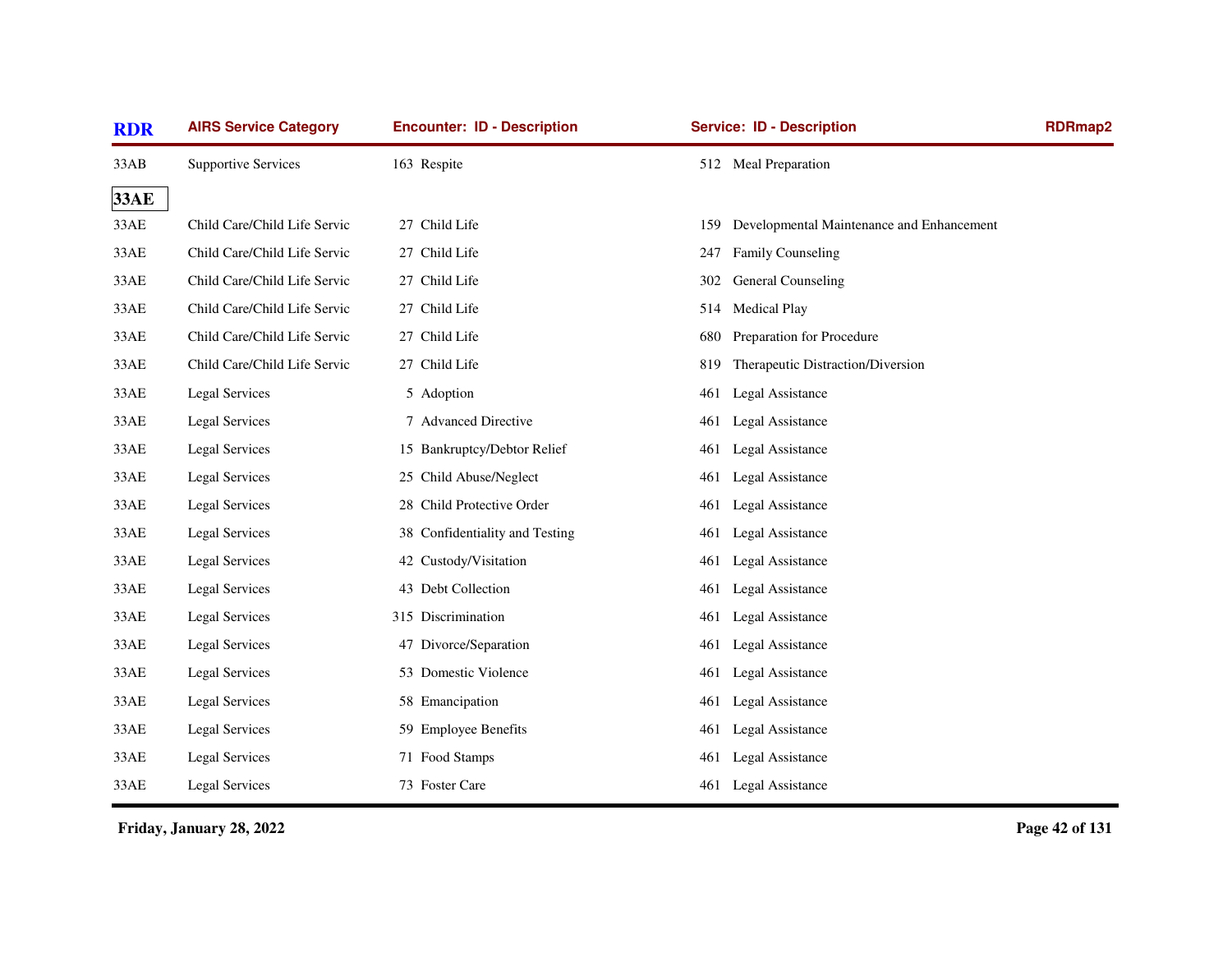| RDR | AIRS Service Category | Encounter: ID - Description | Service: ID - Description | RDRmap2 |
|---|---|---|---|---|
| 33AB | Supportive Services | 163 Respite | 512 Meal Preparation | |
| **33AE** | | | | |
| 33AE | Child Care/Child Life Servic | 27 Child Life | 159 Developmental Maintenance and Enhancement | |
| 33AE | Child Care/Child Life Servic | 27 Child Life | 247 Family Counseling | |
| 33AE | Child Care/Child Life Servic | 27 Child Life | 302 General Counseling | |
| 33AE | Child Care/Child Life Servic | 27 Child Life | 514 Medical Play | |
| 33AE | Child Care/Child Life Servic | 27 Child Life | 680 Preparation for Procedure | |
| 33AE | Child Care/Child Life Servic | 27 Child Life | 819 Therapeutic Distraction/Diversion | |
| 33AE | Legal Services | 5 Adoption | 461 Legal Assistance | |
| 33AE | Legal Services | 7 Advanced Directive | 461 Legal Assistance | |
| 33AE | Legal Services | 15 Bankruptcy/Debtor Relief | 461 Legal Assistance | |
| 33AE | Legal Services | 25 Child Abuse/Neglect | 461 Legal Assistance | |
| 33AE | Legal Services | 28 Child Protective Order | 461 Legal Assistance | |
| 33AE | Legal Services | 38 Confidentiality and Testing | 461 Legal Assistance | |
| 33AE | Legal Services | 42 Custody/Visitation | 461 Legal Assistance | |
| 33AE | Legal Services | 43 Debt Collection | 461 Legal Assistance | |
| 33AE | Legal Services | 315 Discrimination | 461 Legal Assistance | |
| 33AE | Legal Services | 47 Divorce/Separation | 461 Legal Assistance | |
| 33AE | Legal Services | 53 Domestic Violence | 461 Legal Assistance | |
| 33AE | Legal Services | 58 Emancipation | 461 Legal Assistance | |
| 33AE | Legal Services | 59 Employee Benefits | 461 Legal Assistance | |
| 33AE | Legal Services | 71 Food Stamps | 461 Legal Assistance | |
| 33AE | Legal Services | 73 Foster Care | 461 Legal Assistance | |

**Friday, January 28, 2022**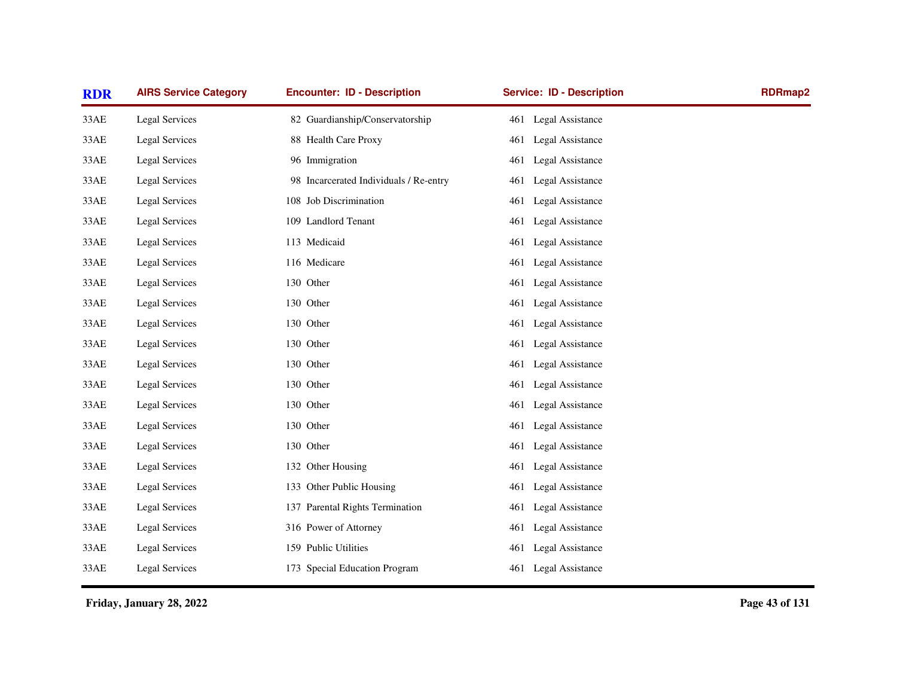| RDR | AIRS Service Category | Encounter: ID - Description | Service: ID - Description | RDRmap2 |
|---|---|---|---|---|
| 33AE | Legal Services | 82 Guardianship/Conservatorship | 461 Legal Assistance | |
| 33AE | Legal Services | 88 Health Care Proxy | 461 Legal Assistance | |
| 33AE | Legal Services | 96 Immigration | 461 Legal Assistance | |
| 33AE | Legal Services | 98 Incarcerated Individuals / Re-entry | 461 Legal Assistance | |
| 33AE | Legal Services | 108 Job Discrimination | 461 Legal Assistance | |
| 33AE | Legal Services | 109 Landlord Tenant | 461 Legal Assistance | |
| 33AE | Legal Services | 113 Medicaid | 461 Legal Assistance | |
| 33AE | Legal Services | 116 Medicare | 461 Legal Assistance | |
| 33AE | Legal Services | 130 Other | 461 Legal Assistance | |
| 33AE | Legal Services | 130 Other | 461 Legal Assistance | |
| 33AE | Legal Services | 130 Other | 461 Legal Assistance | |
| 33AE | Legal Services | 130 Other | 461 Legal Assistance | |
| 33AE | Legal Services | 130 Other | 461 Legal Assistance | |
| 33AE | Legal Services | 130 Other | 461 Legal Assistance | |
| 33AE | Legal Services | 130 Other | 461 Legal Assistance | |
| 33AE | Legal Services | 130 Other | 461 Legal Assistance | |
| 33AE | Legal Services | 130 Other | 461 Legal Assistance | |
| 33AE | Legal Services | 132 Other Housing | 461 Legal Assistance | |
| 33AE | Legal Services | 133 Other Public Housing | 461 Legal Assistance | |
| 33AE | Legal Services | 137 Parental Rights Termination | 461 Legal Assistance | |
| 33AE | Legal Services | 316 Power of Attorney | 461 Legal Assistance | |
| 33AE | Legal Services | 159 Public Utilities | 461 Legal Assistance | |
| 33AE | Legal Services | 173 Special Education Program | 461 Legal Assistance | |

**Friday, January 28, 2022**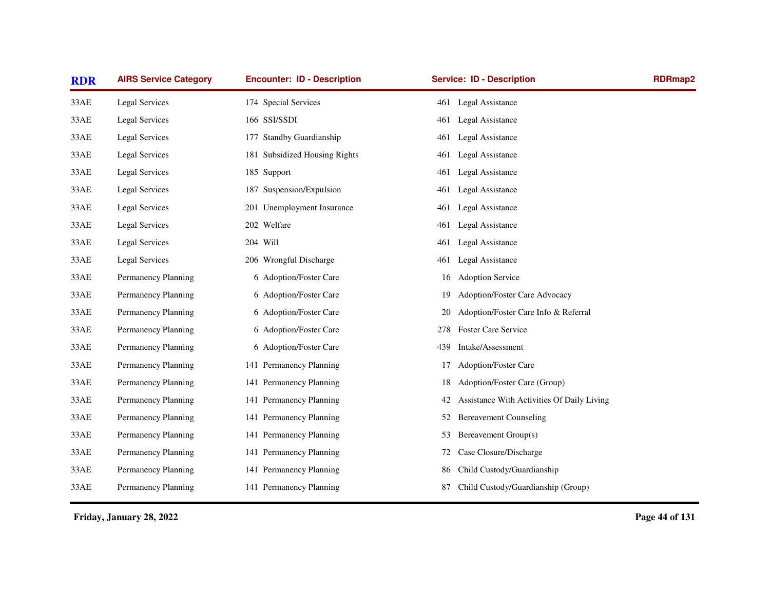| RDR | AIRS Service Category | Encounter: ID - Description | Service: ID - Description | RDRmap2 |
|---|---|---|---|---|
| 33AE | Legal Services | 174 Special Services | 461 Legal Assistance | |
| 33AE | Legal Services | 166 SSI/SSDI | 461 Legal Assistance | |
| 33AE | Legal Services | 177 Standby Guardianship | 461 Legal Assistance | |
| 33AE | Legal Services | 181 Subsidized Housing Rights | 461 Legal Assistance | |
| 33AE | Legal Services | 185 Support | 461 Legal Assistance | |
| 33AE | Legal Services | 187 Suspension/Expulsion | 461 Legal Assistance | |
| 33AE | Legal Services | 201 Unemployment Insurance | 461 Legal Assistance | |
| 33AE | Legal Services | 202 Welfare | 461 Legal Assistance | |
| 33AE | Legal Services | 204 Will | 461 Legal Assistance | |
| 33AE | Legal Services | 206 Wrongful Discharge | 461 Legal Assistance | |
| 33AE | Permanency Planning | 6 Adoption/Foster Care | 16 Adoption Service | |
| 33AE | Permanency Planning | 6 Adoption/Foster Care | 19 Adoption/Foster Care Advocacy | |
| 33AE | Permanency Planning | 6 Adoption/Foster Care | 20 Adoption/Foster Care Info & Referral | |
| 33AE | Permanency Planning | 6 Adoption/Foster Care | 278 Foster Care Service | |
| 33AE | Permanency Planning | 6 Adoption/Foster Care | 439 Intake/Assessment | |
| 33AE | Permanency Planning | 141 Permanency Planning | 17 Adoption/Foster Care | |
| 33AE | Permanency Planning | 141 Permanency Planning | 18 Adoption/Foster Care (Group) | |
| 33AE | Permanency Planning | 141 Permanency Planning | 42 Assistance With Activities Of Daily Living | |
| 33AE | Permanency Planning | 141 Permanency Planning | 52 Bereavement Counseling | |
| 33AE | Permanency Planning | 141 Permanency Planning | 53 Bereavement Group(s) | |
| 33AE | Permanency Planning | 141 Permanency Planning | 72 Case Closure/Discharge | |
| 33AE | Permanency Planning | 141 Permanency Planning | 86 Child Custody/Guardianship | |
| 33AE | Permanency Planning | 141 Permanency Planning | 87 Child Custody/Guardianship (Group) | |

**Friday, January 28, 2022**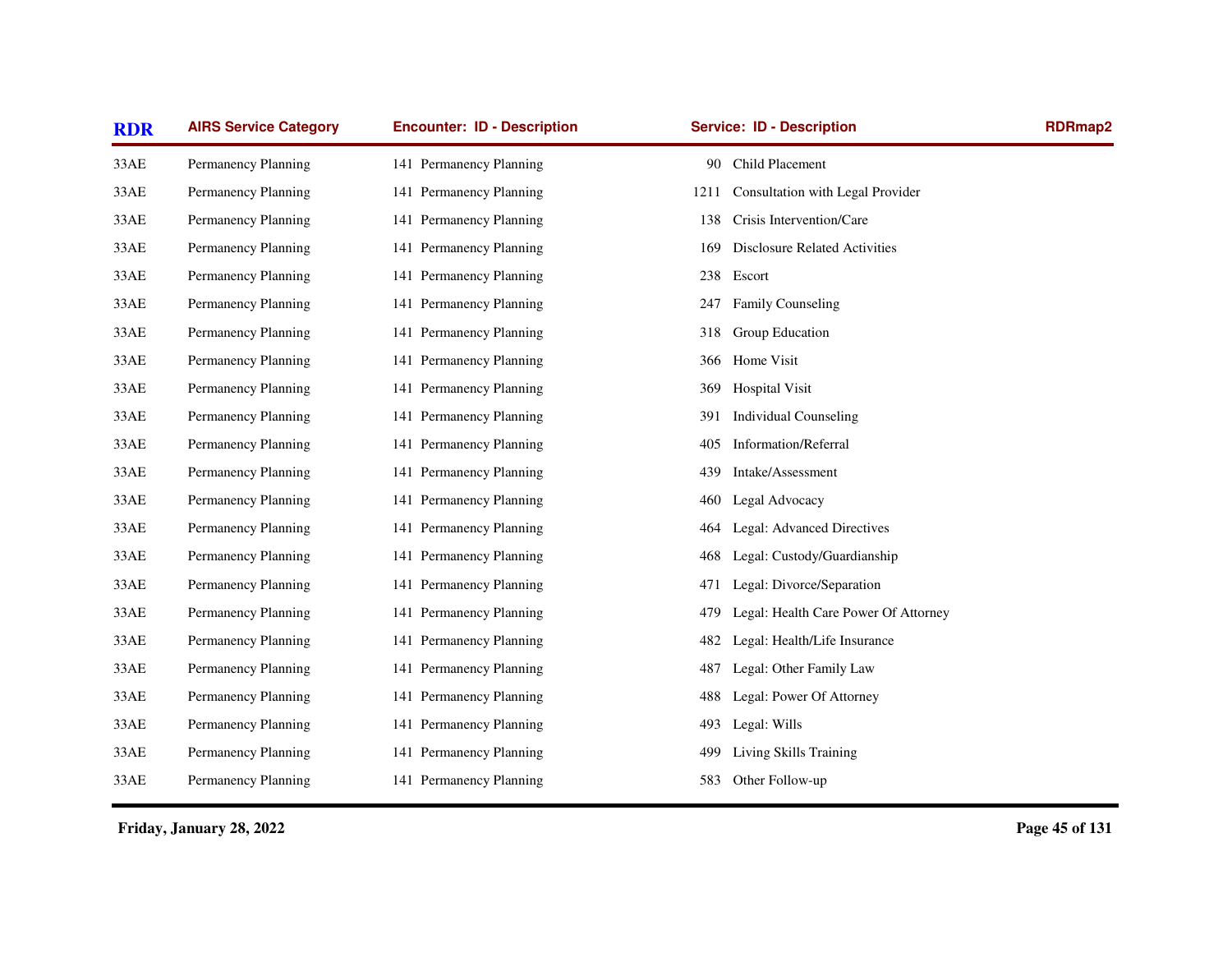| RDR | AIRS Service Category | Encounter: ID - Description | Service: ID - Description | RDRmap2 |
|---|---|---|---|---|
| 33AE | Permanency Planning | 141 Permanency Planning | 90 Child Placement | |
| 33AE | Permanency Planning | 141 Permanency Planning | 1211 Consultation with Legal Provider | |
| 33AE | Permanency Planning | 141 Permanency Planning | 138 Crisis Intervention/Care | |
| 33AE | Permanency Planning | 141 Permanency Planning | 169 Disclosure Related Activities | |
| 33AE | Permanency Planning | 141 Permanency Planning | 238 Escort | |
| 33AE | Permanency Planning | 141 Permanency Planning | 247 Family Counseling | |
| 33AE | Permanency Planning | 141 Permanency Planning | 318 Group Education | |
| 33AE | Permanency Planning | 141 Permanency Planning | 366 Home Visit | |
| 33AE | Permanency Planning | 141 Permanency Planning | 369 Hospital Visit | |
| 33AE | Permanency Planning | 141 Permanency Planning | 391 Individual Counseling | |
| 33AE | Permanency Planning | 141 Permanency Planning | 405 Information/Referral | |
| 33AE | Permanency Planning | 141 Permanency Planning | 439 Intake/Assessment | |
| 33AE | Permanency Planning | 141 Permanency Planning | 460 Legal Advocacy | |
| 33AE | Permanency Planning | 141 Permanency Planning | 464 Legal: Advanced Directives | |
| 33AE | Permanency Planning | 141 Permanency Planning | 468 Legal: Custody/Guardianship | |
| 33AE | Permanency Planning | 141 Permanency Planning | 471 Legal: Divorce/Separation | |
| 33AE | Permanency Planning | 141 Permanency Planning | 479 Legal: Health Care Power Of Attorney | |
| 33AE | Permanency Planning | 141 Permanency Planning | 482 Legal: Health/Life Insurance | |
| 33AE | Permanency Planning | 141 Permanency Planning | 487 Legal: Other Family Law | |
| 33AE | Permanency Planning | 141 Permanency Planning | 488 Legal: Power Of Attorney | |
| 33AE | Permanency Planning | 141 Permanency Planning | 493 Legal: Wills | |
| 33AE | Permanency Planning | 141 Permanency Planning | 499 Living Skills Training | |
| 33AE | Permanency Planning | 141 Permanency Planning | 583 Other Follow-up | |

**Friday, January 28, 2022**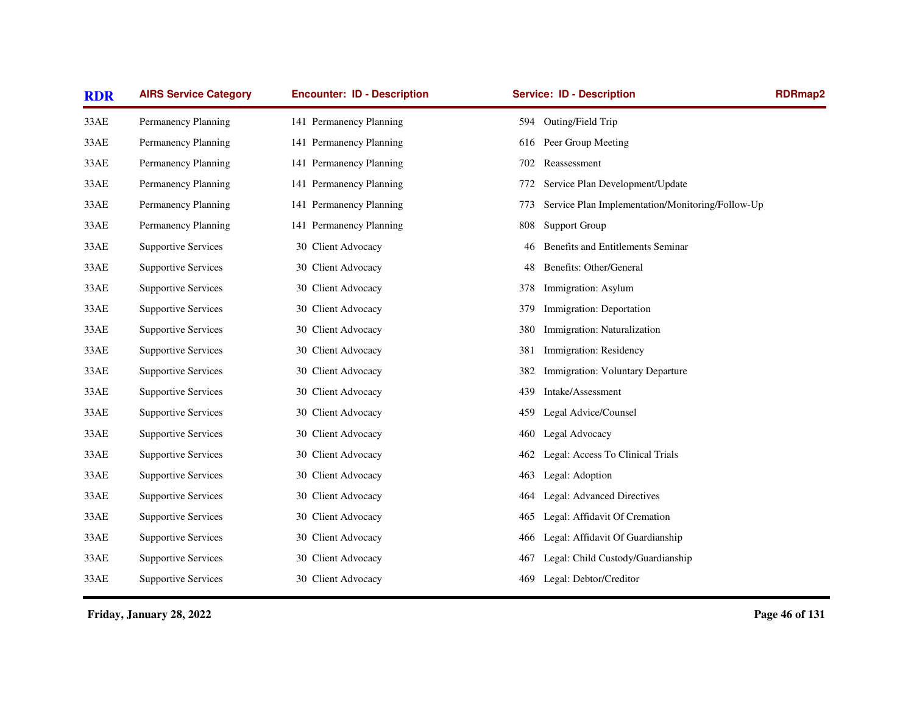| RDR | AIRS Service Category | Encounter: ID - Description | Service: ID - Description | RDRmap2 |
|---|---|---|---|---|
| 33AE | Permanency Planning | 141 Permanency Planning | 594 Outing/Field Trip | |
| 33AE | Permanency Planning | 141 Permanency Planning | 616 Peer Group Meeting | |
| 33AE | Permanency Planning | 141 Permanency Planning | 702 Reassessment | |
| 33AE | Permanency Planning | 141 Permanency Planning | 772 Service Plan Development/Update | |
| 33AE | Permanency Planning | 141 Permanency Planning | 773 Service Plan Implementation/Monitoring/Follow-Up | |
| 33AE | Permanency Planning | 141 Permanency Planning | 808 Support Group | |
| 33AE | Supportive Services | 30 Client Advocacy | 46 Benefits and Entitlements Seminar | |
| 33AE | Supportive Services | 30 Client Advocacy | 48 Benefits: Other/General | |
| 33AE | Supportive Services | 30 Client Advocacy | 378 Immigration: Asylum | |
| 33AE | Supportive Services | 30 Client Advocacy | 379 Immigration: Deportation | |
| 33AE | Supportive Services | 30 Client Advocacy | 380 Immigration: Naturalization | |
| 33AE | Supportive Services | 30 Client Advocacy | 381 Immigration: Residency | |
| 33AE | Supportive Services | 30 Client Advocacy | 382 Immigration: Voluntary Departure | |
| 33AE | Supportive Services | 30 Client Advocacy | 439 Intake/Assessment | |
| 33AE | Supportive Services | 30 Client Advocacy | 459 Legal Advice/Counsel | |
| 33AE | Supportive Services | 30 Client Advocacy | 460 Legal Advocacy | |
| 33AE | Supportive Services | 30 Client Advocacy | 462 Legal: Access To Clinical Trials | |
| 33AE | Supportive Services | 30 Client Advocacy | 463 Legal: Adoption | |
| 33AE | Supportive Services | 30 Client Advocacy | 464 Legal: Advanced Directives | |
| 33AE | Supportive Services | 30 Client Advocacy | 465 Legal: Affidavit Of Cremation | |
| 33AE | Supportive Services | 30 Client Advocacy | 466 Legal: Affidavit Of Guardianship | |
| 33AE | Supportive Services | 30 Client Advocacy | 467 Legal: Child Custody/Guardianship | |
| 33AE | Supportive Services | 30 Client Advocacy | 469 Legal: Debtor/Creditor | |

**Friday, January 28, 2022**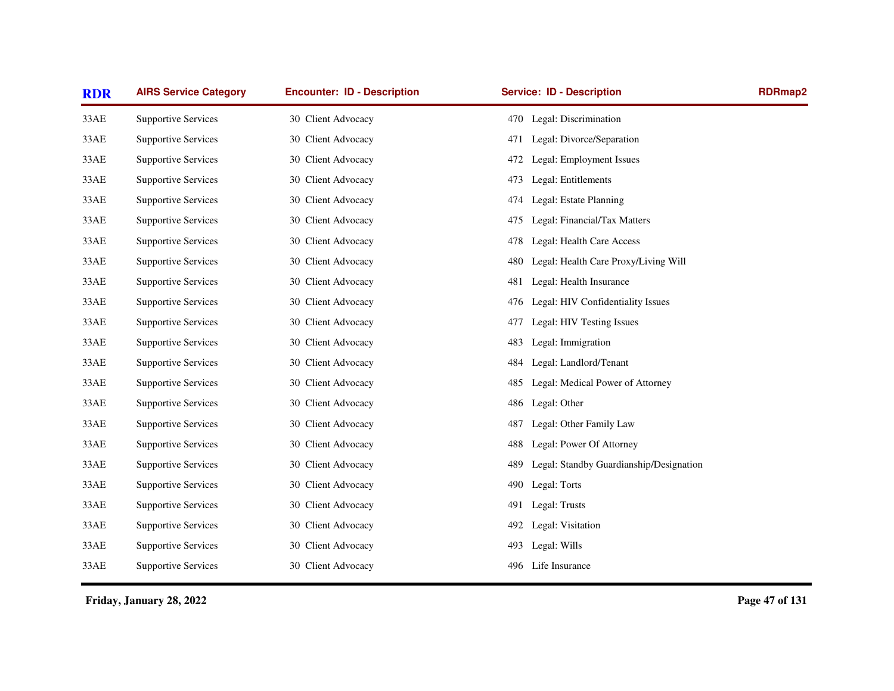| RDR | AIRS Service Category | Encounter: ID - Description | Service: ID - Description | RDRmap2 |
|---|---|---|---|---|
| 33AE | Supportive Services | 30 Client Advocacy | 470 Legal: Discrimination | |
| 33AE | Supportive Services | 30 Client Advocacy | 471 Legal: Divorce/Separation | |
| 33AE | Supportive Services | 30 Client Advocacy | 472 Legal: Employment Issues | |
| 33AE | Supportive Services | 30 Client Advocacy | 473 Legal: Entitlements | |
| 33AE | Supportive Services | 30 Client Advocacy | 474 Legal: Estate Planning | |
| 33AE | Supportive Services | 30 Client Advocacy | 475 Legal: Financial/Tax Matters | |
| 33AE | Supportive Services | 30 Client Advocacy | 478 Legal: Health Care Access | |
| 33AE | Supportive Services | 30 Client Advocacy | 480 Legal: Health Care Proxy/Living Will | |
| 33AE | Supportive Services | 30 Client Advocacy | 481 Legal: Health Insurance | |
| 33AE | Supportive Services | 30 Client Advocacy | 476 Legal: HIV Confidentiality Issues | |
| 33AE | Supportive Services | 30 Client Advocacy | 477 Legal: HIV Testing Issues | |
| 33AE | Supportive Services | 30 Client Advocacy | 483 Legal: Immigration | |
| 33AE | Supportive Services | 30 Client Advocacy | 484 Legal: Landlord/Tenant | |
| 33AE | Supportive Services | 30 Client Advocacy | 485 Legal: Medical Power of Attorney | |
| 33AE | Supportive Services | 30 Client Advocacy | 486 Legal: Other | |
| 33AE | Supportive Services | 30 Client Advocacy | 487 Legal: Other Family Law | |
| 33AE | Supportive Services | 30 Client Advocacy | 488 Legal: Power Of Attorney | |
| 33AE | Supportive Services | 30 Client Advocacy | 489 Legal: Standby Guardianship/Designation | |
| 33AE | Supportive Services | 30 Client Advocacy | 490 Legal: Torts | |
| 33AE | Supportive Services | 30 Client Advocacy | 491 Legal: Trusts | |
| 33AE | Supportive Services | 30 Client Advocacy | 492 Legal: Visitation | |
| 33AE | Supportive Services | 30 Client Advocacy | 493 Legal: Wills | |
| 33AE | Supportive Services | 30 Client Advocacy | 496 Life Insurance | |

**Friday, January 28, 2022**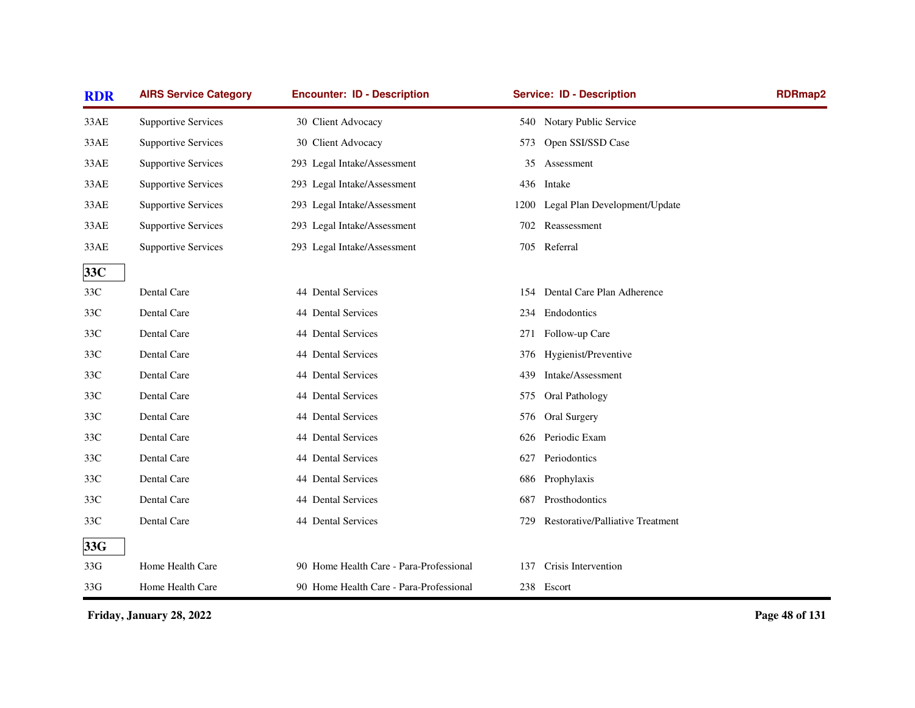| RDR | AIRS Service Category | Encounter: ID - Description | Service: ID - Description | RDRmap2 |
|---|---|---|---|---|
| 33AE | Supportive Services | 30 Client Advocacy | 540 Notary Public Service | |
| 33AE | Supportive Services | 30 Client Advocacy | 573 Open SSI/SSD Case | |
| 33AE | Supportive Services | 293 Legal Intake/Assessment | 35 Assessment | |
| 33AE | Supportive Services | 293 Legal Intake/Assessment | 436 Intake | |
| 33AE | Supportive Services | 293 Legal Intake/Assessment | 1200 Legal Plan Development/Update | |
| 33AE | Supportive Services | 293 Legal Intake/Assessment | 702 Reassessment | |
| 33AE | Supportive Services | 293 Legal Intake/Assessment | 705 Referral | |
| **33C** | | | | |
| 33C | Dental Care | 44 Dental Services | 154 Dental Care Plan Adherence | |
| 33C | Dental Care | 44 Dental Services | 234 Endodontics | |
| 33C | Dental Care | 44 Dental Services | 271 Follow-up Care | |
| 33C | Dental Care | 44 Dental Services | 376 Hygienist/Preventive | |
| 33C | Dental Care | 44 Dental Services | 439 Intake/Assessment | |
| 33C | Dental Care | 44 Dental Services | 575 Oral Pathology | |
| 33C | Dental Care | 44 Dental Services | 576 Oral Surgery | |
| 33C | Dental Care | 44 Dental Services | 626 Periodic Exam | |
| 33C | Dental Care | 44 Dental Services | 627 Periodontics | |
| 33C | Dental Care | 44 Dental Services | 686 Prophylaxis | |
| 33C | Dental Care | 44 Dental Services | 687 Prosthodontics | |
| 33C | Dental Care | 44 Dental Services | 729 Restorative/Palliative Treatment | |
| **33G** | | | | |
| 33G | Home Health Care | 90 Home Health Care - Para-Professional | 137 Crisis Intervention | |
| 33G | Home Health Care | 90 Home Health Care - Para-Professional | 238 Escort | |

**Friday, January 28, 2022**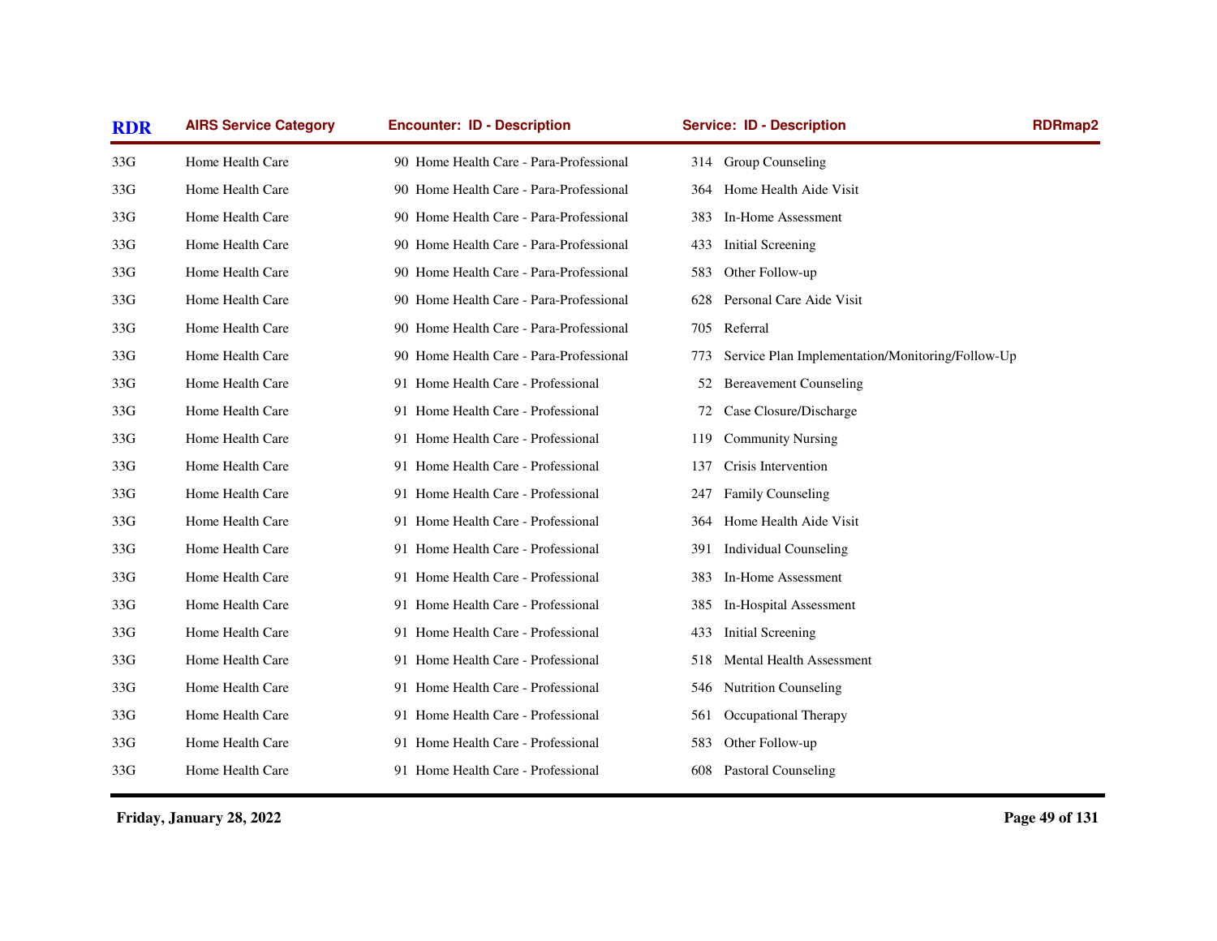| RDR | AIRS Service Category | Encounter: ID - Description | Service: ID - Description | RDRmap2 |
|---|---|---|---|---|
| 33G | Home Health Care | 90 Home Health Care - Para-Professional | 314 Group Counseling | |
| 33G | Home Health Care | 90 Home Health Care - Para-Professional | 364 Home Health Aide Visit | |
| 33G | Home Health Care | 90 Home Health Care - Para-Professional | 383 In-Home Assessment | |
| 33G | Home Health Care | 90 Home Health Care - Para-Professional | 433 Initial Screening | |
| 33G | Home Health Care | 90 Home Health Care - Para-Professional | 583 Other Follow-up | |
| 33G | Home Health Care | 90 Home Health Care - Para-Professional | 628 Personal Care Aide Visit | |
| 33G | Home Health Care | 90 Home Health Care - Para-Professional | 705 Referral | |
| 33G | Home Health Care | 90 Home Health Care - Para-Professional | 773 Service Plan Implementation/Monitoring/Follow-Up | |
| 33G | Home Health Care | 91 Home Health Care - Professional | 52 Bereavement Counseling | |
| 33G | Home Health Care | 91 Home Health Care - Professional | 72 Case Closure/Discharge | |
| 33G | Home Health Care | 91 Home Health Care - Professional | 119 Community Nursing | |
| 33G | Home Health Care | 91 Home Health Care - Professional | 137 Crisis Intervention | |
| 33G | Home Health Care | 91 Home Health Care - Professional | 247 Family Counseling | |
| 33G | Home Health Care | 91 Home Health Care - Professional | 364 Home Health Aide Visit | |
| 33G | Home Health Care | 91 Home Health Care - Professional | 391 Individual Counseling | |
| 33G | Home Health Care | 91 Home Health Care - Professional | 383 In-Home Assessment | |
| 33G | Home Health Care | 91 Home Health Care - Professional | 385 In-Hospital Assessment | |
| 33G | Home Health Care | 91 Home Health Care - Professional | 433 Initial Screening | |
| 33G | Home Health Care | 91 Home Health Care - Professional | 518 Mental Health Assessment | |
| 33G | Home Health Care | 91 Home Health Care - Professional | 546 Nutrition Counseling | |
| 33G | Home Health Care | 91 Home Health Care - Professional | 561 Occupational Therapy | |
| 33G | Home Health Care | 91 Home Health Care - Professional | 583 Other Follow-up | |
| 33G | Home Health Care | 91 Home Health Care - Professional | 608 Pastoral Counseling | |

**Friday, January 28, 2022**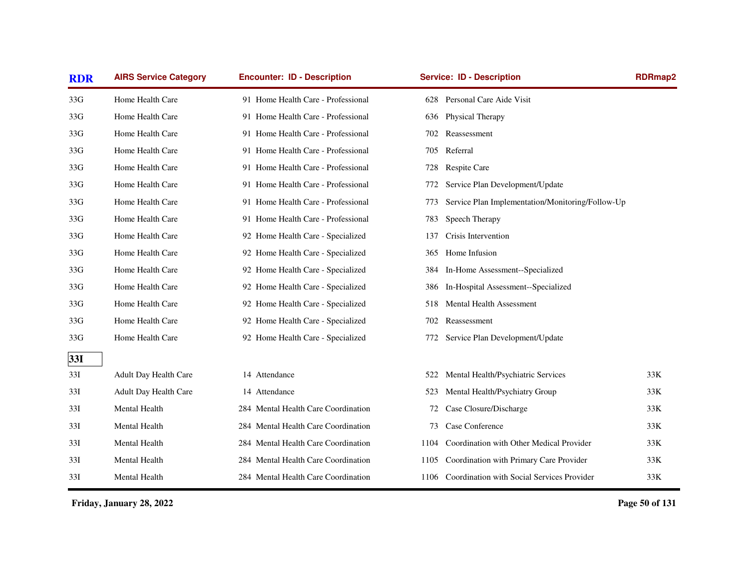| RDR | AIRS Service Category | Encounter: ID - Description | Service: ID - Description | RDRmap2 |
|---|---|---|---|---|
| 33G | Home Health Care | 91 Home Health Care - Professional | 628 Personal Care Aide Visit | |
| 33G | Home Health Care | 91 Home Health Care - Professional | 636 Physical Therapy | |
| 33G | Home Health Care | 91 Home Health Care - Professional | 702 Reassessment | |
| 33G | Home Health Care | 91 Home Health Care - Professional | 705 Referral | |
| 33G | Home Health Care | 91 Home Health Care - Professional | 728 Respite Care | |
| 33G | Home Health Care | 91 Home Health Care - Professional | 772 Service Plan Development/Update | |
| 33G | Home Health Care | 91 Home Health Care - Professional | 773 Service Plan Implementation/Monitoring/Follow-Up | |
| 33G | Home Health Care | 91 Home Health Care - Professional | 783 Speech Therapy | |
| 33G | Home Health Care | 92 Home Health Care - Specialized | 137 Crisis Intervention | |
| 33G | Home Health Care | 92 Home Health Care - Specialized | 365 Home Infusion | |
| 33G | Home Health Care | 92 Home Health Care - Specialized | 384 In-Home Assessment--Specialized | |
| 33G | Home Health Care | 92 Home Health Care - Specialized | 386 In-Hospital Assessment--Specialized | |
| 33G | Home Health Care | 92 Home Health Care - Specialized | 518 Mental Health Assessment | |
| 33G | Home Health Care | 92 Home Health Care - Specialized | 702 Reassessment | |
| 33G | Home Health Care | 92 Home Health Care - Specialized | 772 Service Plan Development/Update | |
| **33I** | | | | |
| 33I | Adult Day Health Care | 14 Attendance | 522 Mental Health/Psychiatric Services | 33K |
| 33I | Adult Day Health Care | 14 Attendance | 523 Mental Health/Psychiatry Group | 33K |
| 33I | Mental Health | 284 Mental Health Care Coordination | 72 Case Closure/Discharge | 33K |
| 33I | Mental Health | 284 Mental Health Care Coordination | 73 Case Conference | 33K |
| 33I | Mental Health | 284 Mental Health Care Coordination | 1104 Coordination with Other Medical Provider | 33K |
| 33I | Mental Health | 284 Mental Health Care Coordination | 1105 Coordination with Primary Care Provider | 33K |
| 33I | Mental Health | 284 Mental Health Care Coordination | 1106 Coordination with Social Services Provider | 33K |

**Friday, January 28, 2022**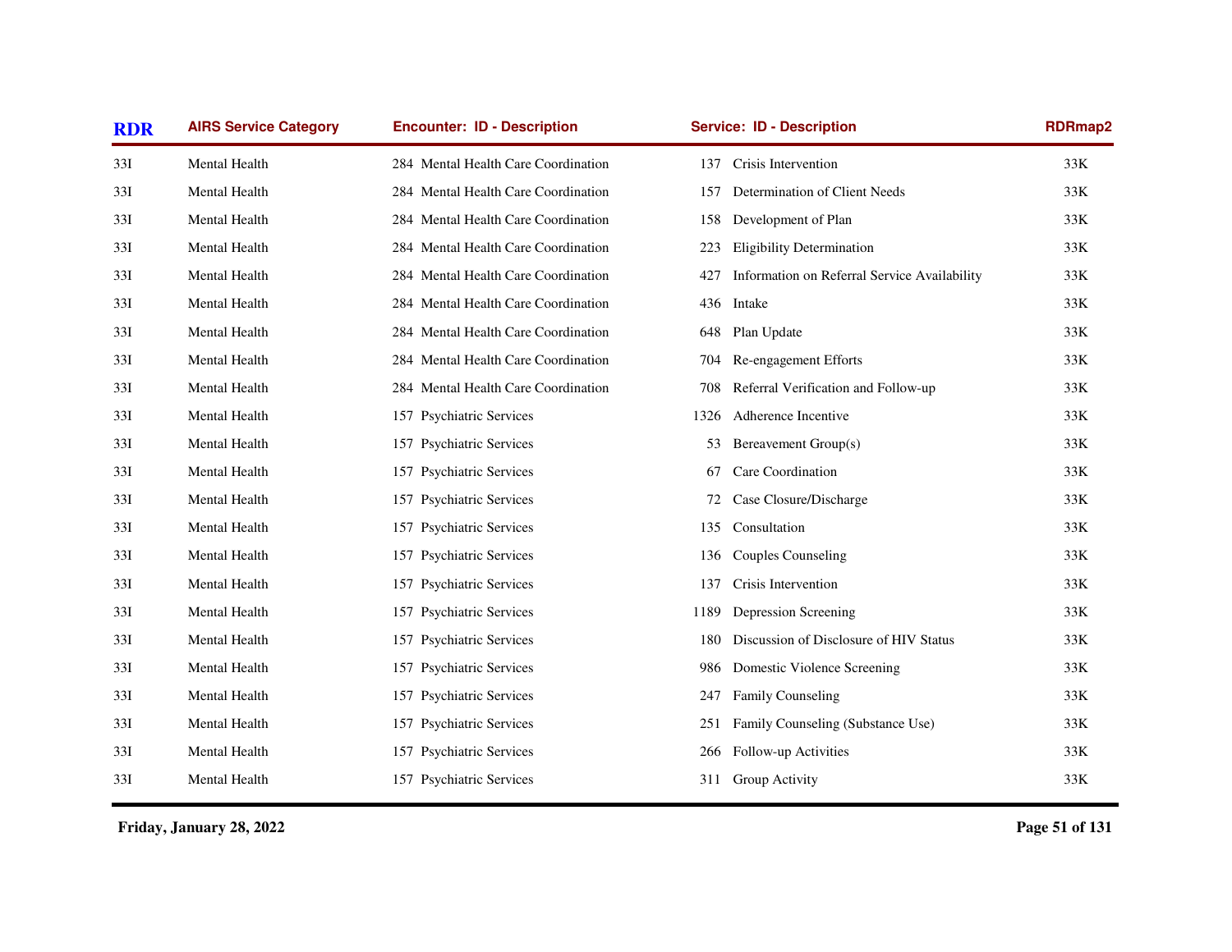| RDR | AIRS Service Category | Encounter: ID - Description | Service: ID - Description | RDRmap2 |
|---|---|---|---|---|
| 33I | Mental Health | 284 Mental Health Care Coordination | 137 Crisis Intervention | 33K |
| 33I | Mental Health | 284 Mental Health Care Coordination | 157 Determination of Client Needs | 33K |
| 33I | Mental Health | 284 Mental Health Care Coordination | 158 Development of Plan | 33K |
| 33I | Mental Health | 284 Mental Health Care Coordination | 223 Eligibility Determination | 33K |
| 33I | Mental Health | 284 Mental Health Care Coordination | 427 Information on Referral Service Availability | 33K |
| 33I | Mental Health | 284 Mental Health Care Coordination | 436 Intake | 33K |
| 33I | Mental Health | 284 Mental Health Care Coordination | 648 Plan Update | 33K |
| 33I | Mental Health | 284 Mental Health Care Coordination | 704 Re-engagement Efforts | 33K |
| 33I | Mental Health | 284 Mental Health Care Coordination | 708 Referral Verification and Follow-up | 33K |
| 33I | Mental Health | 157 Psychiatric Services | 1326 Adherence Incentive | 33K |
| 33I | Mental Health | 157 Psychiatric Services | 53 Bereavement Group(s) | 33K |
| 33I | Mental Health | 157 Psychiatric Services | 67 Care Coordination | 33K |
| 33I | Mental Health | 157 Psychiatric Services | 72 Case Closure/Discharge | 33K |
| 33I | Mental Health | 157 Psychiatric Services | 135 Consultation | 33K |
| 33I | Mental Health | 157 Psychiatric Services | 136 Couples Counseling | 33K |
| 33I | Mental Health | 157 Psychiatric Services | 137 Crisis Intervention | 33K |
| 33I | Mental Health | 157 Psychiatric Services | 1189 Depression Screening | 33K |
| 33I | Mental Health | 157 Psychiatric Services | 180 Discussion of Disclosure of HIV Status | 33K |
| 33I | Mental Health | 157 Psychiatric Services | 986 Domestic Violence Screening | 33K |
| 33I | Mental Health | 157 Psychiatric Services | 247 Family Counseling | 33K |
| 33I | Mental Health | 157 Psychiatric Services | 251 Family Counseling (Substance Use) | 33K |
| 33I | Mental Health | 157 Psychiatric Services | 266 Follow-up Activities | 33K |
| 33I | Mental Health | 157 Psychiatric Services | 311 Group Activity | 33K |

**Friday, January 28, 2022**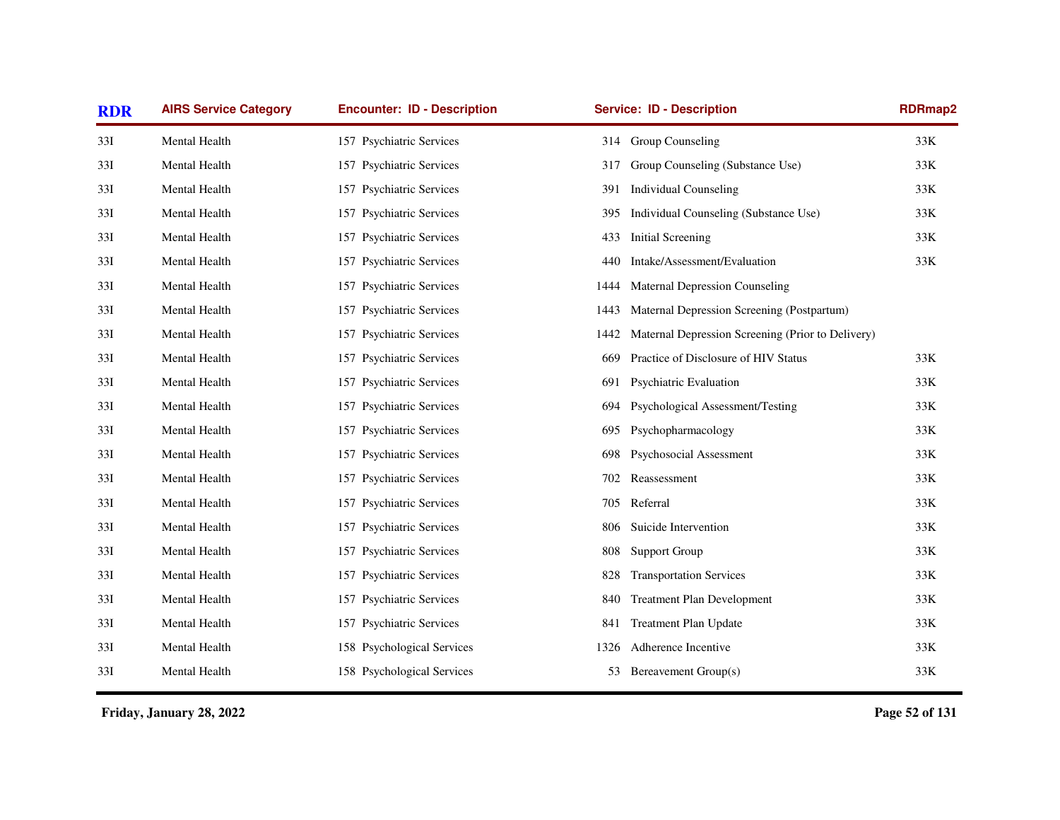| RDR | AIRS Service Category | Encounter: ID - Description | Service: ID - Description | RDRmap2 |
|---|---|---|---|---|
| 33I | Mental Health | 157 Psychiatric Services | 314 Group Counseling | 33K |
| 33I | Mental Health | 157 Psychiatric Services | 317 Group Counseling (Substance Use) | 33K |
| 33I | Mental Health | 157 Psychiatric Services | 391 Individual Counseling | 33K |
| 33I | Mental Health | 157 Psychiatric Services | 395 Individual Counseling (Substance Use) | 33K |
| 33I | Mental Health | 157 Psychiatric Services | 433 Initial Screening | 33K |
| 33I | Mental Health | 157 Psychiatric Services | 440 Intake/Assessment/Evaluation | 33K |
| 33I | Mental Health | 157 Psychiatric Services | 1444 Maternal Depression Counseling | |
| 33I | Mental Health | 157 Psychiatric Services | 1443 Maternal Depression Screening (Postpartum) | |
| 33I | Mental Health | 157 Psychiatric Services | 1442 Maternal Depression Screening (Prior to Delivery) | |
| 33I | Mental Health | 157 Psychiatric Services | 669 Practice of Disclosure of HIV Status | 33K |
| 33I | Mental Health | 157 Psychiatric Services | 691 Psychiatric Evaluation | 33K |
| 33I | Mental Health | 157 Psychiatric Services | 694 Psychological Assessment/Testing | 33K |
| 33I | Mental Health | 157 Psychiatric Services | 695 Psychopharmacology | 33K |
| 33I | Mental Health | 157 Psychiatric Services | 698 Psychosocial Assessment | 33K |
| 33I | Mental Health | 157 Psychiatric Services | 702 Reassessment | 33K |
| 33I | Mental Health | 157 Psychiatric Services | 705 Referral | 33K |
| 33I | Mental Health | 157 Psychiatric Services | 806 Suicide Intervention | 33K |
| 33I | Mental Health | 157 Psychiatric Services | 808 Support Group | 33K |
| 33I | Mental Health | 157 Psychiatric Services | 828 Transportation Services | 33K |
| 33I | Mental Health | 157 Psychiatric Services | 840 Treatment Plan Development | 33K |
| 33I | Mental Health | 157 Psychiatric Services | 841 Treatment Plan Update | 33K |
| 33I | Mental Health | 158 Psychological Services | 1326 Adherence Incentive | 33K |
| 33I | Mental Health | 158 Psychological Services | 53 Bereavement Group(s) | 33K |

Friday, January 28, 2022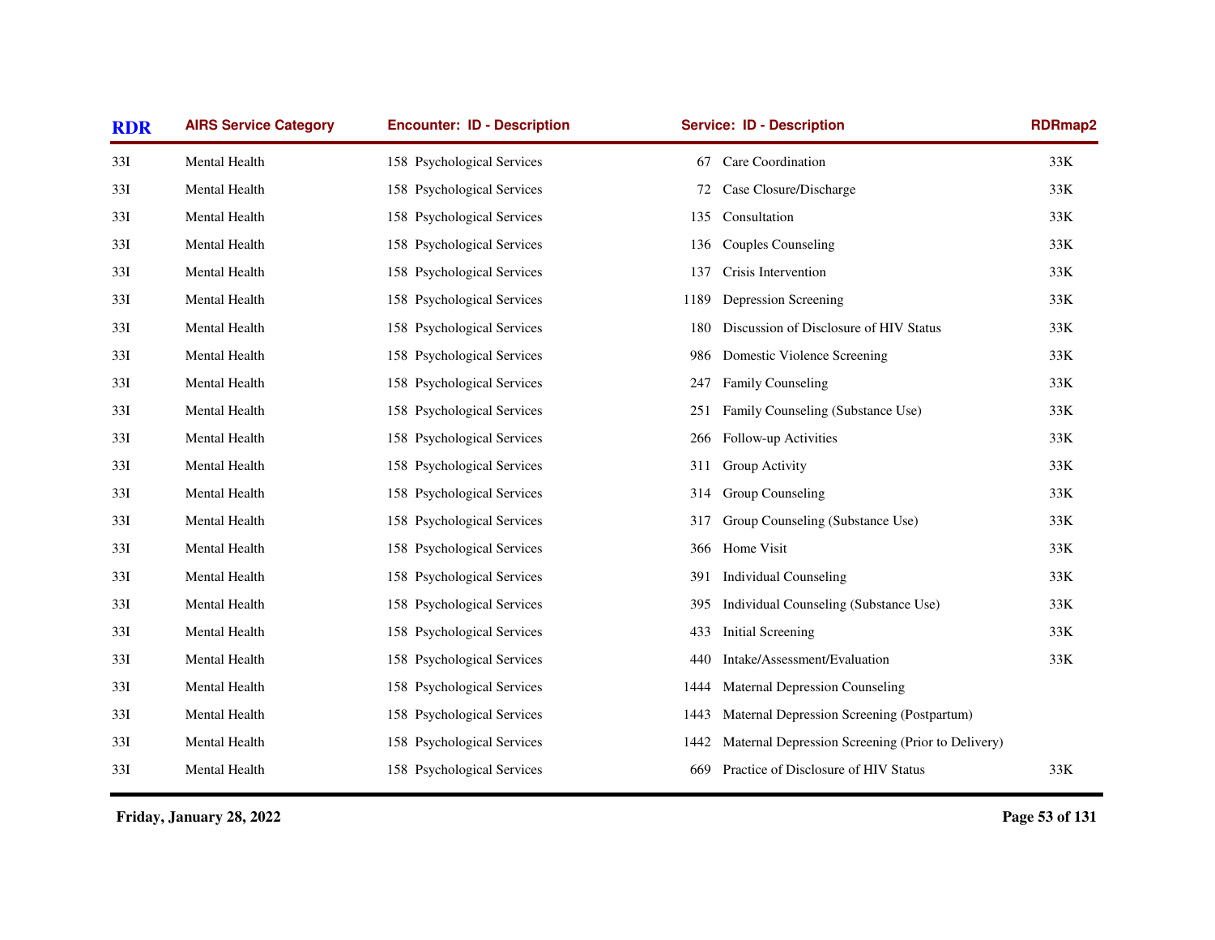| RDR | AIRS Service Category | Encounter: ID - Description | Service: ID - Description | RDRmap2 |
|---|---|---|---|---|
| 33I | Mental Health | 158 Psychological Services | 67 Care Coordination | 33K |
| 33I | Mental Health | 158 Psychological Services | 72 Case Closure/Discharge | 33K |
| 33I | Mental Health | 158 Psychological Services | 135 Consultation | 33K |
| 33I | Mental Health | 158 Psychological Services | 136 Couples Counseling | 33K |
| 33I | Mental Health | 158 Psychological Services | 137 Crisis Intervention | 33K |
| 33I | Mental Health | 158 Psychological Services | 1189 Depression Screening | 33K |
| 33I | Mental Health | 158 Psychological Services | 180 Discussion of Disclosure of HIV Status | 33K |
| 33I | Mental Health | 158 Psychological Services | 986 Domestic Violence Screening | 33K |
| 33I | Mental Health | 158 Psychological Services | 247 Family Counseling | 33K |
| 33I | Mental Health | 158 Psychological Services | 251 Family Counseling (Substance Use) | 33K |
| 33I | Mental Health | 158 Psychological Services | 266 Follow-up Activities | 33K |
| 33I | Mental Health | 158 Psychological Services | 311 Group Activity | 33K |
| 33I | Mental Health | 158 Psychological Services | 314 Group Counseling | 33K |
| 33I | Mental Health | 158 Psychological Services | 317 Group Counseling (Substance Use) | 33K |
| 33I | Mental Health | 158 Psychological Services | 366 Home Visit | 33K |
| 33I | Mental Health | 158 Psychological Services | 391 Individual Counseling | 33K |
| 33I | Mental Health | 158 Psychological Services | 395 Individual Counseling (Substance Use) | 33K |
| 33I | Mental Health | 158 Psychological Services | 433 Initial Screening | 33K |
| 33I | Mental Health | 158 Psychological Services | 440 Intake/Assessment/Evaluation | 33K |
| 33I | Mental Health | 158 Psychological Services | 1444 Maternal Depression Counseling | |
| 33I | Mental Health | 158 Psychological Services | 1443 Maternal Depression Screening (Postpartum) | |
| 33I | Mental Health | 158 Psychological Services | 1442 Maternal Depression Screening (Prior to Delivery) | |
| 33I | Mental Health | 158 Psychological Services | 669 Practice of Disclosure of HIV Status | 33K |

**Friday, January 28, 2022**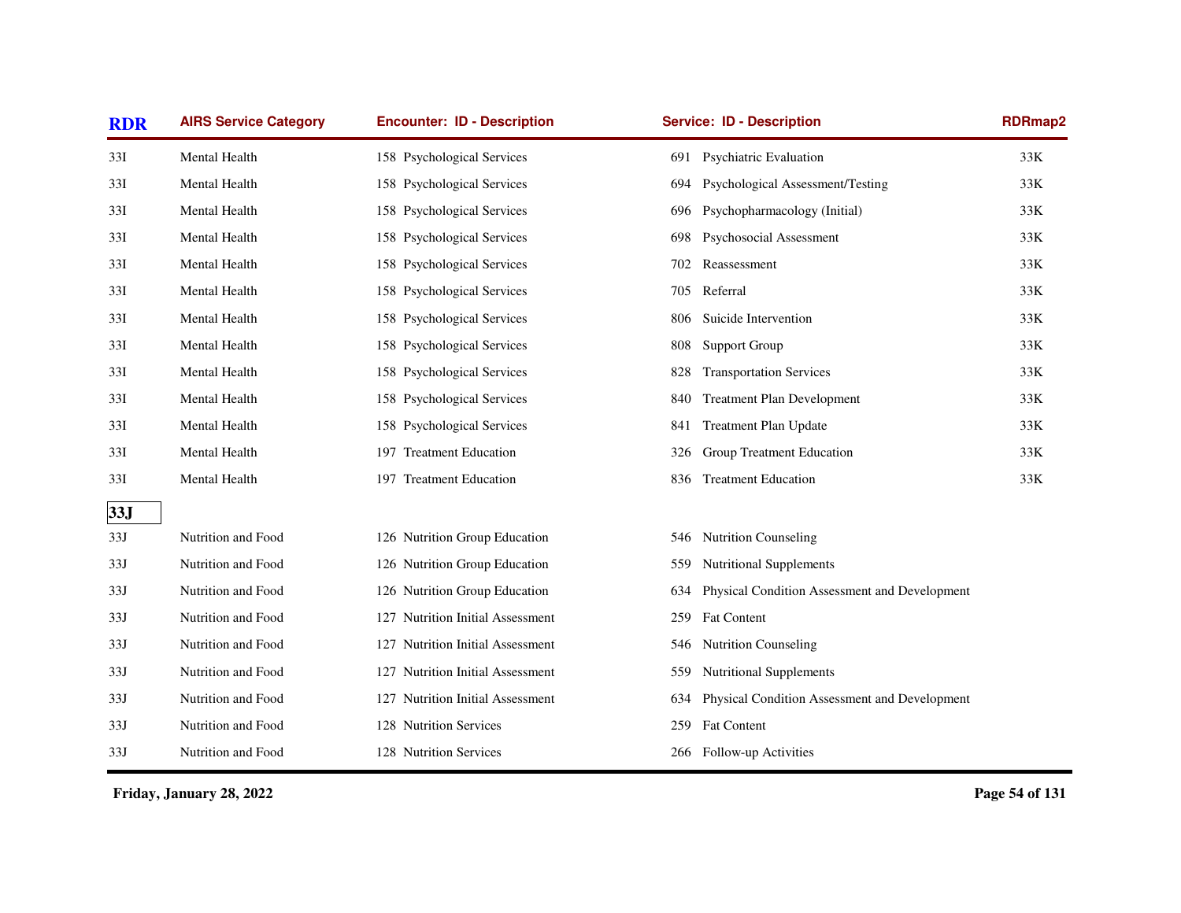| RDR | AIRS Service Category | Encounter: ID - Description | Service: ID - Description | RDRmap2 |
|---|---|---|---|---|
| 33I | Mental Health | 158 Psychological Services | 691 Psychiatric Evaluation | 33K |
| 33I | Mental Health | 158 Psychological Services | 694 Psychological Assessment/Testing | 33K |
| 33I | Mental Health | 158 Psychological Services | 696 Psychopharmacology (Initial) | 33K |
| 33I | Mental Health | 158 Psychological Services | 698 Psychosocial Assessment | 33K |
| 33I | Mental Health | 158 Psychological Services | 702 Reassessment | 33K |
| 33I | Mental Health | 158 Psychological Services | 705 Referral | 33K |
| 33I | Mental Health | 158 Psychological Services | 806 Suicide Intervention | 33K |
| 33I | Mental Health | 158 Psychological Services | 808 Support Group | 33K |
| 33I | Mental Health | 158 Psychological Services | 828 Transportation Services | 33K |
| 33I | Mental Health | 158 Psychological Services | 840 Treatment Plan Development | 33K |
| 33I | Mental Health | 158 Psychological Services | 841 Treatment Plan Update | 33K |
| 33I | Mental Health | 197 Treatment Education | 326 Group Treatment Education | 33K |
| 33I | Mental Health | 197 Treatment Education | 836 Treatment Education | 33K |
| **33J** | | | | |
| 33J | Nutrition and Food | 126 Nutrition Group Education | 546 Nutrition Counseling | |
| 33J | Nutrition and Food | 126 Nutrition Group Education | 559 Nutritional Supplements | |
| 33J | Nutrition and Food | 126 Nutrition Group Education | 634 Physical Condition Assessment and Development | |
| 33J | Nutrition and Food | 127 Nutrition Initial Assessment | 259 Fat Content | |
| 33J | Nutrition and Food | 127 Nutrition Initial Assessment | 546 Nutrition Counseling | |
| 33J | Nutrition and Food | 127 Nutrition Initial Assessment | 559 Nutritional Supplements | |
| 33J | Nutrition and Food | 127 Nutrition Initial Assessment | 634 Physical Condition Assessment and Development | |
| 33J | Nutrition and Food | 128 Nutrition Services | 259 Fat Content | |
| 33J | Nutrition and Food | 128 Nutrition Services | 266 Follow-up Activities | |

**Friday, January 28, 2022**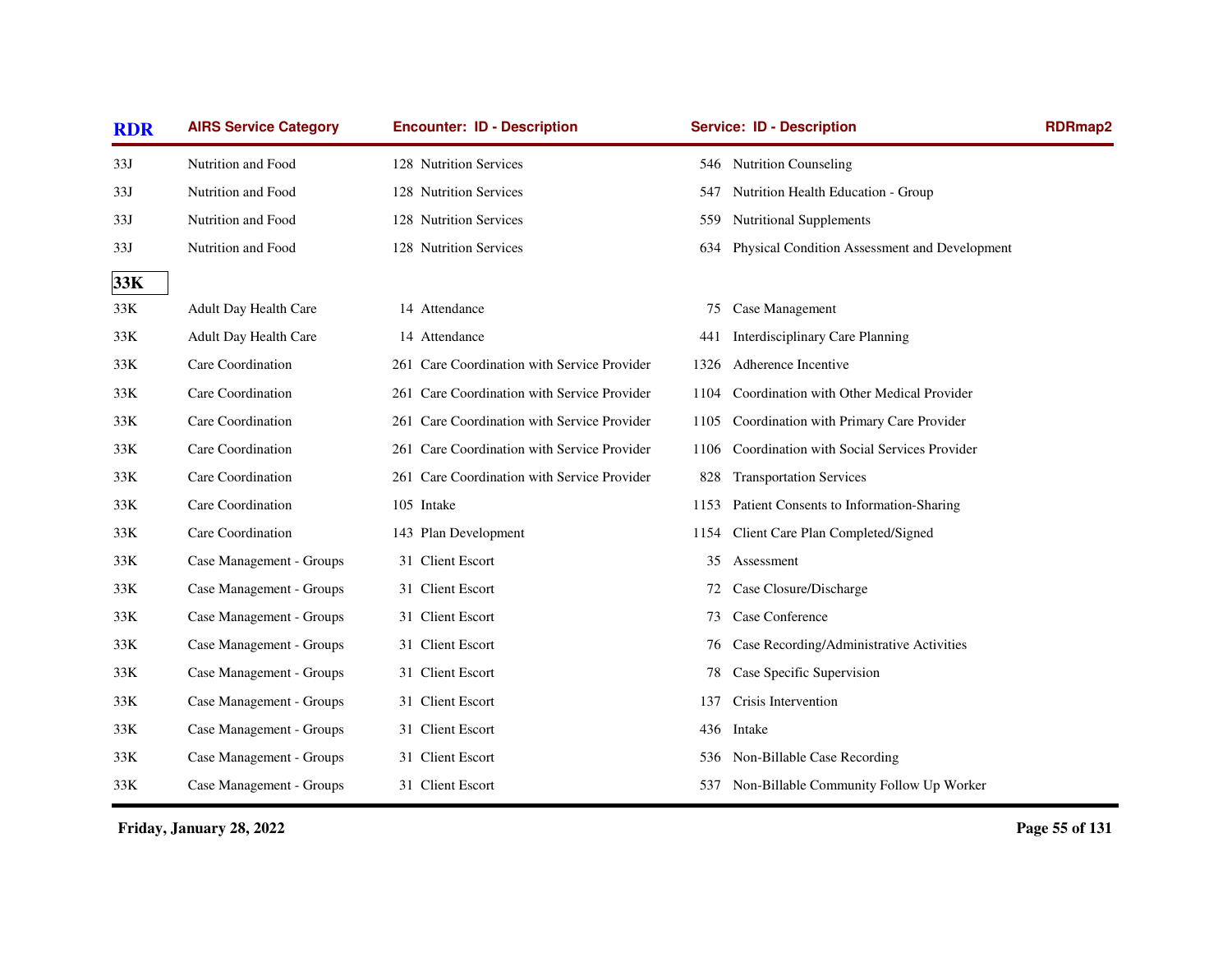| RDR | AIRS Service Category | Encounter: ID - Description | Service: ID - Description | RDRmap2 |
|---|---|---|---|---|
| 33J | Nutrition and Food | 128 Nutrition Services | 546 Nutrition Counseling | |
| 33J | Nutrition and Food | 128 Nutrition Services | 547 Nutrition Health Education - Group | |
| 33J | Nutrition and Food | 128 Nutrition Services | 559 Nutritional Supplements | |
| 33J | Nutrition and Food | 128 Nutrition Services | 634 Physical Condition Assessment and Development | |
| **33K** | | | | |
| 33K | Adult Day Health Care | 14 Attendance | 75 Case Management | |
| 33K | Adult Day Health Care | 14 Attendance | 441 Interdisciplinary Care Planning | |
| 33K | Care Coordination | 261 Care Coordination with Service Provider | 1326 Adherence Incentive | |
| 33K | Care Coordination | 261 Care Coordination with Service Provider | 1104 Coordination with Other Medical Provider | |
| 33K | Care Coordination | 261 Care Coordination with Service Provider | 1105 Coordination with Primary Care Provider | |
| 33K | Care Coordination | 261 Care Coordination with Service Provider | 1106 Coordination with Social Services Provider | |
| 33K | Care Coordination | 261 Care Coordination with Service Provider | 828 Transportation Services | |
| 33K | Care Coordination | 105 Intake | 1153 Patient Consents to Information-Sharing | |
| 33K | Care Coordination | 143 Plan Development | 1154 Client Care Plan Completed/Signed | |
| 33K | Case Management - Groups | 31 Client Escort | 35 Assessment | |
| 33K | Case Management - Groups | 31 Client Escort | 72 Case Closure/Discharge | |
| 33K | Case Management - Groups | 31 Client Escort | 73 Case Conference | |
| 33K | Case Management - Groups | 31 Client Escort | 76 Case Recording/Administrative Activities | |
| 33K | Case Management - Groups | 31 Client Escort | 78 Case Specific Supervision | |
| 33K | Case Management - Groups | 31 Client Escort | 137 Crisis Intervention | |
| 33K | Case Management - Groups | 31 Client Escort | 436 Intake | |
| 33K | Case Management - Groups | 31 Client Escort | 536 Non-Billable Case Recording | |
| 33K | Case Management - Groups | 31 Client Escort | 537 Non-Billable Community Follow Up Worker | |

Friday, January 28, 2022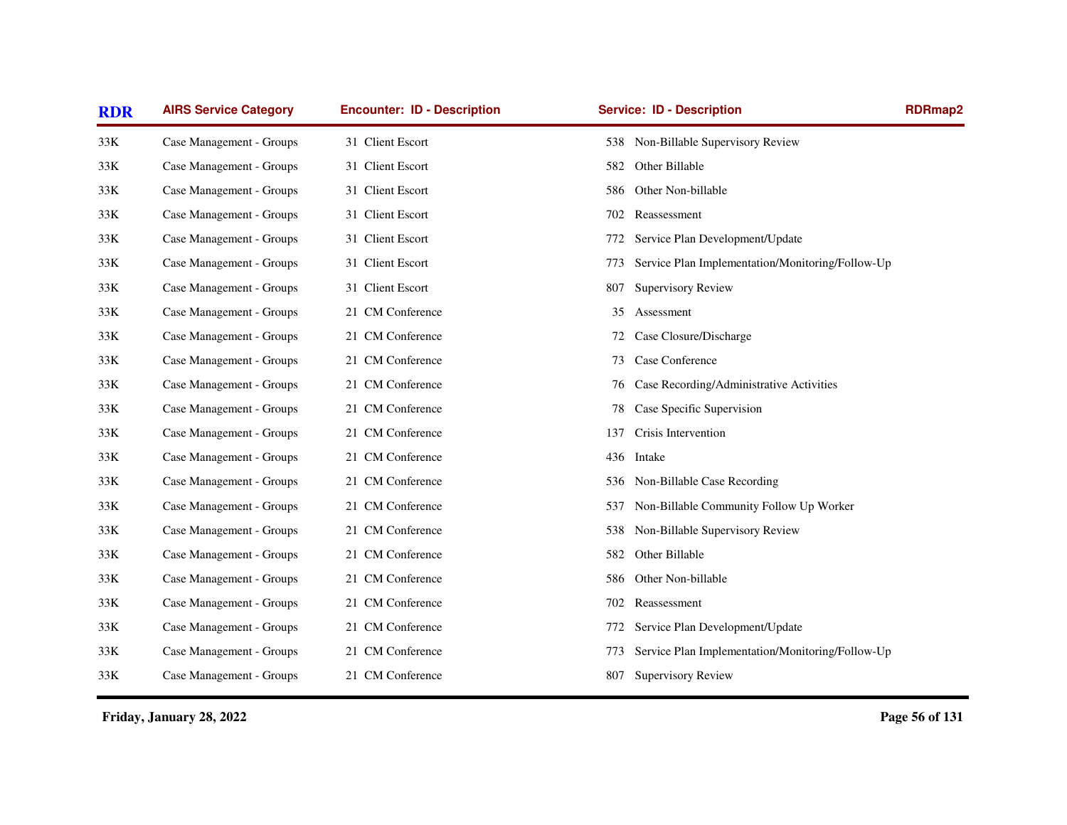| RDR | AIRS Service Category | Encounter: ID - Description | Service: ID - Description | RDRmap2 |
|---|---|---|---|---|
| 33K | Case Management - Groups | 31 Client Escort | 538 Non-Billable Supervisory Review | |
| 33K | Case Management - Groups | 31 Client Escort | 582 Other Billable | |
| 33K | Case Management - Groups | 31 Client Escort | 586 Other Non-billable | |
| 33K | Case Management - Groups | 31 Client Escort | 702 Reassessment | |
| 33K | Case Management - Groups | 31 Client Escort | 772 Service Plan Development/Update | |
| 33K | Case Management - Groups | 31 Client Escort | 773 Service Plan Implementation/Monitoring/Follow-Up | |
| 33K | Case Management - Groups | 31 Client Escort | 807 Supervisory Review | |
| 33K | Case Management - Groups | 21 CM Conference | 35 Assessment | |
| 33K | Case Management - Groups | 21 CM Conference | 72 Case Closure/Discharge | |
| 33K | Case Management - Groups | 21 CM Conference | 73 Case Conference | |
| 33K | Case Management - Groups | 21 CM Conference | 76 Case Recording/Administrative Activities | |
| 33K | Case Management - Groups | 21 CM Conference | 78 Case Specific Supervision | |
| 33K | Case Management - Groups | 21 CM Conference | 137 Crisis Intervention | |
| 33K | Case Management - Groups | 21 CM Conference | 436 Intake | |
| 33K | Case Management - Groups | 21 CM Conference | 536 Non-Billable Case Recording | |
| 33K | Case Management - Groups | 21 CM Conference | 537 Non-Billable Community Follow Up Worker | |
| 33K | Case Management - Groups | 21 CM Conference | 538 Non-Billable Supervisory Review | |
| 33K | Case Management - Groups | 21 CM Conference | 582 Other Billable | |
| 33K | Case Management - Groups | 21 CM Conference | 586 Other Non-billable | |
| 33K | Case Management - Groups | 21 CM Conference | 702 Reassessment | |
| 33K | Case Management - Groups | 21 CM Conference | 772 Service Plan Development/Update | |
| 33K | Case Management - Groups | 21 CM Conference | 773 Service Plan Implementation/Monitoring/Follow-Up | |
| 33K | Case Management - Groups | 21 CM Conference | 807 Supervisory Review | |

Friday, January 28, 2022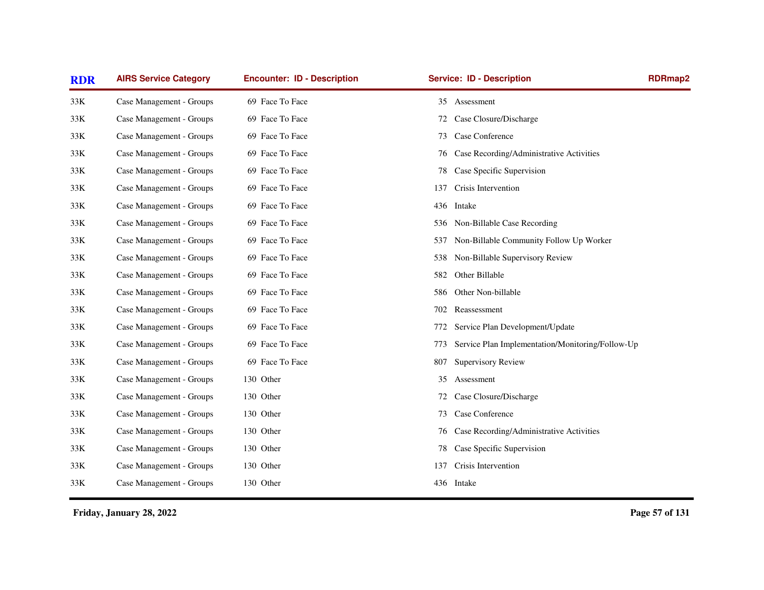| RDR | AIRS Service Category | Encounter: ID - Description | Service: ID - Description | RDRmap2 |
|---|---|---|---|---|
| 33K | Case Management - Groups | 69 Face To Face | 35 Assessment | |
| 33K | Case Management - Groups | 69 Face To Face | 72 Case Closure/Discharge | |
| 33K | Case Management - Groups | 69 Face To Face | 73 Case Conference | |
| 33K | Case Management - Groups | 69 Face To Face | 76 Case Recording/Administrative Activities | |
| 33K | Case Management - Groups | 69 Face To Face | 78 Case Specific Supervision | |
| 33K | Case Management - Groups | 69 Face To Face | 137 Crisis Intervention | |
| 33K | Case Management - Groups | 69 Face To Face | 436 Intake | |
| 33K | Case Management - Groups | 69 Face To Face | 536 Non-Billable Case Recording | |
| 33K | Case Management - Groups | 69 Face To Face | 537 Non-Billable Community Follow Up Worker | |
| 33K | Case Management - Groups | 69 Face To Face | 538 Non-Billable Supervisory Review | |
| 33K | Case Management - Groups | 69 Face To Face | 582 Other Billable | |
| 33K | Case Management - Groups | 69 Face To Face | 586 Other Non-billable | |
| 33K | Case Management - Groups | 69 Face To Face | 702 Reassessment | |
| 33K | Case Management - Groups | 69 Face To Face | 772 Service Plan Development/Update | |
| 33K | Case Management - Groups | 69 Face To Face | 773 Service Plan Implementation/Monitoring/Follow-Up | |
| 33K | Case Management - Groups | 69 Face To Face | 807 Supervisory Review | |
| 33K | Case Management - Groups | 130 Other | 35 Assessment | |
| 33K | Case Management - Groups | 130 Other | 72 Case Closure/Discharge | |
| 33K | Case Management - Groups | 130 Other | 73 Case Conference | |
| 33K | Case Management - Groups | 130 Other | 76 Case Recording/Administrative Activities | |
| 33K | Case Management - Groups | 130 Other | 78 Case Specific Supervision | |
| 33K | Case Management - Groups | 130 Other | 137 Crisis Intervention | |
| 33K | Case Management - Groups | 130 Other | 436 Intake | |

Friday, January 28, 2022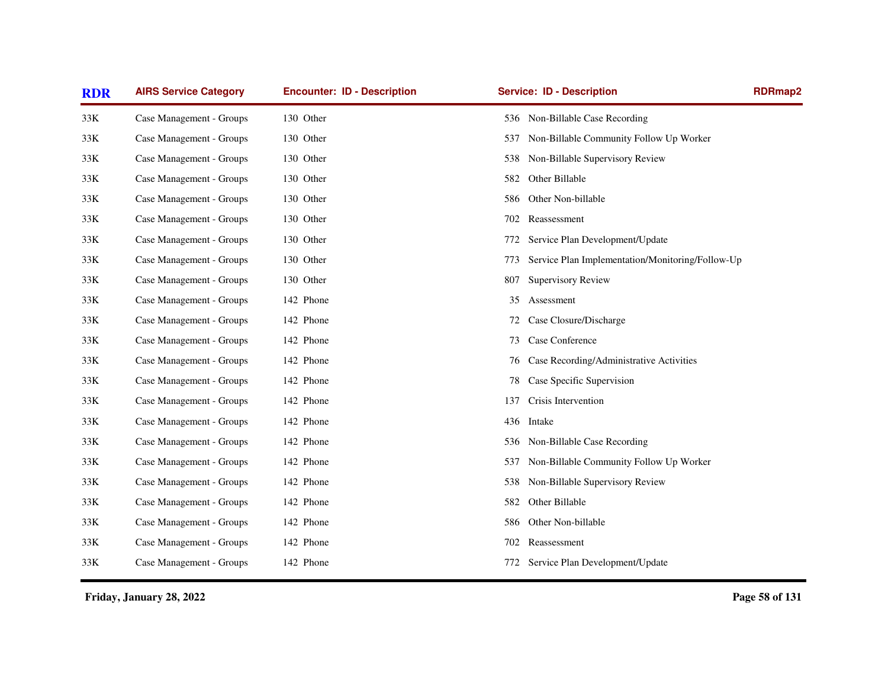| RDR | AIRS Service Category | Encounter: ID - Description | Service: ID - Description | RDRmap2 |
|---|---|---|---|---|
| 33K | Case Management - Groups | 130 Other | 536 Non-Billable Case Recording | |
| 33K | Case Management - Groups | 130 Other | 537 Non-Billable Community Follow Up Worker | |
| 33K | Case Management - Groups | 130 Other | 538 Non-Billable Supervisory Review | |
| 33K | Case Management - Groups | 130 Other | 582 Other Billable | |
| 33K | Case Management - Groups | 130 Other | 586 Other Non-billable | |
| 33K | Case Management - Groups | 130 Other | 702 Reassessment | |
| 33K | Case Management - Groups | 130 Other | 772 Service Plan Development/Update | |
| 33K | Case Management - Groups | 130 Other | 773 Service Plan Implementation/Monitoring/Follow-Up | |
| 33K | Case Management - Groups | 130 Other | 807 Supervisory Review | |
| 33K | Case Management - Groups | 142 Phone | 35 Assessment | |
| 33K | Case Management - Groups | 142 Phone | 72 Case Closure/Discharge | |
| 33K | Case Management - Groups | 142 Phone | 73 Case Conference | |
| 33K | Case Management - Groups | 142 Phone | 76 Case Recording/Administrative Activities | |
| 33K | Case Management - Groups | 142 Phone | 78 Case Specific Supervision | |
| 33K | Case Management - Groups | 142 Phone | 137 Crisis Intervention | |
| 33K | Case Management - Groups | 142 Phone | 436 Intake | |
| 33K | Case Management - Groups | 142 Phone | 536 Non-Billable Case Recording | |
| 33K | Case Management - Groups | 142 Phone | 537 Non-Billable Community Follow Up Worker | |
| 33K | Case Management - Groups | 142 Phone | 538 Non-Billable Supervisory Review | |
| 33K | Case Management - Groups | 142 Phone | 582 Other Billable | |
| 33K | Case Management - Groups | 142 Phone | 586 Other Non-billable | |
| 33K | Case Management - Groups | 142 Phone | 702 Reassessment | |
| 33K | Case Management - Groups | 142 Phone | 772 Service Plan Development/Update | |

Friday, January 28, 2022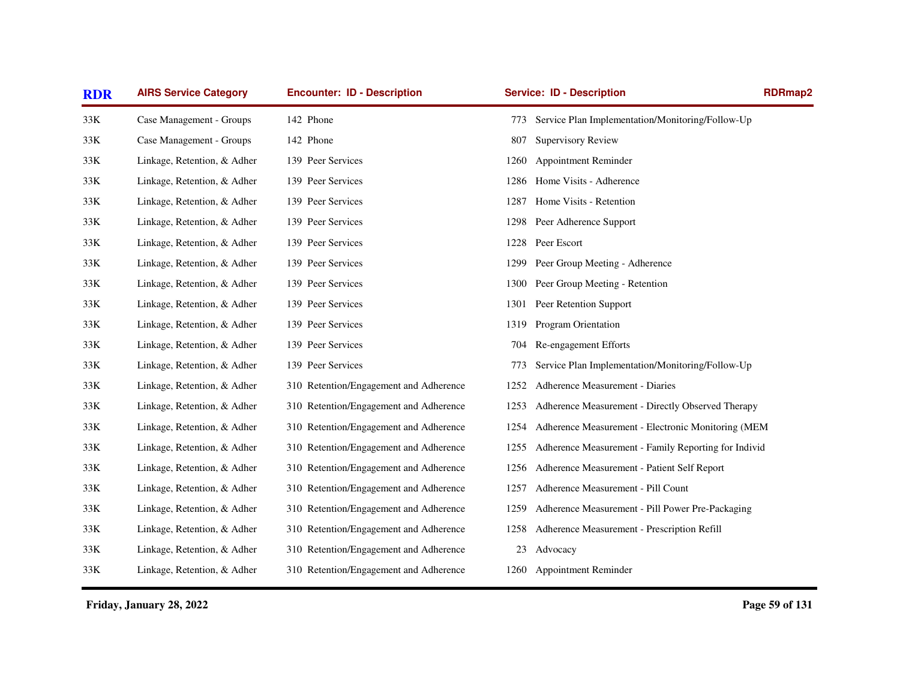| RDR | AIRS Service Category | Encounter: ID - Description | Service: ID - Description | RDRmap2 |
|---|---|---|---|---|
| 33K | Case Management - Groups | 142 Phone | 773 Service Plan Implementation/Monitoring/Follow-Up | |
| 33K | Case Management - Groups | 142 Phone | 807 Supervisory Review | |
| 33K | Linkage, Retention, & Adher | 139 Peer Services | 1260 Appointment Reminder | |
| 33K | Linkage, Retention, & Adher | 139 Peer Services | 1286 Home Visits - Adherence | |
| 33K | Linkage, Retention, & Adher | 139 Peer Services | 1287 Home Visits - Retention | |
| 33K | Linkage, Retention, & Adher | 139 Peer Services | 1298 Peer Adherence Support | |
| 33K | Linkage, Retention, & Adher | 139 Peer Services | 1228 Peer Escort | |
| 33K | Linkage, Retention, & Adher | 139 Peer Services | 1299 Peer Group Meeting - Adherence | |
| 33K | Linkage, Retention, & Adher | 139 Peer Services | 1300 Peer Group Meeting - Retention | |
| 33K | Linkage, Retention, & Adher | 139 Peer Services | 1301 Peer Retention Support | |
| 33K | Linkage, Retention, & Adher | 139 Peer Services | 1319 Program Orientation | |
| 33K | Linkage, Retention, & Adher | 139 Peer Services | 704 Re-engagement Efforts | |
| 33K | Linkage, Retention, & Adher | 139 Peer Services | 773 Service Plan Implementation/Monitoring/Follow-Up | |
| 33K | Linkage, Retention, & Adher | 310 Retention/Engagement and Adherence | 1252 Adherence Measurement - Diaries | |
| 33K | Linkage, Retention, & Adher | 310 Retention/Engagement and Adherence | 1253 Adherence Measurement - Directly Observed Therapy | |
| 33K | Linkage, Retention, & Adher | 310 Retention/Engagement and Adherence | 1254 Adherence Measurement - Electronic Monitoring (MEM | |
| 33K | Linkage, Retention, & Adher | 310 Retention/Engagement and Adherence | 1255 Adherence Measurement - Family Reporting for Individ | |
| 33K | Linkage, Retention, & Adher | 310 Retention/Engagement and Adherence | 1256 Adherence Measurement - Patient Self Report | |
| 33K | Linkage, Retention, & Adher | 310 Retention/Engagement and Adherence | 1257 Adherence Measurement - Pill Count | |
| 33K | Linkage, Retention, & Adher | 310 Retention/Engagement and Adherence | 1259 Adherence Measurement - Pill Power Pre-Packaging | |
| 33K | Linkage, Retention, & Adher | 310 Retention/Engagement and Adherence | 1258 Adherence Measurement - Prescription Refill | |
| 33K | Linkage, Retention, & Adher | 310 Retention/Engagement and Adherence | 23 Advocacy | |
| 33K | Linkage, Retention, & Adher | 310 Retention/Engagement and Adherence | 1260 Appointment Reminder | |

**Friday, January 28, 2022**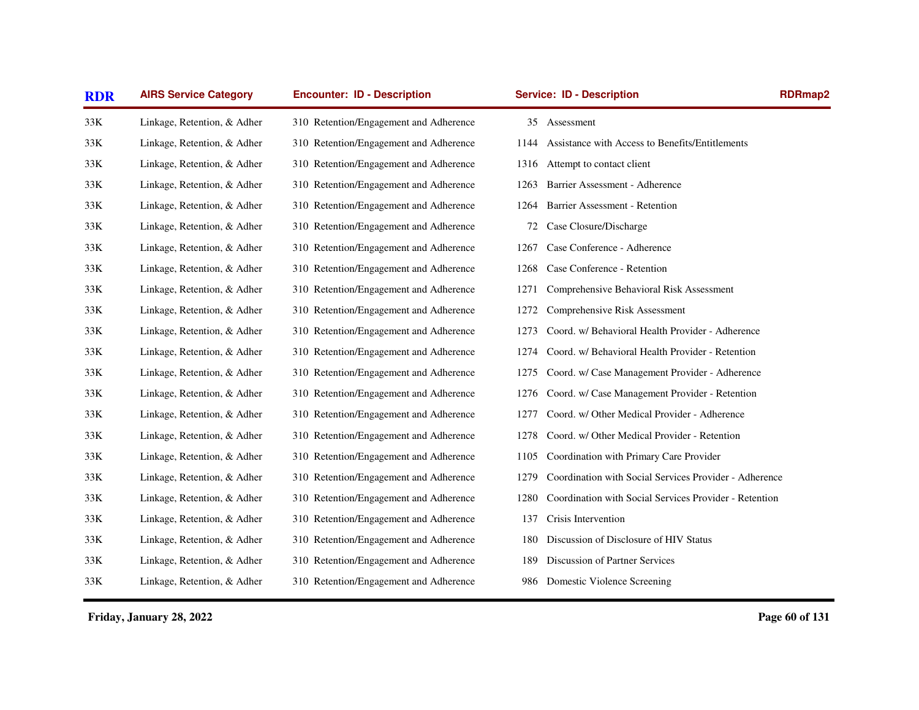| RDR | AIRS Service Category | Encounter: ID - Description | Service: ID - Description | RDRmap2 |
|---|---|---|---|---|
| 33K | Linkage, Retention, & Adher | 310 Retention/Engagement and Adherence | 35 Assessment | |
| 33K | Linkage, Retention, & Adher | 310 Retention/Engagement and Adherence | 1144 Assistance with Access to Benefits/Entitlements | |
| 33K | Linkage, Retention, & Adher | 310 Retention/Engagement and Adherence | 1316 Attempt to contact client | |
| 33K | Linkage, Retention, & Adher | 310 Retention/Engagement and Adherence | 1263 Barrier Assessment - Adherence | |
| 33K | Linkage, Retention, & Adher | 310 Retention/Engagement and Adherence | 1264 Barrier Assessment - Retention | |
| 33K | Linkage, Retention, & Adher | 310 Retention/Engagement and Adherence | 72 Case Closure/Discharge | |
| 33K | Linkage, Retention, & Adher | 310 Retention/Engagement and Adherence | 1267 Case Conference - Adherence | |
| 33K | Linkage, Retention, & Adher | 310 Retention/Engagement and Adherence | 1268 Case Conference - Retention | |
| 33K | Linkage, Retention, & Adher | 310 Retention/Engagement and Adherence | 1271 Comprehensive Behavioral Risk Assessment | |
| 33K | Linkage, Retention, & Adher | 310 Retention/Engagement and Adherence | 1272 Comprehensive Risk Assessment | |
| 33K | Linkage, Retention, & Adher | 310 Retention/Engagement and Adherence | 1273 Coord. w/ Behavioral Health Provider - Adherence | |
| 33K | Linkage, Retention, & Adher | 310 Retention/Engagement and Adherence | 1274 Coord. w/ Behavioral Health Provider - Retention | |
| 33K | Linkage, Retention, & Adher | 310 Retention/Engagement and Adherence | 1275 Coord. w/ Case Management Provider - Adherence | |
| 33K | Linkage, Retention, & Adher | 310 Retention/Engagement and Adherence | 1276 Coord. w/ Case Management Provider - Retention | |
| 33K | Linkage, Retention, & Adher | 310 Retention/Engagement and Adherence | 1277 Coord. w/ Other Medical Provider - Adherence | |
| 33K | Linkage, Retention, & Adher | 310 Retention/Engagement and Adherence | 1278 Coord. w/ Other Medical Provider - Retention | |
| 33K | Linkage, Retention, & Adher | 310 Retention/Engagement and Adherence | 1105 Coordination with Primary Care Provider | |
| 33K | Linkage, Retention, & Adher | 310 Retention/Engagement and Adherence | 1279 Coordination with Social Services Provider - Adherence | |
| 33K | Linkage, Retention, & Adher | 310 Retention/Engagement and Adherence | 1280 Coordination with Social Services Provider - Retention | |
| 33K | Linkage, Retention, & Adher | 310 Retention/Engagement and Adherence | 137 Crisis Intervention | |
| 33K | Linkage, Retention, & Adher | 310 Retention/Engagement and Adherence | 180 Discussion of Disclosure of HIV Status | |
| 33K | Linkage, Retention, & Adher | 310 Retention/Engagement and Adherence | 189 Discussion of Partner Services | |
| 33K | Linkage, Retention, & Adher | 310 Retention/Engagement and Adherence | 986 Domestic Violence Screening | |

**Friday, January 28, 2022**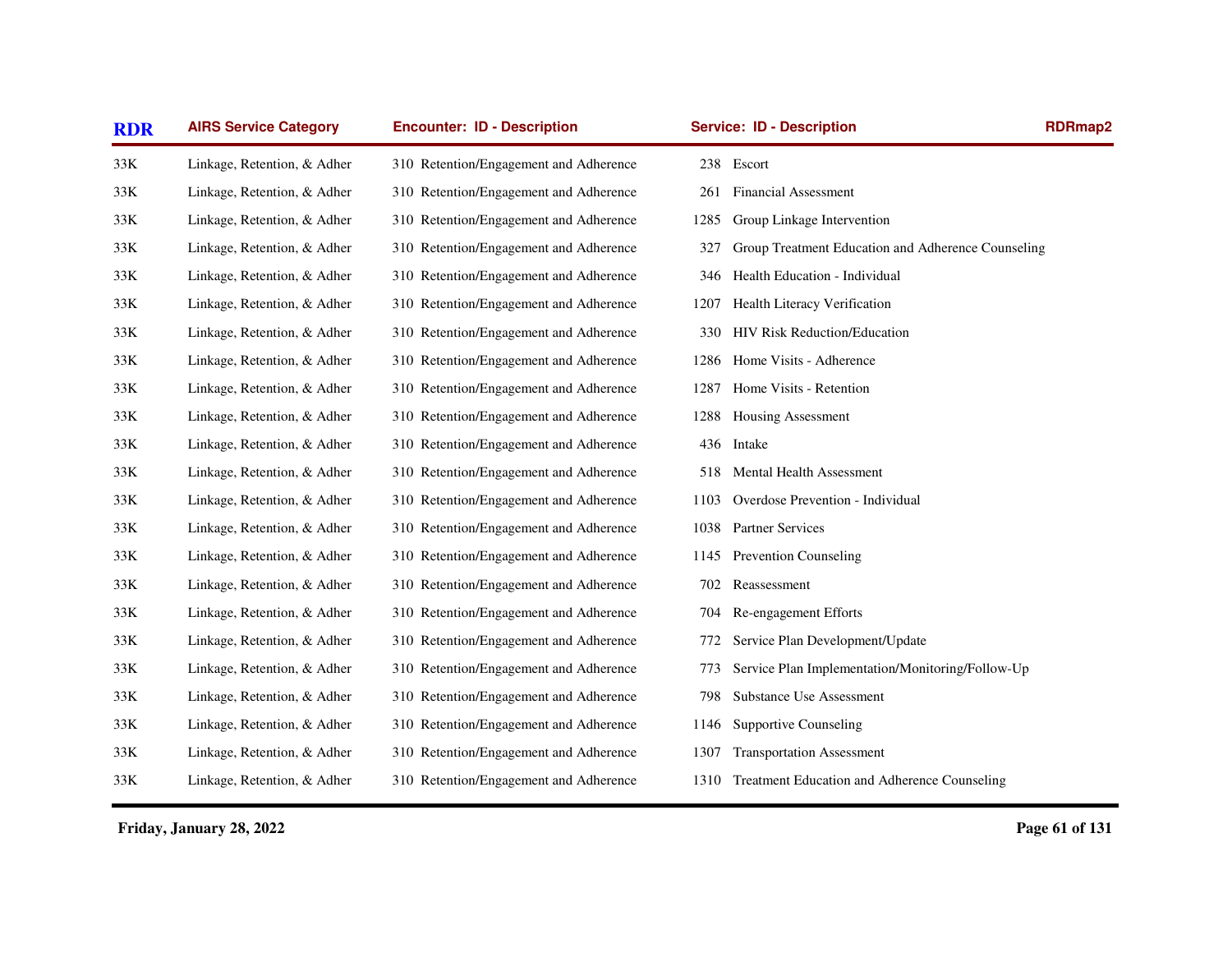| RDR | AIRS Service Category | Encounter: ID - Description | Service: ID - Description | RDRmap2 |
|---|---|---|---|---|
| 33K | Linkage, Retention, & Adher | 310 Retention/Engagement and Adherence | 238 Escort | |
| 33K | Linkage, Retention, & Adher | 310 Retention/Engagement and Adherence | 261 Financial Assessment | |
| 33K | Linkage, Retention, & Adher | 310 Retention/Engagement and Adherence | 1285 Group Linkage Intervention | |
| 33K | Linkage, Retention, & Adher | 310 Retention/Engagement and Adherence | 327 Group Treatment Education and Adherence Counseling | |
| 33K | Linkage, Retention, & Adher | 310 Retention/Engagement and Adherence | 346 Health Education - Individual | |
| 33K | Linkage, Retention, & Adher | 310 Retention/Engagement and Adherence | 1207 Health Literacy Verification | |
| 33K | Linkage, Retention, & Adher | 310 Retention/Engagement and Adherence | 330 HIV Risk Reduction/Education | |
| 33K | Linkage, Retention, & Adher | 310 Retention/Engagement and Adherence | 1286 Home Visits - Adherence | |
| 33K | Linkage, Retention, & Adher | 310 Retention/Engagement and Adherence | 1287 Home Visits - Retention | |
| 33K | Linkage, Retention, & Adher | 310 Retention/Engagement and Adherence | 1288 Housing Assessment | |
| 33K | Linkage, Retention, & Adher | 310 Retention/Engagement and Adherence | 436 Intake | |
| 33K | Linkage, Retention, & Adher | 310 Retention/Engagement and Adherence | 518 Mental Health Assessment | |
| 33K | Linkage, Retention, & Adher | 310 Retention/Engagement and Adherence | 1103 Overdose Prevention - Individual | |
| 33K | Linkage, Retention, & Adher | 310 Retention/Engagement and Adherence | 1038 Partner Services | |
| 33K | Linkage, Retention, & Adher | 310 Retention/Engagement and Adherence | 1145 Prevention Counseling | |
| 33K | Linkage, Retention, & Adher | 310 Retention/Engagement and Adherence | 702 Reassessment | |
| 33K | Linkage, Retention, & Adher | 310 Retention/Engagement and Adherence | 704 Re-engagement Efforts | |
| 33K | Linkage, Retention, & Adher | 310 Retention/Engagement and Adherence | 772 Service Plan Development/Update | |
| 33K | Linkage, Retention, & Adher | 310 Retention/Engagement and Adherence | 773 Service Plan Implementation/Monitoring/Follow-Up | |
| 33K | Linkage, Retention, & Adher | 310 Retention/Engagement and Adherence | 798 Substance Use Assessment | |
| 33K | Linkage, Retention, & Adher | 310 Retention/Engagement and Adherence | 1146 Supportive Counseling | |
| 33K | Linkage, Retention, & Adher | 310 Retention/Engagement and Adherence | 1307 Transportation Assessment | |
| 33K | Linkage, Retention, & Adher | 310 Retention/Engagement and Adherence | 1310 Treatment Education and Adherence Counseling | |

**Friday, January 28, 2022**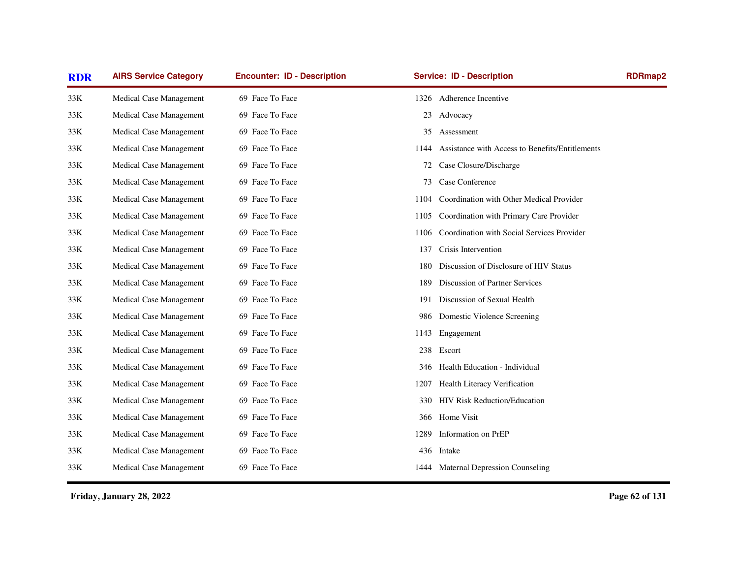| RDR | AIRS Service Category | Encounter: ID - Description | Service: ID - Description | RDRmap2 |
|---|---|---|---|---|
| 33K | Medical Case Management | 69 Face To Face | 1326 Adherence Incentive | |
| 33K | Medical Case Management | 69 Face To Face | 23 Advocacy | |
| 33K | Medical Case Management | 69 Face To Face | 35 Assessment | |
| 33K | Medical Case Management | 69 Face To Face | 1144 Assistance with Access to Benefits/Entitlements | |
| 33K | Medical Case Management | 69 Face To Face | 72 Case Closure/Discharge | |
| 33K | Medical Case Management | 69 Face To Face | 73 Case Conference | |
| 33K | Medical Case Management | 69 Face To Face | 1104 Coordination with Other Medical Provider | |
| 33K | Medical Case Management | 69 Face To Face | 1105 Coordination with Primary Care Provider | |
| 33K | Medical Case Management | 69 Face To Face | 1106 Coordination with Social Services Provider | |
| 33K | Medical Case Management | 69 Face To Face | 137 Crisis Intervention | |
| 33K | Medical Case Management | 69 Face To Face | 180 Discussion of Disclosure of HIV Status | |
| 33K | Medical Case Management | 69 Face To Face | 189 Discussion of Partner Services | |
| 33K | Medical Case Management | 69 Face To Face | 191 Discussion of Sexual Health | |
| 33K | Medical Case Management | 69 Face To Face | 986 Domestic Violence Screening | |
| 33K | Medical Case Management | 69 Face To Face | 1143 Engagement | |
| 33K | Medical Case Management | 69 Face To Face | 238 Escort | |
| 33K | Medical Case Management | 69 Face To Face | 346 Health Education - Individual | |
| 33K | Medical Case Management | 69 Face To Face | 1207 Health Literacy Verification | |
| 33K | Medical Case Management | 69 Face To Face | 330 HIV Risk Reduction/Education | |
| 33K | Medical Case Management | 69 Face To Face | 366 Home Visit | |
| 33K | Medical Case Management | 69 Face To Face | 1289 Information on PrEP | |
| 33K | Medical Case Management | 69 Face To Face | 436 Intake | |
| 33K | Medical Case Management | 69 Face To Face | 1444 Maternal Depression Counseling | |

Friday, January 28, 2022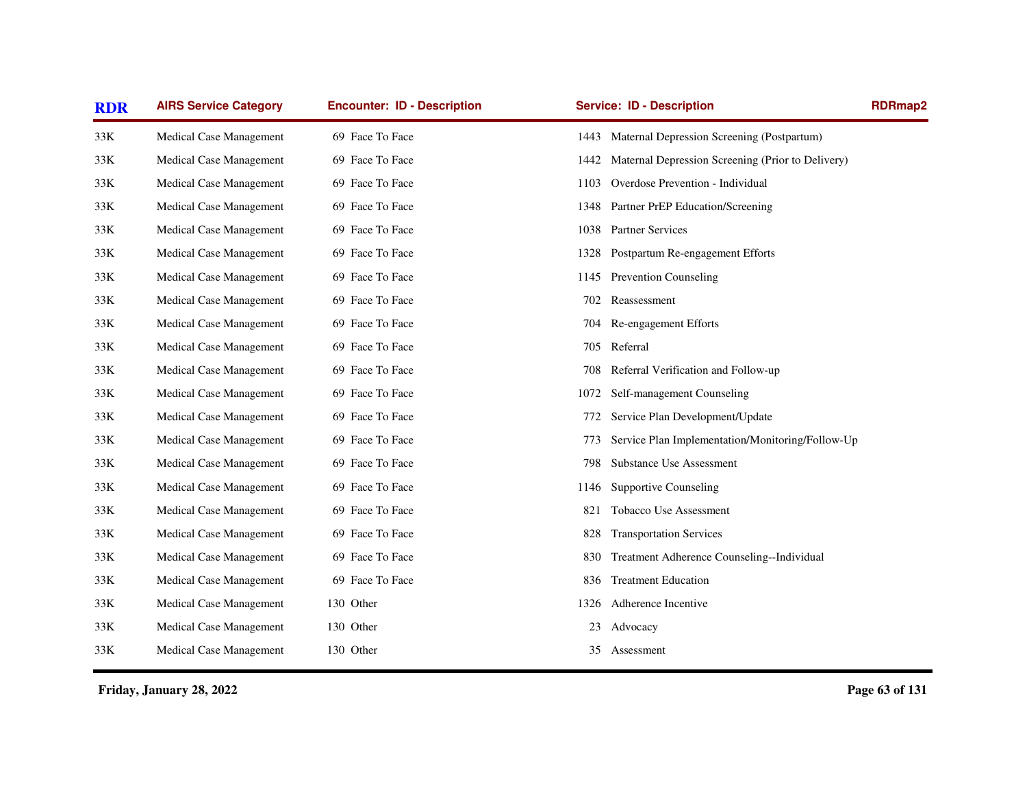| RDR | AIRS Service Category | Encounter: ID - Description | Service: ID - Description | RDRmap2 |
|---|---|---|---|---|
| 33K | Medical Case Management | 69 Face To Face | 1443 Maternal Depression Screening (Postpartum) | |
| 33K | Medical Case Management | 69 Face To Face | 1442 Maternal Depression Screening (Prior to Delivery) | |
| 33K | Medical Case Management | 69 Face To Face | 1103 Overdose Prevention - Individual | |
| 33K | Medical Case Management | 69 Face To Face | 1348 Partner PrEP Education/Screening | |
| 33K | Medical Case Management | 69 Face To Face | 1038 Partner Services | |
| 33K | Medical Case Management | 69 Face To Face | 1328 Postpartum Re-engagement Efforts | |
| 33K | Medical Case Management | 69 Face To Face | 1145 Prevention Counseling | |
| 33K | Medical Case Management | 69 Face To Face | 702 Reassessment | |
| 33K | Medical Case Management | 69 Face To Face | 704 Re-engagement Efforts | |
| 33K | Medical Case Management | 69 Face To Face | 705 Referral | |
| 33K | Medical Case Management | 69 Face To Face | 708 Referral Verification and Follow-up | |
| 33K | Medical Case Management | 69 Face To Face | 1072 Self-management Counseling | |
| 33K | Medical Case Management | 69 Face To Face | 772 Service Plan Development/Update | |
| 33K | Medical Case Management | 69 Face To Face | 773 Service Plan Implementation/Monitoring/Follow-Up | |
| 33K | Medical Case Management | 69 Face To Face | 798 Substance Use Assessment | |
| 33K | Medical Case Management | 69 Face To Face | 1146 Supportive Counseling | |
| 33K | Medical Case Management | 69 Face To Face | 821 Tobacco Use Assessment | |
| 33K | Medical Case Management | 69 Face To Face | 828 Transportation Services | |
| 33K | Medical Case Management | 69 Face To Face | 830 Treatment Adherence Counseling--Individual | |
| 33K | Medical Case Management | 69 Face To Face | 836 Treatment Education | |
| 33K | Medical Case Management | 130 Other | 1326 Adherence Incentive | |
| 33K | Medical Case Management | 130 Other | 23 Advocacy | |
| 33K | Medical Case Management | 130 Other | 35 Assessment | |

**Friday, January 28, 2022**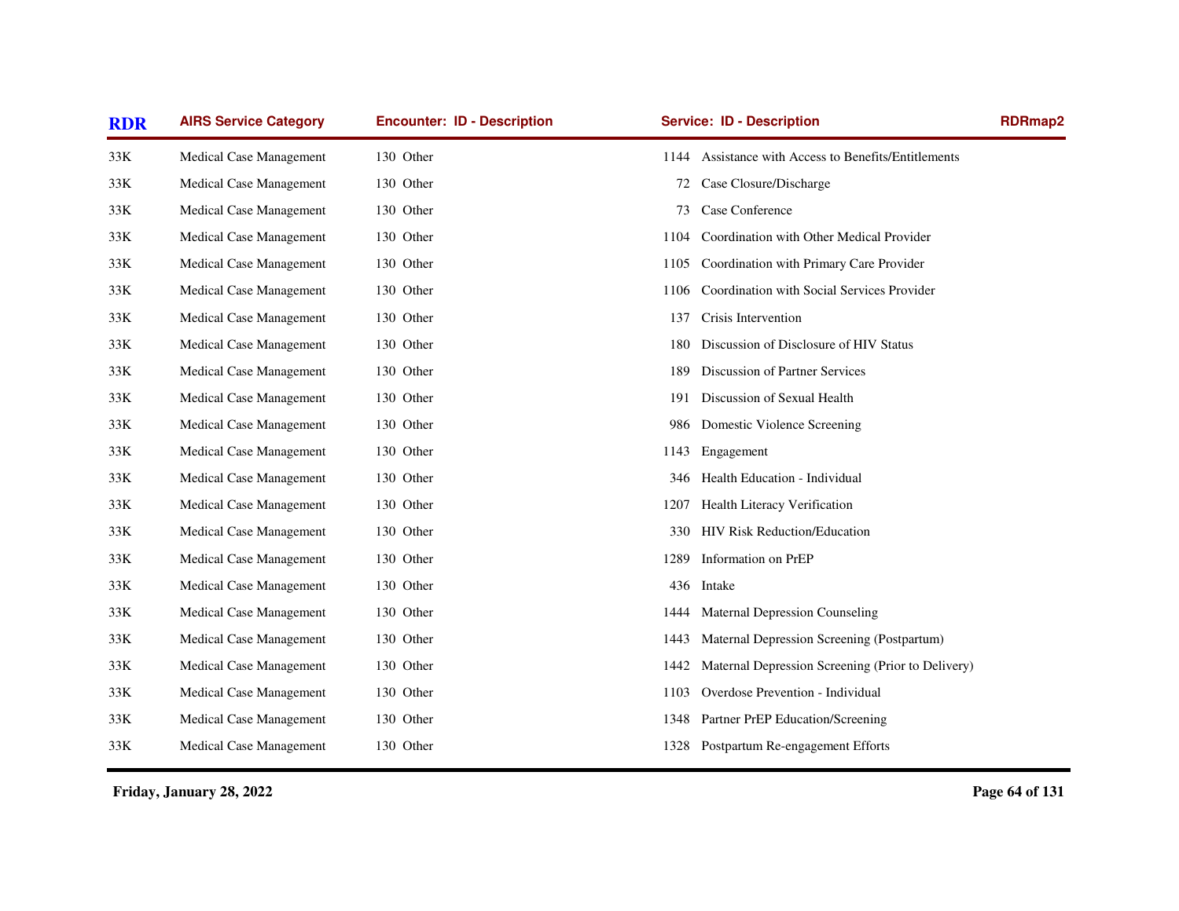| RDR | AIRS Service Category | Encounter: ID - Description | Service: ID - Description | RDRmap2 |
|---|---|---|---|---|
| 33K | Medical Case Management | 130 Other | 1144 Assistance with Access to Benefits/Entitlements | |
| 33K | Medical Case Management | 130 Other | 72 Case Closure/Discharge | |
| 33K | Medical Case Management | 130 Other | 73 Case Conference | |
| 33K | Medical Case Management | 130 Other | 1104 Coordination with Other Medical Provider | |
| 33K | Medical Case Management | 130 Other | 1105 Coordination with Primary Care Provider | |
| 33K | Medical Case Management | 130 Other | 1106 Coordination with Social Services Provider | |
| 33K | Medical Case Management | 130 Other | 137 Crisis Intervention | |
| 33K | Medical Case Management | 130 Other | 180 Discussion of Disclosure of HIV Status | |
| 33K | Medical Case Management | 130 Other | 189 Discussion of Partner Services | |
| 33K | Medical Case Management | 130 Other | 191 Discussion of Sexual Health | |
| 33K | Medical Case Management | 130 Other | 986 Domestic Violence Screening | |
| 33K | Medical Case Management | 130 Other | 1143 Engagement | |
| 33K | Medical Case Management | 130 Other | 346 Health Education - Individual | |
| 33K | Medical Case Management | 130 Other | 1207 Health Literacy Verification | |
| 33K | Medical Case Management | 130 Other | 330 HIV Risk Reduction/Education | |
| 33K | Medical Case Management | 130 Other | 1289 Information on PrEP | |
| 33K | Medical Case Management | 130 Other | 436 Intake | |
| 33K | Medical Case Management | 130 Other | 1444 Maternal Depression Counseling | |
| 33K | Medical Case Management | 130 Other | 1443 Maternal Depression Screening (Postpartum) | |
| 33K | Medical Case Management | 130 Other | 1442 Maternal Depression Screening (Prior to Delivery) | |
| 33K | Medical Case Management | 130 Other | 1103 Overdose Prevention - Individual | |
| 33K | Medical Case Management | 130 Other | 1348 Partner PrEP Education/Screening | |
| 33K | Medical Case Management | 130 Other | 1328 Postpartum Re-engagement Efforts | |

**Friday, January 28, 2022**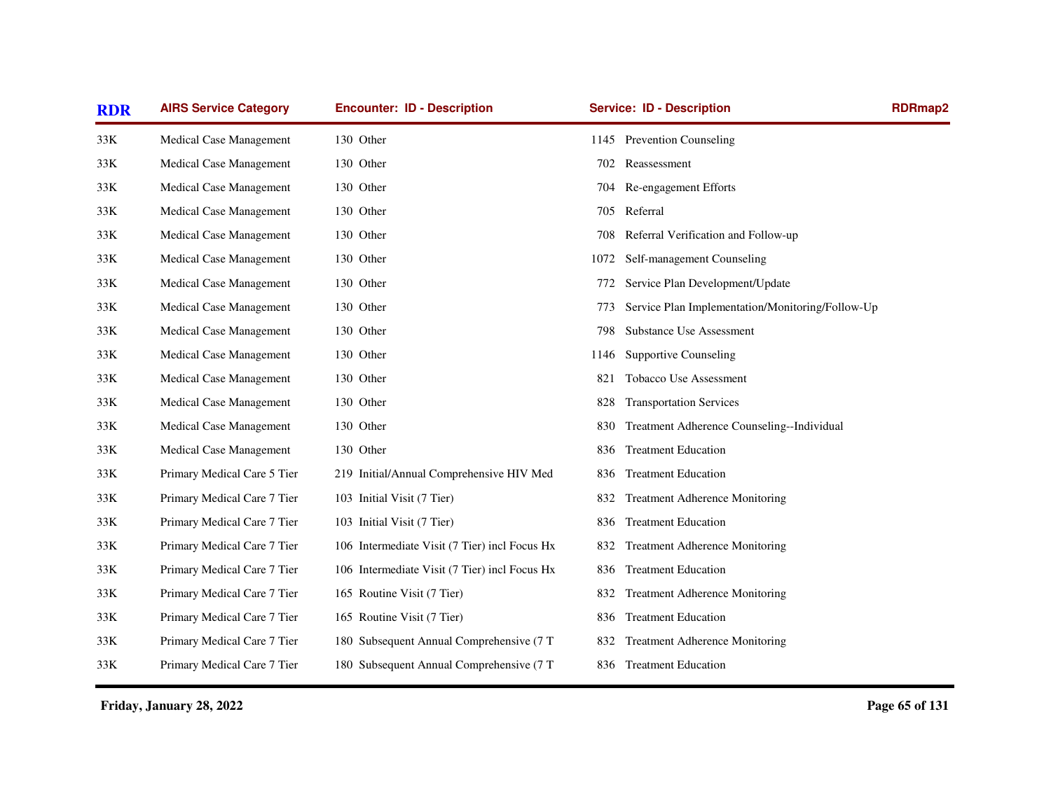| RDR | AIRS Service Category | Encounter: ID - Description | Service: ID - Description | RDRmap2 |
|---|---|---|---|---|
| 33K | Medical Case Management | 130 Other | 1145 Prevention Counseling | |
| 33K | Medical Case Management | 130 Other | 702 Reassessment | |
| 33K | Medical Case Management | 130 Other | 704 Re-engagement Efforts | |
| 33K | Medical Case Management | 130 Other | 705 Referral | |
| 33K | Medical Case Management | 130 Other | 708 Referral Verification and Follow-up | |
| 33K | Medical Case Management | 130 Other | 1072 Self-management Counseling | |
| 33K | Medical Case Management | 130 Other | 772 Service Plan Development/Update | |
| 33K | Medical Case Management | 130 Other | 773 Service Plan Implementation/Monitoring/Follow-Up | |
| 33K | Medical Case Management | 130 Other | 798 Substance Use Assessment | |
| 33K | Medical Case Management | 130 Other | 1146 Supportive Counseling | |
| 33K | Medical Case Management | 130 Other | 821 Tobacco Use Assessment | |
| 33K | Medical Case Management | 130 Other | 828 Transportation Services | |
| 33K | Medical Case Management | 130 Other | 830 Treatment Adherence Counseling--Individual | |
| 33K | Medical Case Management | 130 Other | 836 Treatment Education | |
| 33K | Primary Medical Care 5 Tier | 219 Initial/Annual Comprehensive HIV Med | 836 Treatment Education | |
| 33K | Primary Medical Care 7 Tier | 103 Initial Visit (7 Tier) | 832 Treatment Adherence Monitoring | |
| 33K | Primary Medical Care 7 Tier | 103 Initial Visit (7 Tier) | 836 Treatment Education | |
| 33K | Primary Medical Care 7 Tier | 106 Intermediate Visit (7 Tier) incl Focus Hx | 832 Treatment Adherence Monitoring | |
| 33K | Primary Medical Care 7 Tier | 106 Intermediate Visit (7 Tier) incl Focus Hx | 836 Treatment Education | |
| 33K | Primary Medical Care 7 Tier | 165 Routine Visit (7 Tier) | 832 Treatment Adherence Monitoring | |
| 33K | Primary Medical Care 7 Tier | 165 Routine Visit (7 Tier) | 836 Treatment Education | |
| 33K | Primary Medical Care 7 Tier | 180 Subsequent Annual Comprehensive (7 T | 832 Treatment Adherence Monitoring | |
| 33K | Primary Medical Care 7 Tier | 180 Subsequent Annual Comprehensive (7 T | 836 Treatment Education | |

**Friday, January 28, 2022**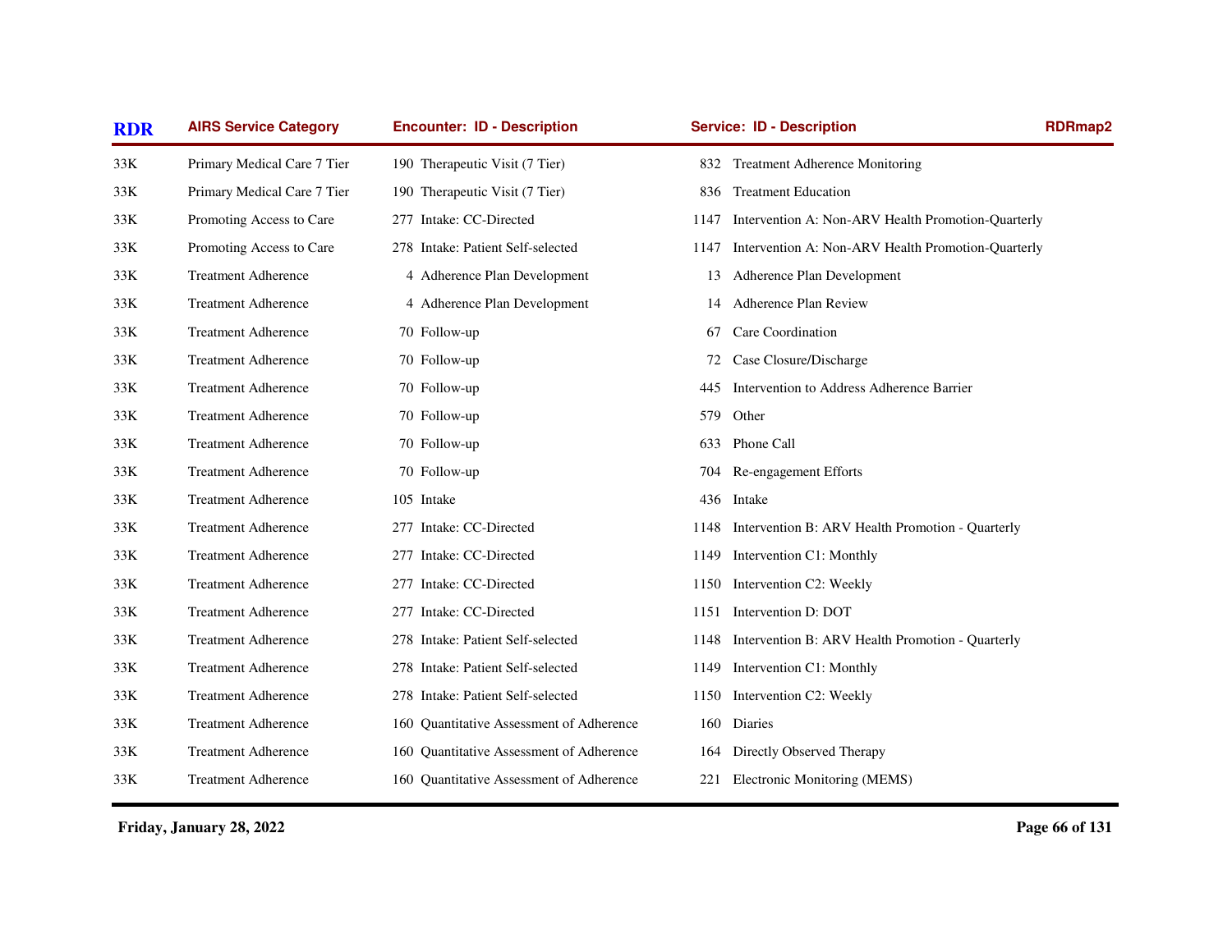| RDR | AIRS Service Category | Encounter: ID - Description | Service: ID - Description | RDRmap2 |
|---|---|---|---|---|
| 33K | Primary Medical Care 7 Tier | 190 Therapeutic Visit (7 Tier) | 832 Treatment Adherence Monitoring | |
| 33K | Primary Medical Care 7 Tier | 190 Therapeutic Visit (7 Tier) | 836 Treatment Education | |
| 33K | Promoting Access to Care | 277 Intake: CC-Directed | 1147 Intervention A: Non-ARV Health Promotion-Quarterly | |
| 33K | Promoting Access to Care | 278 Intake: Patient Self-selected | 1147 Intervention A: Non-ARV Health Promotion-Quarterly | |
| 33K | Treatment Adherence | 4 Adherence Plan Development | 13 Adherence Plan Development | |
| 33K | Treatment Adherence | 4 Adherence Plan Development | 14 Adherence Plan Review | |
| 33K | Treatment Adherence | 70 Follow-up | 67 Care Coordination | |
| 33K | Treatment Adherence | 70 Follow-up | 72 Case Closure/Discharge | |
| 33K | Treatment Adherence | 70 Follow-up | 445 Intervention to Address Adherence Barrier | |
| 33K | Treatment Adherence | 70 Follow-up | 579 Other | |
| 33K | Treatment Adherence | 70 Follow-up | 633 Phone Call | |
| 33K | Treatment Adherence | 70 Follow-up | 704 Re-engagement Efforts | |
| 33K | Treatment Adherence | 105 Intake | 436 Intake | |
| 33K | Treatment Adherence | 277 Intake: CC-Directed | 1148 Intervention B: ARV Health Promotion - Quarterly | |
| 33K | Treatment Adherence | 277 Intake: CC-Directed | 1149 Intervention C1: Monthly | |
| 33K | Treatment Adherence | 277 Intake: CC-Directed | 1150 Intervention C2: Weekly | |
| 33K | Treatment Adherence | 277 Intake: CC-Directed | 1151 Intervention D: DOT | |
| 33K | Treatment Adherence | 278 Intake: Patient Self-selected | 1148 Intervention B: ARV Health Promotion - Quarterly | |
| 33K | Treatment Adherence | 278 Intake: Patient Self-selected | 1149 Intervention C1: Monthly | |
| 33K | Treatment Adherence | 278 Intake: Patient Self-selected | 1150 Intervention C2: Weekly | |
| 33K | Treatment Adherence | 160 Quantitative Assessment of Adherence | 160 Diaries | |
| 33K | Treatment Adherence | 160 Quantitative Assessment of Adherence | 164 Directly Observed Therapy | |
| 33K | Treatment Adherence | 160 Quantitative Assessment of Adherence | 221 Electronic Monitoring (MEMS) | |

**Friday, January 28, 2022**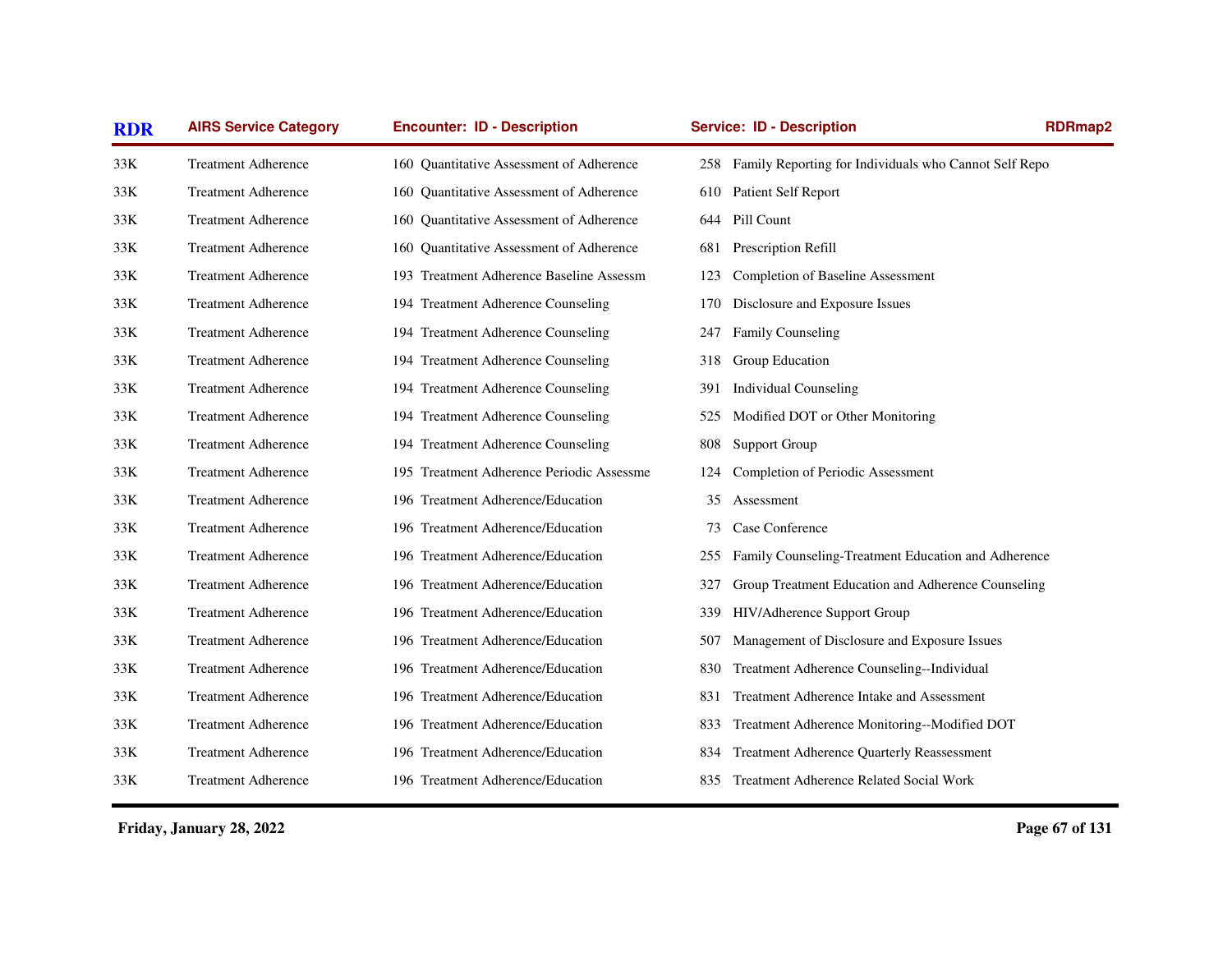| RDR | AIRS Service Category | Encounter: ID - Description | Service: ID - Description | RDRmap2 |
|---|---|---|---|---|
| 33K | Treatment Adherence | 160 Quantitative Assessment of Adherence | 258 Family Reporting for Individuals who Cannot Self Repo | |
| 33K | Treatment Adherence | 160 Quantitative Assessment of Adherence | 610 Patient Self Report | |
| 33K | Treatment Adherence | 160 Quantitative Assessment of Adherence | 644 Pill Count | |
| 33K | Treatment Adherence | 160 Quantitative Assessment of Adherence | 681 Prescription Refill | |
| 33K | Treatment Adherence | 193 Treatment Adherence Baseline Assessm | 123 Completion of Baseline Assessment | |
| 33K | Treatment Adherence | 194 Treatment Adherence Counseling | 170 Disclosure and Exposure Issues | |
| 33K | Treatment Adherence | 194 Treatment Adherence Counseling | 247 Family Counseling | |
| 33K | Treatment Adherence | 194 Treatment Adherence Counseling | 318 Group Education | |
| 33K | Treatment Adherence | 194 Treatment Adherence Counseling | 391 Individual Counseling | |
| 33K | Treatment Adherence | 194 Treatment Adherence Counseling | 525 Modified DOT or Other Monitoring | |
| 33K | Treatment Adherence | 194 Treatment Adherence Counseling | 808 Support Group | |
| 33K | Treatment Adherence | 195 Treatment Adherence Periodic Assessme | 124 Completion of Periodic Assessment | |
| 33K | Treatment Adherence | 196 Treatment Adherence/Education | 35 Assessment | |
| 33K | Treatment Adherence | 196 Treatment Adherence/Education | 73 Case Conference | |
| 33K | Treatment Adherence | 196 Treatment Adherence/Education | 255 Family Counseling-Treatment Education and Adherence | |
| 33K | Treatment Adherence | 196 Treatment Adherence/Education | 327 Group Treatment Education and Adherence Counseling | |
| 33K | Treatment Adherence | 196 Treatment Adherence/Education | 339 HIV/Adherence Support Group | |
| 33K | Treatment Adherence | 196 Treatment Adherence/Education | 507 Management of Disclosure and Exposure Issues | |
| 33K | Treatment Adherence | 196 Treatment Adherence/Education | 830 Treatment Adherence Counseling--Individual | |
| 33K | Treatment Adherence | 196 Treatment Adherence/Education | 831 Treatment Adherence Intake and Assessment | |
| 33K | Treatment Adherence | 196 Treatment Adherence/Education | 833 Treatment Adherence Monitoring--Modified DOT | |
| 33K | Treatment Adherence | 196 Treatment Adherence/Education | 834 Treatment Adherence Quarterly Reassessment | |
| 33K | Treatment Adherence | 196 Treatment Adherence/Education | 835 Treatment Adherence Related Social Work | |

Friday, January 28, 2022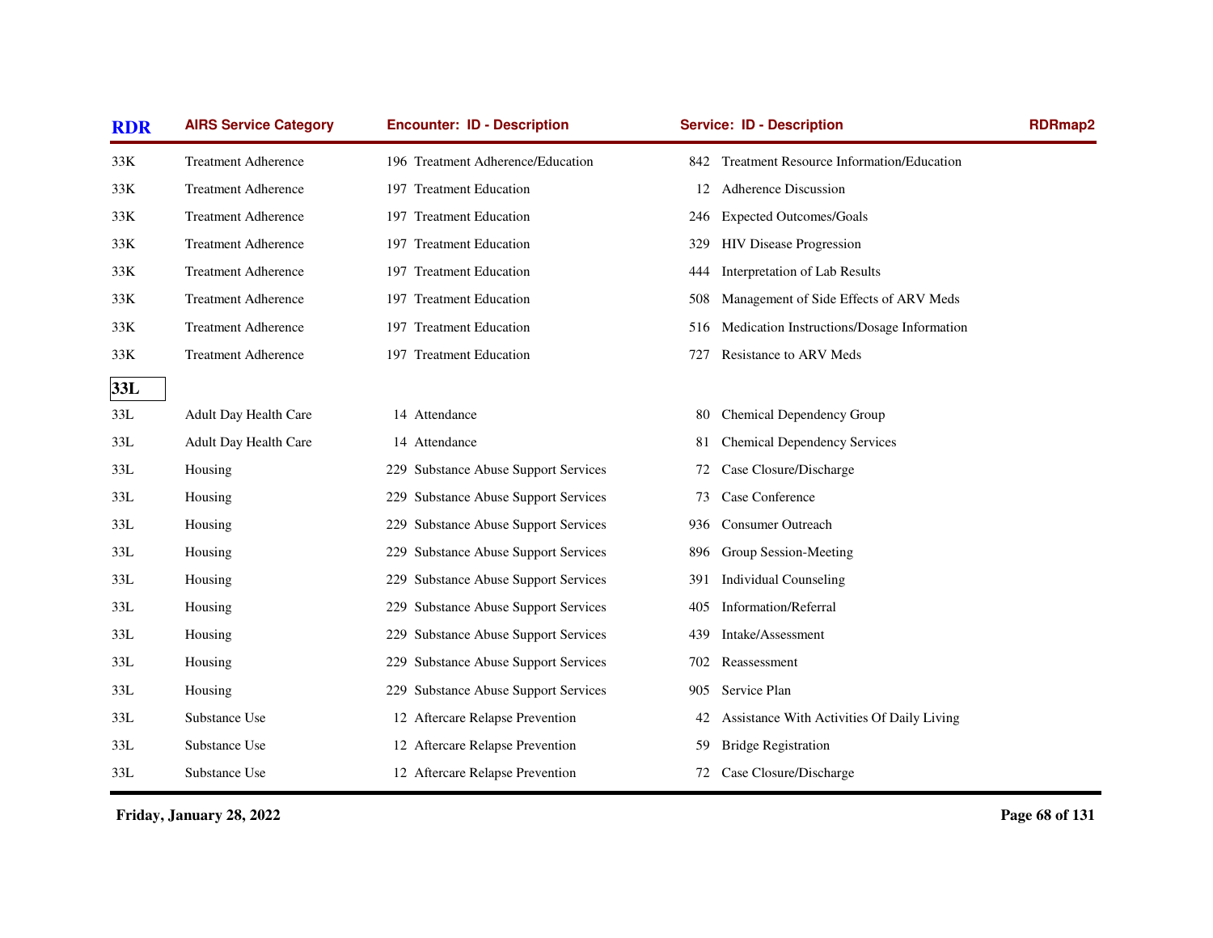| RDR | AIRS Service Category | Encounter: ID - Description | Service: ID - Description | RDRmap2 |
|---|---|---|---|---|
| 33K | Treatment Adherence | 196 Treatment Adherence/Education | 842 Treatment Resource Information/Education | |
| 33K | Treatment Adherence | 197 Treatment Education | 12 Adherence Discussion | |
| 33K | Treatment Adherence | 197 Treatment Education | 246 Expected Outcomes/Goals | |
| 33K | Treatment Adherence | 197 Treatment Education | 329 HIV Disease Progression | |
| 33K | Treatment Adherence | 197 Treatment Education | 444 Interpretation of Lab Results | |
| 33K | Treatment Adherence | 197 Treatment Education | 508 Management of Side Effects of ARV Meds | |
| 33K | Treatment Adherence | 197 Treatment Education | 516 Medication Instructions/Dosage Information | |
| 33K | Treatment Adherence | 197 Treatment Education | 727 Resistance to ARV Meds | |
| **33L** | | | | |
| 33L | Adult Day Health Care | 14 Attendance | 80 Chemical Dependency Group | |
| 33L | Adult Day Health Care | 14 Attendance | 81 Chemical Dependency Services | |
| 33L | Housing | 229 Substance Abuse Support Services | 72 Case Closure/Discharge | |
| 33L | Housing | 229 Substance Abuse Support Services | 73 Case Conference | |
| 33L | Housing | 229 Substance Abuse Support Services | 936 Consumer Outreach | |
| 33L | Housing | 229 Substance Abuse Support Services | 896 Group Session-Meeting | |
| 33L | Housing | 229 Substance Abuse Support Services | 391 Individual Counseling | |
| 33L | Housing | 229 Substance Abuse Support Services | 405 Information/Referral | |
| 33L | Housing | 229 Substance Abuse Support Services | 439 Intake/Assessment | |
| 33L | Housing | 229 Substance Abuse Support Services | 702 Reassessment | |
| 33L | Housing | 229 Substance Abuse Support Services | 905 Service Plan | |
| 33L | Substance Use | 12 Aftercare Relapse Prevention | 42 Assistance With Activities Of Daily Living | |
| 33L | Substance Use | 12 Aftercare Relapse Prevention | 59 Bridge Registration | |
| 33L | Substance Use | 12 Aftercare Relapse Prevention | 72 Case Closure/Discharge | |

**Friday, January 28, 2022**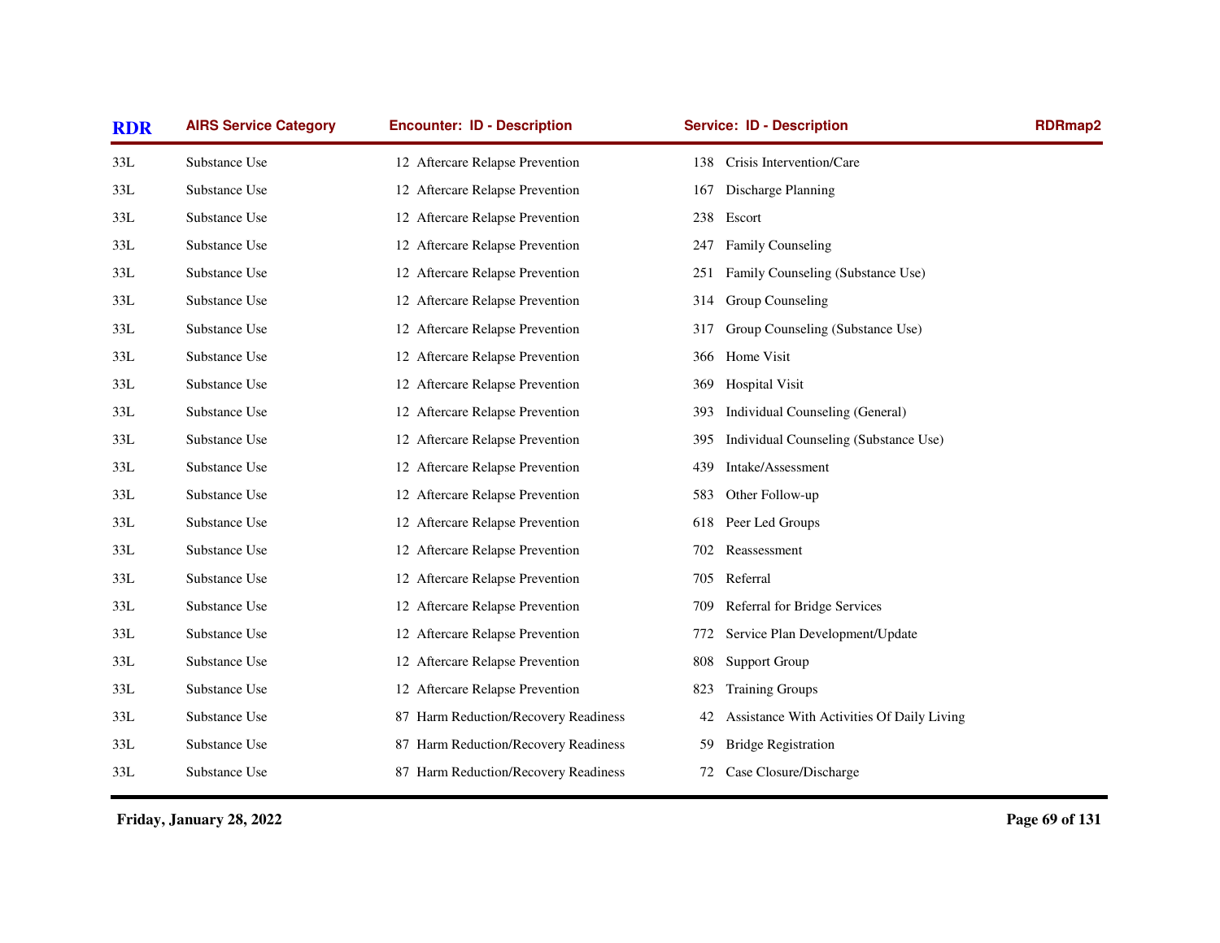| RDR | AIRS Service Category | Encounter: ID - Description | Service: ID - Description | RDRmap2 |
|---|---|---|---|---|
| 33L | Substance Use | 12 Aftercare Relapse Prevention | 138 Crisis Intervention/Care | |
| 33L | Substance Use | 12 Aftercare Relapse Prevention | 167 Discharge Planning | |
| 33L | Substance Use | 12 Aftercare Relapse Prevention | 238 Escort | |
| 33L | Substance Use | 12 Aftercare Relapse Prevention | 247 Family Counseling | |
| 33L | Substance Use | 12 Aftercare Relapse Prevention | 251 Family Counseling (Substance Use) | |
| 33L | Substance Use | 12 Aftercare Relapse Prevention | 314 Group Counseling | |
| 33L | Substance Use | 12 Aftercare Relapse Prevention | 317 Group Counseling (Substance Use) | |
| 33L | Substance Use | 12 Aftercare Relapse Prevention | 366 Home Visit | |
| 33L | Substance Use | 12 Aftercare Relapse Prevention | 369 Hospital Visit | |
| 33L | Substance Use | 12 Aftercare Relapse Prevention | 393 Individual Counseling (General) | |
| 33L | Substance Use | 12 Aftercare Relapse Prevention | 395 Individual Counseling (Substance Use) | |
| 33L | Substance Use | 12 Aftercare Relapse Prevention | 439 Intake/Assessment | |
| 33L | Substance Use | 12 Aftercare Relapse Prevention | 583 Other Follow-up | |
| 33L | Substance Use | 12 Aftercare Relapse Prevention | 618 Peer Led Groups | |
| 33L | Substance Use | 12 Aftercare Relapse Prevention | 702 Reassessment | |
| 33L | Substance Use | 12 Aftercare Relapse Prevention | 705 Referral | |
| 33L | Substance Use | 12 Aftercare Relapse Prevention | 709 Referral for Bridge Services | |
| 33L | Substance Use | 12 Aftercare Relapse Prevention | 772 Service Plan Development/Update | |
| 33L | Substance Use | 12 Aftercare Relapse Prevention | 808 Support Group | |
| 33L | Substance Use | 12 Aftercare Relapse Prevention | 823 Training Groups | |
| 33L | Substance Use | 87 Harm Reduction/Recovery Readiness | 42 Assistance With Activities Of Daily Living | |
| 33L | Substance Use | 87 Harm Reduction/Recovery Readiness | 59 Bridge Registration | |
| 33L | Substance Use | 87 Harm Reduction/Recovery Readiness | 72 Case Closure/Discharge | |

Friday, January 28, 2022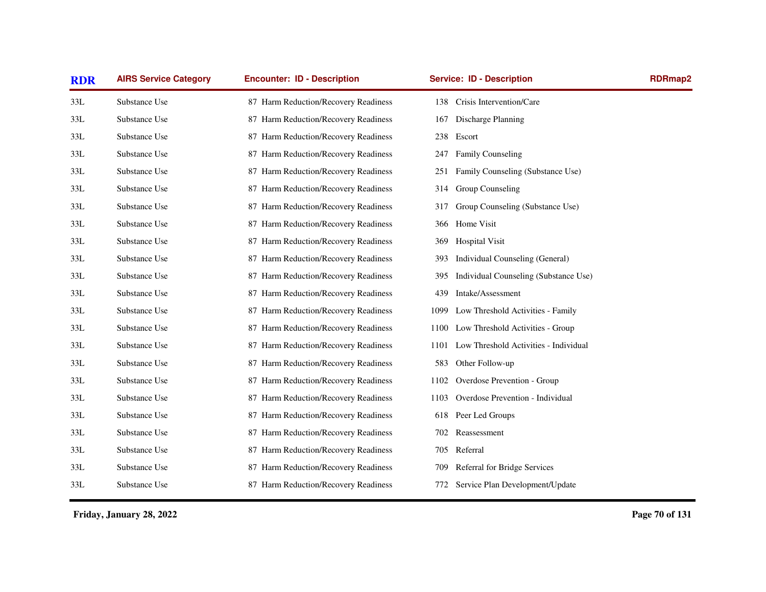| RDR | AIRS Service Category | Encounter: ID - Description | Service: ID - Description | RDRmap2 |
|---|---|---|---|---|
| 33L | Substance Use | 87 Harm Reduction/Recovery Readiness | 138 Crisis Intervention/Care | |
| 33L | Substance Use | 87 Harm Reduction/Recovery Readiness | 167 Discharge Planning | |
| 33L | Substance Use | 87 Harm Reduction/Recovery Readiness | 238 Escort | |
| 33L | Substance Use | 87 Harm Reduction/Recovery Readiness | 247 Family Counseling | |
| 33L | Substance Use | 87 Harm Reduction/Recovery Readiness | 251 Family Counseling (Substance Use) | |
| 33L | Substance Use | 87 Harm Reduction/Recovery Readiness | 314 Group Counseling | |
| 33L | Substance Use | 87 Harm Reduction/Recovery Readiness | 317 Group Counseling (Substance Use) | |
| 33L | Substance Use | 87 Harm Reduction/Recovery Readiness | 366 Home Visit | |
| 33L | Substance Use | 87 Harm Reduction/Recovery Readiness | 369 Hospital Visit | |
| 33L | Substance Use | 87 Harm Reduction/Recovery Readiness | 393 Individual Counseling (General) | |
| 33L | Substance Use | 87 Harm Reduction/Recovery Readiness | 395 Individual Counseling (Substance Use) | |
| 33L | Substance Use | 87 Harm Reduction/Recovery Readiness | 439 Intake/Assessment | |
| 33L | Substance Use | 87 Harm Reduction/Recovery Readiness | 1099 Low Threshold Activities - Family | |
| 33L | Substance Use | 87 Harm Reduction/Recovery Readiness | 1100 Low Threshold Activities - Group | |
| 33L | Substance Use | 87 Harm Reduction/Recovery Readiness | 1101 Low Threshold Activities - Individual | |
| 33L | Substance Use | 87 Harm Reduction/Recovery Readiness | 583 Other Follow-up | |
| 33L | Substance Use | 87 Harm Reduction/Recovery Readiness | 1102 Overdose Prevention - Group | |
| 33L | Substance Use | 87 Harm Reduction/Recovery Readiness | 1103 Overdose Prevention - Individual | |
| 33L | Substance Use | 87 Harm Reduction/Recovery Readiness | 618 Peer Led Groups | |
| 33L | Substance Use | 87 Harm Reduction/Recovery Readiness | 702 Reassessment | |
| 33L | Substance Use | 87 Harm Reduction/Recovery Readiness | 705 Referral | |
| 33L | Substance Use | 87 Harm Reduction/Recovery Readiness | 709 Referral for Bridge Services | |
| 33L | Substance Use | 87 Harm Reduction/Recovery Readiness | 772 Service Plan Development/Update | |

Friday, January 28, 2022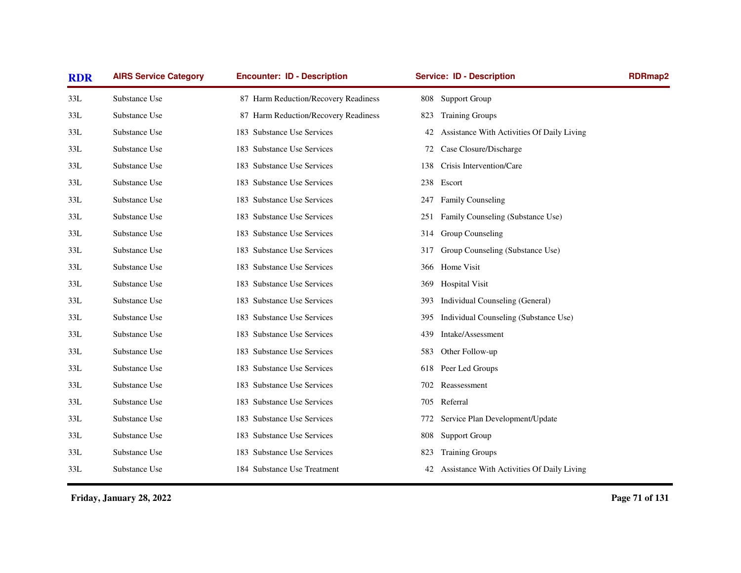| RDR | AIRS Service Category | Encounter: ID - Description | Service: ID - Description | RDRmap2 |
|---|---|---|---|---|
| 33L | Substance Use | 87 Harm Reduction/Recovery Readiness | 808 Support Group | |
| 33L | Substance Use | 87 Harm Reduction/Recovery Readiness | 823 Training Groups | |
| 33L | Substance Use | 183 Substance Use Services | 42 Assistance With Activities Of Daily Living | |
| 33L | Substance Use | 183 Substance Use Services | 72 Case Closure/Discharge | |
| 33L | Substance Use | 183 Substance Use Services | 138 Crisis Intervention/Care | |
| 33L | Substance Use | 183 Substance Use Services | 238 Escort | |
| 33L | Substance Use | 183 Substance Use Services | 247 Family Counseling | |
| 33L | Substance Use | 183 Substance Use Services | 251 Family Counseling (Substance Use) | |
| 33L | Substance Use | 183 Substance Use Services | 314 Group Counseling | |
| 33L | Substance Use | 183 Substance Use Services | 317 Group Counseling (Substance Use) | |
| 33L | Substance Use | 183 Substance Use Services | 366 Home Visit | |
| 33L | Substance Use | 183 Substance Use Services | 369 Hospital Visit | |
| 33L | Substance Use | 183 Substance Use Services | 393 Individual Counseling (General) | |
| 33L | Substance Use | 183 Substance Use Services | 395 Individual Counseling (Substance Use) | |
| 33L | Substance Use | 183 Substance Use Services | 439 Intake/Assessment | |
| 33L | Substance Use | 183 Substance Use Services | 583 Other Follow-up | |
| 33L | Substance Use | 183 Substance Use Services | 618 Peer Led Groups | |
| 33L | Substance Use | 183 Substance Use Services | 702 Reassessment | |
| 33L | Substance Use | 183 Substance Use Services | 705 Referral | |
| 33L | Substance Use | 183 Substance Use Services | 772 Service Plan Development/Update | |
| 33L | Substance Use | 183 Substance Use Services | 808 Support Group | |
| 33L | Substance Use | 183 Substance Use Services | 823 Training Groups | |
| 33L | Substance Use | 184 Substance Use Treatment | 42 Assistance With Activities Of Daily Living | |

Friday, January 28, 2022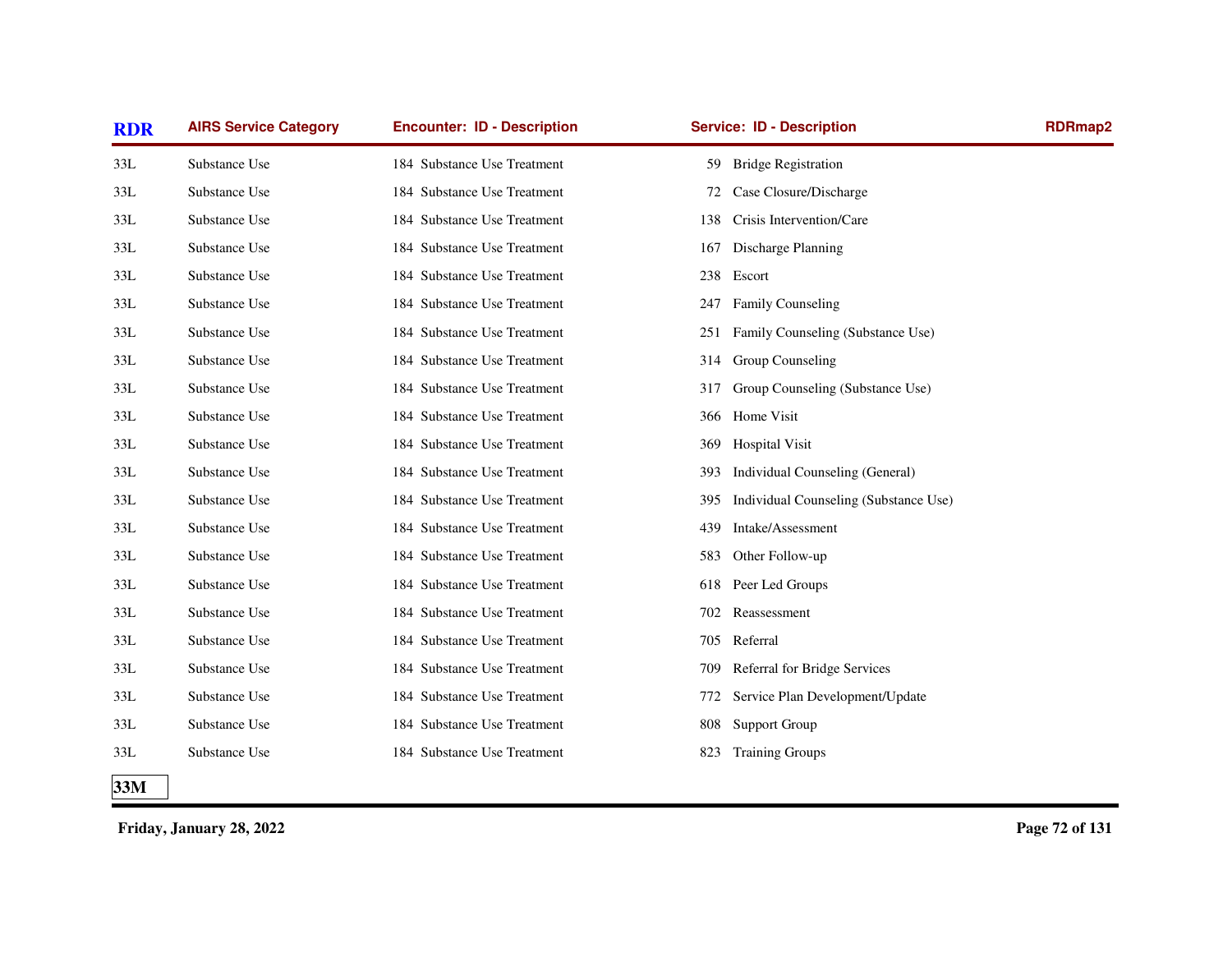| RDR | AIRS Service Category | Encounter: ID - Description | Service: ID - Description | RDRmap2 |
|---|---|---|---|---|
| 33L | Substance Use | 184 Substance Use Treatment | 59 Bridge Registration | |
| 33L | Substance Use | 184 Substance Use Treatment | 72 Case Closure/Discharge | |
| 33L | Substance Use | 184 Substance Use Treatment | 138 Crisis Intervention/Care | |
| 33L | Substance Use | 184 Substance Use Treatment | 167 Discharge Planning | |
| 33L | Substance Use | 184 Substance Use Treatment | 238 Escort | |
| 33L | Substance Use | 184 Substance Use Treatment | 247 Family Counseling | |
| 33L | Substance Use | 184 Substance Use Treatment | 251 Family Counseling (Substance Use) | |
| 33L | Substance Use | 184 Substance Use Treatment | 314 Group Counseling | |
| 33L | Substance Use | 184 Substance Use Treatment | 317 Group Counseling (Substance Use) | |
| 33L | Substance Use | 184 Substance Use Treatment | 366 Home Visit | |
| 33L | Substance Use | 184 Substance Use Treatment | 369 Hospital Visit | |
| 33L | Substance Use | 184 Substance Use Treatment | 393 Individual Counseling (General) | |
| 33L | Substance Use | 184 Substance Use Treatment | 395 Individual Counseling (Substance Use) | |
| 33L | Substance Use | 184 Substance Use Treatment | 439 Intake/Assessment | |
| 33L | Substance Use | 184 Substance Use Treatment | 583 Other Follow-up | |
| 33L | Substance Use | 184 Substance Use Treatment | 618 Peer Led Groups | |
| 33L | Substance Use | 184 Substance Use Treatment | 702 Reassessment | |
| 33L | Substance Use | 184 Substance Use Treatment | 705 Referral | |
| 33L | Substance Use | 184 Substance Use Treatment | 709 Referral for Bridge Services | |
| 33L | Substance Use | 184 Substance Use Treatment | 772 Service Plan Development/Update | |
| 33L | Substance Use | 184 Substance Use Treatment | 808 Support Group | |
| 33L | Substance Use | 184 Substance Use Treatment | 823 Training Groups | |

**33M**

**Friday, January 28, 2022**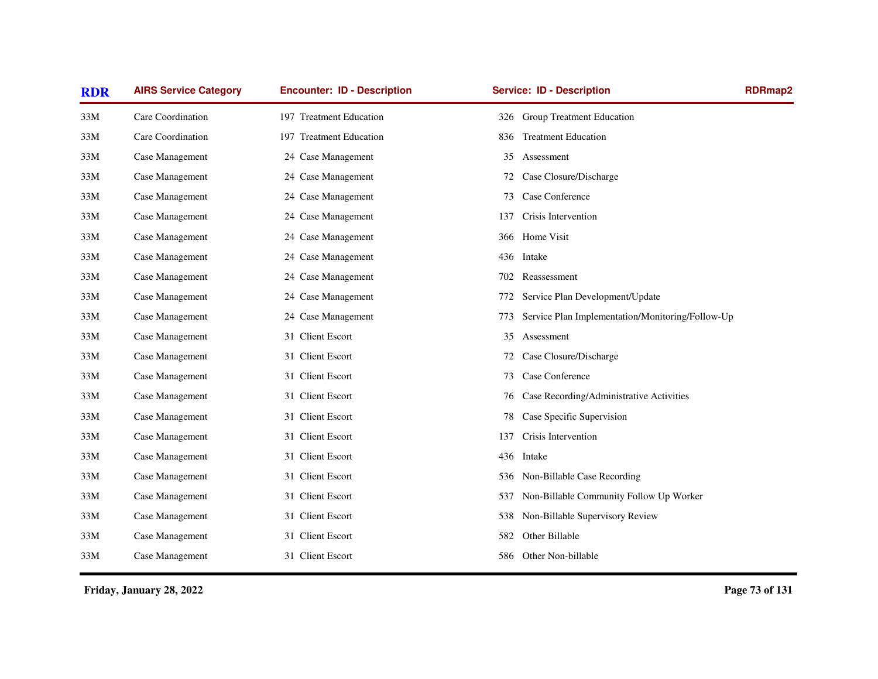| RDR | AIRS Service Category | Encounter: ID - Description | Service: ID - Description | RDRmap2 |
|---|---|---|---|---|
| 33M | Care Coordination | 197 Treatment Education | 326 Group Treatment Education | |
| 33M | Care Coordination | 197 Treatment Education | 836 Treatment Education | |
| 33M | Case Management | 24 Case Management | 35 Assessment | |
| 33M | Case Management | 24 Case Management | 72 Case Closure/Discharge | |
| 33M | Case Management | 24 Case Management | 73 Case Conference | |
| 33M | Case Management | 24 Case Management | 137 Crisis Intervention | |
| 33M | Case Management | 24 Case Management | 366 Home Visit | |
| 33M | Case Management | 24 Case Management | 436 Intake | |
| 33M | Case Management | 24 Case Management | 702 Reassessment | |
| 33M | Case Management | 24 Case Management | 772 Service Plan Development/Update | |
| 33M | Case Management | 24 Case Management | 773 Service Plan Implementation/Monitoring/Follow-Up | |
| 33M | Case Management | 31 Client Escort | 35 Assessment | |
| 33M | Case Management | 31 Client Escort | 72 Case Closure/Discharge | |
| 33M | Case Management | 31 Client Escort | 73 Case Conference | |
| 33M | Case Management | 31 Client Escort | 76 Case Recording/Administrative Activities | |
| 33M | Case Management | 31 Client Escort | 78 Case Specific Supervision | |
| 33M | Case Management | 31 Client Escort | 137 Crisis Intervention | |
| 33M | Case Management | 31 Client Escort | 436 Intake | |
| 33M | Case Management | 31 Client Escort | 536 Non-Billable Case Recording | |
| 33M | Case Management | 31 Client Escort | 537 Non-Billable Community Follow Up Worker | |
| 33M | Case Management | 31 Client Escort | 538 Non-Billable Supervisory Review | |
| 33M | Case Management | 31 Client Escort | 582 Other Billable | |
| 33M | Case Management | 31 Client Escort | 586 Other Non-billable | |

Friday, January 28, 2022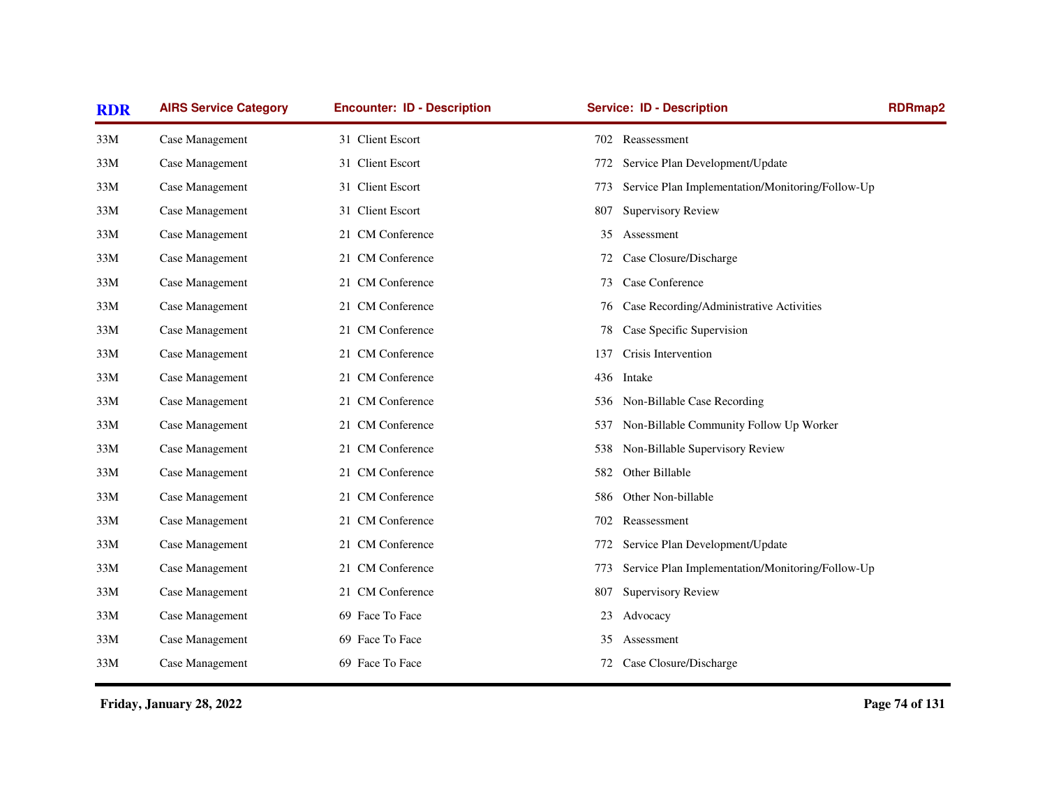| RDR | AIRS Service Category | Encounter: ID - Description | Service: ID - Description | RDRmap2 |
|---|---|---|---|---|
| 33M | Case Management | 31 Client Escort | 702 Reassessment | |
| 33M | Case Management | 31 Client Escort | 772 Service Plan Development/Update | |
| 33M | Case Management | 31 Client Escort | 773 Service Plan Implementation/Monitoring/Follow-Up | |
| 33M | Case Management | 31 Client Escort | 807 Supervisory Review | |
| 33M | Case Management | 21 CM Conference | 35 Assessment | |
| 33M | Case Management | 21 CM Conference | 72 Case Closure/Discharge | |
| 33M | Case Management | 21 CM Conference | 73 Case Conference | |
| 33M | Case Management | 21 CM Conference | 76 Case Recording/Administrative Activities | |
| 33M | Case Management | 21 CM Conference | 78 Case Specific Supervision | |
| 33M | Case Management | 21 CM Conference | 137 Crisis Intervention | |
| 33M | Case Management | 21 CM Conference | 436 Intake | |
| 33M | Case Management | 21 CM Conference | 536 Non-Billable Case Recording | |
| 33M | Case Management | 21 CM Conference | 537 Non-Billable Community Follow Up Worker | |
| 33M | Case Management | 21 CM Conference | 538 Non-Billable Supervisory Review | |
| 33M | Case Management | 21 CM Conference | 582 Other Billable | |
| 33M | Case Management | 21 CM Conference | 586 Other Non-billable | |
| 33M | Case Management | 21 CM Conference | 702 Reassessment | |
| 33M | Case Management | 21 CM Conference | 772 Service Plan Development/Update | |
| 33M | Case Management | 21 CM Conference | 773 Service Plan Implementation/Monitoring/Follow-Up | |
| 33M | Case Management | 21 CM Conference | 807 Supervisory Review | |
| 33M | Case Management | 69 Face To Face | 23 Advocacy | |
| 33M | Case Management | 69 Face To Face | 35 Assessment | |
| 33M | Case Management | 69 Face To Face | 72 Case Closure/Discharge | |

**Friday, January 28, 2022**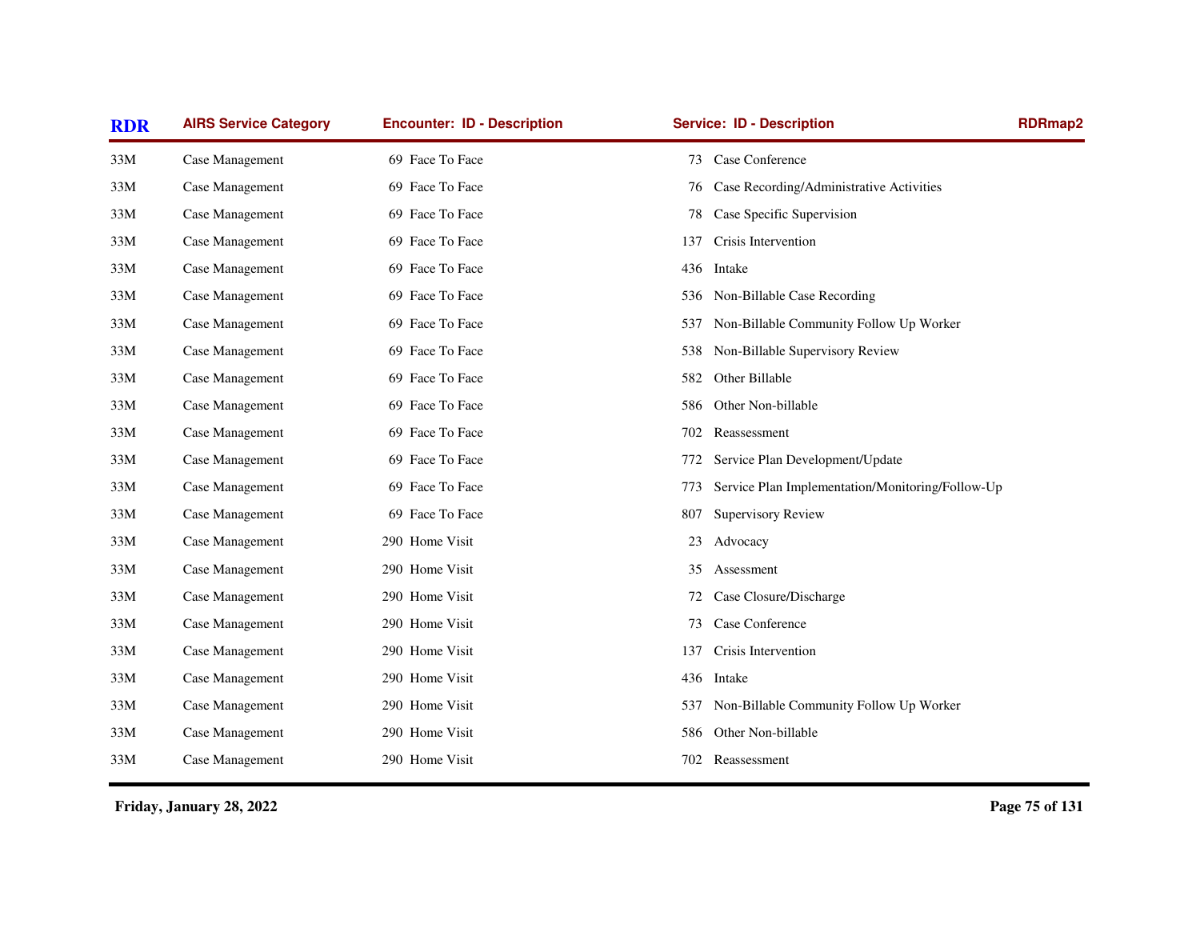| RDR | AIRS Service Category | Encounter: ID - Description | Service: ID - Description | RDRmap2 |
|---|---|---|---|---|
| 33M | Case Management | 69 Face To Face | 73 Case Conference | |
| 33M | Case Management | 69 Face To Face | 76 Case Recording/Administrative Activities | |
| 33M | Case Management | 69 Face To Face | 78 Case Specific Supervision | |
| 33M | Case Management | 69 Face To Face | 137 Crisis Intervention | |
| 33M | Case Management | 69 Face To Face | 436 Intake | |
| 33M | Case Management | 69 Face To Face | 536 Non-Billable Case Recording | |
| 33M | Case Management | 69 Face To Face | 537 Non-Billable Community Follow Up Worker | |
| 33M | Case Management | 69 Face To Face | 538 Non-Billable Supervisory Review | |
| 33M | Case Management | 69 Face To Face | 582 Other Billable | |
| 33M | Case Management | 69 Face To Face | 586 Other Non-billable | |
| 33M | Case Management | 69 Face To Face | 702 Reassessment | |
| 33M | Case Management | 69 Face To Face | 772 Service Plan Development/Update | |
| 33M | Case Management | 69 Face To Face | 773 Service Plan Implementation/Monitoring/Follow-Up | |
| 33M | Case Management | 69 Face To Face | 807 Supervisory Review | |
| 33M | Case Management | 290 Home Visit | 23 Advocacy | |
| 33M | Case Management | 290 Home Visit | 35 Assessment | |
| 33M | Case Management | 290 Home Visit | 72 Case Closure/Discharge | |
| 33M | Case Management | 290 Home Visit | 73 Case Conference | |
| 33M | Case Management | 290 Home Visit | 137 Crisis Intervention | |
| 33M | Case Management | 290 Home Visit | 436 Intake | |
| 33M | Case Management | 290 Home Visit | 537 Non-Billable Community Follow Up Worker | |
| 33M | Case Management | 290 Home Visit | 586 Other Non-billable | |
| 33M | Case Management | 290 Home Visit | 702 Reassessment | |

**Friday, January 28, 2022**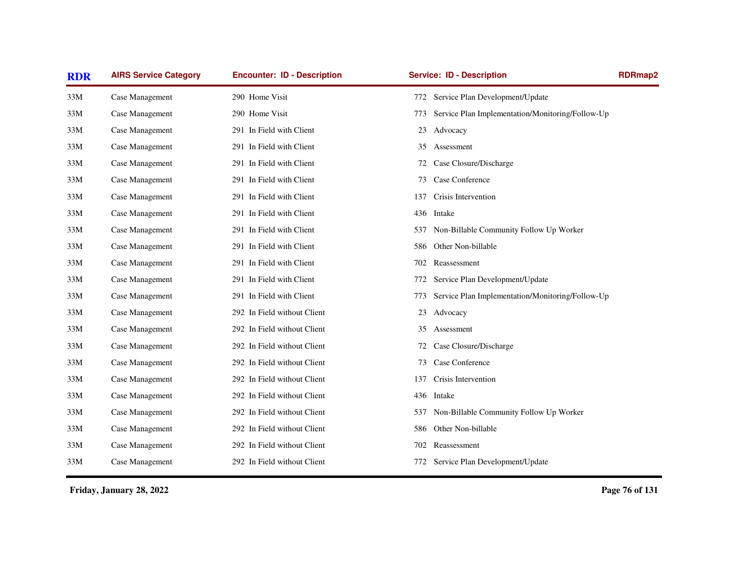| RDR | AIRS Service Category | Encounter: ID - Description | Service: ID - Description | RDRmap2 |
|---|---|---|---|---|
| 33M | Case Management | 290 Home Visit | 772 Service Plan Development/Update | |
| 33M | Case Management | 290 Home Visit | 773 Service Plan Implementation/Monitoring/Follow-Up | |
| 33M | Case Management | 291 In Field with Client | 23 Advocacy | |
| 33M | Case Management | 291 In Field with Client | 35 Assessment | |
| 33M | Case Management | 291 In Field with Client | 72 Case Closure/Discharge | |
| 33M | Case Management | 291 In Field with Client | 73 Case Conference | |
| 33M | Case Management | 291 In Field with Client | 137 Crisis Intervention | |
| 33M | Case Management | 291 In Field with Client | 436 Intake | |
| 33M | Case Management | 291 In Field with Client | 537 Non-Billable Community Follow Up Worker | |
| 33M | Case Management | 291 In Field with Client | 586 Other Non-billable | |
| 33M | Case Management | 291 In Field with Client | 702 Reassessment | |
| 33M | Case Management | 291 In Field with Client | 772 Service Plan Development/Update | |
| 33M | Case Management | 291 In Field with Client | 773 Service Plan Implementation/Monitoring/Follow-Up | |
| 33M | Case Management | 292 In Field without Client | 23 Advocacy | |
| 33M | Case Management | 292 In Field without Client | 35 Assessment | |
| 33M | Case Management | 292 In Field without Client | 72 Case Closure/Discharge | |
| 33M | Case Management | 292 In Field without Client | 73 Case Conference | |
| 33M | Case Management | 292 In Field without Client | 137 Crisis Intervention | |
| 33M | Case Management | 292 In Field without Client | 436 Intake | |
| 33M | Case Management | 292 In Field without Client | 537 Non-Billable Community Follow Up Worker | |
| 33M | Case Management | 292 In Field without Client | 586 Other Non-billable | |
| 33M | Case Management | 292 In Field without Client | 702 Reassessment | |
| 33M | Case Management | 292 In Field without Client | 772 Service Plan Development/Update | |

Friday, January 28, 2022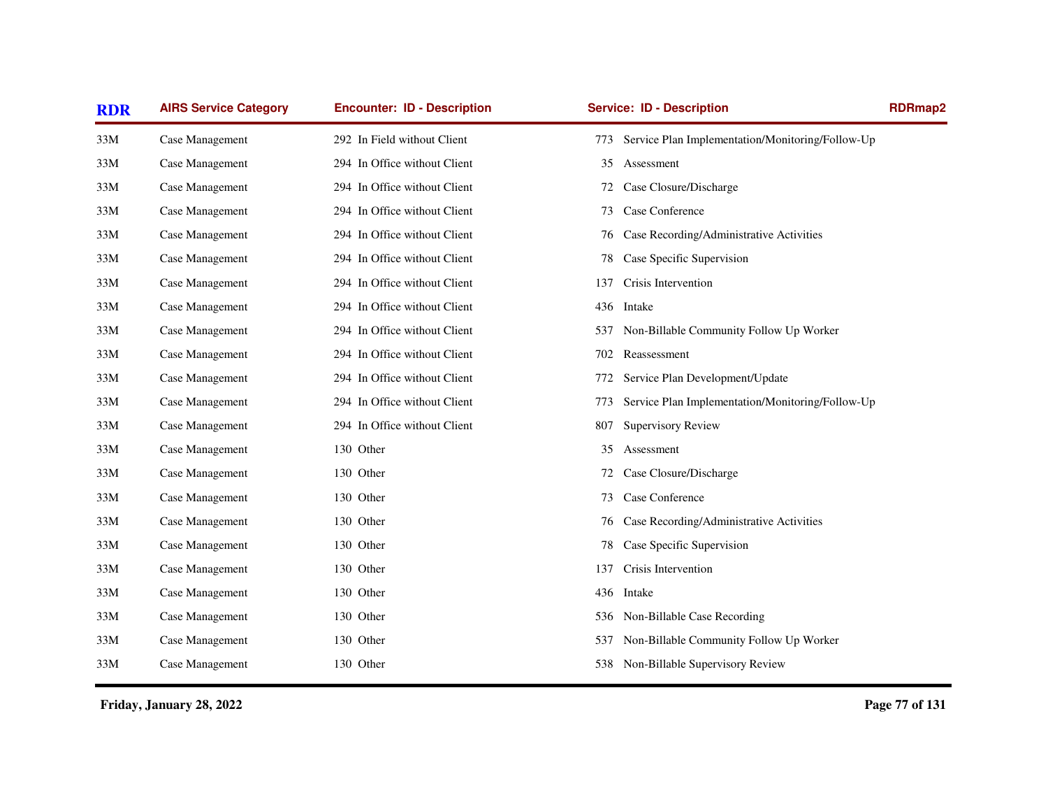| RDR | AIRS Service Category | Encounter: ID - Description | Service: ID - Description | RDRmap2 |
|---|---|---|---|---|
| 33M | Case Management | 292 In Field without Client | 773 Service Plan Implementation/Monitoring/Follow-Up | |
| 33M | Case Management | 294 In Office without Client | 35 Assessment | |
| 33M | Case Management | 294 In Office without Client | 72 Case Closure/Discharge | |
| 33M | Case Management | 294 In Office without Client | 73 Case Conference | |
| 33M | Case Management | 294 In Office without Client | 76 Case Recording/Administrative Activities | |
| 33M | Case Management | 294 In Office without Client | 78 Case Specific Supervision | |
| 33M | Case Management | 294 In Office without Client | 137 Crisis Intervention | |
| 33M | Case Management | 294 In Office without Client | 436 Intake | |
| 33M | Case Management | 294 In Office without Client | 537 Non-Billable Community Follow Up Worker | |
| 33M | Case Management | 294 In Office without Client | 702 Reassessment | |
| 33M | Case Management | 294 In Office without Client | 772 Service Plan Development/Update | |
| 33M | Case Management | 294 In Office without Client | 773 Service Plan Implementation/Monitoring/Follow-Up | |
| 33M | Case Management | 294 In Office without Client | 807 Supervisory Review | |
| 33M | Case Management | 130 Other | 35 Assessment | |
| 33M | Case Management | 130 Other | 72 Case Closure/Discharge | |
| 33M | Case Management | 130 Other | 73 Case Conference | |
| 33M | Case Management | 130 Other | 76 Case Recording/Administrative Activities | |
| 33M | Case Management | 130 Other | 78 Case Specific Supervision | |
| 33M | Case Management | 130 Other | 137 Crisis Intervention | |
| 33M | Case Management | 130 Other | 436 Intake | |
| 33M | Case Management | 130 Other | 536 Non-Billable Case Recording | |
| 33M | Case Management | 130 Other | 537 Non-Billable Community Follow Up Worker | |
| 33M | Case Management | 130 Other | 538 Non-Billable Supervisory Review | |

**Friday, January 28, 2022**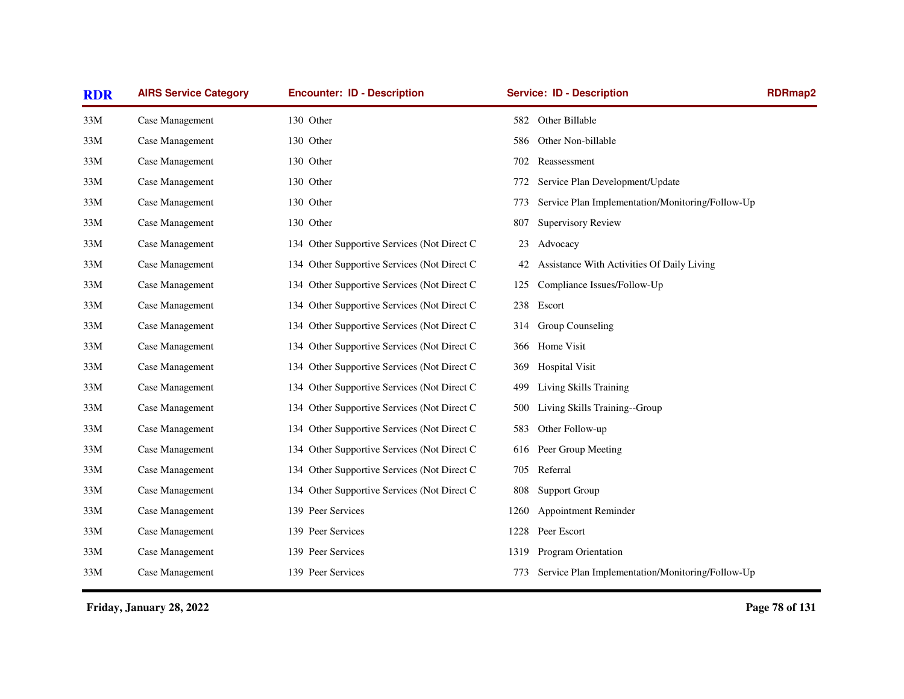| RDR | AIRS Service Category | Encounter: ID - Description | Service: ID - Description | RDRmap2 |
|---|---|---|---|---|
| 33M | Case Management | 130 Other | 582 Other Billable | |
| 33M | Case Management | 130 Other | 586 Other Non-billable | |
| 33M | Case Management | 130 Other | 702 Reassessment | |
| 33M | Case Management | 130 Other | 772 Service Plan Development/Update | |
| 33M | Case Management | 130 Other | 773 Service Plan Implementation/Monitoring/Follow-Up | |
| 33M | Case Management | 130 Other | 807 Supervisory Review | |
| 33M | Case Management | 134 Other Supportive Services (Not Direct C | 23 Advocacy | |
| 33M | Case Management | 134 Other Supportive Services (Not Direct C | 42 Assistance With Activities Of Daily Living | |
| 33M | Case Management | 134 Other Supportive Services (Not Direct C | 125 Compliance Issues/Follow-Up | |
| 33M | Case Management | 134 Other Supportive Services (Not Direct C | 238 Escort | |
| 33M | Case Management | 134 Other Supportive Services (Not Direct C | 314 Group Counseling | |
| 33M | Case Management | 134 Other Supportive Services (Not Direct C | 366 Home Visit | |
| 33M | Case Management | 134 Other Supportive Services (Not Direct C | 369 Hospital Visit | |
| 33M | Case Management | 134 Other Supportive Services (Not Direct C | 499 Living Skills Training | |
| 33M | Case Management | 134 Other Supportive Services (Not Direct C | 500 Living Skills Training--Group | |
| 33M | Case Management | 134 Other Supportive Services (Not Direct C | 583 Other Follow-up | |
| 33M | Case Management | 134 Other Supportive Services (Not Direct C | 616 Peer Group Meeting | |
| 33M | Case Management | 134 Other Supportive Services (Not Direct C | 705 Referral | |
| 33M | Case Management | 134 Other Supportive Services (Not Direct C | 808 Support Group | |
| 33M | Case Management | 139 Peer Services | 1260 Appointment Reminder | |
| 33M | Case Management | 139 Peer Services | 1228 Peer Escort | |
| 33M | Case Management | 139 Peer Services | 1319 Program Orientation | |
| 33M | Case Management | 139 Peer Services | 773 Service Plan Implementation/Monitoring/Follow-Up | |

**Friday, January 28, 2022**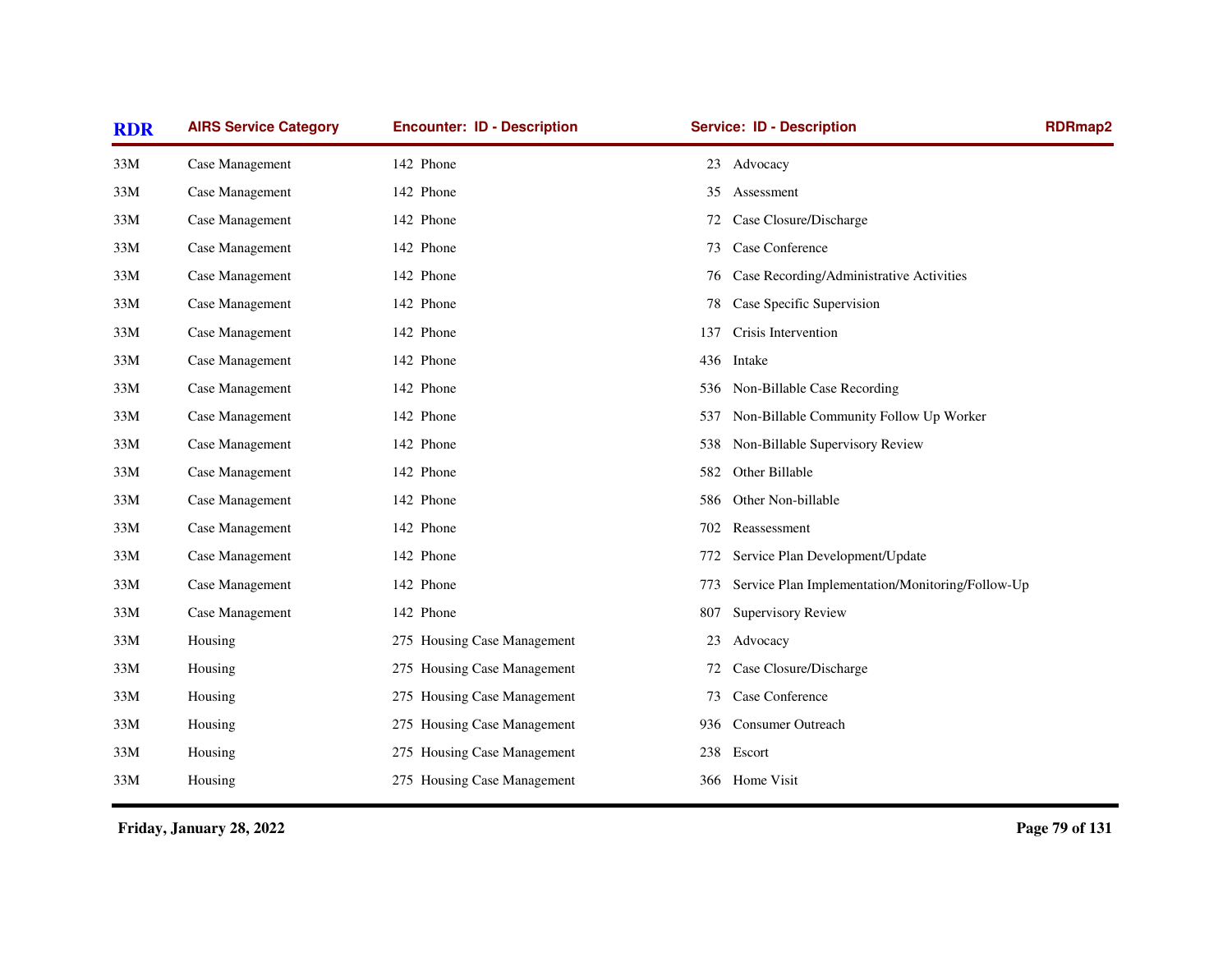| RDR | AIRS Service Category | Encounter: ID - Description | Service: ID - Description | RDRmap2 |
|---|---|---|---|---|
| 33M | Case Management | 142 Phone | 23 Advocacy | |
| 33M | Case Management | 142 Phone | 35 Assessment | |
| 33M | Case Management | 142 Phone | 72 Case Closure/Discharge | |
| 33M | Case Management | 142 Phone | 73 Case Conference | |
| 33M | Case Management | 142 Phone | 76 Case Recording/Administrative Activities | |
| 33M | Case Management | 142 Phone | 78 Case Specific Supervision | |
| 33M | Case Management | 142 Phone | 137 Crisis Intervention | |
| 33M | Case Management | 142 Phone | 436 Intake | |
| 33M | Case Management | 142 Phone | 536 Non-Billable Case Recording | |
| 33M | Case Management | 142 Phone | 537 Non-Billable Community Follow Up Worker | |
| 33M | Case Management | 142 Phone | 538 Non-Billable Supervisory Review | |
| 33M | Case Management | 142 Phone | 582 Other Billable | |
| 33M | Case Management | 142 Phone | 586 Other Non-billable | |
| 33M | Case Management | 142 Phone | 702 Reassessment | |
| 33M | Case Management | 142 Phone | 772 Service Plan Development/Update | |
| 33M | Case Management | 142 Phone | 773 Service Plan Implementation/Monitoring/Follow-Up | |
| 33M | Case Management | 142 Phone | 807 Supervisory Review | |
| 33M | Housing | 275 Housing Case Management | 23 Advocacy | |
| 33M | Housing | 275 Housing Case Management | 72 Case Closure/Discharge | |
| 33M | Housing | 275 Housing Case Management | 73 Case Conference | |
| 33M | Housing | 275 Housing Case Management | 936 Consumer Outreach | |
| 33M | Housing | 275 Housing Case Management | 238 Escort | |
| 33M | Housing | 275 Housing Case Management | 366 Home Visit | |

Friday, January 28, 2022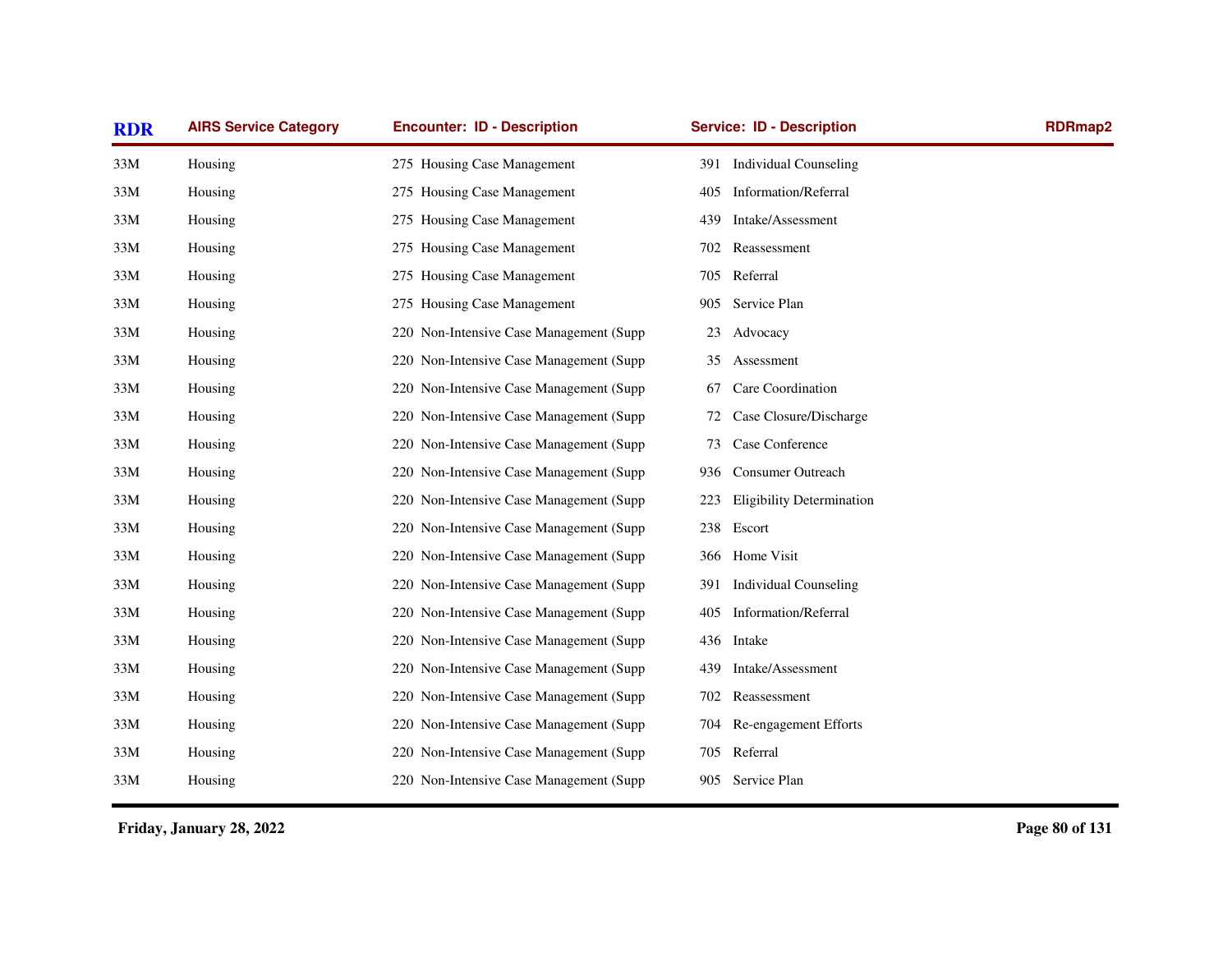| RDR | AIRS Service Category | Encounter: ID - Description | Service: ID - Description | RDRmap2 |
|---|---|---|---|---|
| 33M | Housing | 275 Housing Case Management | 391 Individual Counseling | |
| 33M | Housing | 275 Housing Case Management | 405 Information/Referral | |
| 33M | Housing | 275 Housing Case Management | 439 Intake/Assessment | |
| 33M | Housing | 275 Housing Case Management | 702 Reassessment | |
| 33M | Housing | 275 Housing Case Management | 705 Referral | |
| 33M | Housing | 275 Housing Case Management | 905 Service Plan | |
| 33M | Housing | 220 Non-Intensive Case Management (Supp | 23 Advocacy | |
| 33M | Housing | 220 Non-Intensive Case Management (Supp | 35 Assessment | |
| 33M | Housing | 220 Non-Intensive Case Management (Supp | 67 Care Coordination | |
| 33M | Housing | 220 Non-Intensive Case Management (Supp | 72 Case Closure/Discharge | |
| 33M | Housing | 220 Non-Intensive Case Management (Supp | 73 Case Conference | |
| 33M | Housing | 220 Non-Intensive Case Management (Supp | 936 Consumer Outreach | |
| 33M | Housing | 220 Non-Intensive Case Management (Supp | 223 Eligibility Determination | |
| 33M | Housing | 220 Non-Intensive Case Management (Supp | 238 Escort | |
| 33M | Housing | 220 Non-Intensive Case Management (Supp | 366 Home Visit | |
| 33M | Housing | 220 Non-Intensive Case Management (Supp | 391 Individual Counseling | |
| 33M | Housing | 220 Non-Intensive Case Management (Supp | 405 Information/Referral | |
| 33M | Housing | 220 Non-Intensive Case Management (Supp | 436 Intake | |
| 33M | Housing | 220 Non-Intensive Case Management (Supp | 439 Intake/Assessment | |
| 33M | Housing | 220 Non-Intensive Case Management (Supp | 702 Reassessment | |
| 33M | Housing | 220 Non-Intensive Case Management (Supp | 704 Re-engagement Efforts | |
| 33M | Housing | 220 Non-Intensive Case Management (Supp | 705 Referral | |
| 33M | Housing | 220 Non-Intensive Case Management (Supp | 905 Service Plan | |

**Friday, January 28, 2022**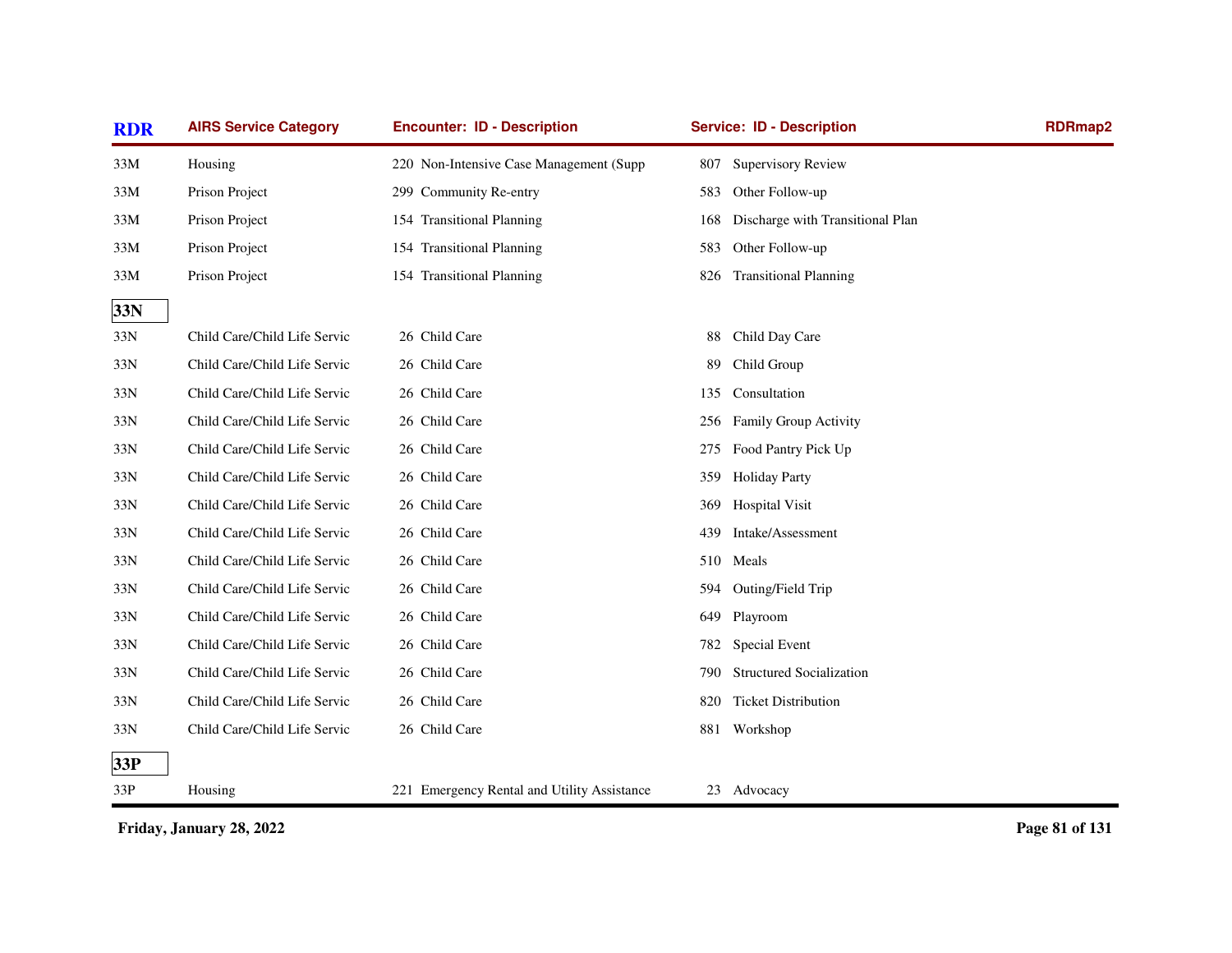| RDR | AIRS Service Category | Encounter: ID - Description | Service: ID - Description | RDRmap2 |
|---|---|---|---|---|
| 33M | Housing | 220 Non-Intensive Case Management (Supp | 807 Supervisory Review | |
| 33M | Prison Project | 299 Community Re-entry | 583 Other Follow-up | |
| 33M | Prison Project | 154 Transitional Planning | 168 Discharge with Transitional Plan | |
| 33M | Prison Project | 154 Transitional Planning | 583 Other Follow-up | |
| 33M | Prison Project | 154 Transitional Planning | 826 Transitional Planning | |
| **33N** | | | | |
| 33N | Child Care/Child Life Servic | 26 Child Care | 88 Child Day Care | |
| 33N | Child Care/Child Life Servic | 26 Child Care | 89 Child Group | |
| 33N | Child Care/Child Life Servic | 26 Child Care | 135 Consultation | |
| 33N | Child Care/Child Life Servic | 26 Child Care | 256 Family Group Activity | |
| 33N | Child Care/Child Life Servic | 26 Child Care | 275 Food Pantry Pick Up | |
| 33N | Child Care/Child Life Servic | 26 Child Care | 359 Holiday Party | |
| 33N | Child Care/Child Life Servic | 26 Child Care | 369 Hospital Visit | |
| 33N | Child Care/Child Life Servic | 26 Child Care | 439 Intake/Assessment | |
| 33N | Child Care/Child Life Servic | 26 Child Care | 510 Meals | |
| 33N | Child Care/Child Life Servic | 26 Child Care | 594 Outing/Field Trip | |
| 33N | Child Care/Child Life Servic | 26 Child Care | 649 Playroom | |
| 33N | Child Care/Child Life Servic | 26 Child Care | 782 Special Event | |
| 33N | Child Care/Child Life Servic | 26 Child Care | 790 Structured Socialization | |
| 33N | Child Care/Child Life Servic | 26 Child Care | 820 Ticket Distribution | |
| 33N | Child Care/Child Life Servic | 26 Child Care | 881 Workshop | |
| **33P** | | | | |
| 33P | Housing | 221 Emergency Rental and Utility Assistance | 23 Advocacy | |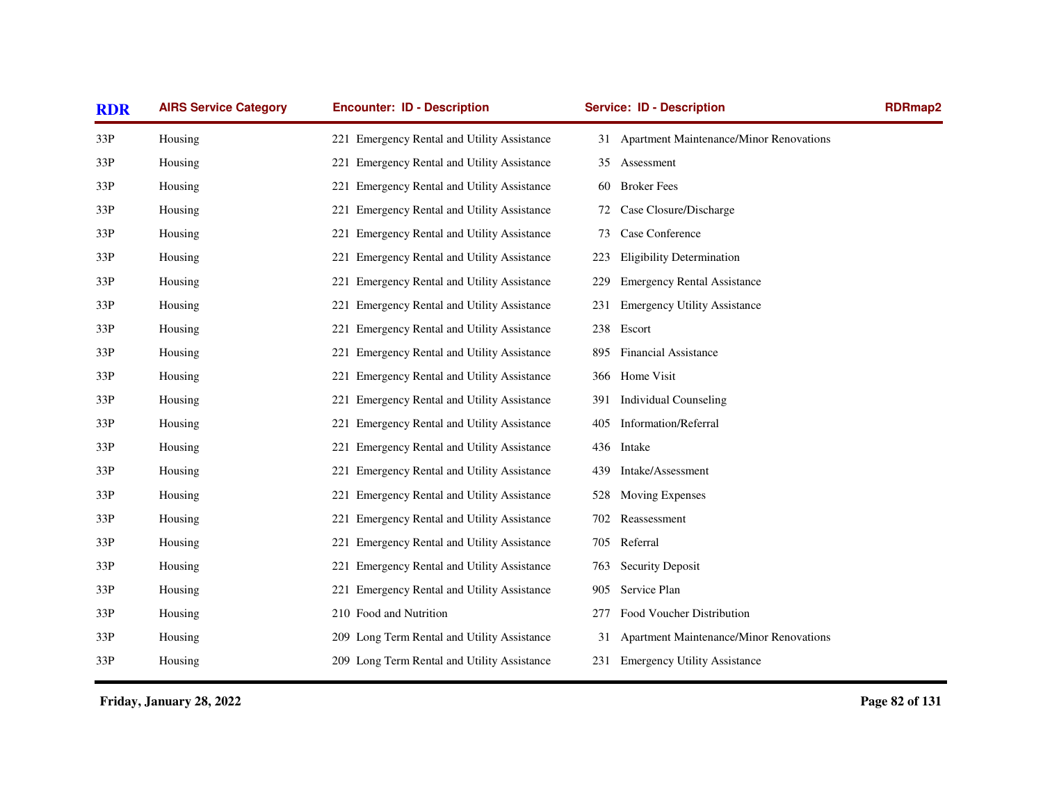| RDR | AIRS Service Category | Encounter: ID - Description | Service: ID - Description | RDRmap2 |
|---|---|---|---|---|
| 33P | Housing | 221 Emergency Rental and Utility Assistance | 31 Apartment Maintenance/Minor Renovations | |
| 33P | Housing | 221 Emergency Rental and Utility Assistance | 35 Assessment | |
| 33P | Housing | 221 Emergency Rental and Utility Assistance | 60 Broker Fees | |
| 33P | Housing | 221 Emergency Rental and Utility Assistance | 72 Case Closure/Discharge | |
| 33P | Housing | 221 Emergency Rental and Utility Assistance | 73 Case Conference | |
| 33P | Housing | 221 Emergency Rental and Utility Assistance | 223 Eligibility Determination | |
| 33P | Housing | 221 Emergency Rental and Utility Assistance | 229 Emergency Rental Assistance | |
| 33P | Housing | 221 Emergency Rental and Utility Assistance | 231 Emergency Utility Assistance | |
| 33P | Housing | 221 Emergency Rental and Utility Assistance | 238 Escort | |
| 33P | Housing | 221 Emergency Rental and Utility Assistance | 895 Financial Assistance | |
| 33P | Housing | 221 Emergency Rental and Utility Assistance | 366 Home Visit | |
| 33P | Housing | 221 Emergency Rental and Utility Assistance | 391 Individual Counseling | |
| 33P | Housing | 221 Emergency Rental and Utility Assistance | 405 Information/Referral | |
| 33P | Housing | 221 Emergency Rental and Utility Assistance | 436 Intake | |
| 33P | Housing | 221 Emergency Rental and Utility Assistance | 439 Intake/Assessment | |
| 33P | Housing | 221 Emergency Rental and Utility Assistance | 528 Moving Expenses | |
| 33P | Housing | 221 Emergency Rental and Utility Assistance | 702 Reassessment | |
| 33P | Housing | 221 Emergency Rental and Utility Assistance | 705 Referral | |
| 33P | Housing | 221 Emergency Rental and Utility Assistance | 763 Security Deposit | |
| 33P | Housing | 221 Emergency Rental and Utility Assistance | 905 Service Plan | |
| 33P | Housing | 210 Food and Nutrition | 277 Food Voucher Distribution | |
| 33P | Housing | 209 Long Term Rental and Utility Assistance | 31 Apartment Maintenance/Minor Renovations | |
| 33P | Housing | 209 Long Term Rental and Utility Assistance | 231 Emergency Utility Assistance | |

Friday, January 28, 2022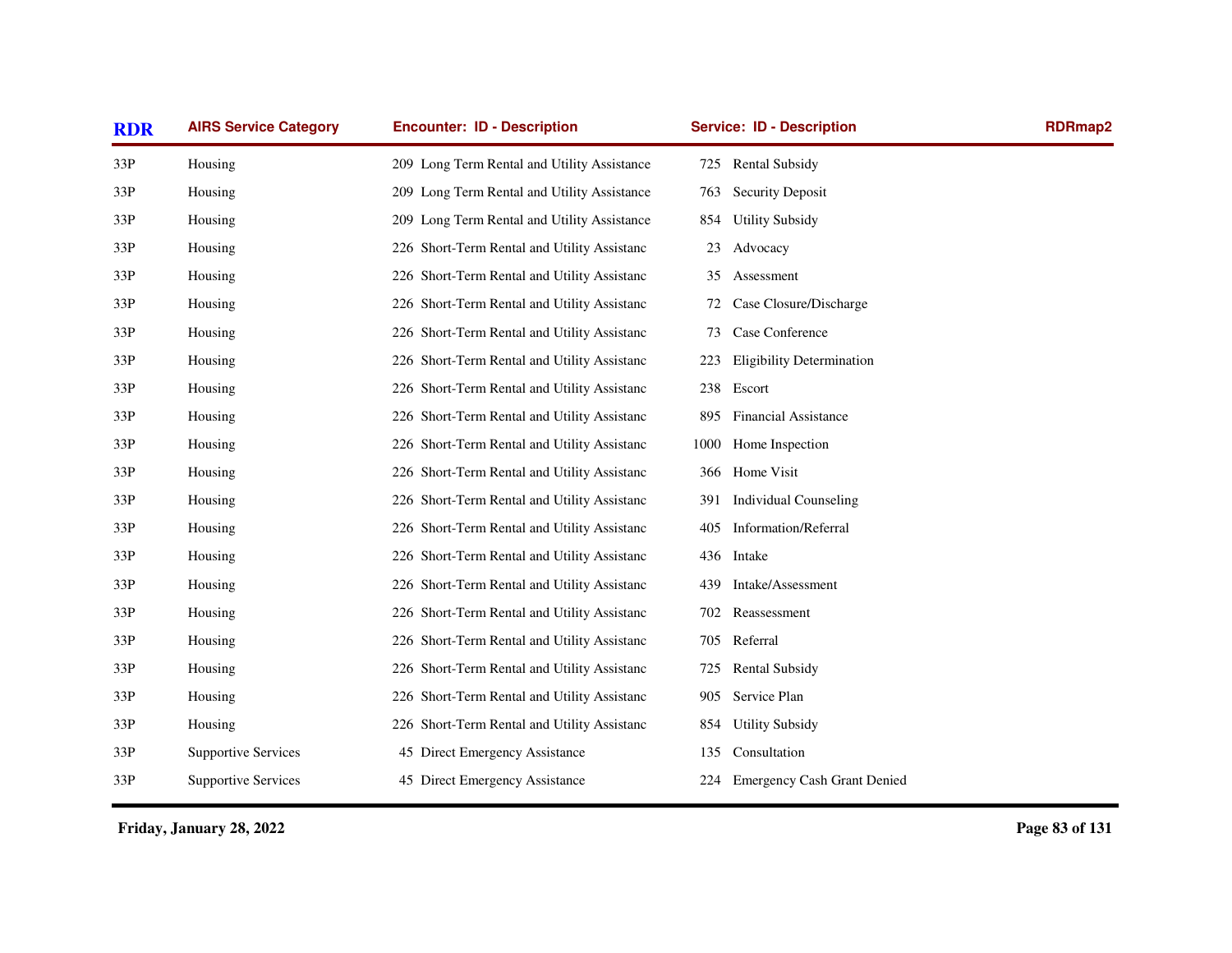| RDR | AIRS Service Category | Encounter: ID - Description | Service: ID - Description | RDRmap2 |
|---|---|---|---|---|
| 33P | Housing | 209 Long Term Rental and Utility Assistance | 725 Rental Subsidy | |
| 33P | Housing | 209 Long Term Rental and Utility Assistance | 763 Security Deposit | |
| 33P | Housing | 209 Long Term Rental and Utility Assistance | 854 Utility Subsidy | |
| 33P | Housing | 226 Short-Term Rental and Utility Assistanc | 23 Advocacy | |
| 33P | Housing | 226 Short-Term Rental and Utility Assistanc | 35 Assessment | |
| 33P | Housing | 226 Short-Term Rental and Utility Assistanc | 72 Case Closure/Discharge | |
| 33P | Housing | 226 Short-Term Rental and Utility Assistanc | 73 Case Conference | |
| 33P | Housing | 226 Short-Term Rental and Utility Assistanc | 223 Eligibility Determination | |
| 33P | Housing | 226 Short-Term Rental and Utility Assistanc | 238 Escort | |
| 33P | Housing | 226 Short-Term Rental and Utility Assistanc | 895 Financial Assistance | |
| 33P | Housing | 226 Short-Term Rental and Utility Assistanc | 1000 Home Inspection | |
| 33P | Housing | 226 Short-Term Rental and Utility Assistanc | 366 Home Visit | |
| 33P | Housing | 226 Short-Term Rental and Utility Assistanc | 391 Individual Counseling | |
| 33P | Housing | 226 Short-Term Rental and Utility Assistanc | 405 Information/Referral | |
| 33P | Housing | 226 Short-Term Rental and Utility Assistanc | 436 Intake | |
| 33P | Housing | 226 Short-Term Rental and Utility Assistanc | 439 Intake/Assessment | |
| 33P | Housing | 226 Short-Term Rental and Utility Assistanc | 702 Reassessment | |
| 33P | Housing | 226 Short-Term Rental and Utility Assistanc | 705 Referral | |
| 33P | Housing | 226 Short-Term Rental and Utility Assistanc | 725 Rental Subsidy | |
| 33P | Housing | 226 Short-Term Rental and Utility Assistanc | 905 Service Plan | |
| 33P | Housing | 226 Short-Term Rental and Utility Assistanc | 854 Utility Subsidy | |
| 33P | Supportive Services | 45 Direct Emergency Assistance | 135 Consultation | |
| 33P | Supportive Services | 45 Direct Emergency Assistance | 224 Emergency Cash Grant Denied | |

**Friday, January 28, 2022**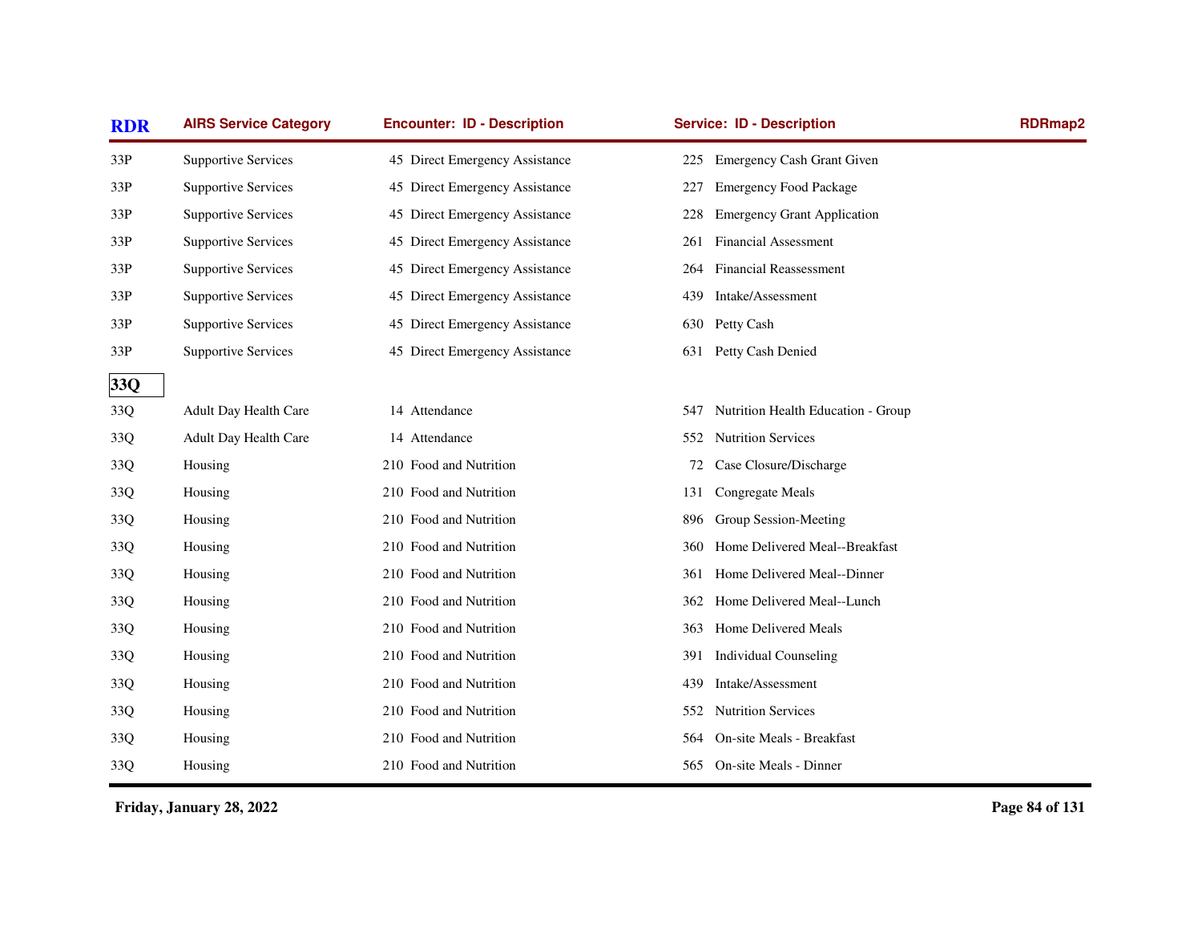| RDR | AIRS Service Category | Encounter: ID - Description | Service: ID - Description | RDRmap2 |
|---|---|---|---|---|
| 33P | Supportive Services | 45 Direct Emergency Assistance | 225 Emergency Cash Grant Given | |
| 33P | Supportive Services | 45 Direct Emergency Assistance | 227 Emergency Food Package | |
| 33P | Supportive Services | 45 Direct Emergency Assistance | 228 Emergency Grant Application | |
| 33P | Supportive Services | 45 Direct Emergency Assistance | 261 Financial Assessment | |
| 33P | Supportive Services | 45 Direct Emergency Assistance | 264 Financial Reassessment | |
| 33P | Supportive Services | 45 Direct Emergency Assistance | 439 Intake/Assessment | |
| 33P | Supportive Services | 45 Direct Emergency Assistance | 630 Petty Cash | |
| 33P | Supportive Services | 45 Direct Emergency Assistance | 631 Petty Cash Denied | |
| **33Q** | | | | |
| 33Q | Adult Day Health Care | 14 Attendance | 547 Nutrition Health Education - Group | |
| 33Q | Adult Day Health Care | 14 Attendance | 552 Nutrition Services | |
| 33Q | Housing | 210 Food and Nutrition | 72 Case Closure/Discharge | |
| 33Q | Housing | 210 Food and Nutrition | 131 Congregate Meals | |
| 33Q | Housing | 210 Food and Nutrition | 896 Group Session-Meeting | |
| 33Q | Housing | 210 Food and Nutrition | 360 Home Delivered Meal--Breakfast | |
| 33Q | Housing | 210 Food and Nutrition | 361 Home Delivered Meal--Dinner | |
| 33Q | Housing | 210 Food and Nutrition | 362 Home Delivered Meal--Lunch | |
| 33Q | Housing | 210 Food and Nutrition | 363 Home Delivered Meals | |
| 33Q | Housing | 210 Food and Nutrition | 391 Individual Counseling | |
| 33Q | Housing | 210 Food and Nutrition | 439 Intake/Assessment | |
| 33Q | Housing | 210 Food and Nutrition | 552 Nutrition Services | |
| 33Q | Housing | 210 Food and Nutrition | 564 On-site Meals - Breakfast | |
| 33Q | Housing | 210 Food and Nutrition | 565 On-site Meals - Dinner | |

**Friday, January 28, 2022**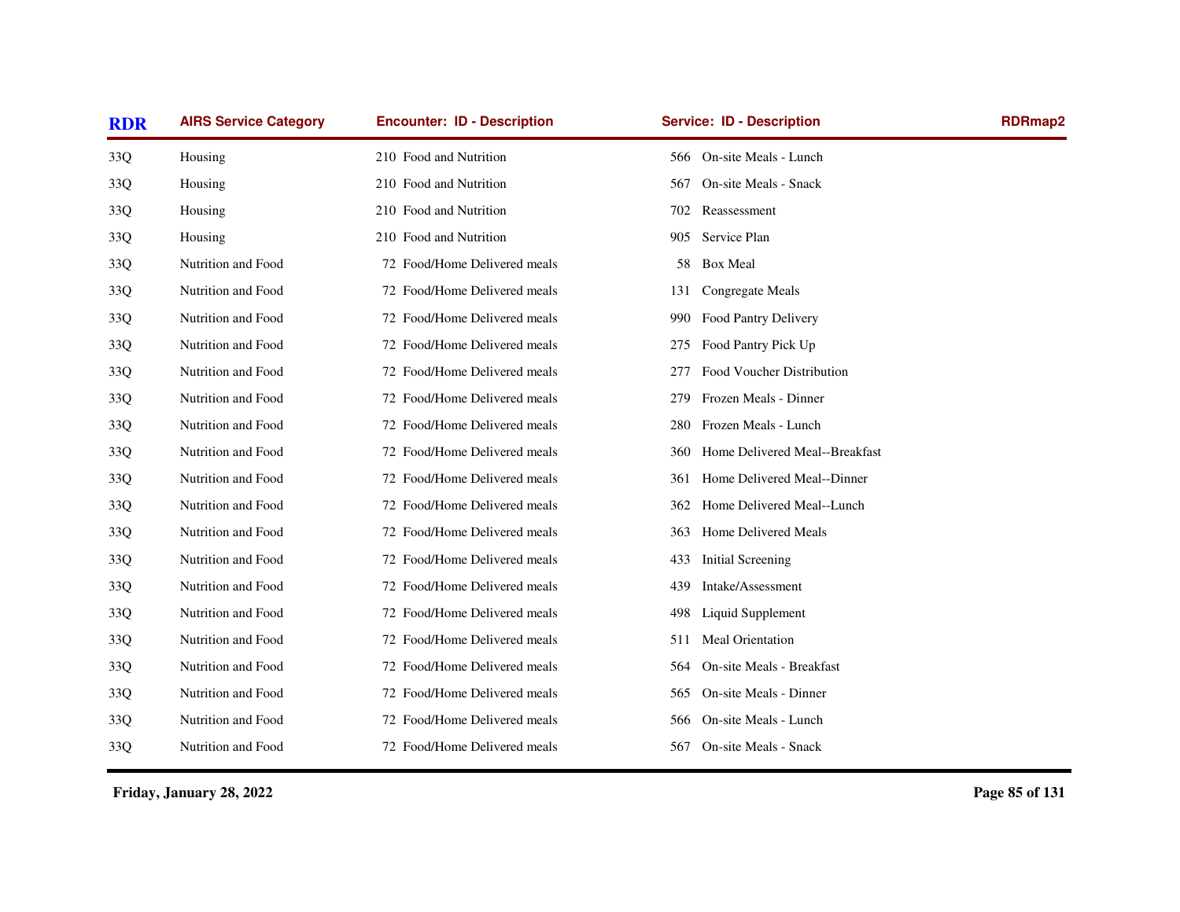| RDR | AIRS Service Category | Encounter: ID - Description | Service: ID - Description | RDRmap2 |
|---|---|---|---|---|
| 33Q | Housing | 210 Food and Nutrition | 566 On-site Meals - Lunch | |
| 33Q | Housing | 210 Food and Nutrition | 567 On-site Meals - Snack | |
| 33Q | Housing | 210 Food and Nutrition | 702 Reassessment | |
| 33Q | Housing | 210 Food and Nutrition | 905 Service Plan | |
| 33Q | Nutrition and Food | 72 Food/Home Delivered meals | 58 Box Meal | |
| 33Q | Nutrition and Food | 72 Food/Home Delivered meals | 131 Congregate Meals | |
| 33Q | Nutrition and Food | 72 Food/Home Delivered meals | 990 Food Pantry Delivery | |
| 33Q | Nutrition and Food | 72 Food/Home Delivered meals | 275 Food Pantry Pick Up | |
| 33Q | Nutrition and Food | 72 Food/Home Delivered meals | 277 Food Voucher Distribution | |
| 33Q | Nutrition and Food | 72 Food/Home Delivered meals | 279 Frozen Meals - Dinner | |
| 33Q | Nutrition and Food | 72 Food/Home Delivered meals | 280 Frozen Meals - Lunch | |
| 33Q | Nutrition and Food | 72 Food/Home Delivered meals | 360 Home Delivered Meal--Breakfast | |
| 33Q | Nutrition and Food | 72 Food/Home Delivered meals | 361 Home Delivered Meal--Dinner | |
| 33Q | Nutrition and Food | 72 Food/Home Delivered meals | 362 Home Delivered Meal--Lunch | |
| 33Q | Nutrition and Food | 72 Food/Home Delivered meals | 363 Home Delivered Meals | |
| 33Q | Nutrition and Food | 72 Food/Home Delivered meals | 433 Initial Screening | |
| 33Q | Nutrition and Food | 72 Food/Home Delivered meals | 439 Intake/Assessment | |
| 33Q | Nutrition and Food | 72 Food/Home Delivered meals | 498 Liquid Supplement | |
| 33Q | Nutrition and Food | 72 Food/Home Delivered meals | 511 Meal Orientation | |
| 33Q | Nutrition and Food | 72 Food/Home Delivered meals | 564 On-site Meals - Breakfast | |
| 33Q | Nutrition and Food | 72 Food/Home Delivered meals | 565 On-site Meals - Dinner | |
| 33Q | Nutrition and Food | 72 Food/Home Delivered meals | 566 On-site Meals - Lunch | |
| 33Q | Nutrition and Food | 72 Food/Home Delivered meals | 567 On-site Meals - Snack | |

**Friday, January 28, 2022**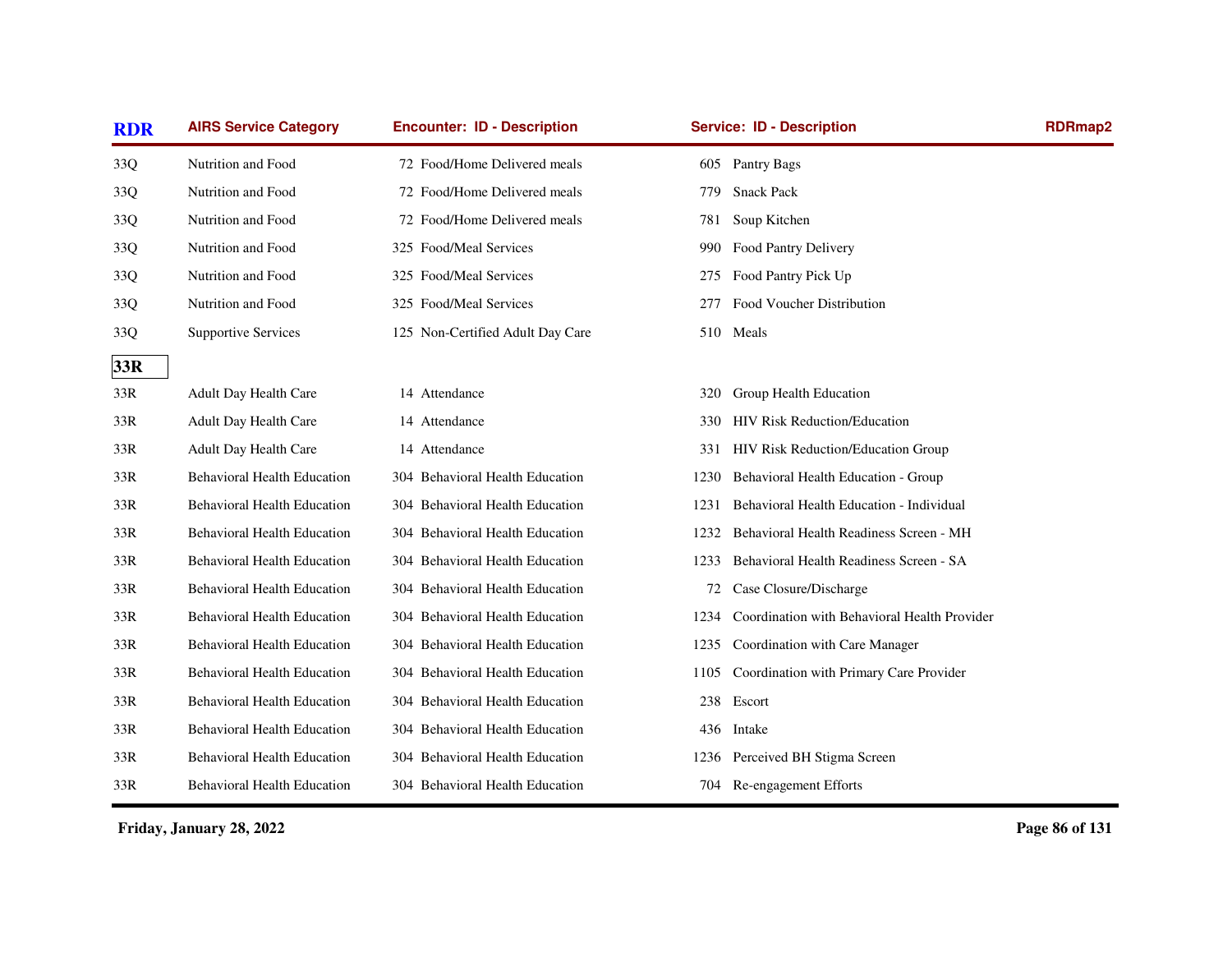| RDR | AIRS Service Category | Encounter: ID - Description | Service: ID - Description | RDRmap2 |
|---|---|---|---|---|
| 33Q | Nutrition and Food | 72 Food/Home Delivered meals | 605 Pantry Bags | |
| 33Q | Nutrition and Food | 72 Food/Home Delivered meals | 779 Snack Pack | |
| 33Q | Nutrition and Food | 72 Food/Home Delivered meals | 781 Soup Kitchen | |
| 33Q | Nutrition and Food | 325 Food/Meal Services | 990 Food Pantry Delivery | |
| 33Q | Nutrition and Food | 325 Food/Meal Services | 275 Food Pantry Pick Up | |
| 33Q | Nutrition and Food | 325 Food/Meal Services | 277 Food Voucher Distribution | |
| 33Q | Supportive Services | 125 Non-Certified Adult Day Care | 510 Meals | |
| **33R** | | | | |
| 33R | Adult Day Health Care | 14 Attendance | 320 Group Health Education | |
| 33R | Adult Day Health Care | 14 Attendance | 330 HIV Risk Reduction/Education | |
| 33R | Adult Day Health Care | 14 Attendance | 331 HIV Risk Reduction/Education Group | |
| 33R | Behavioral Health Education | 304 Behavioral Health Education | 1230 Behavioral Health Education - Group | |
| 33R | Behavioral Health Education | 304 Behavioral Health Education | 1231 Behavioral Health Education - Individual | |
| 33R | Behavioral Health Education | 304 Behavioral Health Education | 1232 Behavioral Health Readiness Screen - MH | |
| 33R | Behavioral Health Education | 304 Behavioral Health Education | 1233 Behavioral Health Readiness Screen - SA | |
| 33R | Behavioral Health Education | 304 Behavioral Health Education | 72 Case Closure/Discharge | |
| 33R | Behavioral Health Education | 304 Behavioral Health Education | 1234 Coordination with Behavioral Health Provider | |
| 33R | Behavioral Health Education | 304 Behavioral Health Education | 1235 Coordination with Care Manager | |
| 33R | Behavioral Health Education | 304 Behavioral Health Education | 1105 Coordination with Primary Care Provider | |
| 33R | Behavioral Health Education | 304 Behavioral Health Education | 238 Escort | |
| 33R | Behavioral Health Education | 304 Behavioral Health Education | 436 Intake | |
| 33R | Behavioral Health Education | 304 Behavioral Health Education | 1236 Perceived BH Stigma Screen | |
| 33R | Behavioral Health Education | 304 Behavioral Health Education | 704 Re-engagement Efforts | |

**Friday, January 28, 2022**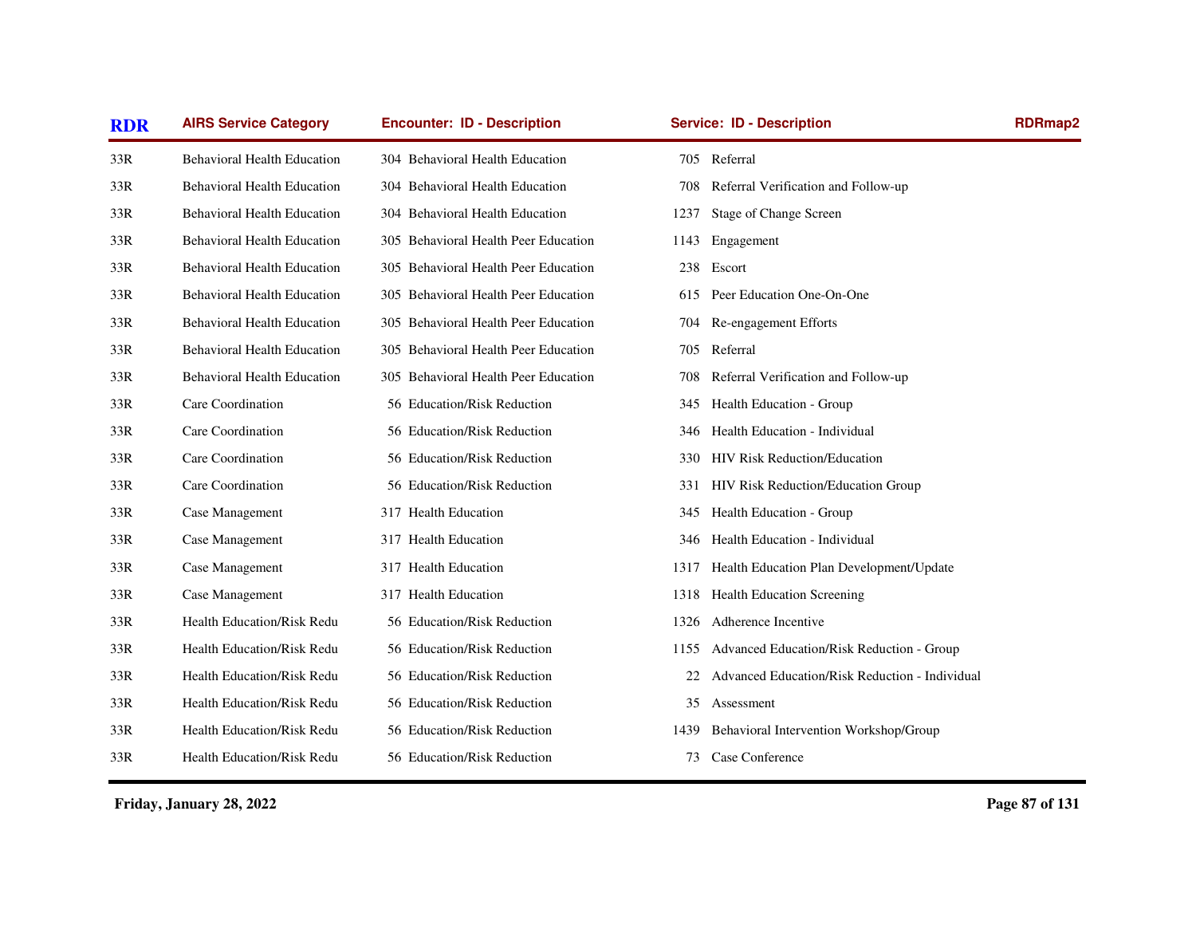| RDR | AIRS Service Category | Encounter: ID - Description | Service: ID - Description | RDRmap2 |
|---|---|---|---|---|
| 33R | Behavioral Health Education | 304 Behavioral Health Education | 705 Referral | |
| 33R | Behavioral Health Education | 304 Behavioral Health Education | 708 Referral Verification and Follow-up | |
| 33R | Behavioral Health Education | 304 Behavioral Health Education | 1237 Stage of Change Screen | |
| 33R | Behavioral Health Education | 305 Behavioral Health Peer Education | 1143 Engagement | |
| 33R | Behavioral Health Education | 305 Behavioral Health Peer Education | 238 Escort | |
| 33R | Behavioral Health Education | 305 Behavioral Health Peer Education | 615 Peer Education One-On-One | |
| 33R | Behavioral Health Education | 305 Behavioral Health Peer Education | 704 Re-engagement Efforts | |
| 33R | Behavioral Health Education | 305 Behavioral Health Peer Education | 705 Referral | |
| 33R | Behavioral Health Education | 305 Behavioral Health Peer Education | 708 Referral Verification and Follow-up | |
| 33R | Care Coordination | 56 Education/Risk Reduction | 345 Health Education - Group | |
| 33R | Care Coordination | 56 Education/Risk Reduction | 346 Health Education - Individual | |
| 33R | Care Coordination | 56 Education/Risk Reduction | 330 HIV Risk Reduction/Education | |
| 33R | Care Coordination | 56 Education/Risk Reduction | 331 HIV Risk Reduction/Education Group | |
| 33R | Case Management | 317 Health Education | 345 Health Education - Group | |
| 33R | Case Management | 317 Health Education | 346 Health Education - Individual | |
| 33R | Case Management | 317 Health Education | 1317 Health Education Plan Development/Update | |
| 33R | Case Management | 317 Health Education | 1318 Health Education Screening | |
| 33R | Health Education/Risk Redu | 56 Education/Risk Reduction | 1326 Adherence Incentive | |
| 33R | Health Education/Risk Redu | 56 Education/Risk Reduction | 1155 Advanced Education/Risk Reduction - Group | |
| 33R | Health Education/Risk Redu | 56 Education/Risk Reduction | 22 Advanced Education/Risk Reduction - Individual | |
| 33R | Health Education/Risk Redu | 56 Education/Risk Reduction | 35 Assessment | |
| 33R | Health Education/Risk Redu | 56 Education/Risk Reduction | 1439 Behavioral Intervention Workshop/Group | |
| 33R | Health Education/Risk Redu | 56 Education/Risk Reduction | 73 Case Conference | |

**Friday, January 28, 2022**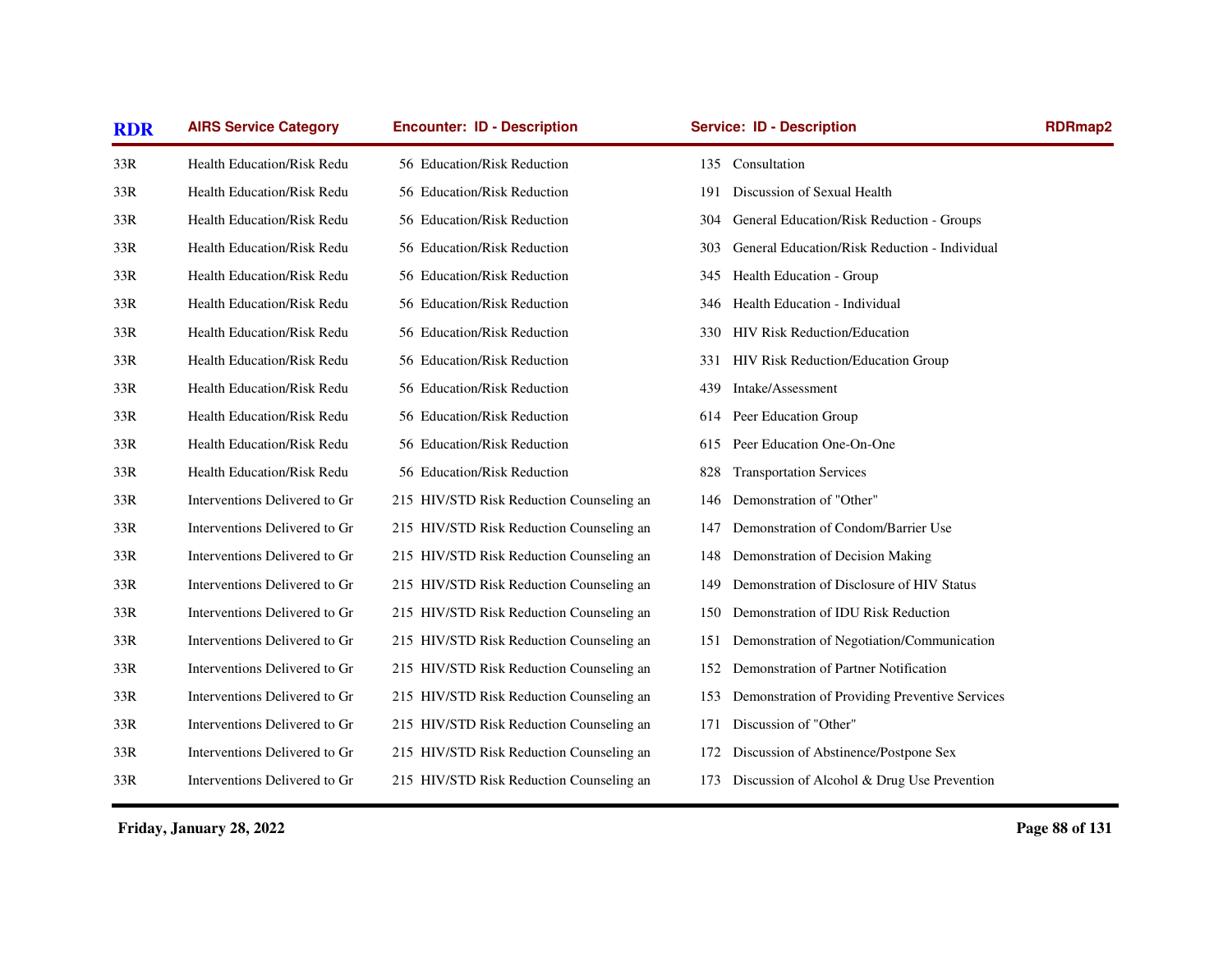| RDR | AIRS Service Category | Encounter: ID - Description | Service: ID - Description | RDRmap2 |
|---|---|---|---|---|
| 33R | Health Education/Risk Redu | 56 Education/Risk Reduction | 135 Consultation | |
| 33R | Health Education/Risk Redu | 56 Education/Risk Reduction | 191 Discussion of Sexual Health | |
| 33R | Health Education/Risk Redu | 56 Education/Risk Reduction | 304 General Education/Risk Reduction - Groups | |
| 33R | Health Education/Risk Redu | 56 Education/Risk Reduction | 303 General Education/Risk Reduction - Individual | |
| 33R | Health Education/Risk Redu | 56 Education/Risk Reduction | 345 Health Education - Group | |
| 33R | Health Education/Risk Redu | 56 Education/Risk Reduction | 346 Health Education - Individual | |
| 33R | Health Education/Risk Redu | 56 Education/Risk Reduction | 330 HIV Risk Reduction/Education | |
| 33R | Health Education/Risk Redu | 56 Education/Risk Reduction | 331 HIV Risk Reduction/Education Group | |
| 33R | Health Education/Risk Redu | 56 Education/Risk Reduction | 439 Intake/Assessment | |
| 33R | Health Education/Risk Redu | 56 Education/Risk Reduction | 614 Peer Education Group | |
| 33R | Health Education/Risk Redu | 56 Education/Risk Reduction | 615 Peer Education One-On-One | |
| 33R | Health Education/Risk Redu | 56 Education/Risk Reduction | 828 Transportation Services | |
| 33R | Interventions Delivered to Gr | 215 HIV/STD Risk Reduction Counseling an | 146 Demonstration of "Other" | |
| 33R | Interventions Delivered to Gr | 215 HIV/STD Risk Reduction Counseling an | 147 Demonstration of Condom/Barrier Use | |
| 33R | Interventions Delivered to Gr | 215 HIV/STD Risk Reduction Counseling an | 148 Demonstration of Decision Making | |
| 33R | Interventions Delivered to Gr | 215 HIV/STD Risk Reduction Counseling an | 149 Demonstration of Disclosure of HIV Status | |
| 33R | Interventions Delivered to Gr | 215 HIV/STD Risk Reduction Counseling an | 150 Demonstration of IDU Risk Reduction | |
| 33R | Interventions Delivered to Gr | 215 HIV/STD Risk Reduction Counseling an | 151 Demonstration of Negotiation/Communication | |
| 33R | Interventions Delivered to Gr | 215 HIV/STD Risk Reduction Counseling an | 152 Demonstration of Partner Notification | |
| 33R | Interventions Delivered to Gr | 215 HIV/STD Risk Reduction Counseling an | 153 Demonstration of Providing Preventive Services | |
| 33R | Interventions Delivered to Gr | 215 HIV/STD Risk Reduction Counseling an | 171 Discussion of "Other" | |
| 33R | Interventions Delivered to Gr | 215 HIV/STD Risk Reduction Counseling an | 172 Discussion of Abstinence/Postpone Sex | |
| 33R | Interventions Delivered to Gr | 215 HIV/STD Risk Reduction Counseling an | 173 Discussion of Alcohol & Drug Use Prevention | |

**Friday, January 28, 2022**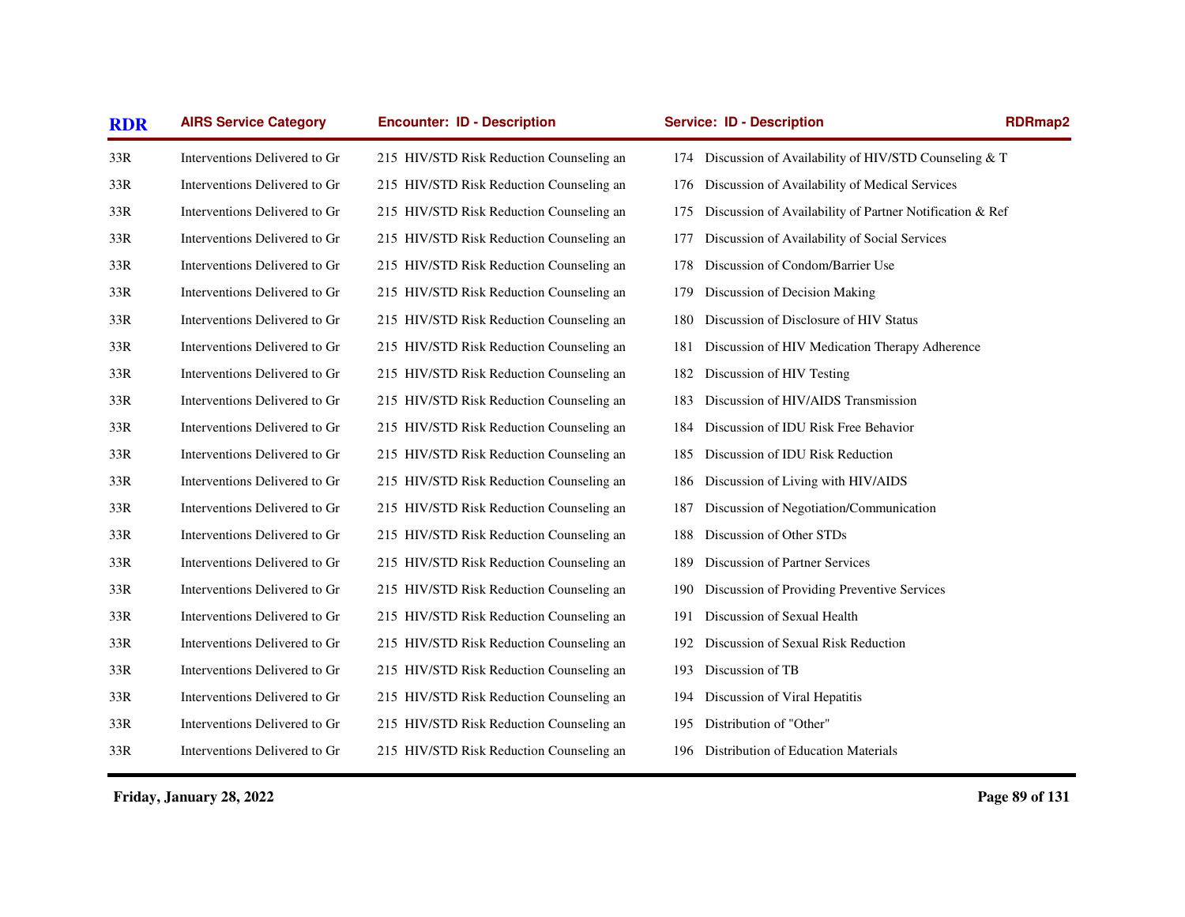| RDR | AIRS Service Category | Encounter: ID - Description | Service: ID - Description | RDRmap2 |
|---|---|---|---|---|
| 33R | Interventions Delivered to Gr | 215 HIV/STD Risk Reduction Counseling an | 174 Discussion of Availability of HIV/STD Counseling & T | |
| 33R | Interventions Delivered to Gr | 215 HIV/STD Risk Reduction Counseling an | 176 Discussion of Availability of Medical Services | |
| 33R | Interventions Delivered to Gr | 215 HIV/STD Risk Reduction Counseling an | 175 Discussion of Availability of Partner Notification & Ref | |
| 33R | Interventions Delivered to Gr | 215 HIV/STD Risk Reduction Counseling an | 177 Discussion of Availability of Social Services | |
| 33R | Interventions Delivered to Gr | 215 HIV/STD Risk Reduction Counseling an | 178 Discussion of Condom/Barrier Use | |
| 33R | Interventions Delivered to Gr | 215 HIV/STD Risk Reduction Counseling an | 179 Discussion of Decision Making | |
| 33R | Interventions Delivered to Gr | 215 HIV/STD Risk Reduction Counseling an | 180 Discussion of Disclosure of HIV Status | |
| 33R | Interventions Delivered to Gr | 215 HIV/STD Risk Reduction Counseling an | 181 Discussion of HIV Medication Therapy Adherence | |
| 33R | Interventions Delivered to Gr | 215 HIV/STD Risk Reduction Counseling an | 182 Discussion of HIV Testing | |
| 33R | Interventions Delivered to Gr | 215 HIV/STD Risk Reduction Counseling an | 183 Discussion of HIV/AIDS Transmission | |
| 33R | Interventions Delivered to Gr | 215 HIV/STD Risk Reduction Counseling an | 184 Discussion of IDU Risk Free Behavior | |
| 33R | Interventions Delivered to Gr | 215 HIV/STD Risk Reduction Counseling an | 185 Discussion of IDU Risk Reduction | |
| 33R | Interventions Delivered to Gr | 215 HIV/STD Risk Reduction Counseling an | 186 Discussion of Living with HIV/AIDS | |
| 33R | Interventions Delivered to Gr | 215 HIV/STD Risk Reduction Counseling an | 187 Discussion of Negotiation/Communication | |
| 33R | Interventions Delivered to Gr | 215 HIV/STD Risk Reduction Counseling an | 188 Discussion of Other STDs | |
| 33R | Interventions Delivered to Gr | 215 HIV/STD Risk Reduction Counseling an | 189 Discussion of Partner Services | |
| 33R | Interventions Delivered to Gr | 215 HIV/STD Risk Reduction Counseling an | 190 Discussion of Providing Preventive Services | |
| 33R | Interventions Delivered to Gr | 215 HIV/STD Risk Reduction Counseling an | 191 Discussion of Sexual Health | |
| 33R | Interventions Delivered to Gr | 215 HIV/STD Risk Reduction Counseling an | 192 Discussion of Sexual Risk Reduction | |
| 33R | Interventions Delivered to Gr | 215 HIV/STD Risk Reduction Counseling an | 193 Discussion of TB | |
| 33R | Interventions Delivered to Gr | 215 HIV/STD Risk Reduction Counseling an | 194 Discussion of Viral Hepatitis | |
| 33R | Interventions Delivered to Gr | 215 HIV/STD Risk Reduction Counseling an | 195 Distribution of "Other" | |
| 33R | Interventions Delivered to Gr | 215 HIV/STD Risk Reduction Counseling an | 196 Distribution of Education Materials | |

Friday, January 28, 2022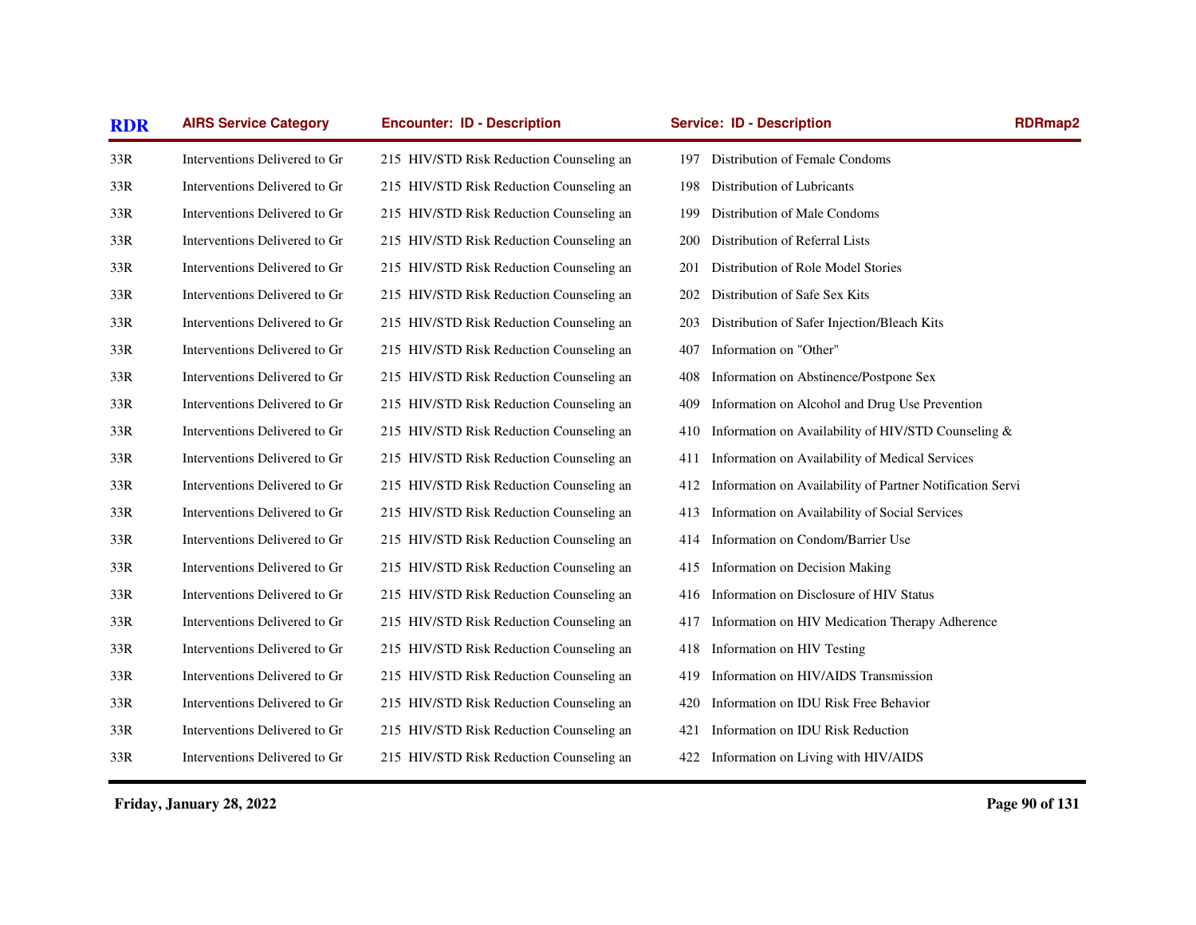| RDR | AIRS Service Category | Encounter: ID - Description | Service: ID - Description | RDRmap2 |
|---|---|---|---|---|
| 33R | Interventions Delivered to Gr | 215 HIV/STD Risk Reduction Counseling an | 197 Distribution of Female Condoms | |
| 33R | Interventions Delivered to Gr | 215 HIV/STD Risk Reduction Counseling an | 198 Distribution of Lubricants | |
| 33R | Interventions Delivered to Gr | 215 HIV/STD Risk Reduction Counseling an | 199 Distribution of Male Condoms | |
| 33R | Interventions Delivered to Gr | 215 HIV/STD Risk Reduction Counseling an | 200 Distribution of Referral Lists | |
| 33R | Interventions Delivered to Gr | 215 HIV/STD Risk Reduction Counseling an | 201 Distribution of Role Model Stories | |
| 33R | Interventions Delivered to Gr | 215 HIV/STD Risk Reduction Counseling an | 202 Distribution of Safe Sex Kits | |
| 33R | Interventions Delivered to Gr | 215 HIV/STD Risk Reduction Counseling an | 203 Distribution of Safer Injection/Bleach Kits | |
| 33R | Interventions Delivered to Gr | 215 HIV/STD Risk Reduction Counseling an | 407 Information on "Other" | |
| 33R | Interventions Delivered to Gr | 215 HIV/STD Risk Reduction Counseling an | 408 Information on Abstinence/Postpone Sex | |
| 33R | Interventions Delivered to Gr | 215 HIV/STD Risk Reduction Counseling an | 409 Information on Alcohol and Drug Use Prevention | |
| 33R | Interventions Delivered to Gr | 215 HIV/STD Risk Reduction Counseling an | 410 Information on Availability of HIV/STD Counseling & | |
| 33R | Interventions Delivered to Gr | 215 HIV/STD Risk Reduction Counseling an | 411 Information on Availability of Medical Services | |
| 33R | Interventions Delivered to Gr | 215 HIV/STD Risk Reduction Counseling an | 412 Information on Availability of Partner Notification Servi | |
| 33R | Interventions Delivered to Gr | 215 HIV/STD Risk Reduction Counseling an | 413 Information on Availability of Social Services | |
| 33R | Interventions Delivered to Gr | 215 HIV/STD Risk Reduction Counseling an | 414 Information on Condom/Barrier Use | |
| 33R | Interventions Delivered to Gr | 215 HIV/STD Risk Reduction Counseling an | 415 Information on Decision Making | |
| 33R | Interventions Delivered to Gr | 215 HIV/STD Risk Reduction Counseling an | 416 Information on Disclosure of HIV Status | |
| 33R | Interventions Delivered to Gr | 215 HIV/STD Risk Reduction Counseling an | 417 Information on HIV Medication Therapy Adherence | |
| 33R | Interventions Delivered to Gr | 215 HIV/STD Risk Reduction Counseling an | 418 Information on HIV Testing | |
| 33R | Interventions Delivered to Gr | 215 HIV/STD Risk Reduction Counseling an | 419 Information on HIV/AIDS Transmission | |
| 33R | Interventions Delivered to Gr | 215 HIV/STD Risk Reduction Counseling an | 420 Information on IDU Risk Free Behavior | |
| 33R | Interventions Delivered to Gr | 215 HIV/STD Risk Reduction Counseling an | 421 Information on IDU Risk Reduction | |
| 33R | Interventions Delivered to Gr | 215 HIV/STD Risk Reduction Counseling an | 422 Information on Living with HIV/AIDS | |

**Friday, January 28, 2022**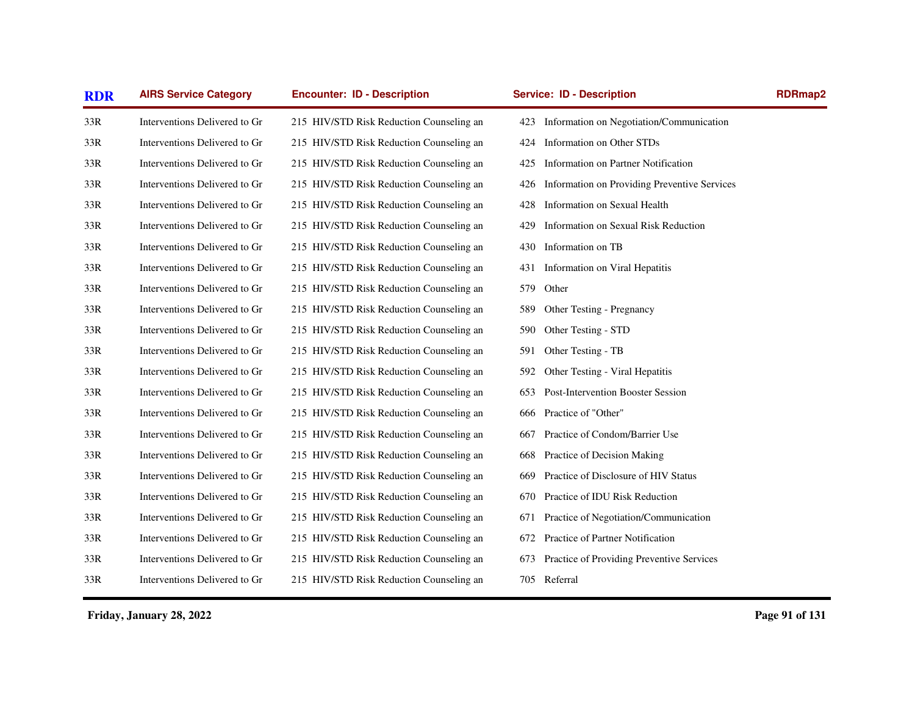| RDR | AIRS Service Category | Encounter: ID - Description | Service: ID - Description | RDRmap2 |
|---|---|---|---|---|
| 33R | Interventions Delivered to Gr | 215 HIV/STD Risk Reduction Counseling an | 423 Information on Negotiation/Communication | |
| 33R | Interventions Delivered to Gr | 215 HIV/STD Risk Reduction Counseling an | 424 Information on Other STDs | |
| 33R | Interventions Delivered to Gr | 215 HIV/STD Risk Reduction Counseling an | 425 Information on Partner Notification | |
| 33R | Interventions Delivered to Gr | 215 HIV/STD Risk Reduction Counseling an | 426 Information on Providing Preventive Services | |
| 33R | Interventions Delivered to Gr | 215 HIV/STD Risk Reduction Counseling an | 428 Information on Sexual Health | |
| 33R | Interventions Delivered to Gr | 215 HIV/STD Risk Reduction Counseling an | 429 Information on Sexual Risk Reduction | |
| 33R | Interventions Delivered to Gr | 215 HIV/STD Risk Reduction Counseling an | 430 Information on TB | |
| 33R | Interventions Delivered to Gr | 215 HIV/STD Risk Reduction Counseling an | 431 Information on Viral Hepatitis | |
| 33R | Interventions Delivered to Gr | 215 HIV/STD Risk Reduction Counseling an | 579 Other | |
| 33R | Interventions Delivered to Gr | 215 HIV/STD Risk Reduction Counseling an | 589 Other Testing - Pregnancy | |
| 33R | Interventions Delivered to Gr | 215 HIV/STD Risk Reduction Counseling an | 590 Other Testing - STD | |
| 33R | Interventions Delivered to Gr | 215 HIV/STD Risk Reduction Counseling an | 591 Other Testing - TB | |
| 33R | Interventions Delivered to Gr | 215 HIV/STD Risk Reduction Counseling an | 592 Other Testing - Viral Hepatitis | |
| 33R | Interventions Delivered to Gr | 215 HIV/STD Risk Reduction Counseling an | 653 Post-Intervention Booster Session | |
| 33R | Interventions Delivered to Gr | 215 HIV/STD Risk Reduction Counseling an | 666 Practice of "Other" | |
| 33R | Interventions Delivered to Gr | 215 HIV/STD Risk Reduction Counseling an | 667 Practice of Condom/Barrier Use | |
| 33R | Interventions Delivered to Gr | 215 HIV/STD Risk Reduction Counseling an | 668 Practice of Decision Making | |
| 33R | Interventions Delivered to Gr | 215 HIV/STD Risk Reduction Counseling an | 669 Practice of Disclosure of HIV Status | |
| 33R | Interventions Delivered to Gr | 215 HIV/STD Risk Reduction Counseling an | 670 Practice of IDU Risk Reduction | |
| 33R | Interventions Delivered to Gr | 215 HIV/STD Risk Reduction Counseling an | 671 Practice of Negotiation/Communication | |
| 33R | Interventions Delivered to Gr | 215 HIV/STD Risk Reduction Counseling an | 672 Practice of Partner Notification | |
| 33R | Interventions Delivered to Gr | 215 HIV/STD Risk Reduction Counseling an | 673 Practice of Providing Preventive Services | |
| 33R | Interventions Delivered to Gr | 215 HIV/STD Risk Reduction Counseling an | 705 Referral | |

**Friday, January 28, 2022**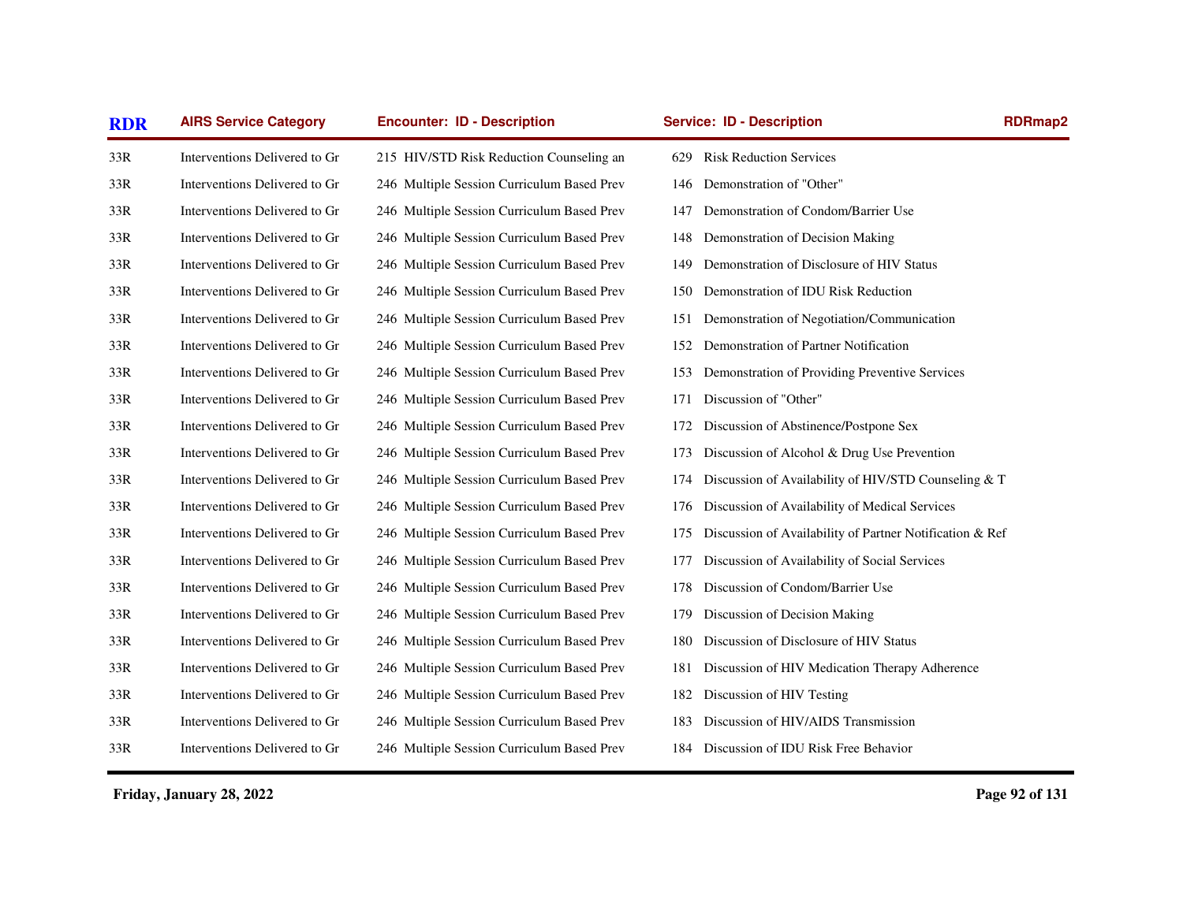| RDR | AIRS Service Category | Encounter: ID - Description | Service: ID - Description | RDRmap2 |
|---|---|---|---|---|
| 33R | Interventions Delivered to Gr | 215 HIV/STD Risk Reduction Counseling an | 629 Risk Reduction Services | |
| 33R | Interventions Delivered to Gr | 246 Multiple Session Curriculum Based Prev | 146 Demonstration of "Other" | |
| 33R | Interventions Delivered to Gr | 246 Multiple Session Curriculum Based Prev | 147 Demonstration of Condom/Barrier Use | |
| 33R | Interventions Delivered to Gr | 246 Multiple Session Curriculum Based Prev | 148 Demonstration of Decision Making | |
| 33R | Interventions Delivered to Gr | 246 Multiple Session Curriculum Based Prev | 149 Demonstration of Disclosure of HIV Status | |
| 33R | Interventions Delivered to Gr | 246 Multiple Session Curriculum Based Prev | 150 Demonstration of IDU Risk Reduction | |
| 33R | Interventions Delivered to Gr | 246 Multiple Session Curriculum Based Prev | 151 Demonstration of Negotiation/Communication | |
| 33R | Interventions Delivered to Gr | 246 Multiple Session Curriculum Based Prev | 152 Demonstration of Partner Notification | |
| 33R | Interventions Delivered to Gr | 246 Multiple Session Curriculum Based Prev | 153 Demonstration of Providing Preventive Services | |
| 33R | Interventions Delivered to Gr | 246 Multiple Session Curriculum Based Prev | 171 Discussion of "Other" | |
| 33R | Interventions Delivered to Gr | 246 Multiple Session Curriculum Based Prev | 172 Discussion of Abstinence/Postpone Sex | |
| 33R | Interventions Delivered to Gr | 246 Multiple Session Curriculum Based Prev | 173 Discussion of Alcohol & Drug Use Prevention | |
| 33R | Interventions Delivered to Gr | 246 Multiple Session Curriculum Based Prev | 174 Discussion of Availability of HIV/STD Counseling & T | |
| 33R | Interventions Delivered to Gr | 246 Multiple Session Curriculum Based Prev | 176 Discussion of Availability of Medical Services | |
| 33R | Interventions Delivered to Gr | 246 Multiple Session Curriculum Based Prev | 175 Discussion of Availability of Partner Notification & Ref | |
| 33R | Interventions Delivered to Gr | 246 Multiple Session Curriculum Based Prev | 177 Discussion of Availability of Social Services | |
| 33R | Interventions Delivered to Gr | 246 Multiple Session Curriculum Based Prev | 178 Discussion of Condom/Barrier Use | |
| 33R | Interventions Delivered to Gr | 246 Multiple Session Curriculum Based Prev | 179 Discussion of Decision Making | |
| 33R | Interventions Delivered to Gr | 246 Multiple Session Curriculum Based Prev | 180 Discussion of Disclosure of HIV Status | |
| 33R | Interventions Delivered to Gr | 246 Multiple Session Curriculum Based Prev | 181 Discussion of HIV Medication Therapy Adherence | |
| 33R | Interventions Delivered to Gr | 246 Multiple Session Curriculum Based Prev | 182 Discussion of HIV Testing | |
| 33R | Interventions Delivered to Gr | 246 Multiple Session Curriculum Based Prev | 183 Discussion of HIV/AIDS Transmission | |
| 33R | Interventions Delivered to Gr | 246 Multiple Session Curriculum Based Prev | 184 Discussion of IDU Risk Free Behavior | |

**Friday, January 28, 2022**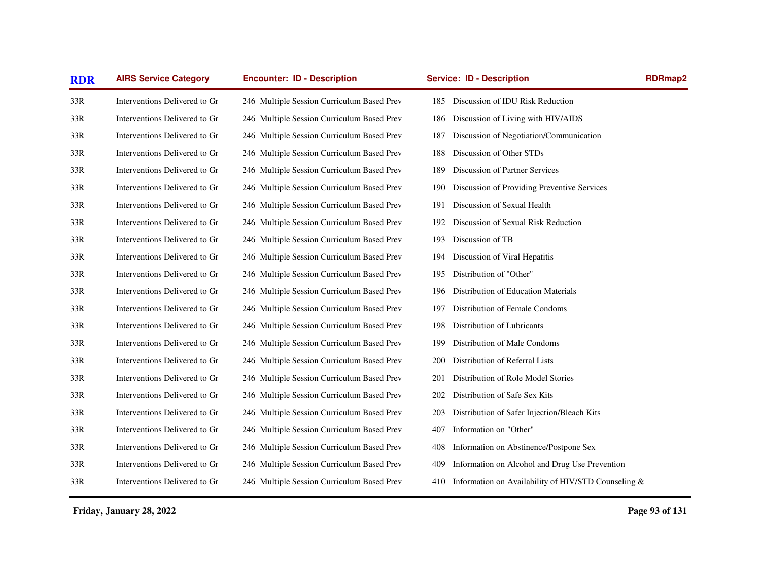| RDR | AIRS Service Category | Encounter: ID - Description | Service: ID - Description | RDRmap2 |
|---|---|---|---|---|
| 33R | Interventions Delivered to Gr | 246 Multiple Session Curriculum Based Prev | 185 Discussion of IDU Risk Reduction | |
| 33R | Interventions Delivered to Gr | 246 Multiple Session Curriculum Based Prev | 186 Discussion of Living with HIV/AIDS | |
| 33R | Interventions Delivered to Gr | 246 Multiple Session Curriculum Based Prev | 187 Discussion of Negotiation/Communication | |
| 33R | Interventions Delivered to Gr | 246 Multiple Session Curriculum Based Prev | 188 Discussion of Other STDs | |
| 33R | Interventions Delivered to Gr | 246 Multiple Session Curriculum Based Prev | 189 Discussion of Partner Services | |
| 33R | Interventions Delivered to Gr | 246 Multiple Session Curriculum Based Prev | 190 Discussion of Providing Preventive Services | |
| 33R | Interventions Delivered to Gr | 246 Multiple Session Curriculum Based Prev | 191 Discussion of Sexual Health | |
| 33R | Interventions Delivered to Gr | 246 Multiple Session Curriculum Based Prev | 192 Discussion of Sexual Risk Reduction | |
| 33R | Interventions Delivered to Gr | 246 Multiple Session Curriculum Based Prev | 193 Discussion of TB | |
| 33R | Interventions Delivered to Gr | 246 Multiple Session Curriculum Based Prev | 194 Discussion of Viral Hepatitis | |
| 33R | Interventions Delivered to Gr | 246 Multiple Session Curriculum Based Prev | 195 Distribution of "Other" | |
| 33R | Interventions Delivered to Gr | 246 Multiple Session Curriculum Based Prev | 196 Distribution of Education Materials | |
| 33R | Interventions Delivered to Gr | 246 Multiple Session Curriculum Based Prev | 197 Distribution of Female Condoms | |
| 33R | Interventions Delivered to Gr | 246 Multiple Session Curriculum Based Prev | 198 Distribution of Lubricants | |
| 33R | Interventions Delivered to Gr | 246 Multiple Session Curriculum Based Prev | 199 Distribution of Male Condoms | |
| 33R | Interventions Delivered to Gr | 246 Multiple Session Curriculum Based Prev | 200 Distribution of Referral Lists | |
| 33R | Interventions Delivered to Gr | 246 Multiple Session Curriculum Based Prev | 201 Distribution of Role Model Stories | |
| 33R | Interventions Delivered to Gr | 246 Multiple Session Curriculum Based Prev | 202 Distribution of Safe Sex Kits | |
| 33R | Interventions Delivered to Gr | 246 Multiple Session Curriculum Based Prev | 203 Distribution of Safer Injection/Bleach Kits | |
| 33R | Interventions Delivered to Gr | 246 Multiple Session Curriculum Based Prev | 407 Information on "Other" | |
| 33R | Interventions Delivered to Gr | 246 Multiple Session Curriculum Based Prev | 408 Information on Abstinence/Postpone Sex | |
| 33R | Interventions Delivered to Gr | 246 Multiple Session Curriculum Based Prev | 409 Information on Alcohol and Drug Use Prevention | |
| 33R | Interventions Delivered to Gr | 246 Multiple Session Curriculum Based Prev | 410 Information on Availability of HIV/STD Counseling & | |

**Friday, January 28, 2022**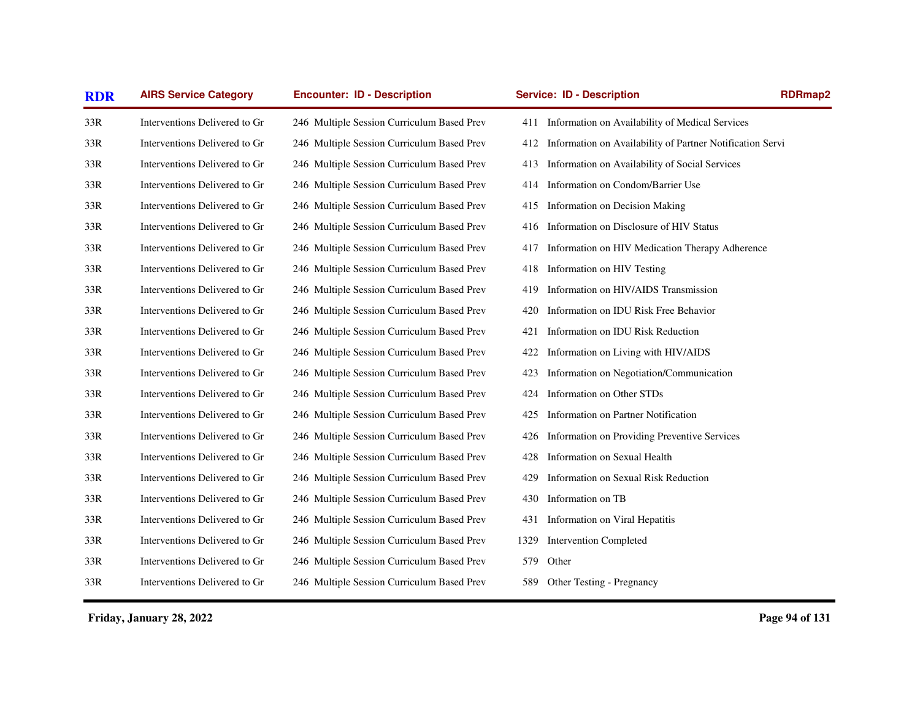| RDR | AIRS Service Category | Encounter: ID - Description | Service: ID - Description | RDRmap2 |
|---|---|---|---|---|
| 33R | Interventions Delivered to Gr | 246 Multiple Session Curriculum Based Prev | 411 Information on Availability of Medical Services | |
| 33R | Interventions Delivered to Gr | 246 Multiple Session Curriculum Based Prev | 412 Information on Availability of Partner Notification Servi | |
| 33R | Interventions Delivered to Gr | 246 Multiple Session Curriculum Based Prev | 413 Information on Availability of Social Services | |
| 33R | Interventions Delivered to Gr | 246 Multiple Session Curriculum Based Prev | 414 Information on Condom/Barrier Use | |
| 33R | Interventions Delivered to Gr | 246 Multiple Session Curriculum Based Prev | 415 Information on Decision Making | |
| 33R | Interventions Delivered to Gr | 246 Multiple Session Curriculum Based Prev | 416 Information on Disclosure of HIV Status | |
| 33R | Interventions Delivered to Gr | 246 Multiple Session Curriculum Based Prev | 417 Information on HIV Medication Therapy Adherence | |
| 33R | Interventions Delivered to Gr | 246 Multiple Session Curriculum Based Prev | 418 Information on HIV Testing | |
| 33R | Interventions Delivered to Gr | 246 Multiple Session Curriculum Based Prev | 419 Information on HIV/AIDS Transmission | |
| 33R | Interventions Delivered to Gr | 246 Multiple Session Curriculum Based Prev | 420 Information on IDU Risk Free Behavior | |
| 33R | Interventions Delivered to Gr | 246 Multiple Session Curriculum Based Prev | 421 Information on IDU Risk Reduction | |
| 33R | Interventions Delivered to Gr | 246 Multiple Session Curriculum Based Prev | 422 Information on Living with HIV/AIDS | |
| 33R | Interventions Delivered to Gr | 246 Multiple Session Curriculum Based Prev | 423 Information on Negotiation/Communication | |
| 33R | Interventions Delivered to Gr | 246 Multiple Session Curriculum Based Prev | 424 Information on Other STDs | |
| 33R | Interventions Delivered to Gr | 246 Multiple Session Curriculum Based Prev | 425 Information on Partner Notification | |
| 33R | Interventions Delivered to Gr | 246 Multiple Session Curriculum Based Prev | 426 Information on Providing Preventive Services | |
| 33R | Interventions Delivered to Gr | 246 Multiple Session Curriculum Based Prev | 428 Information on Sexual Health | |
| 33R | Interventions Delivered to Gr | 246 Multiple Session Curriculum Based Prev | 429 Information on Sexual Risk Reduction | |
| 33R | Interventions Delivered to Gr | 246 Multiple Session Curriculum Based Prev | 430 Information on TB | |
| 33R | Interventions Delivered to Gr | 246 Multiple Session Curriculum Based Prev | 431 Information on Viral Hepatitis | |
| 33R | Interventions Delivered to Gr | 246 Multiple Session Curriculum Based Prev | 1329 Intervention Completed | |
| 33R | Interventions Delivered to Gr | 246 Multiple Session Curriculum Based Prev | 579 Other | |
| 33R | Interventions Delivered to Gr | 246 Multiple Session Curriculum Based Prev | 589 Other Testing - Pregnancy | |

**Friday, January 28, 2022**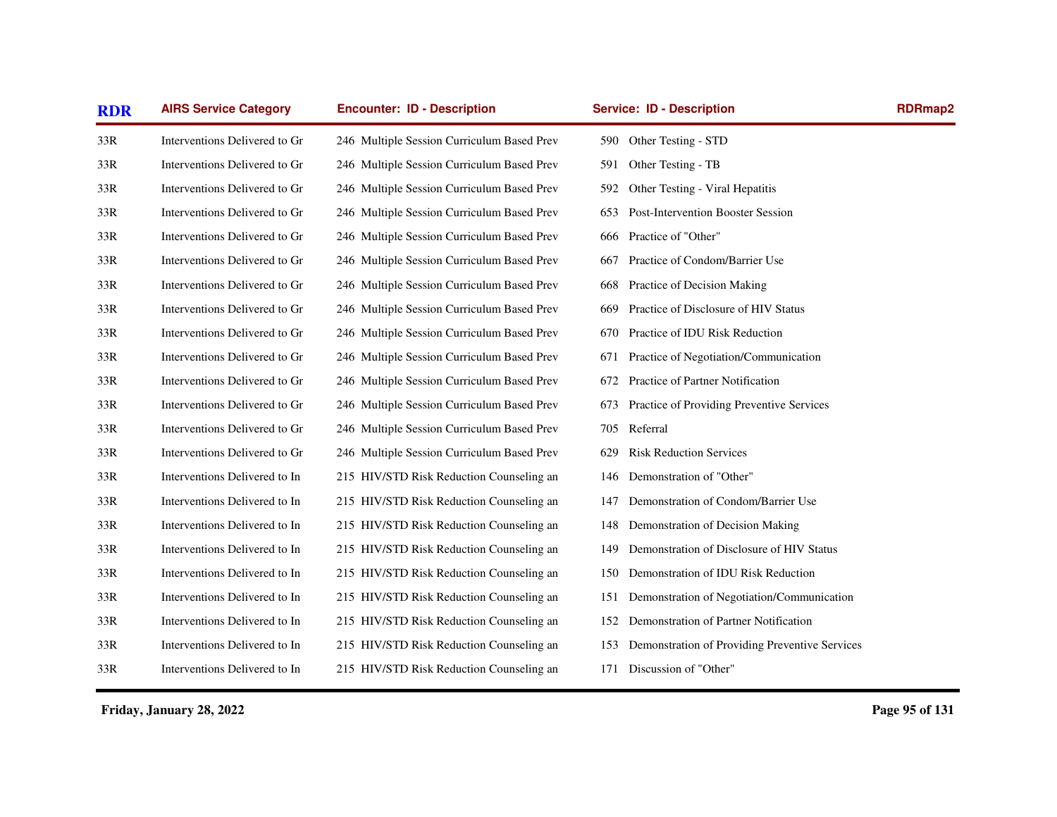| RDR | AIRS Service Category | Encounter: ID - Description | Service: ID - Description | RDRmap2 |
|---|---|---|---|---|
| 33R | Interventions Delivered to Gr | 246 Multiple Session Curriculum Based Prev | 590 Other Testing - STD | |
| 33R | Interventions Delivered to Gr | 246 Multiple Session Curriculum Based Prev | 591 Other Testing - TB | |
| 33R | Interventions Delivered to Gr | 246 Multiple Session Curriculum Based Prev | 592 Other Testing - Viral Hepatitis | |
| 33R | Interventions Delivered to Gr | 246 Multiple Session Curriculum Based Prev | 653 Post-Intervention Booster Session | |
| 33R | Interventions Delivered to Gr | 246 Multiple Session Curriculum Based Prev | 666 Practice of "Other" | |
| 33R | Interventions Delivered to Gr | 246 Multiple Session Curriculum Based Prev | 667 Practice of Condom/Barrier Use | |
| 33R | Interventions Delivered to Gr | 246 Multiple Session Curriculum Based Prev | 668 Practice of Decision Making | |
| 33R | Interventions Delivered to Gr | 246 Multiple Session Curriculum Based Prev | 669 Practice of Disclosure of HIV Status | |
| 33R | Interventions Delivered to Gr | 246 Multiple Session Curriculum Based Prev | 670 Practice of IDU Risk Reduction | |
| 33R | Interventions Delivered to Gr | 246 Multiple Session Curriculum Based Prev | 671 Practice of Negotiation/Communication | |
| 33R | Interventions Delivered to Gr | 246 Multiple Session Curriculum Based Prev | 672 Practice of Partner Notification | |
| 33R | Interventions Delivered to Gr | 246 Multiple Session Curriculum Based Prev | 673 Practice of Providing Preventive Services | |
| 33R | Interventions Delivered to Gr | 246 Multiple Session Curriculum Based Prev | 705 Referral | |
| 33R | Interventions Delivered to Gr | 246 Multiple Session Curriculum Based Prev | 629 Risk Reduction Services | |
| 33R | Interventions Delivered to In | 215 HIV/STD Risk Reduction Counseling an | 146 Demonstration of "Other" | |
| 33R | Interventions Delivered to In | 215 HIV/STD Risk Reduction Counseling an | 147 Demonstration of Condom/Barrier Use | |
| 33R | Interventions Delivered to In | 215 HIV/STD Risk Reduction Counseling an | 148 Demonstration of Decision Making | |
| 33R | Interventions Delivered to In | 215 HIV/STD Risk Reduction Counseling an | 149 Demonstration of Disclosure of HIV Status | |
| 33R | Interventions Delivered to In | 215 HIV/STD Risk Reduction Counseling an | 150 Demonstration of IDU Risk Reduction | |
| 33R | Interventions Delivered to In | 215 HIV/STD Risk Reduction Counseling an | 151 Demonstration of Negotiation/Communication | |
| 33R | Interventions Delivered to In | 215 HIV/STD Risk Reduction Counseling an | 152 Demonstration of Partner Notification | |
| 33R | Interventions Delivered to In | 215 HIV/STD Risk Reduction Counseling an | 153 Demonstration of Providing Preventive Services | |
| 33R | Interventions Delivered to In | 215 HIV/STD Risk Reduction Counseling an | 171 Discussion of "Other" | |

**Friday, January 28, 2022**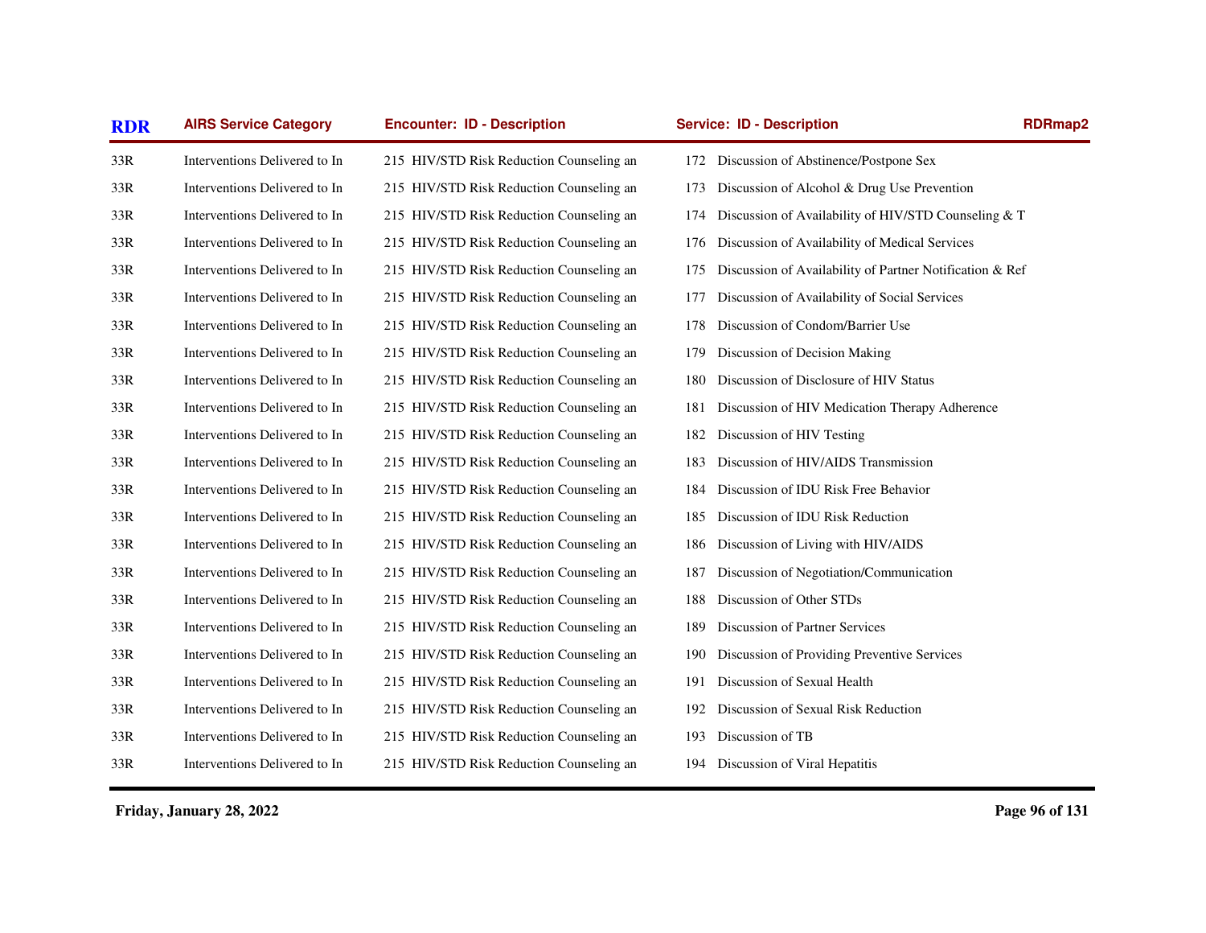| RDR | AIRS Service Category | Encounter: ID - Description | Service: ID - Description | RDRmap2 |
|---|---|---|---|---|
| 33R | Interventions Delivered to In | 215 HIV/STD Risk Reduction Counseling an | 172 Discussion of Abstinence/Postpone Sex | |
| 33R | Interventions Delivered to In | 215 HIV/STD Risk Reduction Counseling an | 173 Discussion of Alcohol & Drug Use Prevention | |
| 33R | Interventions Delivered to In | 215 HIV/STD Risk Reduction Counseling an | 174 Discussion of Availability of HIV/STD Counseling & T | |
| 33R | Interventions Delivered to In | 215 HIV/STD Risk Reduction Counseling an | 176 Discussion of Availability of Medical Services | |
| 33R | Interventions Delivered to In | 215 HIV/STD Risk Reduction Counseling an | 175 Discussion of Availability of Partner Notification & Ref | |
| 33R | Interventions Delivered to In | 215 HIV/STD Risk Reduction Counseling an | 177 Discussion of Availability of Social Services | |
| 33R | Interventions Delivered to In | 215 HIV/STD Risk Reduction Counseling an | 178 Discussion of Condom/Barrier Use | |
| 33R | Interventions Delivered to In | 215 HIV/STD Risk Reduction Counseling an | 179 Discussion of Decision Making | |
| 33R | Interventions Delivered to In | 215 HIV/STD Risk Reduction Counseling an | 180 Discussion of Disclosure of HIV Status | |
| 33R | Interventions Delivered to In | 215 HIV/STD Risk Reduction Counseling an | 181 Discussion of HIV Medication Therapy Adherence | |
| 33R | Interventions Delivered to In | 215 HIV/STD Risk Reduction Counseling an | 182 Discussion of HIV Testing | |
| 33R | Interventions Delivered to In | 215 HIV/STD Risk Reduction Counseling an | 183 Discussion of HIV/AIDS Transmission | |
| 33R | Interventions Delivered to In | 215 HIV/STD Risk Reduction Counseling an | 184 Discussion of IDU Risk Free Behavior | |
| 33R | Interventions Delivered to In | 215 HIV/STD Risk Reduction Counseling an | 185 Discussion of IDU Risk Reduction | |
| 33R | Interventions Delivered to In | 215 HIV/STD Risk Reduction Counseling an | 186 Discussion of Living with HIV/AIDS | |
| 33R | Interventions Delivered to In | 215 HIV/STD Risk Reduction Counseling an | 187 Discussion of Negotiation/Communication | |
| 33R | Interventions Delivered to In | 215 HIV/STD Risk Reduction Counseling an | 188 Discussion of Other STDs | |
| 33R | Interventions Delivered to In | 215 HIV/STD Risk Reduction Counseling an | 189 Discussion of Partner Services | |
| 33R | Interventions Delivered to In | 215 HIV/STD Risk Reduction Counseling an | 190 Discussion of Providing Preventive Services | |
| 33R | Interventions Delivered to In | 215 HIV/STD Risk Reduction Counseling an | 191 Discussion of Sexual Health | |
| 33R | Interventions Delivered to In | 215 HIV/STD Risk Reduction Counseling an | 192 Discussion of Sexual Risk Reduction | |
| 33R | Interventions Delivered to In | 215 HIV/STD Risk Reduction Counseling an | 193 Discussion of TB | |
| 33R | Interventions Delivered to In | 215 HIV/STD Risk Reduction Counseling an | 194 Discussion of Viral Hepatitis | |

**Friday, January 28, 2022**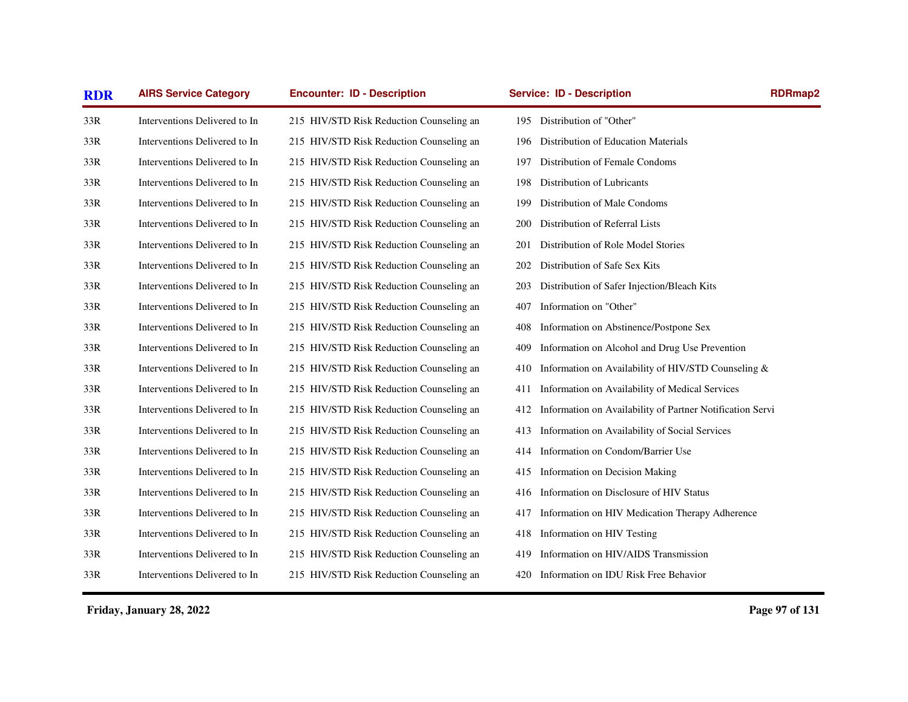| RDR | AIRS Service Category | Encounter: ID - Description | Service: ID - Description | RDRmap2 |
|---|---|---|---|---|
| 33R | Interventions Delivered to In | 215 HIV/STD Risk Reduction Counseling an | 195 Distribution of "Other" | |
| 33R | Interventions Delivered to In | 215 HIV/STD Risk Reduction Counseling an | 196 Distribution of Education Materials | |
| 33R | Interventions Delivered to In | 215 HIV/STD Risk Reduction Counseling an | 197 Distribution of Female Condoms | |
| 33R | Interventions Delivered to In | 215 HIV/STD Risk Reduction Counseling an | 198 Distribution of Lubricants | |
| 33R | Interventions Delivered to In | 215 HIV/STD Risk Reduction Counseling an | 199 Distribution of Male Condoms | |
| 33R | Interventions Delivered to In | 215 HIV/STD Risk Reduction Counseling an | 200 Distribution of Referral Lists | |
| 33R | Interventions Delivered to In | 215 HIV/STD Risk Reduction Counseling an | 201 Distribution of Role Model Stories | |
| 33R | Interventions Delivered to In | 215 HIV/STD Risk Reduction Counseling an | 202 Distribution of Safe Sex Kits | |
| 33R | Interventions Delivered to In | 215 HIV/STD Risk Reduction Counseling an | 203 Distribution of Safer Injection/Bleach Kits | |
| 33R | Interventions Delivered to In | 215 HIV/STD Risk Reduction Counseling an | 407 Information on "Other" | |
| 33R | Interventions Delivered to In | 215 HIV/STD Risk Reduction Counseling an | 408 Information on Abstinence/Postpone Sex | |
| 33R | Interventions Delivered to In | 215 HIV/STD Risk Reduction Counseling an | 409 Information on Alcohol and Drug Use Prevention | |
| 33R | Interventions Delivered to In | 215 HIV/STD Risk Reduction Counseling an | 410 Information on Availability of HIV/STD Counseling & | |
| 33R | Interventions Delivered to In | 215 HIV/STD Risk Reduction Counseling an | 411 Information on Availability of Medical Services | |
| 33R | Interventions Delivered to In | 215 HIV/STD Risk Reduction Counseling an | 412 Information on Availability of Partner Notification Servi | |
| 33R | Interventions Delivered to In | 215 HIV/STD Risk Reduction Counseling an | 413 Information on Availability of Social Services | |
| 33R | Interventions Delivered to In | 215 HIV/STD Risk Reduction Counseling an | 414 Information on Condom/Barrier Use | |
| 33R | Interventions Delivered to In | 215 HIV/STD Risk Reduction Counseling an | 415 Information on Decision Making | |
| 33R | Interventions Delivered to In | 215 HIV/STD Risk Reduction Counseling an | 416 Information on Disclosure of HIV Status | |
| 33R | Interventions Delivered to In | 215 HIV/STD Risk Reduction Counseling an | 417 Information on HIV Medication Therapy Adherence | |
| 33R | Interventions Delivered to In | 215 HIV/STD Risk Reduction Counseling an | 418 Information on HIV Testing | |
| 33R | Interventions Delivered to In | 215 HIV/STD Risk Reduction Counseling an | 419 Information on HIV/AIDS Transmission | |
| 33R | Interventions Delivered to In | 215 HIV/STD Risk Reduction Counseling an | 420 Information on IDU Risk Free Behavior | |

**Friday, January 28, 2022**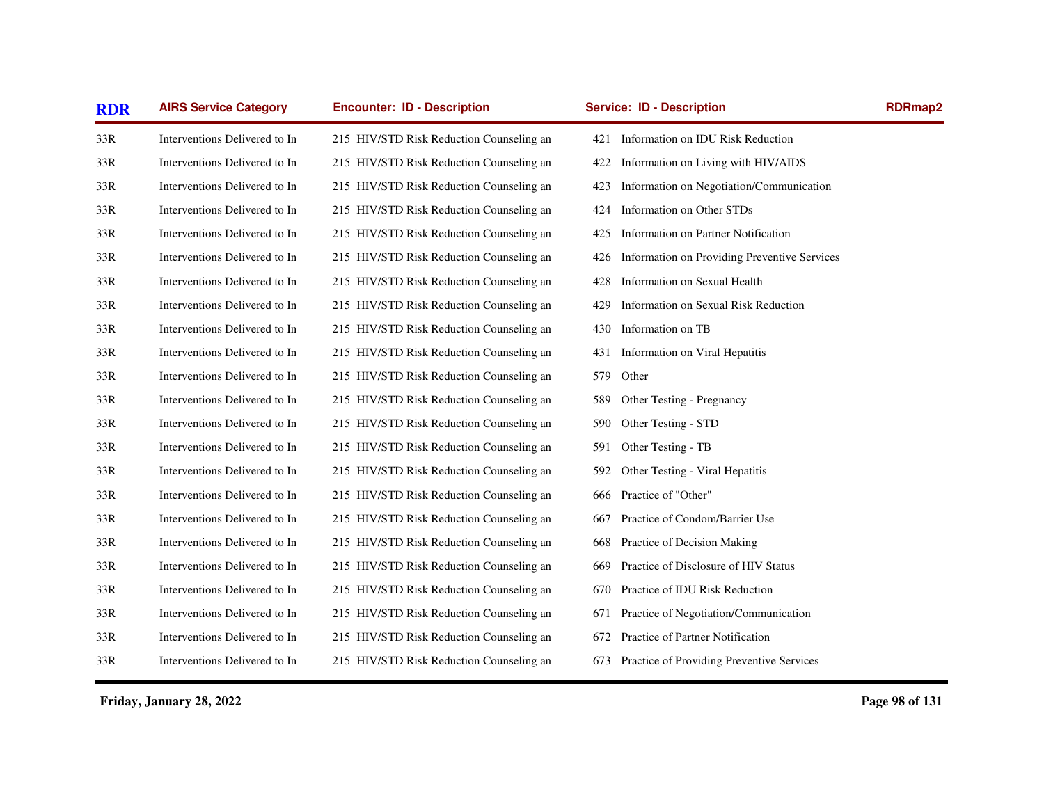| RDR | AIRS Service Category | Encounter: ID - Description | Service: ID - Description | RDRmap2 |
|---|---|---|---|---|
| 33R | Interventions Delivered to In | 215 HIV/STD Risk Reduction Counseling an | 421 Information on IDU Risk Reduction | |
| 33R | Interventions Delivered to In | 215 HIV/STD Risk Reduction Counseling an | 422 Information on Living with HIV/AIDS | |
| 33R | Interventions Delivered to In | 215 HIV/STD Risk Reduction Counseling an | 423 Information on Negotiation/Communication | |
| 33R | Interventions Delivered to In | 215 HIV/STD Risk Reduction Counseling an | 424 Information on Other STDs | |
| 33R | Interventions Delivered to In | 215 HIV/STD Risk Reduction Counseling an | 425 Information on Partner Notification | |
| 33R | Interventions Delivered to In | 215 HIV/STD Risk Reduction Counseling an | 426 Information on Providing Preventive Services | |
| 33R | Interventions Delivered to In | 215 HIV/STD Risk Reduction Counseling an | 428 Information on Sexual Health | |
| 33R | Interventions Delivered to In | 215 HIV/STD Risk Reduction Counseling an | 429 Information on Sexual Risk Reduction | |
| 33R | Interventions Delivered to In | 215 HIV/STD Risk Reduction Counseling an | 430 Information on TB | |
| 33R | Interventions Delivered to In | 215 HIV/STD Risk Reduction Counseling an | 431 Information on Viral Hepatitis | |
| 33R | Interventions Delivered to In | 215 HIV/STD Risk Reduction Counseling an | 579 Other | |
| 33R | Interventions Delivered to In | 215 HIV/STD Risk Reduction Counseling an | 589 Other Testing - Pregnancy | |
| 33R | Interventions Delivered to In | 215 HIV/STD Risk Reduction Counseling an | 590 Other Testing - STD | |
| 33R | Interventions Delivered to In | 215 HIV/STD Risk Reduction Counseling an | 591 Other Testing - TB | |
| 33R | Interventions Delivered to In | 215 HIV/STD Risk Reduction Counseling an | 592 Other Testing - Viral Hepatitis | |
| 33R | Interventions Delivered to In | 215 HIV/STD Risk Reduction Counseling an | 666 Practice of "Other" | |
| 33R | Interventions Delivered to In | 215 HIV/STD Risk Reduction Counseling an | 667 Practice of Condom/Barrier Use | |
| 33R | Interventions Delivered to In | 215 HIV/STD Risk Reduction Counseling an | 668 Practice of Decision Making | |
| 33R | Interventions Delivered to In | 215 HIV/STD Risk Reduction Counseling an | 669 Practice of Disclosure of HIV Status | |
| 33R | Interventions Delivered to In | 215 HIV/STD Risk Reduction Counseling an | 670 Practice of IDU Risk Reduction | |
| 33R | Interventions Delivered to In | 215 HIV/STD Risk Reduction Counseling an | 671 Practice of Negotiation/Communication | |
| 33R | Interventions Delivered to In | 215 HIV/STD Risk Reduction Counseling an | 672 Practice of Partner Notification | |
| 33R | Interventions Delivered to In | 215 HIV/STD Risk Reduction Counseling an | 673 Practice of Providing Preventive Services | |

**Friday, January 28, 2022**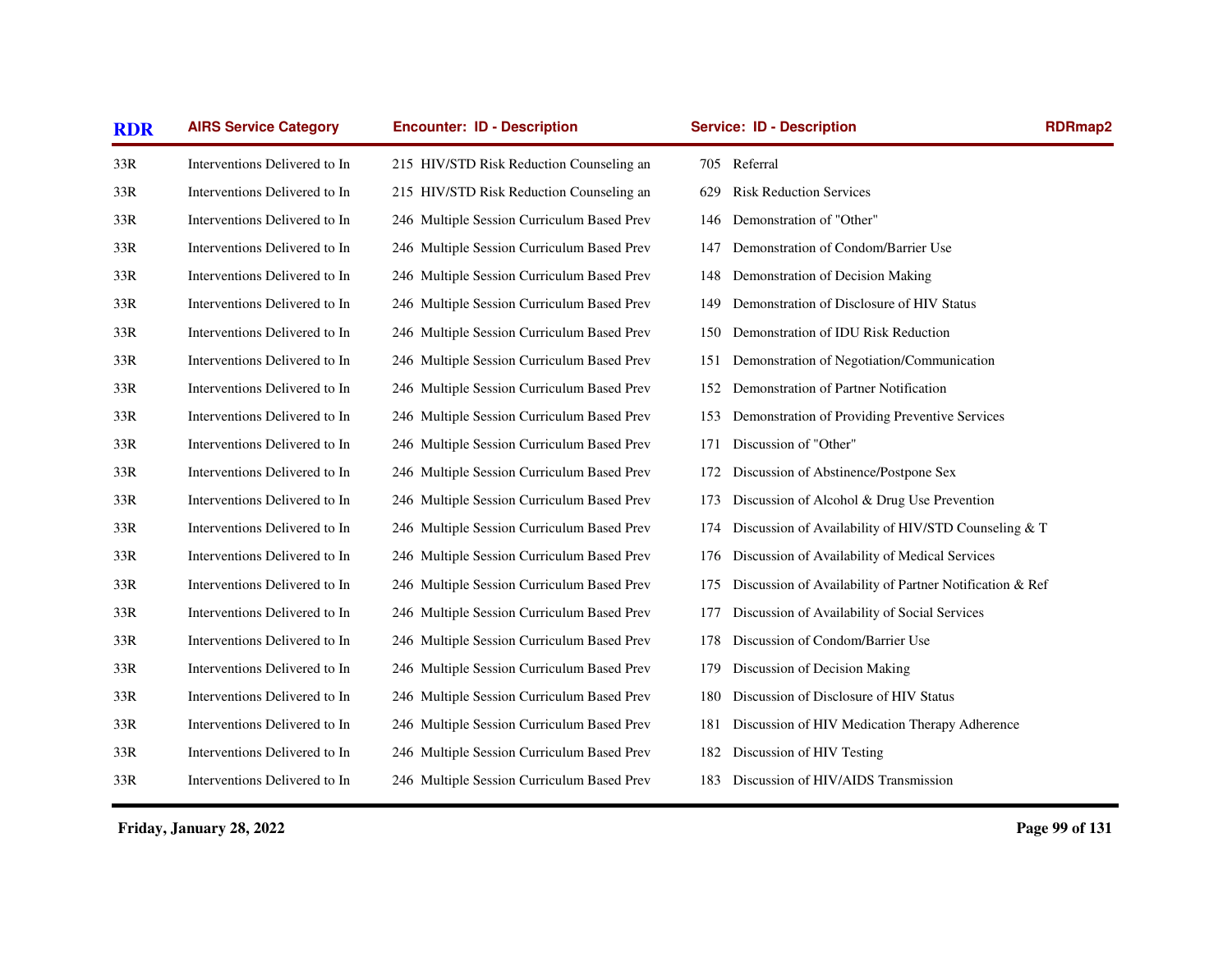| RDR | AIRS Service Category | Encounter: ID - Description | Service: ID - Description | RDRmap2 |
|---|---|---|---|---|
| 33R | Interventions Delivered to In | 215 HIV/STD Risk Reduction Counseling an | 705 Referral | |
| 33R | Interventions Delivered to In | 215 HIV/STD Risk Reduction Counseling an | 629 Risk Reduction Services | |
| 33R | Interventions Delivered to In | 246 Multiple Session Curriculum Based Prev | 146 Demonstration of "Other" | |
| 33R | Interventions Delivered to In | 246 Multiple Session Curriculum Based Prev | 147 Demonstration of Condom/Barrier Use | |
| 33R | Interventions Delivered to In | 246 Multiple Session Curriculum Based Prev | 148 Demonstration of Decision Making | |
| 33R | Interventions Delivered to In | 246 Multiple Session Curriculum Based Prev | 149 Demonstration of Disclosure of HIV Status | |
| 33R | Interventions Delivered to In | 246 Multiple Session Curriculum Based Prev | 150 Demonstration of IDU Risk Reduction | |
| 33R | Interventions Delivered to In | 246 Multiple Session Curriculum Based Prev | 151 Demonstration of Negotiation/Communication | |
| 33R | Interventions Delivered to In | 246 Multiple Session Curriculum Based Prev | 152 Demonstration of Partner Notification | |
| 33R | Interventions Delivered to In | 246 Multiple Session Curriculum Based Prev | 153 Demonstration of Providing Preventive Services | |
| 33R | Interventions Delivered to In | 246 Multiple Session Curriculum Based Prev | 171 Discussion of "Other" | |
| 33R | Interventions Delivered to In | 246 Multiple Session Curriculum Based Prev | 172 Discussion of Abstinence/Postpone Sex | |
| 33R | Interventions Delivered to In | 246 Multiple Session Curriculum Based Prev | 173 Discussion of Alcohol & Drug Use Prevention | |
| 33R | Interventions Delivered to In | 246 Multiple Session Curriculum Based Prev | 174 Discussion of Availability of HIV/STD Counseling & T | |
| 33R | Interventions Delivered to In | 246 Multiple Session Curriculum Based Prev | 176 Discussion of Availability of Medical Services | |
| 33R | Interventions Delivered to In | 246 Multiple Session Curriculum Based Prev | 175 Discussion of Availability of Partner Notification & Ref | |
| 33R | Interventions Delivered to In | 246 Multiple Session Curriculum Based Prev | 177 Discussion of Availability of Social Services | |
| 33R | Interventions Delivered to In | 246 Multiple Session Curriculum Based Prev | 178 Discussion of Condom/Barrier Use | |
| 33R | Interventions Delivered to In | 246 Multiple Session Curriculum Based Prev | 179 Discussion of Decision Making | |
| 33R | Interventions Delivered to In | 246 Multiple Session Curriculum Based Prev | 180 Discussion of Disclosure of HIV Status | |
| 33R | Interventions Delivered to In | 246 Multiple Session Curriculum Based Prev | 181 Discussion of HIV Medication Therapy Adherence | |
| 33R | Interventions Delivered to In | 246 Multiple Session Curriculum Based Prev | 182 Discussion of HIV Testing | |
| 33R | Interventions Delivered to In | 246 Multiple Session Curriculum Based Prev | 183 Discussion of HIV/AIDS Transmission | |

**Friday, January 28, 2022**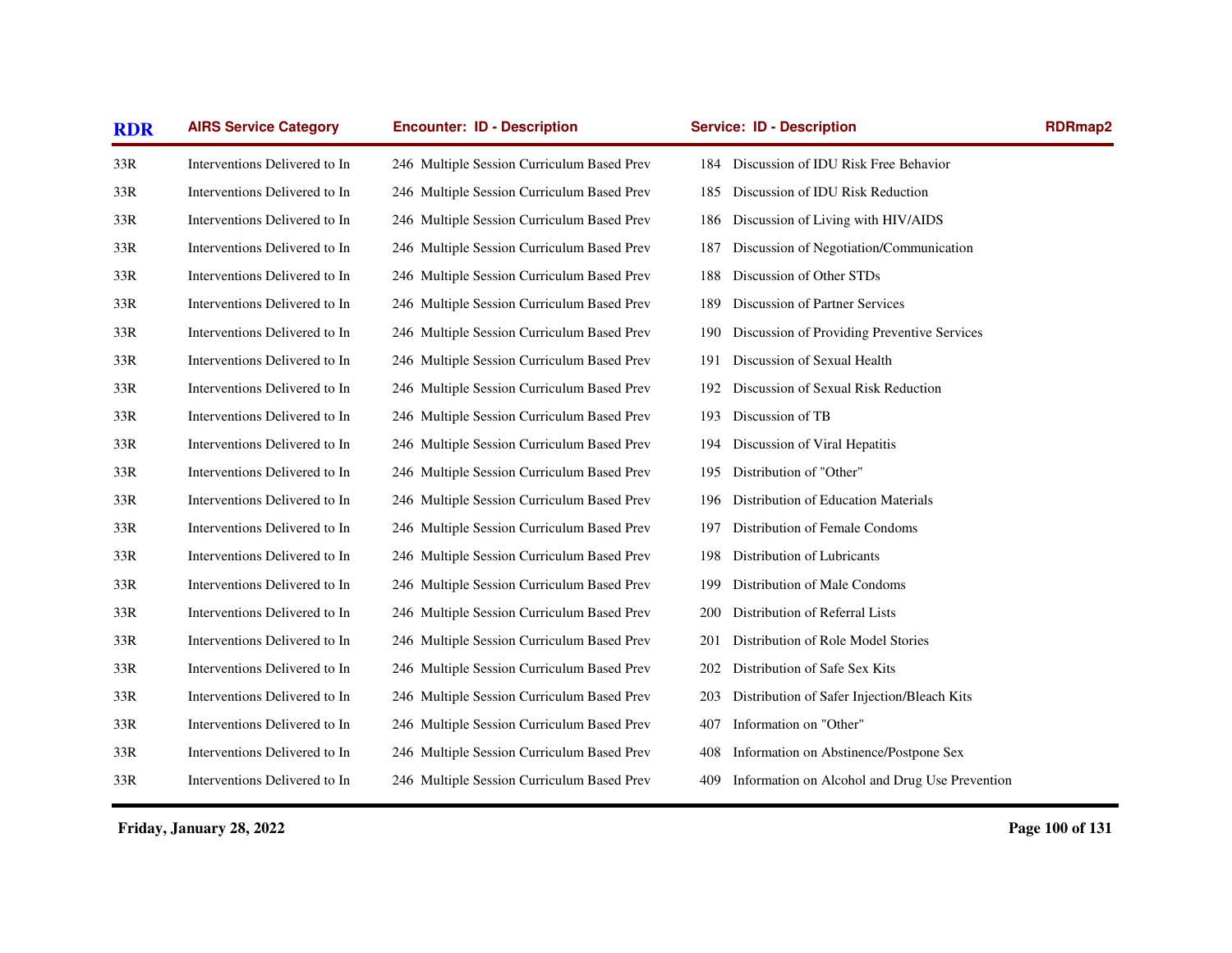| RDR | AIRS Service Category | Encounter: ID - Description | Service: ID - Description | RDRmap2 |
|---|---|---|---|---|
| 33R | Interventions Delivered to In | 246 Multiple Session Curriculum Based Prev | 184 Discussion of IDU Risk Free Behavior | |
| 33R | Interventions Delivered to In | 246 Multiple Session Curriculum Based Prev | 185 Discussion of IDU Risk Reduction | |
| 33R | Interventions Delivered to In | 246 Multiple Session Curriculum Based Prev | 186 Discussion of Living with HIV/AIDS | |
| 33R | Interventions Delivered to In | 246 Multiple Session Curriculum Based Prev | 187 Discussion of Negotiation/Communication | |
| 33R | Interventions Delivered to In | 246 Multiple Session Curriculum Based Prev | 188 Discussion of Other STDs | |
| 33R | Interventions Delivered to In | 246 Multiple Session Curriculum Based Prev | 189 Discussion of Partner Services | |
| 33R | Interventions Delivered to In | 246 Multiple Session Curriculum Based Prev | 190 Discussion of Providing Preventive Services | |
| 33R | Interventions Delivered to In | 246 Multiple Session Curriculum Based Prev | 191 Discussion of Sexual Health | |
| 33R | Interventions Delivered to In | 246 Multiple Session Curriculum Based Prev | 192 Discussion of Sexual Risk Reduction | |
| 33R | Interventions Delivered to In | 246 Multiple Session Curriculum Based Prev | 193 Discussion of TB | |
| 33R | Interventions Delivered to In | 246 Multiple Session Curriculum Based Prev | 194 Discussion of Viral Hepatitis | |
| 33R | Interventions Delivered to In | 246 Multiple Session Curriculum Based Prev | 195 Distribution of "Other" | |
| 33R | Interventions Delivered to In | 246 Multiple Session Curriculum Based Prev | 196 Distribution of Education Materials | |
| 33R | Interventions Delivered to In | 246 Multiple Session Curriculum Based Prev | 197 Distribution of Female Condoms | |
| 33R | Interventions Delivered to In | 246 Multiple Session Curriculum Based Prev | 198 Distribution of Lubricants | |
| 33R | Interventions Delivered to In | 246 Multiple Session Curriculum Based Prev | 199 Distribution of Male Condoms | |
| 33R | Interventions Delivered to In | 246 Multiple Session Curriculum Based Prev | 200 Distribution of Referral Lists | |
| 33R | Interventions Delivered to In | 246 Multiple Session Curriculum Based Prev | 201 Distribution of Role Model Stories | |
| 33R | Interventions Delivered to In | 246 Multiple Session Curriculum Based Prev | 202 Distribution of Safe Sex Kits | |
| 33R | Interventions Delivered to In | 246 Multiple Session Curriculum Based Prev | 203 Distribution of Safer Injection/Bleach Kits | |
| 33R | Interventions Delivered to In | 246 Multiple Session Curriculum Based Prev | 407 Information on "Other" | |
| 33R | Interventions Delivered to In | 246 Multiple Session Curriculum Based Prev | 408 Information on Abstinence/Postpone Sex | |
| 33R | Interventions Delivered to In | 246 Multiple Session Curriculum Based Prev | 409 Information on Alcohol and Drug Use Prevention | |

**Friday, January 28, 2022**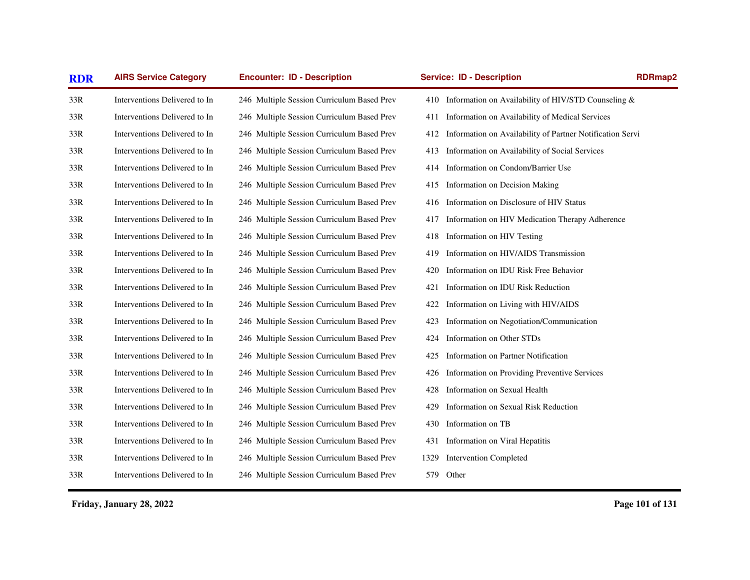| RDR | AIRS Service Category | Encounter: ID - Description | Service: ID - Description | RDRmap2 |
|---|---|---|---|---|
| 33R | Interventions Delivered to In | 246 Multiple Session Curriculum Based Prev | 410 Information on Availability of HIV/STD Counseling & | |
| 33R | Interventions Delivered to In | 246 Multiple Session Curriculum Based Prev | 411 Information on Availability of Medical Services | |
| 33R | Interventions Delivered to In | 246 Multiple Session Curriculum Based Prev | 412 Information on Availability of Partner Notification Servi | |
| 33R | Interventions Delivered to In | 246 Multiple Session Curriculum Based Prev | 413 Information on Availability of Social Services | |
| 33R | Interventions Delivered to In | 246 Multiple Session Curriculum Based Prev | 414 Information on Condom/Barrier Use | |
| 33R | Interventions Delivered to In | 246 Multiple Session Curriculum Based Prev | 415 Information on Decision Making | |
| 33R | Interventions Delivered to In | 246 Multiple Session Curriculum Based Prev | 416 Information on Disclosure of HIV Status | |
| 33R | Interventions Delivered to In | 246 Multiple Session Curriculum Based Prev | 417 Information on HIV Medication Therapy Adherence | |
| 33R | Interventions Delivered to In | 246 Multiple Session Curriculum Based Prev | 418 Information on HIV Testing | |
| 33R | Interventions Delivered to In | 246 Multiple Session Curriculum Based Prev | 419 Information on HIV/AIDS Transmission | |
| 33R | Interventions Delivered to In | 246 Multiple Session Curriculum Based Prev | 420 Information on IDU Risk Free Behavior | |
| 33R | Interventions Delivered to In | 246 Multiple Session Curriculum Based Prev | 421 Information on IDU Risk Reduction | |
| 33R | Interventions Delivered to In | 246 Multiple Session Curriculum Based Prev | 422 Information on Living with HIV/AIDS | |
| 33R | Interventions Delivered to In | 246 Multiple Session Curriculum Based Prev | 423 Information on Negotiation/Communication | |
| 33R | Interventions Delivered to In | 246 Multiple Session Curriculum Based Prev | 424 Information on Other STDs | |
| 33R | Interventions Delivered to In | 246 Multiple Session Curriculum Based Prev | 425 Information on Partner Notification | |
| 33R | Interventions Delivered to In | 246 Multiple Session Curriculum Based Prev | 426 Information on Providing Preventive Services | |
| 33R | Interventions Delivered to In | 246 Multiple Session Curriculum Based Prev | 428 Information on Sexual Health | |
| 33R | Interventions Delivered to In | 246 Multiple Session Curriculum Based Prev | 429 Information on Sexual Risk Reduction | |
| 33R | Interventions Delivered to In | 246 Multiple Session Curriculum Based Prev | 430 Information on TB | |
| 33R | Interventions Delivered to In | 246 Multiple Session Curriculum Based Prev | 431 Information on Viral Hepatitis | |
| 33R | Interventions Delivered to In | 246 Multiple Session Curriculum Based Prev | 1329 Intervention Completed | |
| 33R | Interventions Delivered to In | 246 Multiple Session Curriculum Based Prev | 579 Other | |

Friday, January 28, 2022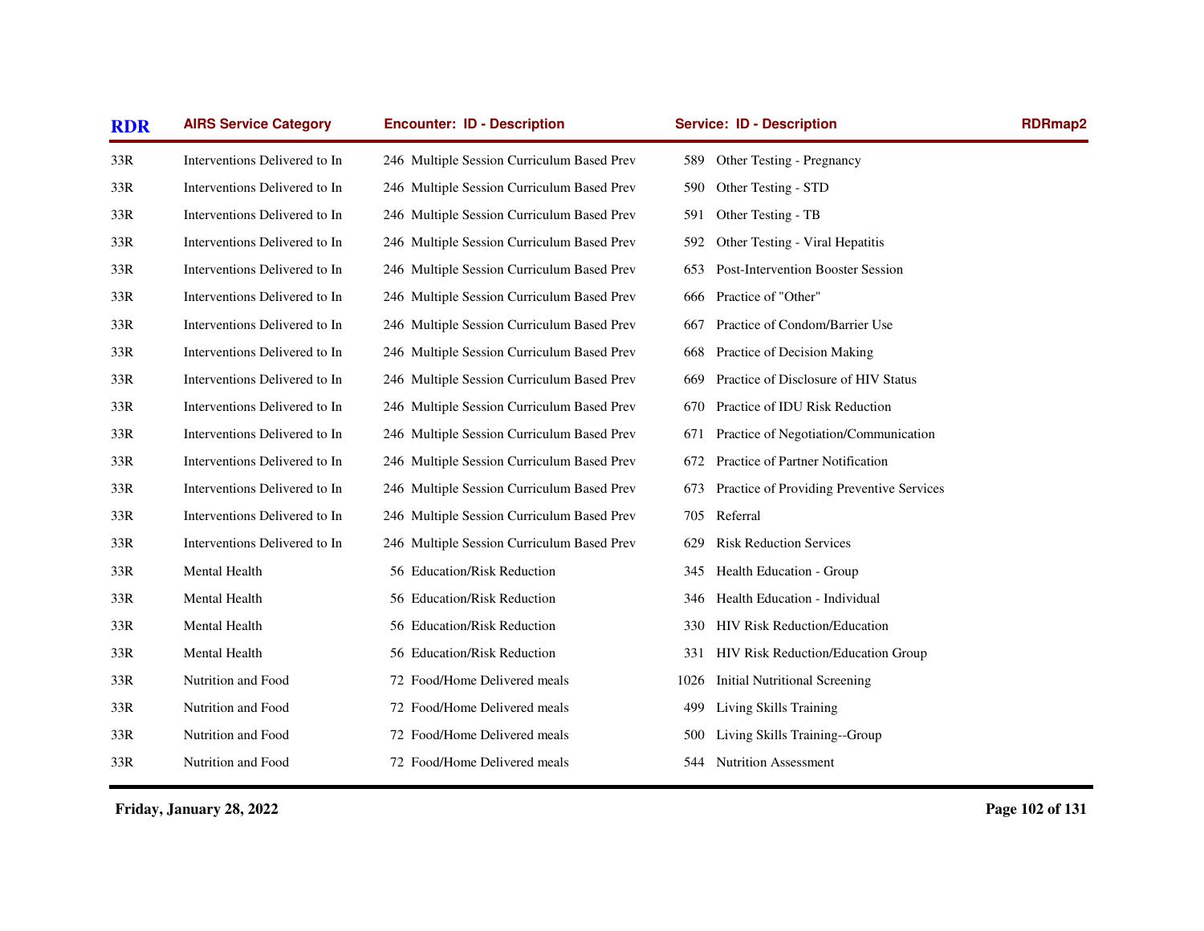| RDR | AIRS Service Category | Encounter: ID - Description | Service: ID - Description | RDRmap2 |
|---|---|---|---|---|
| 33R | Interventions Delivered to In | 246 Multiple Session Curriculum Based Prev | 589 Other Testing - Pregnancy | |
| 33R | Interventions Delivered to In | 246 Multiple Session Curriculum Based Prev | 590 Other Testing - STD | |
| 33R | Interventions Delivered to In | 246 Multiple Session Curriculum Based Prev | 591 Other Testing - TB | |
| 33R | Interventions Delivered to In | 246 Multiple Session Curriculum Based Prev | 592 Other Testing - Viral Hepatitis | |
| 33R | Interventions Delivered to In | 246 Multiple Session Curriculum Based Prev | 653 Post-Intervention Booster Session | |
| 33R | Interventions Delivered to In | 246 Multiple Session Curriculum Based Prev | 666 Practice of "Other" | |
| 33R | Interventions Delivered to In | 246 Multiple Session Curriculum Based Prev | 667 Practice of Condom/Barrier Use | |
| 33R | Interventions Delivered to In | 246 Multiple Session Curriculum Based Prev | 668 Practice of Decision Making | |
| 33R | Interventions Delivered to In | 246 Multiple Session Curriculum Based Prev | 669 Practice of Disclosure of HIV Status | |
| 33R | Interventions Delivered to In | 246 Multiple Session Curriculum Based Prev | 670 Practice of IDU Risk Reduction | |
| 33R | Interventions Delivered to In | 246 Multiple Session Curriculum Based Prev | 671 Practice of Negotiation/Communication | |
| 33R | Interventions Delivered to In | 246 Multiple Session Curriculum Based Prev | 672 Practice of Partner Notification | |
| 33R | Interventions Delivered to In | 246 Multiple Session Curriculum Based Prev | 673 Practice of Providing Preventive Services | |
| 33R | Interventions Delivered to In | 246 Multiple Session Curriculum Based Prev | 705 Referral | |
| 33R | Interventions Delivered to In | 246 Multiple Session Curriculum Based Prev | 629 Risk Reduction Services | |
| 33R | Mental Health | 56 Education/Risk Reduction | 345 Health Education - Group | |
| 33R | Mental Health | 56 Education/Risk Reduction | 346 Health Education - Individual | |
| 33R | Mental Health | 56 Education/Risk Reduction | 330 HIV Risk Reduction/Education | |
| 33R | Mental Health | 56 Education/Risk Reduction | 331 HIV Risk Reduction/Education Group | |
| 33R | Nutrition and Food | 72 Food/Home Delivered meals | 1026 Initial Nutritional Screening | |
| 33R | Nutrition and Food | 72 Food/Home Delivered meals | 499 Living Skills Training | |
| 33R | Nutrition and Food | 72 Food/Home Delivered meals | 500 Living Skills Training--Group | |
| 33R | Nutrition and Food | 72 Food/Home Delivered meals | 544 Nutrition Assessment | |

Friday, January 28, 2022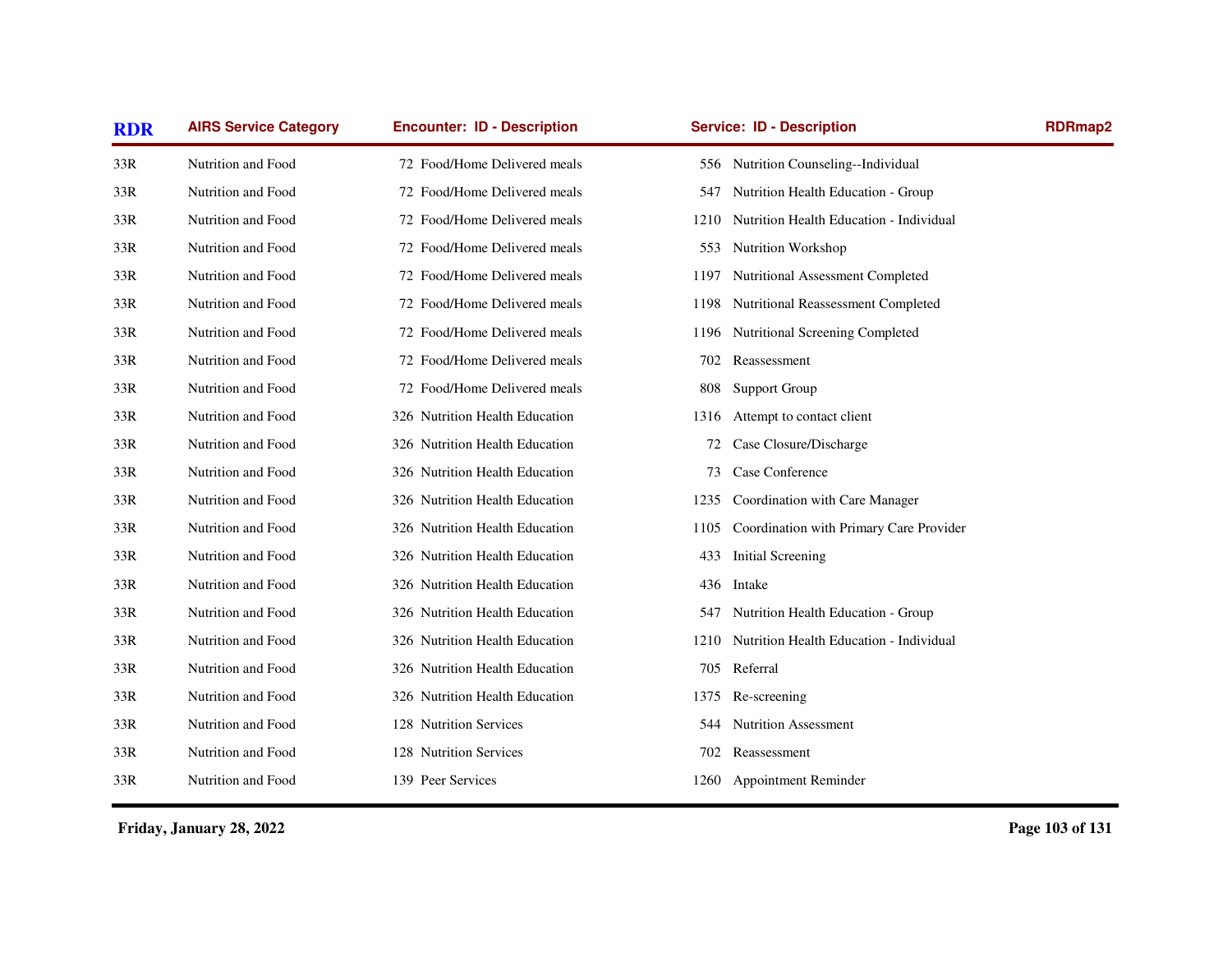| RDR | AIRS Service Category | Encounter: ID - Description | Service: ID - Description | RDRmap2 |
|---|---|---|---|---|
| 33R | Nutrition and Food | 72 Food/Home Delivered meals | 556 Nutrition Counseling--Individual | |
| 33R | Nutrition and Food | 72 Food/Home Delivered meals | 547 Nutrition Health Education - Group | |
| 33R | Nutrition and Food | 72 Food/Home Delivered meals | 1210 Nutrition Health Education - Individual | |
| 33R | Nutrition and Food | 72 Food/Home Delivered meals | 553 Nutrition Workshop | |
| 33R | Nutrition and Food | 72 Food/Home Delivered meals | 1197 Nutritional Assessment Completed | |
| 33R | Nutrition and Food | 72 Food/Home Delivered meals | 1198 Nutritional Reassessment Completed | |
| 33R | Nutrition and Food | 72 Food/Home Delivered meals | 1196 Nutritional Screening Completed | |
| 33R | Nutrition and Food | 72 Food/Home Delivered meals | 702 Reassessment | |
| 33R | Nutrition and Food | 72 Food/Home Delivered meals | 808 Support Group | |
| 33R | Nutrition and Food | 326 Nutrition Health Education | 1316 Attempt to contact client | |
| 33R | Nutrition and Food | 326 Nutrition Health Education | 72 Case Closure/Discharge | |
| 33R | Nutrition and Food | 326 Nutrition Health Education | 73 Case Conference | |
| 33R | Nutrition and Food | 326 Nutrition Health Education | 1235 Coordination with Care Manager | |
| 33R | Nutrition and Food | 326 Nutrition Health Education | 1105 Coordination with Primary Care Provider | |
| 33R | Nutrition and Food | 326 Nutrition Health Education | 433 Initial Screening | |
| 33R | Nutrition and Food | 326 Nutrition Health Education | 436 Intake | |
| 33R | Nutrition and Food | 326 Nutrition Health Education | 547 Nutrition Health Education - Group | |
| 33R | Nutrition and Food | 326 Nutrition Health Education | 1210 Nutrition Health Education - Individual | |
| 33R | Nutrition and Food | 326 Nutrition Health Education | 705 Referral | |
| 33R | Nutrition and Food | 326 Nutrition Health Education | 1375 Re-screening | |
| 33R | Nutrition and Food | 128 Nutrition Services | 544 Nutrition Assessment | |
| 33R | Nutrition and Food | 128 Nutrition Services | 702 Reassessment | |
| 33R | Nutrition and Food | 139 Peer Services | 1260 Appointment Reminder | |

**Friday, January 28, 2022**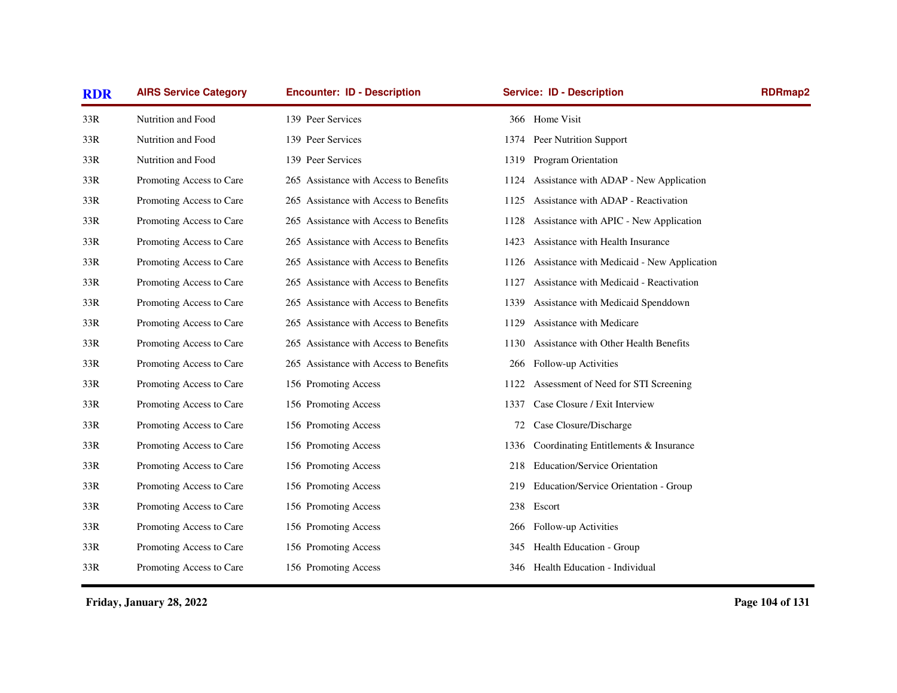| RDR | AIRS Service Category | Encounter: ID - Description | Service: ID - Description | RDRmap2 |
|---|---|---|---|---|
| 33R | Nutrition and Food | 139 Peer Services | 366 Home Visit | |
| 33R | Nutrition and Food | 139 Peer Services | 1374 Peer Nutrition Support | |
| 33R | Nutrition and Food | 139 Peer Services | 1319 Program Orientation | |
| 33R | Promoting Access to Care | 265 Assistance with Access to Benefits | 1124 Assistance with ADAP - New Application | |
| 33R | Promoting Access to Care | 265 Assistance with Access to Benefits | 1125 Assistance with ADAP - Reactivation | |
| 33R | Promoting Access to Care | 265 Assistance with Access to Benefits | 1128 Assistance with APIC - New Application | |
| 33R | Promoting Access to Care | 265 Assistance with Access to Benefits | 1423 Assistance with Health Insurance | |
| 33R | Promoting Access to Care | 265 Assistance with Access to Benefits | 1126 Assistance with Medicaid - New Application | |
| 33R | Promoting Access to Care | 265 Assistance with Access to Benefits | 1127 Assistance with Medicaid - Reactivation | |
| 33R | Promoting Access to Care | 265 Assistance with Access to Benefits | 1339 Assistance with Medicaid Spenddown | |
| 33R | Promoting Access to Care | 265 Assistance with Access to Benefits | 1129 Assistance with Medicare | |
| 33R | Promoting Access to Care | 265 Assistance with Access to Benefits | 1130 Assistance with Other Health Benefits | |
| 33R | Promoting Access to Care | 265 Assistance with Access to Benefits | 266 Follow-up Activities | |
| 33R | Promoting Access to Care | 156 Promoting Access | 1122 Assessment of Need for STI Screening | |
| 33R | Promoting Access to Care | 156 Promoting Access | 1337 Case Closure / Exit Interview | |
| 33R | Promoting Access to Care | 156 Promoting Access | 72 Case Closure/Discharge | |
| 33R | Promoting Access to Care | 156 Promoting Access | 1336 Coordinating Entitlements & Insurance | |
| 33R | Promoting Access to Care | 156 Promoting Access | 218 Education/Service Orientation | |
| 33R | Promoting Access to Care | 156 Promoting Access | 219 Education/Service Orientation - Group | |
| 33R | Promoting Access to Care | 156 Promoting Access | 238 Escort | |
| 33R | Promoting Access to Care | 156 Promoting Access | 266 Follow-up Activities | |
| 33R | Promoting Access to Care | 156 Promoting Access | 345 Health Education - Group | |
| 33R | Promoting Access to Care | 156 Promoting Access | 346 Health Education - Individual | |

**Friday, January 28, 2022**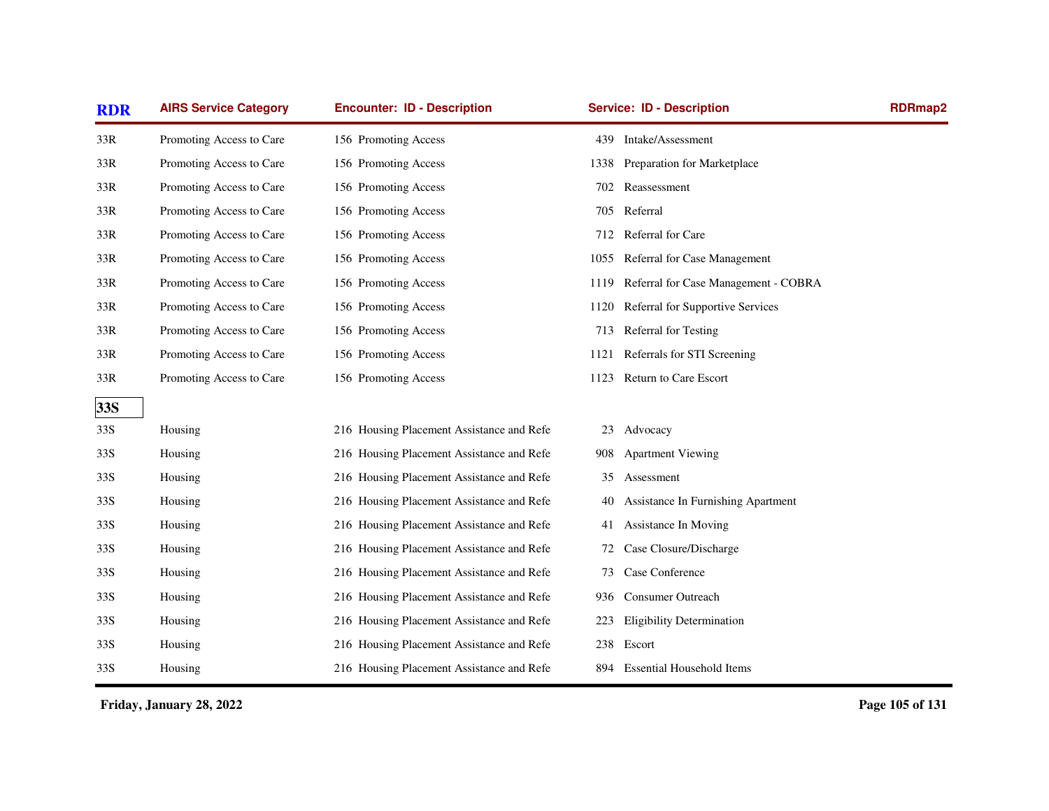| RDR | AIRS Service Category | Encounter: ID - Description | Service: ID - Description | RDRmap2 |
|---|---|---|---|---|
| 33R | Promoting Access to Care | 156 Promoting Access | 439 Intake/Assessment | |
| 33R | Promoting Access to Care | 156 Promoting Access | 1338 Preparation for Marketplace | |
| 33R | Promoting Access to Care | 156 Promoting Access | 702 Reassessment | |
| 33R | Promoting Access to Care | 156 Promoting Access | 705 Referral | |
| 33R | Promoting Access to Care | 156 Promoting Access | 712 Referral for Care | |
| 33R | Promoting Access to Care | 156 Promoting Access | 1055 Referral for Case Management | |
| 33R | Promoting Access to Care | 156 Promoting Access | 1119 Referral for Case Management - COBRA | |
| 33R | Promoting Access to Care | 156 Promoting Access | 1120 Referral for Supportive Services | |
| 33R | Promoting Access to Care | 156 Promoting Access | 713 Referral for Testing | |
| 33R | Promoting Access to Care | 156 Promoting Access | 1121 Referrals for STI Screening | |
| 33R | Promoting Access to Care | 156 Promoting Access | 1123 Return to Care Escort | |
| **33S** | | | | |
| 33S | Housing | 216 Housing Placement Assistance and Refe | 23 Advocacy | |
| 33S | Housing | 216 Housing Placement Assistance and Refe | 908 Apartment Viewing | |
| 33S | Housing | 216 Housing Placement Assistance and Refe | 35 Assessment | |
| 33S | Housing | 216 Housing Placement Assistance and Refe | 40 Assistance In Furnishing Apartment | |
| 33S | Housing | 216 Housing Placement Assistance and Refe | 41 Assistance In Moving | |
| 33S | Housing | 216 Housing Placement Assistance and Refe | 72 Case Closure/Discharge | |
| 33S | Housing | 216 Housing Placement Assistance and Refe | 73 Case Conference | |
| 33S | Housing | 216 Housing Placement Assistance and Refe | 936 Consumer Outreach | |
| 33S | Housing | 216 Housing Placement Assistance and Refe | 223 Eligibility Determination | |
| 33S | Housing | 216 Housing Placement Assistance and Refe | 238 Escort | |
| 33S | Housing | 216 Housing Placement Assistance and Refe | 894 Essential Household Items | |

**Friday, January 28, 2022**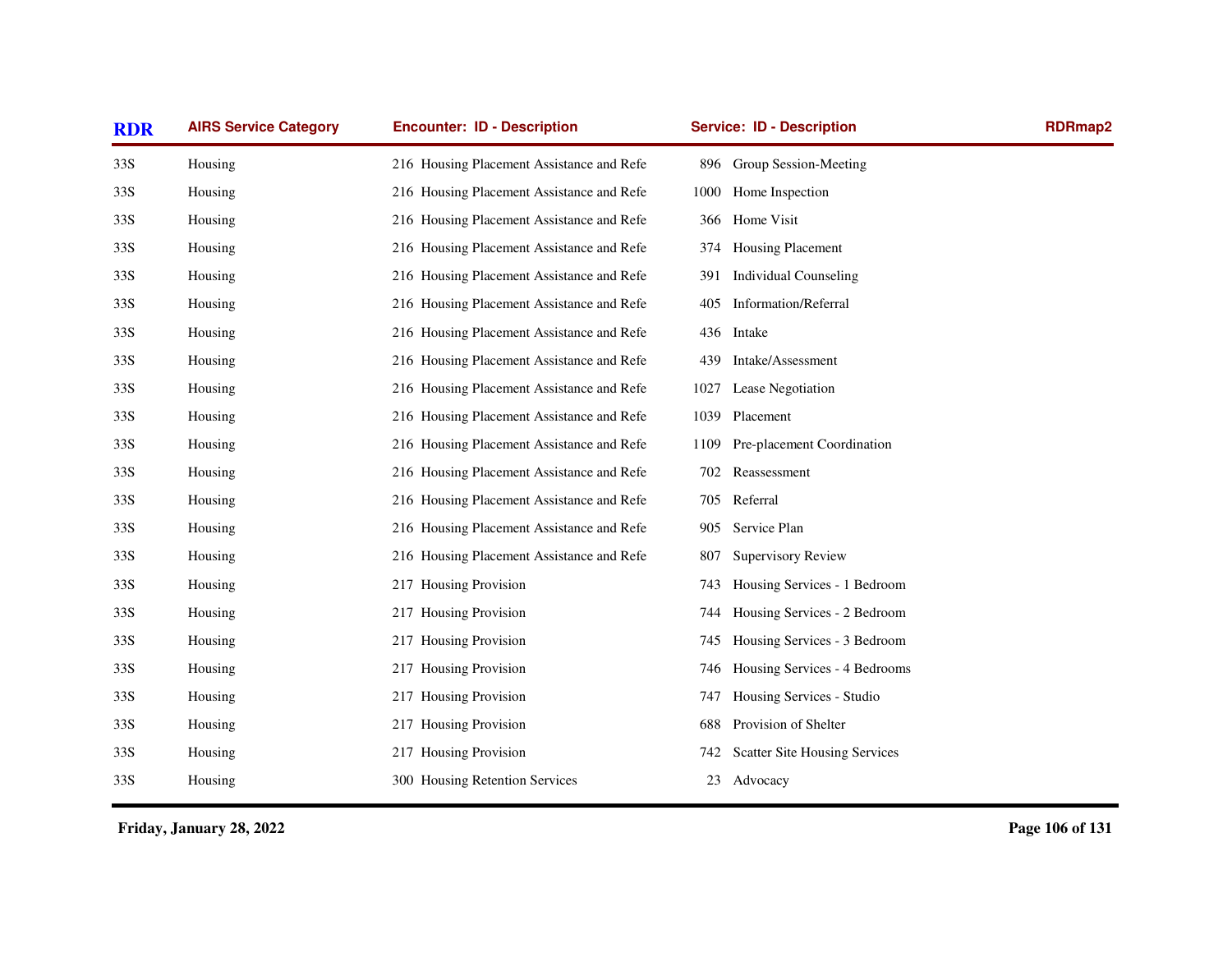| RDR | AIRS Service Category | Encounter: ID - Description | Service: ID - Description | RDRmap2 |
|---|---|---|---|---|
| 33S | Housing | 216 Housing Placement Assistance and Refe | 896 Group Session-Meeting | |
| 33S | Housing | 216 Housing Placement Assistance and Refe | 1000 Home Inspection | |
| 33S | Housing | 216 Housing Placement Assistance and Refe | 366 Home Visit | |
| 33S | Housing | 216 Housing Placement Assistance and Refe | 374 Housing Placement | |
| 33S | Housing | 216 Housing Placement Assistance and Refe | 391 Individual Counseling | |
| 33S | Housing | 216 Housing Placement Assistance and Refe | 405 Information/Referral | |
| 33S | Housing | 216 Housing Placement Assistance and Refe | 436 Intake | |
| 33S | Housing | 216 Housing Placement Assistance and Refe | 439 Intake/Assessment | |
| 33S | Housing | 216 Housing Placement Assistance and Refe | 1027 Lease Negotiation | |
| 33S | Housing | 216 Housing Placement Assistance and Refe | 1039 Placement | |
| 33S | Housing | 216 Housing Placement Assistance and Refe | 1109 Pre-placement Coordination | |
| 33S | Housing | 216 Housing Placement Assistance and Refe | 702 Reassessment | |
| 33S | Housing | 216 Housing Placement Assistance and Refe | 705 Referral | |
| 33S | Housing | 216 Housing Placement Assistance and Refe | 905 Service Plan | |
| 33S | Housing | 216 Housing Placement Assistance and Refe | 807 Supervisory Review | |
| 33S | Housing | 217 Housing Provision | 743 Housing Services - 1 Bedroom | |
| 33S | Housing | 217 Housing Provision | 744 Housing Services - 2 Bedroom | |
| 33S | Housing | 217 Housing Provision | 745 Housing Services - 3 Bedroom | |
| 33S | Housing | 217 Housing Provision | 746 Housing Services - 4 Bedrooms | |
| 33S | Housing | 217 Housing Provision | 747 Housing Services - Studio | |
| 33S | Housing | 217 Housing Provision | 688 Provision of Shelter | |
| 33S | Housing | 217 Housing Provision | 742 Scatter Site Housing Services | |
| 33S | Housing | 300 Housing Retention Services | 23 Advocacy | |

Friday, January 28, 2022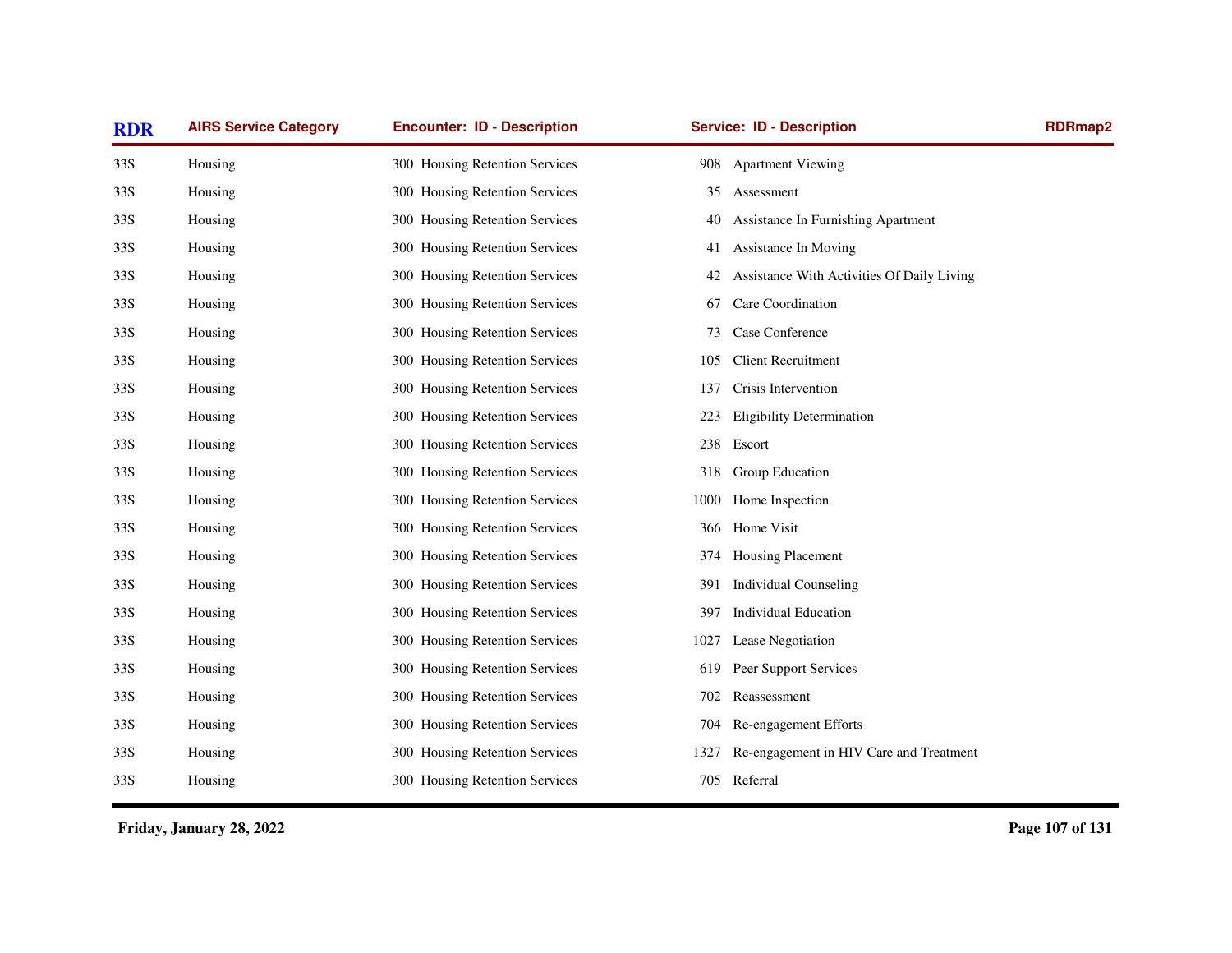| RDR | AIRS Service Category | Encounter: ID - Description | Service: ID - Description | RDRmap2 |
|---|---|---|---|---|
| 33S | Housing | 300 Housing Retention Services | 908 Apartment Viewing | |
| 33S | Housing | 300 Housing Retention Services | 35 Assessment | |
| 33S | Housing | 300 Housing Retention Services | 40 Assistance In Furnishing Apartment | |
| 33S | Housing | 300 Housing Retention Services | 41 Assistance In Moving | |
| 33S | Housing | 300 Housing Retention Services | 42 Assistance With Activities Of Daily Living | |
| 33S | Housing | 300 Housing Retention Services | 67 Care Coordination | |
| 33S | Housing | 300 Housing Retention Services | 73 Case Conference | |
| 33S | Housing | 300 Housing Retention Services | 105 Client Recruitment | |
| 33S | Housing | 300 Housing Retention Services | 137 Crisis Intervention | |
| 33S | Housing | 300 Housing Retention Services | 223 Eligibility Determination | |
| 33S | Housing | 300 Housing Retention Services | 238 Escort | |
| 33S | Housing | 300 Housing Retention Services | 318 Group Education | |
| 33S | Housing | 300 Housing Retention Services | 1000 Home Inspection | |
| 33S | Housing | 300 Housing Retention Services | 366 Home Visit | |
| 33S | Housing | 300 Housing Retention Services | 374 Housing Placement | |
| 33S | Housing | 300 Housing Retention Services | 391 Individual Counseling | |
| 33S | Housing | 300 Housing Retention Services | 397 Individual Education | |
| 33S | Housing | 300 Housing Retention Services | 1027 Lease Negotiation | |
| 33S | Housing | 300 Housing Retention Services | 619 Peer Support Services | |
| 33S | Housing | 300 Housing Retention Services | 702 Reassessment | |
| 33S | Housing | 300 Housing Retention Services | 704 Re-engagement Efforts | |
| 33S | Housing | 300 Housing Retention Services | 1327 Re-engagement in HIV Care and Treatment | |
| 33S | Housing | 300 Housing Retention Services | 705 Referral | |

Friday, January 28, 2022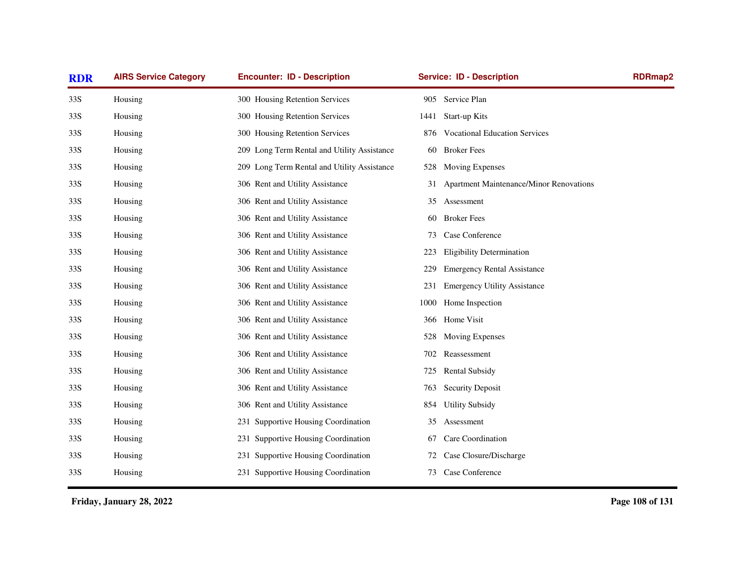| RDR | AIRS Service Category | Encounter: ID - Description | Service: ID - Description | RDRmap2 |
|---|---|---|---|---|
| 33S | Housing | 300 Housing Retention Services | 905 Service Plan | |
| 33S | Housing | 300 Housing Retention Services | 1441 Start-up Kits | |
| 33S | Housing | 300 Housing Retention Services | 876 Vocational Education Services | |
| 33S | Housing | 209 Long Term Rental and Utility Assistance | 60 Broker Fees | |
| 33S | Housing | 209 Long Term Rental and Utility Assistance | 528 Moving Expenses | |
| 33S | Housing | 306 Rent and Utility Assistance | 31 Apartment Maintenance/Minor Renovations | |
| 33S | Housing | 306 Rent and Utility Assistance | 35 Assessment | |
| 33S | Housing | 306 Rent and Utility Assistance | 60 Broker Fees | |
| 33S | Housing | 306 Rent and Utility Assistance | 73 Case Conference | |
| 33S | Housing | 306 Rent and Utility Assistance | 223 Eligibility Determination | |
| 33S | Housing | 306 Rent and Utility Assistance | 229 Emergency Rental Assistance | |
| 33S | Housing | 306 Rent and Utility Assistance | 231 Emergency Utility Assistance | |
| 33S | Housing | 306 Rent and Utility Assistance | 1000 Home Inspection | |
| 33S | Housing | 306 Rent and Utility Assistance | 366 Home Visit | |
| 33S | Housing | 306 Rent and Utility Assistance | 528 Moving Expenses | |
| 33S | Housing | 306 Rent and Utility Assistance | 702 Reassessment | |
| 33S | Housing | 306 Rent and Utility Assistance | 725 Rental Subsidy | |
| 33S | Housing | 306 Rent and Utility Assistance | 763 Security Deposit | |
| 33S | Housing | 306 Rent and Utility Assistance | 854 Utility Subsidy | |
| 33S | Housing | 231 Supportive Housing Coordination | 35 Assessment | |
| 33S | Housing | 231 Supportive Housing Coordination | 67 Care Coordination | |
| 33S | Housing | 231 Supportive Housing Coordination | 72 Case Closure/Discharge | |
| 33S | Housing | 231 Supportive Housing Coordination | 73 Case Conference | |

**Friday, January 28, 2022**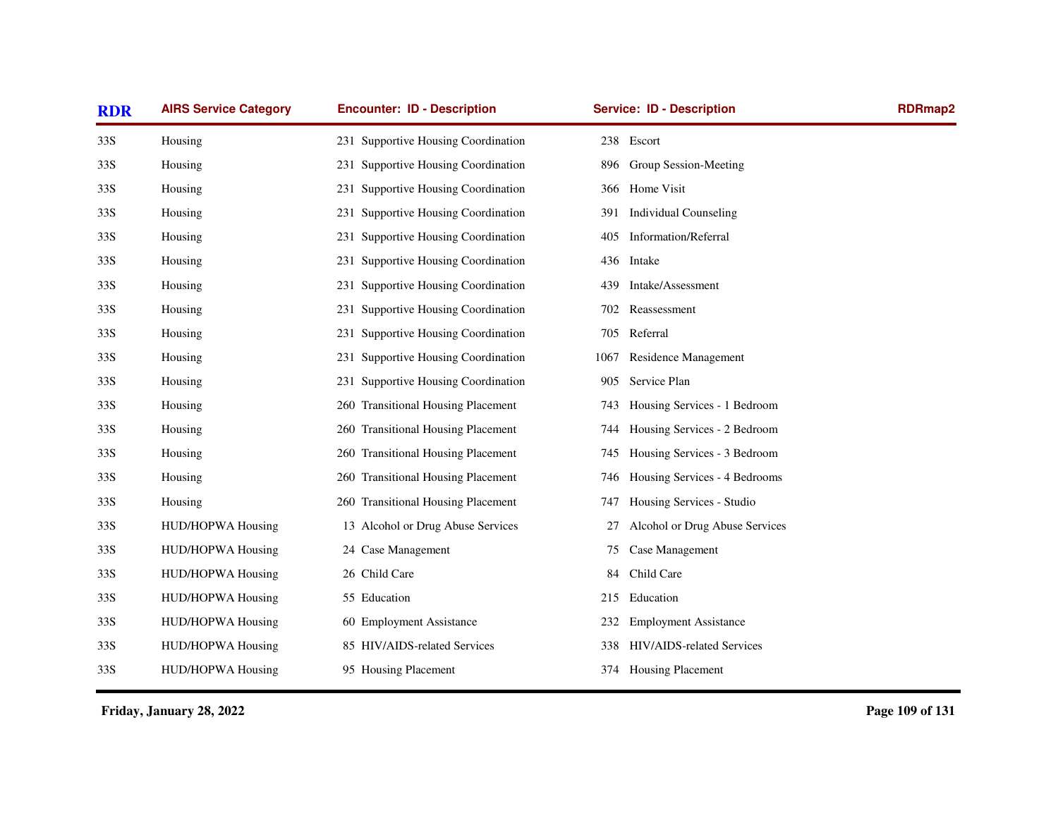| RDR | AIRS Service Category | Encounter: ID - Description | Service: ID - Description | RDRmap2 |
|---|---|---|---|---|
| 33S | Housing | 231 Supportive Housing Coordination | 238 Escort | |
| 33S | Housing | 231 Supportive Housing Coordination | 896 Group Session-Meeting | |
| 33S | Housing | 231 Supportive Housing Coordination | 366 Home Visit | |
| 33S | Housing | 231 Supportive Housing Coordination | 391 Individual Counseling | |
| 33S | Housing | 231 Supportive Housing Coordination | 405 Information/Referral | |
| 33S | Housing | 231 Supportive Housing Coordination | 436 Intake | |
| 33S | Housing | 231 Supportive Housing Coordination | 439 Intake/Assessment | |
| 33S | Housing | 231 Supportive Housing Coordination | 702 Reassessment | |
| 33S | Housing | 231 Supportive Housing Coordination | 705 Referral | |
| 33S | Housing | 231 Supportive Housing Coordination | 1067 Residence Management | |
| 33S | Housing | 231 Supportive Housing Coordination | 905 Service Plan | |
| 33S | Housing | 260 Transitional Housing Placement | 743 Housing Services - 1 Bedroom | |
| 33S | Housing | 260 Transitional Housing Placement | 744 Housing Services - 2 Bedroom | |
| 33S | Housing | 260 Transitional Housing Placement | 745 Housing Services - 3 Bedroom | |
| 33S | Housing | 260 Transitional Housing Placement | 746 Housing Services - 4 Bedrooms | |
| 33S | Housing | 260 Transitional Housing Placement | 747 Housing Services - Studio | |
| 33S | HUD/HOPWA Housing | 13 Alcohol or Drug Abuse Services | 27 Alcohol or Drug Abuse Services | |
| 33S | HUD/HOPWA Housing | 24 Case Management | 75 Case Management | |
| 33S | HUD/HOPWA Housing | 26 Child Care | 84 Child Care | |
| 33S | HUD/HOPWA Housing | 55 Education | 215 Education | |
| 33S | HUD/HOPWA Housing | 60 Employment Assistance | 232 Employment Assistance | |
| 33S | HUD/HOPWA Housing | 85 HIV/AIDS-related Services | 338 HIV/AIDS-related Services | |
| 33S | HUD/HOPWA Housing | 95 Housing Placement | 374 Housing Placement | |

**Friday, January 28, 2022**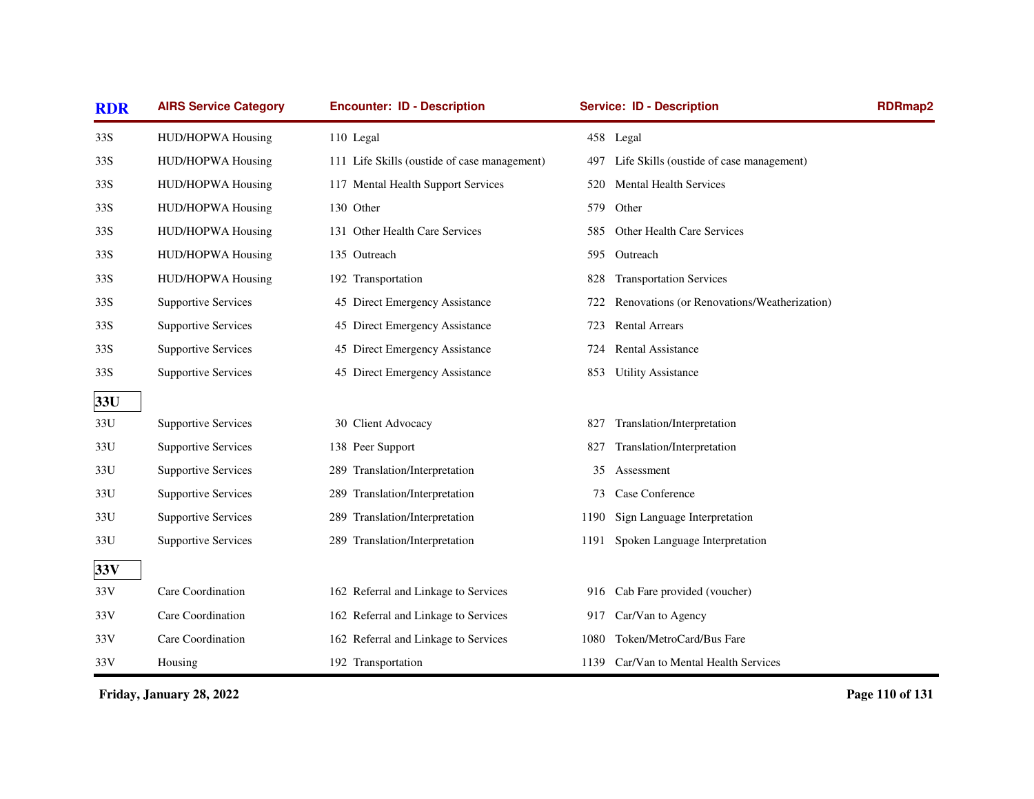| RDR | AIRS Service Category | Encounter: ID - Description | Service: ID - Description | RDRmap2 |
|---|---|---|---|---|
| 33S | HUD/HOPWA Housing | 110 Legal | 458 Legal | |
| 33S | HUD/HOPWA Housing | 111 Life Skills (oustide of case management) | 497 Life Skills (oustide of case management) | |
| 33S | HUD/HOPWA Housing | 117 Mental Health Support Services | 520 Mental Health Services | |
| 33S | HUD/HOPWA Housing | 130 Other | 579 Other | |
| 33S | HUD/HOPWA Housing | 131 Other Health Care Services | 585 Other Health Care Services | |
| 33S | HUD/HOPWA Housing | 135 Outreach | 595 Outreach | |
| 33S | HUD/HOPWA Housing | 192 Transportation | 828 Transportation Services | |
| 33S | Supportive Services | 45 Direct Emergency Assistance | 722 Renovations (or Renovations/Weatherization) | |
| 33S | Supportive Services | 45 Direct Emergency Assistance | 723 Rental Arrears | |
| 33S | Supportive Services | 45 Direct Emergency Assistance | 724 Rental Assistance | |
| 33S | Supportive Services | 45 Direct Emergency Assistance | 853 Utility Assistance | |
| **33U** | | | | |
| 33U | Supportive Services | 30 Client Advocacy | 827 Translation/Interpretation | |
| 33U | Supportive Services | 138 Peer Support | 827 Translation/Interpretation | |
| 33U | Supportive Services | 289 Translation/Interpretation | 35 Assessment | |
| 33U | Supportive Services | 289 Translation/Interpretation | 73 Case Conference | |
| 33U | Supportive Services | 289 Translation/Interpretation | 1190 Sign Language Interpretation | |
| 33U | Supportive Services | 289 Translation/Interpretation | 1191 Spoken Language Interpretation | |
| **33V** | | | | |
| 33V | Care Coordination | 162 Referral and Linkage to Services | 916 Cab Fare provided (voucher) | |
| 33V | Care Coordination | 162 Referral and Linkage to Services | 917 Car/Van to Agency | |
| 33V | Care Coordination | 162 Referral and Linkage to Services | 1080 Token/MetroCard/Bus Fare | |
| 33V | Housing | 192 Transportation | 1139 Car/Van to Mental Health Services | |

**Friday, January 28, 2022**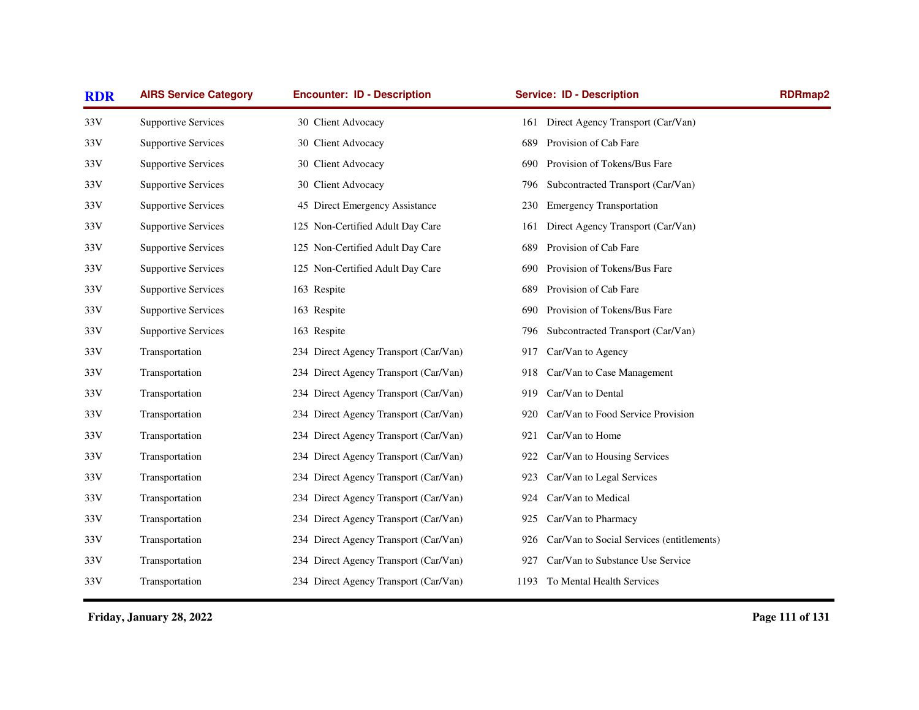| RDR | AIRS Service Category | Encounter: ID - Description | Service: ID - Description | RDRmap2 |
|---|---|---|---|---|
| 33V | Supportive Services | 30 Client Advocacy | 161 Direct Agency Transport (Car/Van) | |
| 33V | Supportive Services | 30 Client Advocacy | 689 Provision of Cab Fare | |
| 33V | Supportive Services | 30 Client Advocacy | 690 Provision of Tokens/Bus Fare | |
| 33V | Supportive Services | 30 Client Advocacy | 796 Subcontracted Transport (Car/Van) | |
| 33V | Supportive Services | 45 Direct Emergency Assistance | 230 Emergency Transportation | |
| 33V | Supportive Services | 125 Non-Certified Adult Day Care | 161 Direct Agency Transport (Car/Van) | |
| 33V | Supportive Services | 125 Non-Certified Adult Day Care | 689 Provision of Cab Fare | |
| 33V | Supportive Services | 125 Non-Certified Adult Day Care | 690 Provision of Tokens/Bus Fare | |
| 33V | Supportive Services | 163 Respite | 689 Provision of Cab Fare | |
| 33V | Supportive Services | 163 Respite | 690 Provision of Tokens/Bus Fare | |
| 33V | Supportive Services | 163 Respite | 796 Subcontracted Transport (Car/Van) | |
| 33V | Transportation | 234 Direct Agency Transport (Car/Van) | 917 Car/Van to Agency | |
| 33V | Transportation | 234 Direct Agency Transport (Car/Van) | 918 Car/Van to Case Management | |
| 33V | Transportation | 234 Direct Agency Transport (Car/Van) | 919 Car/Van to Dental | |
| 33V | Transportation | 234 Direct Agency Transport (Car/Van) | 920 Car/Van to Food Service Provision | |
| 33V | Transportation | 234 Direct Agency Transport (Car/Van) | 921 Car/Van to Home | |
| 33V | Transportation | 234 Direct Agency Transport (Car/Van) | 922 Car/Van to Housing Services | |
| 33V | Transportation | 234 Direct Agency Transport (Car/Van) | 923 Car/Van to Legal Services | |
| 33V | Transportation | 234 Direct Agency Transport (Car/Van) | 924 Car/Van to Medical | |
| 33V | Transportation | 234 Direct Agency Transport (Car/Van) | 925 Car/Van to Pharmacy | |
| 33V | Transportation | 234 Direct Agency Transport (Car/Van) | 926 Car/Van to Social Services (entitlements) | |
| 33V | Transportation | 234 Direct Agency Transport (Car/Van) | 927 Car/Van to Substance Use Service | |
| 33V | Transportation | 234 Direct Agency Transport (Car/Van) | 1193 To Mental Health Services | |

**Friday, January 28, 2022**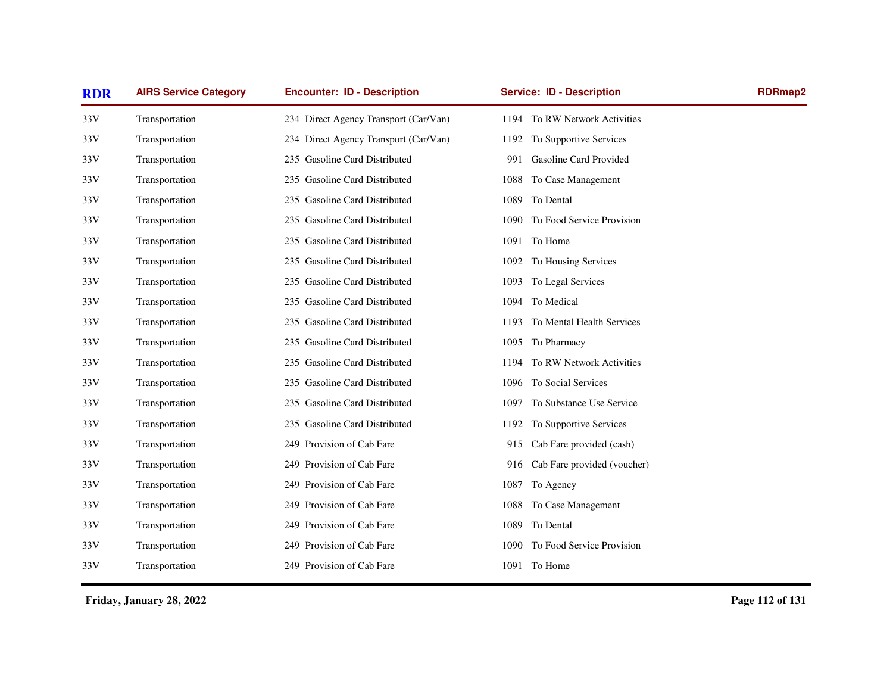| RDR | AIRS Service Category | Encounter: ID - Description | Service: ID - Description | RDRmap2 |
|---|---|---|---|---|
| 33V | Transportation | 234 Direct Agency Transport (Car/Van) | 1194 To RW Network Activities | |
| 33V | Transportation | 234 Direct Agency Transport (Car/Van) | 1192 To Supportive Services | |
| 33V | Transportation | 235 Gasoline Card Distributed | 991 Gasoline Card Provided | |
| 33V | Transportation | 235 Gasoline Card Distributed | 1088 To Case Management | |
| 33V | Transportation | 235 Gasoline Card Distributed | 1089 To Dental | |
| 33V | Transportation | 235 Gasoline Card Distributed | 1090 To Food Service Provision | |
| 33V | Transportation | 235 Gasoline Card Distributed | 1091 To Home | |
| 33V | Transportation | 235 Gasoline Card Distributed | 1092 To Housing Services | |
| 33V | Transportation | 235 Gasoline Card Distributed | 1093 To Legal Services | |
| 33V | Transportation | 235 Gasoline Card Distributed | 1094 To Medical | |
| 33V | Transportation | 235 Gasoline Card Distributed | 1193 To Mental Health Services | |
| 33V | Transportation | 235 Gasoline Card Distributed | 1095 To Pharmacy | |
| 33V | Transportation | 235 Gasoline Card Distributed | 1194 To RW Network Activities | |
| 33V | Transportation | 235 Gasoline Card Distributed | 1096 To Social Services | |
| 33V | Transportation | 235 Gasoline Card Distributed | 1097 To Substance Use Service | |
| 33V | Transportation | 235 Gasoline Card Distributed | 1192 To Supportive Services | |
| 33V | Transportation | 249 Provision of Cab Fare | 915 Cab Fare provided (cash) | |
| 33V | Transportation | 249 Provision of Cab Fare | 916 Cab Fare provided (voucher) | |
| 33V | Transportation | 249 Provision of Cab Fare | 1087 To Agency | |
| 33V | Transportation | 249 Provision of Cab Fare | 1088 To Case Management | |
| 33V | Transportation | 249 Provision of Cab Fare | 1089 To Dental | |
| 33V | Transportation | 249 Provision of Cab Fare | 1090 To Food Service Provision | |
| 33V | Transportation | 249 Provision of Cab Fare | 1091 To Home | |

Friday, January 28, 2022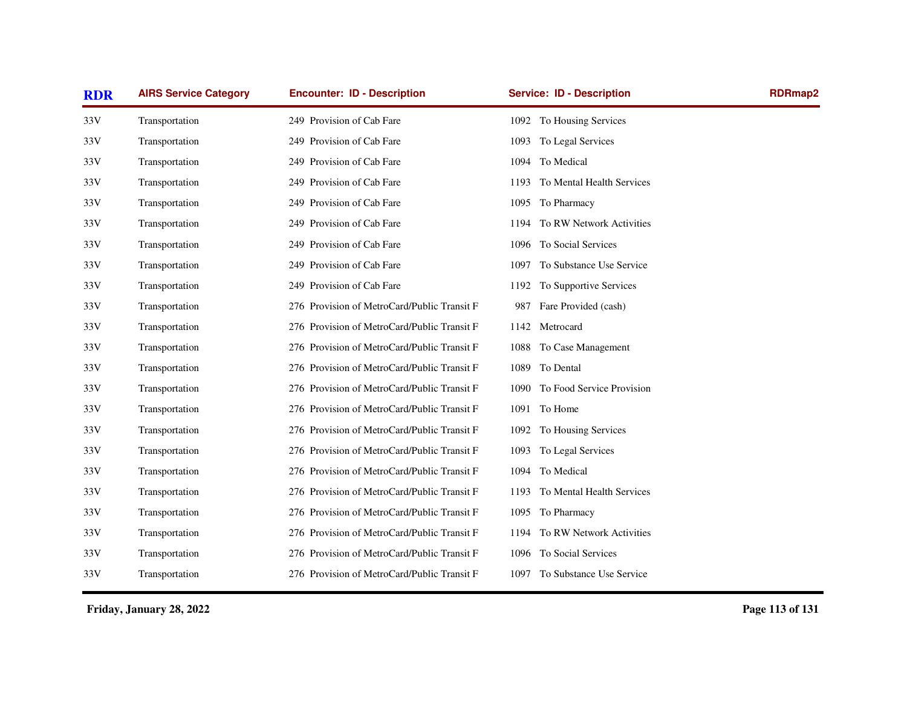| RDR | AIRS Service Category | Encounter: ID - Description | Service: ID - Description | RDRmap2 |
|---|---|---|---|---|
| 33V | Transportation | 249 Provision of Cab Fare | 1092 To Housing Services | |
| 33V | Transportation | 249 Provision of Cab Fare | 1093 To Legal Services | |
| 33V | Transportation | 249 Provision of Cab Fare | 1094 To Medical | |
| 33V | Transportation | 249 Provision of Cab Fare | 1193 To Mental Health Services | |
| 33V | Transportation | 249 Provision of Cab Fare | 1095 To Pharmacy | |
| 33V | Transportation | 249 Provision of Cab Fare | 1194 To RW Network Activities | |
| 33V | Transportation | 249 Provision of Cab Fare | 1096 To Social Services | |
| 33V | Transportation | 249 Provision of Cab Fare | 1097 To Substance Use Service | |
| 33V | Transportation | 249 Provision of Cab Fare | 1192 To Supportive Services | |
| 33V | Transportation | 276 Provision of MetroCard/Public Transit F | 987 Fare Provided (cash) | |
| 33V | Transportation | 276 Provision of MetroCard/Public Transit F | 1142 Metrocard | |
| 33V | Transportation | 276 Provision of MetroCard/Public Transit F | 1088 To Case Management | |
| 33V | Transportation | 276 Provision of MetroCard/Public Transit F | 1089 To Dental | |
| 33V | Transportation | 276 Provision of MetroCard/Public Transit F | 1090 To Food Service Provision | |
| 33V | Transportation | 276 Provision of MetroCard/Public Transit F | 1091 To Home | |
| 33V | Transportation | 276 Provision of MetroCard/Public Transit F | 1092 To Housing Services | |
| 33V | Transportation | 276 Provision of MetroCard/Public Transit F | 1093 To Legal Services | |
| 33V | Transportation | 276 Provision of MetroCard/Public Transit F | 1094 To Medical | |
| 33V | Transportation | 276 Provision of MetroCard/Public Transit F | 1193 To Mental Health Services | |
| 33V | Transportation | 276 Provision of MetroCard/Public Transit F | 1095 To Pharmacy | |
| 33V | Transportation | 276 Provision of MetroCard/Public Transit F | 1194 To RW Network Activities | |
| 33V | Transportation | 276 Provision of MetroCard/Public Transit F | 1096 To Social Services | |
| 33V | Transportation | 276 Provision of MetroCard/Public Transit F | 1097 To Substance Use Service | |

Friday, January 28, 2022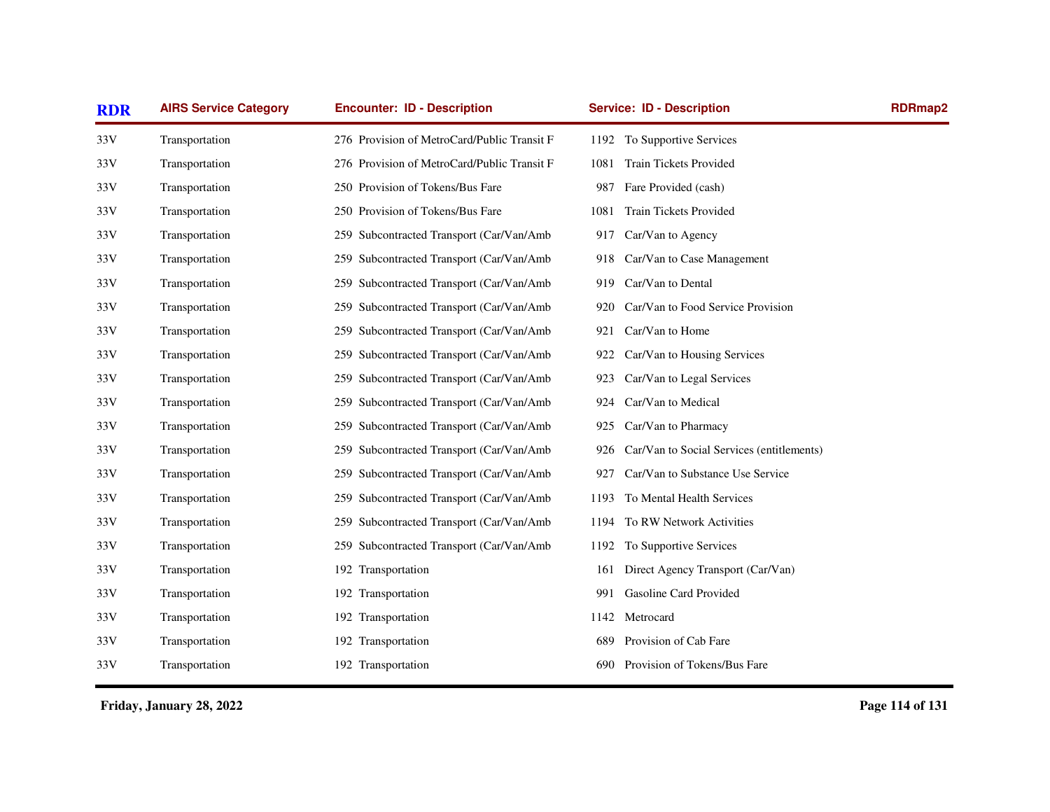| RDR | AIRS Service Category | Encounter: ID - Description | Service: ID - Description | RDRmap2 |
|---|---|---|---|---|
| 33V | Transportation | 276 Provision of MetroCard/Public Transit F | 1192 To Supportive Services | |
| 33V | Transportation | 276 Provision of MetroCard/Public Transit F | 1081 Train Tickets Provided | |
| 33V | Transportation | 250 Provision of Tokens/Bus Fare | 987 Fare Provided (cash) | |
| 33V | Transportation | 250 Provision of Tokens/Bus Fare | 1081 Train Tickets Provided | |
| 33V | Transportation | 259 Subcontracted Transport (Car/Van/Amb | 917 Car/Van to Agency | |
| 33V | Transportation | 259 Subcontracted Transport (Car/Van/Amb | 918 Car/Van to Case Management | |
| 33V | Transportation | 259 Subcontracted Transport (Car/Van/Amb | 919 Car/Van to Dental | |
| 33V | Transportation | 259 Subcontracted Transport (Car/Van/Amb | 920 Car/Van to Food Service Provision | |
| 33V | Transportation | 259 Subcontracted Transport (Car/Van/Amb | 921 Car/Van to Home | |
| 33V | Transportation | 259 Subcontracted Transport (Car/Van/Amb | 922 Car/Van to Housing Services | |
| 33V | Transportation | 259 Subcontracted Transport (Car/Van/Amb | 923 Car/Van to Legal Services | |
| 33V | Transportation | 259 Subcontracted Transport (Car/Van/Amb | 924 Car/Van to Medical | |
| 33V | Transportation | 259 Subcontracted Transport (Car/Van/Amb | 925 Car/Van to Pharmacy | |
| 33V | Transportation | 259 Subcontracted Transport (Car/Van/Amb | 926 Car/Van to Social Services (entitlements) | |
| 33V | Transportation | 259 Subcontracted Transport (Car/Van/Amb | 927 Car/Van to Substance Use Service | |
| 33V | Transportation | 259 Subcontracted Transport (Car/Van/Amb | 1193 To Mental Health Services | |
| 33V | Transportation | 259 Subcontracted Transport (Car/Van/Amb | 1194 To RW Network Activities | |
| 33V | Transportation | 259 Subcontracted Transport (Car/Van/Amb | 1192 To Supportive Services | |
| 33V | Transportation | 192 Transportation | 161 Direct Agency Transport (Car/Van) | |
| 33V | Transportation | 192 Transportation | 991 Gasoline Card Provided | |
| 33V | Transportation | 192 Transportation | 1142 Metrocard | |
| 33V | Transportation | 192 Transportation | 689 Provision of Cab Fare | |
| 33V | Transportation | 192 Transportation | 690 Provision of Tokens/Bus Fare | |

Friday, January 28, 2022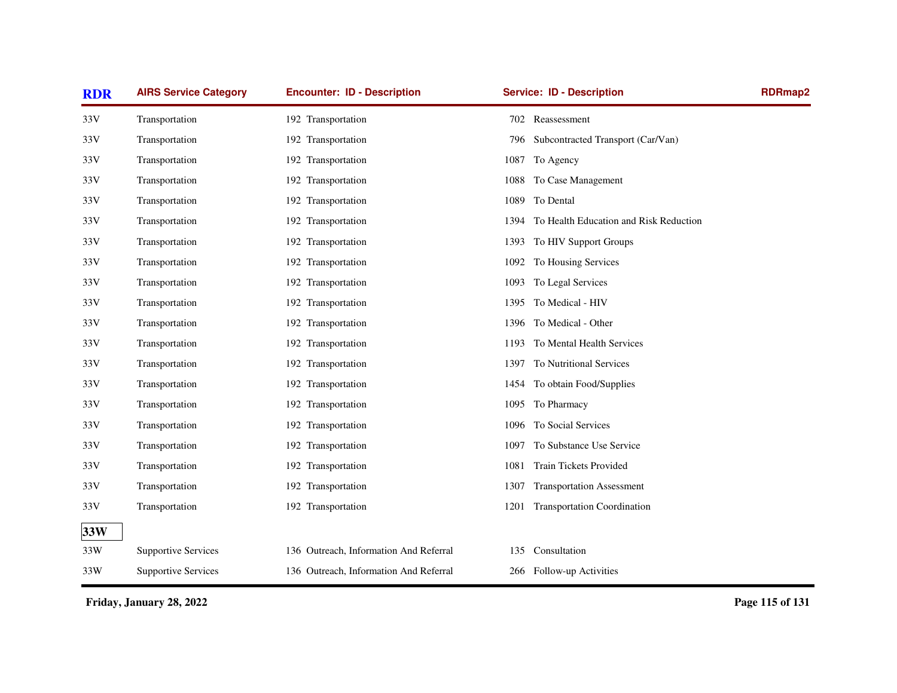| RDR | AIRS Service Category | Encounter: ID - Description | Service: ID - Description | RDRmap2 |
|---|---|---|---|---|
| 33V | Transportation | 192 Transportation | 702 Reassessment | |
| 33V | Transportation | 192 Transportation | 796 Subcontracted Transport (Car/Van) | |
| 33V | Transportation | 192 Transportation | 1087 To Agency | |
| 33V | Transportation | 192 Transportation | 1088 To Case Management | |
| 33V | Transportation | 192 Transportation | 1089 To Dental | |
| 33V | Transportation | 192 Transportation | 1394 To Health Education and Risk Reduction | |
| 33V | Transportation | 192 Transportation | 1393 To HIV Support Groups | |
| 33V | Transportation | 192 Transportation | 1092 To Housing Services | |
| 33V | Transportation | 192 Transportation | 1093 To Legal Services | |
| 33V | Transportation | 192 Transportation | 1395 To Medical - HIV | |
| 33V | Transportation | 192 Transportation | 1396 To Medical - Other | |
| 33V | Transportation | 192 Transportation | 1193 To Mental Health Services | |
| 33V | Transportation | 192 Transportation | 1397 To Nutritional Services | |
| 33V | Transportation | 192 Transportation | 1454 To obtain Food/Supplies | |
| 33V | Transportation | 192 Transportation | 1095 To Pharmacy | |
| 33V | Transportation | 192 Transportation | 1096 To Social Services | |
| 33V | Transportation | 192 Transportation | 1097 To Substance Use Service | |
| 33V | Transportation | 192 Transportation | 1081 Train Tickets Provided | |
| 33V | Transportation | 192 Transportation | 1307 Transportation Assessment | |
| 33V | Transportation | 192 Transportation | 1201 Transportation Coordination | |
| **33W** | | | | |
| 33W | Supportive Services | 136 Outreach, Information And Referral | 135 Consultation | |
| 33W | Supportive Services | 136 Outreach, Information And Referral | 266 Follow-up Activities | |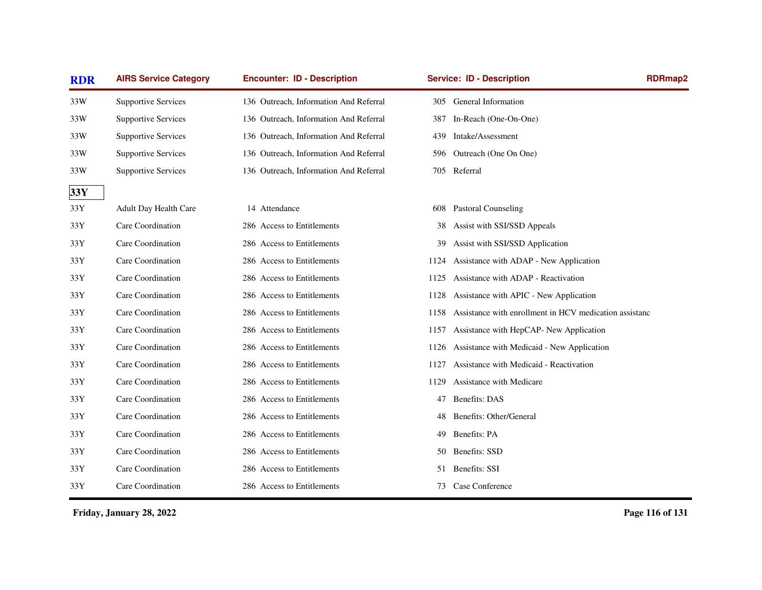| RDR | AIRS Service Category | Encounter: ID - Description | Service: ID - Description | RDRmap2 |
|---|---|---|---|---|
| 33W | Supportive Services | 136 Outreach, Information And Referral | 305 General Information | |
| 33W | Supportive Services | 136 Outreach, Information And Referral | 387 In-Reach (One-On-One) | |
| 33W | Supportive Services | 136 Outreach, Information And Referral | 439 Intake/Assessment | |
| 33W | Supportive Services | 136 Outreach, Information And Referral | 596 Outreach (One On One) | |
| 33W | Supportive Services | 136 Outreach, Information And Referral | 705 Referral | |
| **33Y** | | | | |
| 33Y | Adult Day Health Care | 14 Attendance | 608 Pastoral Counseling | |
| 33Y | Care Coordination | 286 Access to Entitlements | 38 Assist with SSI/SSD Appeals | |
| 33Y | Care Coordination | 286 Access to Entitlements | 39 Assist with SSI/SSD Application | |
| 33Y | Care Coordination | 286 Access to Entitlements | 1124 Assistance with ADAP - New Application | |
| 33Y | Care Coordination | 286 Access to Entitlements | 1125 Assistance with ADAP - Reactivation | |
| 33Y | Care Coordination | 286 Access to Entitlements | 1128 Assistance with APIC - New Application | |
| 33Y | Care Coordination | 286 Access to Entitlements | 1158 Assistance with enrollment in HCV medication assistanc | |
| 33Y | Care Coordination | 286 Access to Entitlements | 1157 Assistance with HepCAP- New Application | |
| 33Y | Care Coordination | 286 Access to Entitlements | 1126 Assistance with Medicaid - New Application | |
| 33Y | Care Coordination | 286 Access to Entitlements | 1127 Assistance with Medicaid - Reactivation | |
| 33Y | Care Coordination | 286 Access to Entitlements | 1129 Assistance with Medicare | |
| 33Y | Care Coordination | 286 Access to Entitlements | 47 Benefits: DAS | |
| 33Y | Care Coordination | 286 Access to Entitlements | 48 Benefits: Other/General | |
| 33Y | Care Coordination | 286 Access to Entitlements | 49 Benefits: PA | |
| 33Y | Care Coordination | 286 Access to Entitlements | 50 Benefits: SSD | |
| 33Y | Care Coordination | 286 Access to Entitlements | 51 Benefits: SSI | |
| 33Y | Care Coordination | 286 Access to Entitlements | 73 Case Conference | |

Friday, January 28, 2022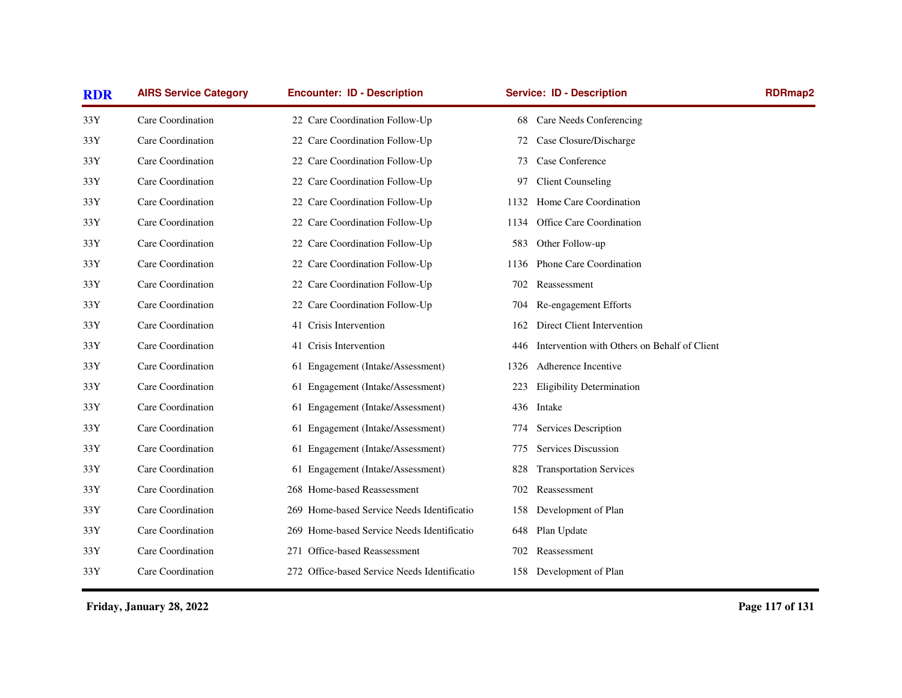| RDR | AIRS Service Category | Encounter: ID - Description | Service: ID - Description | RDRmap2 |
|---|---|---|---|---|
| 33Y | Care Coordination | 22 Care Coordination Follow-Up | 68 Care Needs Conferencing | |
| 33Y | Care Coordination | 22 Care Coordination Follow-Up | 72 Case Closure/Discharge | |
| 33Y | Care Coordination | 22 Care Coordination Follow-Up | 73 Case Conference | |
| 33Y | Care Coordination | 22 Care Coordination Follow-Up | 97 Client Counseling | |
| 33Y | Care Coordination | 22 Care Coordination Follow-Up | 1132 Home Care Coordination | |
| 33Y | Care Coordination | 22 Care Coordination Follow-Up | 1134 Office Care Coordination | |
| 33Y | Care Coordination | 22 Care Coordination Follow-Up | 583 Other Follow-up | |
| 33Y | Care Coordination | 22 Care Coordination Follow-Up | 1136 Phone Care Coordination | |
| 33Y | Care Coordination | 22 Care Coordination Follow-Up | 702 Reassessment | |
| 33Y | Care Coordination | 22 Care Coordination Follow-Up | 704 Re-engagement Efforts | |
| 33Y | Care Coordination | 41 Crisis Intervention | 162 Direct Client Intervention | |
| 33Y | Care Coordination | 41 Crisis Intervention | 446 Intervention with Others on Behalf of Client | |
| 33Y | Care Coordination | 61 Engagement (Intake/Assessment) | 1326 Adherence Incentive | |
| 33Y | Care Coordination | 61 Engagement (Intake/Assessment) | 223 Eligibility Determination | |
| 33Y | Care Coordination | 61 Engagement (Intake/Assessment) | 436 Intake | |
| 33Y | Care Coordination | 61 Engagement (Intake/Assessment) | 774 Services Description | |
| 33Y | Care Coordination | 61 Engagement (Intake/Assessment) | 775 Services Discussion | |
| 33Y | Care Coordination | 61 Engagement (Intake/Assessment) | 828 Transportation Services | |
| 33Y | Care Coordination | 268 Home-based Reassessment | 702 Reassessment | |
| 33Y | Care Coordination | 269 Home-based Service Needs Identificatio | 158 Development of Plan | |
| 33Y | Care Coordination | 269 Home-based Service Needs Identificatio | 648 Plan Update | |
| 33Y | Care Coordination | 271 Office-based Reassessment | 702 Reassessment | |
| 33Y | Care Coordination | 272 Office-based Service Needs Identificatio | 158 Development of Plan | |

**Friday, January 28, 2022**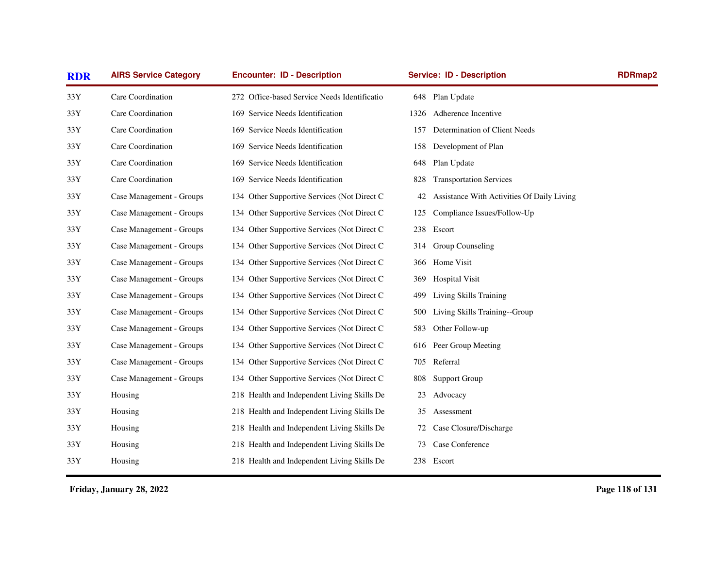| RDR | AIRS Service Category | Encounter: ID - Description | Service: ID - Description | RDRmap2 |
|---|---|---|---|---|
| 33Y | Care Coordination | 272 Office-based Service Needs Identificatio | 648 Plan Update | |
| 33Y | Care Coordination | 169 Service Needs Identification | 1326 Adherence Incentive | |
| 33Y | Care Coordination | 169 Service Needs Identification | 157 Determination of Client Needs | |
| 33Y | Care Coordination | 169 Service Needs Identification | 158 Development of Plan | |
| 33Y | Care Coordination | 169 Service Needs Identification | 648 Plan Update | |
| 33Y | Care Coordination | 169 Service Needs Identification | 828 Transportation Services | |
| 33Y | Case Management - Groups | 134 Other Supportive Services (Not Direct C | 42 Assistance With Activities Of Daily Living | |
| 33Y | Case Management - Groups | 134 Other Supportive Services (Not Direct C | 125 Compliance Issues/Follow-Up | |
| 33Y | Case Management - Groups | 134 Other Supportive Services (Not Direct C | 238 Escort | |
| 33Y | Case Management - Groups | 134 Other Supportive Services (Not Direct C | 314 Group Counseling | |
| 33Y | Case Management - Groups | 134 Other Supportive Services (Not Direct C | 366 Home Visit | |
| 33Y | Case Management - Groups | 134 Other Supportive Services (Not Direct C | 369 Hospital Visit | |
| 33Y | Case Management - Groups | 134 Other Supportive Services (Not Direct C | 499 Living Skills Training | |
| 33Y | Case Management - Groups | 134 Other Supportive Services (Not Direct C | 500 Living Skills Training--Group | |
| 33Y | Case Management - Groups | 134 Other Supportive Services (Not Direct C | 583 Other Follow-up | |
| 33Y | Case Management - Groups | 134 Other Supportive Services (Not Direct C | 616 Peer Group Meeting | |
| 33Y | Case Management - Groups | 134 Other Supportive Services (Not Direct C | 705 Referral | |
| 33Y | Case Management - Groups | 134 Other Supportive Services (Not Direct C | 808 Support Group | |
| 33Y | Housing | 218 Health and Independent Living Skills De | 23 Advocacy | |
| 33Y | Housing | 218 Health and Independent Living Skills De | 35 Assessment | |
| 33Y | Housing | 218 Health and Independent Living Skills De | 72 Case Closure/Discharge | |
| 33Y | Housing | 218 Health and Independent Living Skills De | 73 Case Conference | |
| 33Y | Housing | 218 Health and Independent Living Skills De | 238 Escort | |

**Friday, January 28, 2022**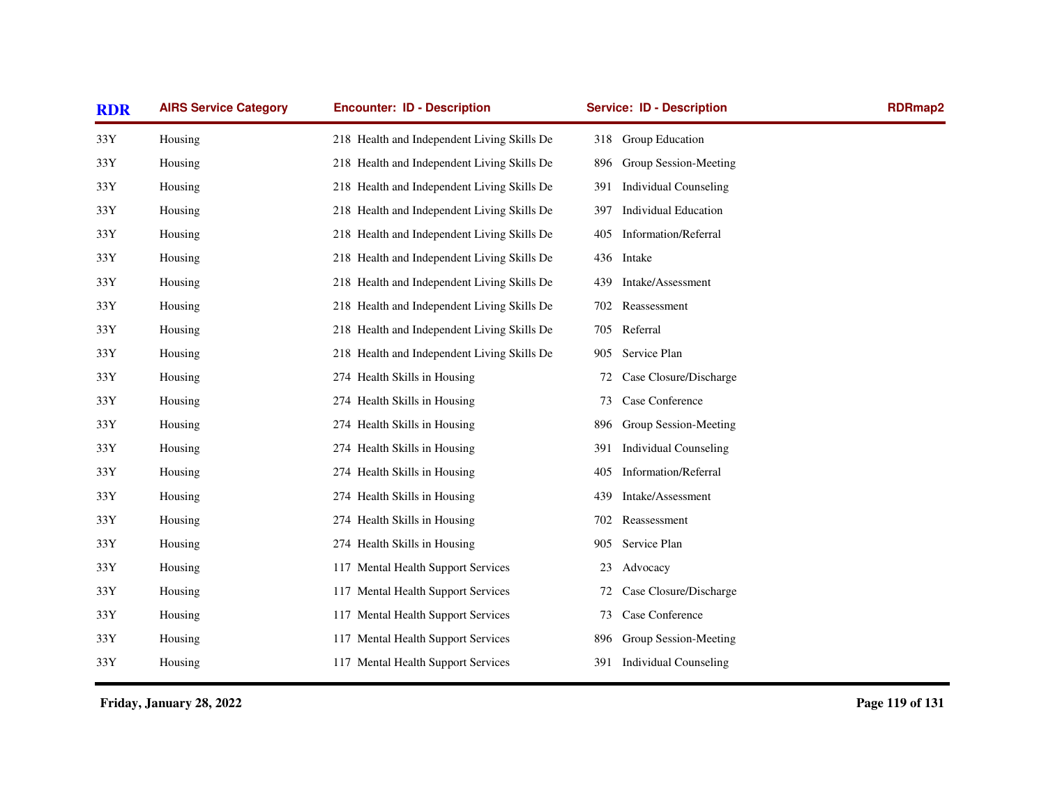| RDR | AIRS Service Category | Encounter: ID - Description | Service: ID - Description | RDRmap2 |
|---|---|---|---|---|
| 33Y | Housing | 218 Health and Independent Living Skills De | 318 Group Education | |
| 33Y | Housing | 218 Health and Independent Living Skills De | 896 Group Session-Meeting | |
| 33Y | Housing | 218 Health and Independent Living Skills De | 391 Individual Counseling | |
| 33Y | Housing | 218 Health and Independent Living Skills De | 397 Individual Education | |
| 33Y | Housing | 218 Health and Independent Living Skills De | 405 Information/Referral | |
| 33Y | Housing | 218 Health and Independent Living Skills De | 436 Intake | |
| 33Y | Housing | 218 Health and Independent Living Skills De | 439 Intake/Assessment | |
| 33Y | Housing | 218 Health and Independent Living Skills De | 702 Reassessment | |
| 33Y | Housing | 218 Health and Independent Living Skills De | 705 Referral | |
| 33Y | Housing | 218 Health and Independent Living Skills De | 905 Service Plan | |
| 33Y | Housing | 274 Health Skills in Housing | 72 Case Closure/Discharge | |
| 33Y | Housing | 274 Health Skills in Housing | 73 Case Conference | |
| 33Y | Housing | 274 Health Skills in Housing | 896 Group Session-Meeting | |
| 33Y | Housing | 274 Health Skills in Housing | 391 Individual Counseling | |
| 33Y | Housing | 274 Health Skills in Housing | 405 Information/Referral | |
| 33Y | Housing | 274 Health Skills in Housing | 439 Intake/Assessment | |
| 33Y | Housing | 274 Health Skills in Housing | 702 Reassessment | |
| 33Y | Housing | 274 Health Skills in Housing | 905 Service Plan | |
| 33Y | Housing | 117 Mental Health Support Services | 23 Advocacy | |
| 33Y | Housing | 117 Mental Health Support Services | 72 Case Closure/Discharge | |
| 33Y | Housing | 117 Mental Health Support Services | 73 Case Conference | |
| 33Y | Housing | 117 Mental Health Support Services | 896 Group Session-Meeting | |
| 33Y | Housing | 117 Mental Health Support Services | 391 Individual Counseling | |

Friday, January 28, 2022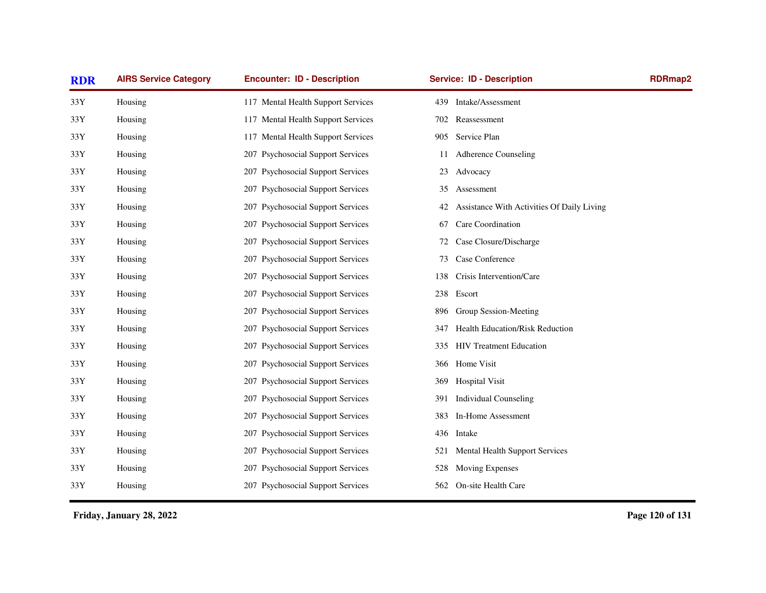| RDR | AIRS Service Category | Encounter: ID - Description | Service: ID - Description | RDRmap2 |
| --- | --- | --- | --- | --- |
| 33Y | Housing | 117 Mental Health Support Services | 439 Intake/Assessment | |
| 33Y | Housing | 117 Mental Health Support Services | 702 Reassessment | |
| 33Y | Housing | 117 Mental Health Support Services | 905 Service Plan | |
| 33Y | Housing | 207 Psychosocial Support Services | 11 Adherence Counseling | |
| 33Y | Housing | 207 Psychosocial Support Services | 23 Advocacy | |
| 33Y | Housing | 207 Psychosocial Support Services | 35 Assessment | |
| 33Y | Housing | 207 Psychosocial Support Services | 42 Assistance With Activities Of Daily Living | |
| 33Y | Housing | 207 Psychosocial Support Services | 67 Care Coordination | |
| 33Y | Housing | 207 Psychosocial Support Services | 72 Case Closure/Discharge | |
| 33Y | Housing | 207 Psychosocial Support Services | 73 Case Conference | |
| 33Y | Housing | 207 Psychosocial Support Services | 138 Crisis Intervention/Care | |
| 33Y | Housing | 207 Psychosocial Support Services | 238 Escort | |
| 33Y | Housing | 207 Psychosocial Support Services | 896 Group Session-Meeting | |
| 33Y | Housing | 207 Psychosocial Support Services | 347 Health Education/Risk Reduction | |
| 33Y | Housing | 207 Psychosocial Support Services | 335 HIV Treatment Education | |
| 33Y | Housing | 207 Psychosocial Support Services | 366 Home Visit | |
| 33Y | Housing | 207 Psychosocial Support Services | 369 Hospital Visit | |
| 33Y | Housing | 207 Psychosocial Support Services | 391 Individual Counseling | |
| 33Y | Housing | 207 Psychosocial Support Services | 383 In-Home Assessment | |
| 33Y | Housing | 207 Psychosocial Support Services | 436 Intake | |
| 33Y | Housing | 207 Psychosocial Support Services | 521 Mental Health Support Services | |
| 33Y | Housing | 207 Psychosocial Support Services | 528 Moving Expenses | |
| 33Y | Housing | 207 Psychosocial Support Services | 562 On-site Health Care | |

**Friday, January 28, 2022**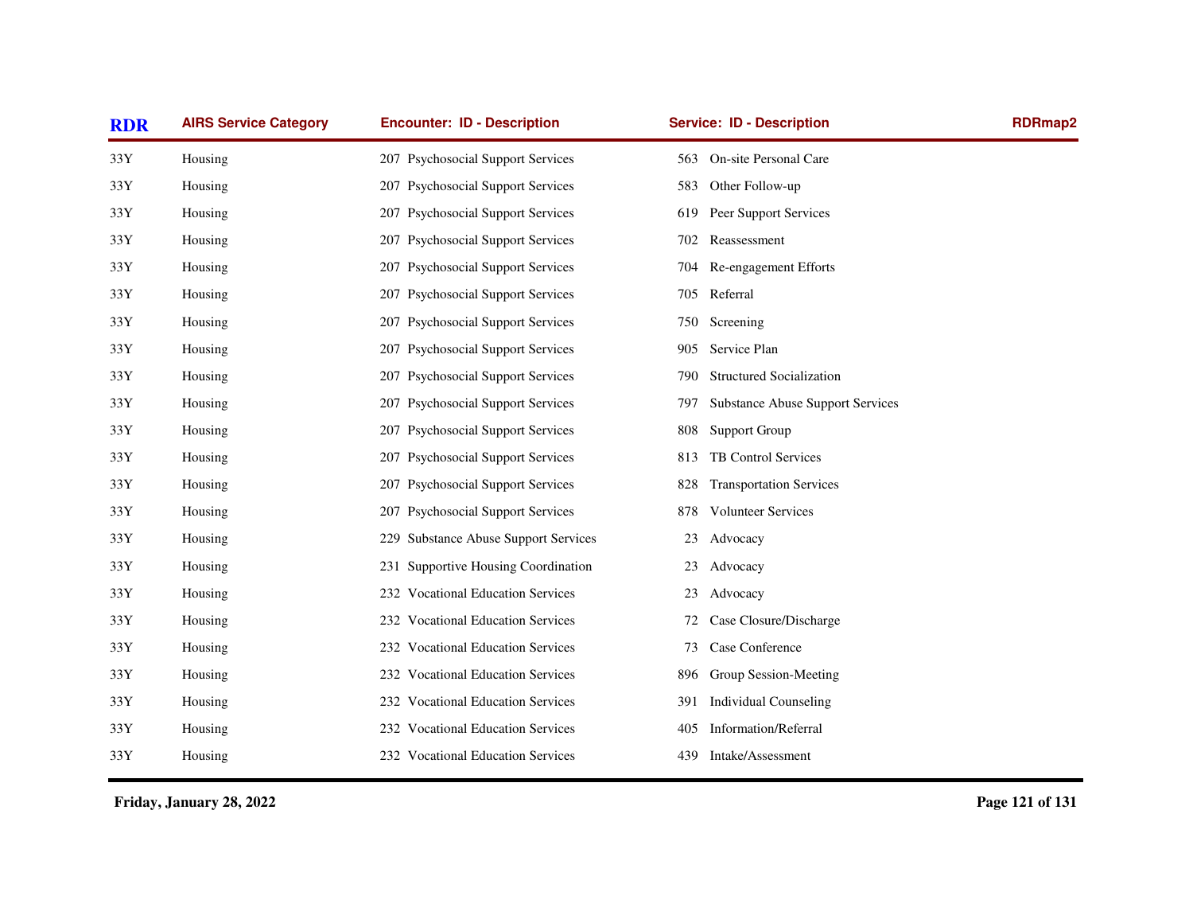| RDR | AIRS Service Category | Encounter: ID - Description | Service: ID - Description | RDRmap2 |
|---|---|---|---|---|
| 33Y | Housing | 207 Psychosocial Support Services | 563 On-site Personal Care | |
| 33Y | Housing | 207 Psychosocial Support Services | 583 Other Follow-up | |
| 33Y | Housing | 207 Psychosocial Support Services | 619 Peer Support Services | |
| 33Y | Housing | 207 Psychosocial Support Services | 702 Reassessment | |
| 33Y | Housing | 207 Psychosocial Support Services | 704 Re-engagement Efforts | |
| 33Y | Housing | 207 Psychosocial Support Services | 705 Referral | |
| 33Y | Housing | 207 Psychosocial Support Services | 750 Screening | |
| 33Y | Housing | 207 Psychosocial Support Services | 905 Service Plan | |
| 33Y | Housing | 207 Psychosocial Support Services | 790 Structured Socialization | |
| 33Y | Housing | 207 Psychosocial Support Services | 797 Substance Abuse Support Services | |
| 33Y | Housing | 207 Psychosocial Support Services | 808 Support Group | |
| 33Y | Housing | 207 Psychosocial Support Services | 813 TB Control Services | |
| 33Y | Housing | 207 Psychosocial Support Services | 828 Transportation Services | |
| 33Y | Housing | 207 Psychosocial Support Services | 878 Volunteer Services | |
| 33Y | Housing | 229 Substance Abuse Support Services | 23 Advocacy | |
| 33Y | Housing | 231 Supportive Housing Coordination | 23 Advocacy | |
| 33Y | Housing | 232 Vocational Education Services | 23 Advocacy | |
| 33Y | Housing | 232 Vocational Education Services | 72 Case Closure/Discharge | |
| 33Y | Housing | 232 Vocational Education Services | 73 Case Conference | |
| 33Y | Housing | 232 Vocational Education Services | 896 Group Session-Meeting | |
| 33Y | Housing | 232 Vocational Education Services | 391 Individual Counseling | |
| 33Y | Housing | 232 Vocational Education Services | 405 Information/Referral | |
| 33Y | Housing | 232 Vocational Education Services | 439 Intake/Assessment | |

**Friday, January 28, 2022**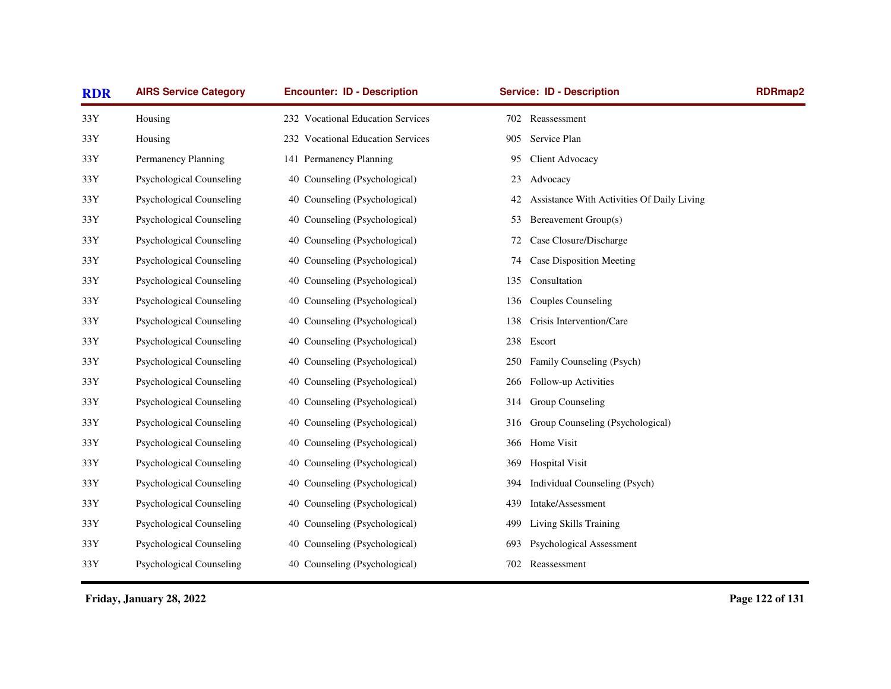| RDR | AIRS Service Category | Encounter: ID - Description | Service: ID - Description | RDRmap2 |
|---|---|---|---|---|
| 33Y | Housing | 232 Vocational Education Services | 702 Reassessment | |
| 33Y | Housing | 232 Vocational Education Services | 905 Service Plan | |
| 33Y | Permanency Planning | 141 Permanency Planning | 95 Client Advocacy | |
| 33Y | Psychological Counseling | 40 Counseling (Psychological) | 23 Advocacy | |
| 33Y | Psychological Counseling | 40 Counseling (Psychological) | 42 Assistance With Activities Of Daily Living | |
| 33Y | Psychological Counseling | 40 Counseling (Psychological) | 53 Bereavement Group(s) | |
| 33Y | Psychological Counseling | 40 Counseling (Psychological) | 72 Case Closure/Discharge | |
| 33Y | Psychological Counseling | 40 Counseling (Psychological) | 74 Case Disposition Meeting | |
| 33Y | Psychological Counseling | 40 Counseling (Psychological) | 135 Consultation | |
| 33Y | Psychological Counseling | 40 Counseling (Psychological) | 136 Couples Counseling | |
| 33Y | Psychological Counseling | 40 Counseling (Psychological) | 138 Crisis Intervention/Care | |
| 33Y | Psychological Counseling | 40 Counseling (Psychological) | 238 Escort | |
| 33Y | Psychological Counseling | 40 Counseling (Psychological) | 250 Family Counseling (Psych) | |
| 33Y | Psychological Counseling | 40 Counseling (Psychological) | 266 Follow-up Activities | |
| 33Y | Psychological Counseling | 40 Counseling (Psychological) | 314 Group Counseling | |
| 33Y | Psychological Counseling | 40 Counseling (Psychological) | 316 Group Counseling (Psychological) | |
| 33Y | Psychological Counseling | 40 Counseling (Psychological) | 366 Home Visit | |
| 33Y | Psychological Counseling | 40 Counseling (Psychological) | 369 Hospital Visit | |
| 33Y | Psychological Counseling | 40 Counseling (Psychological) | 394 Individual Counseling (Psych) | |
| 33Y | Psychological Counseling | 40 Counseling (Psychological) | 439 Intake/Assessment | |
| 33Y | Psychological Counseling | 40 Counseling (Psychological) | 499 Living Skills Training | |
| 33Y | Psychological Counseling | 40 Counseling (Psychological) | 693 Psychological Assessment | |
| 33Y | Psychological Counseling | 40 Counseling (Psychological) | 702 Reassessment | |

**Friday, January 28, 2022**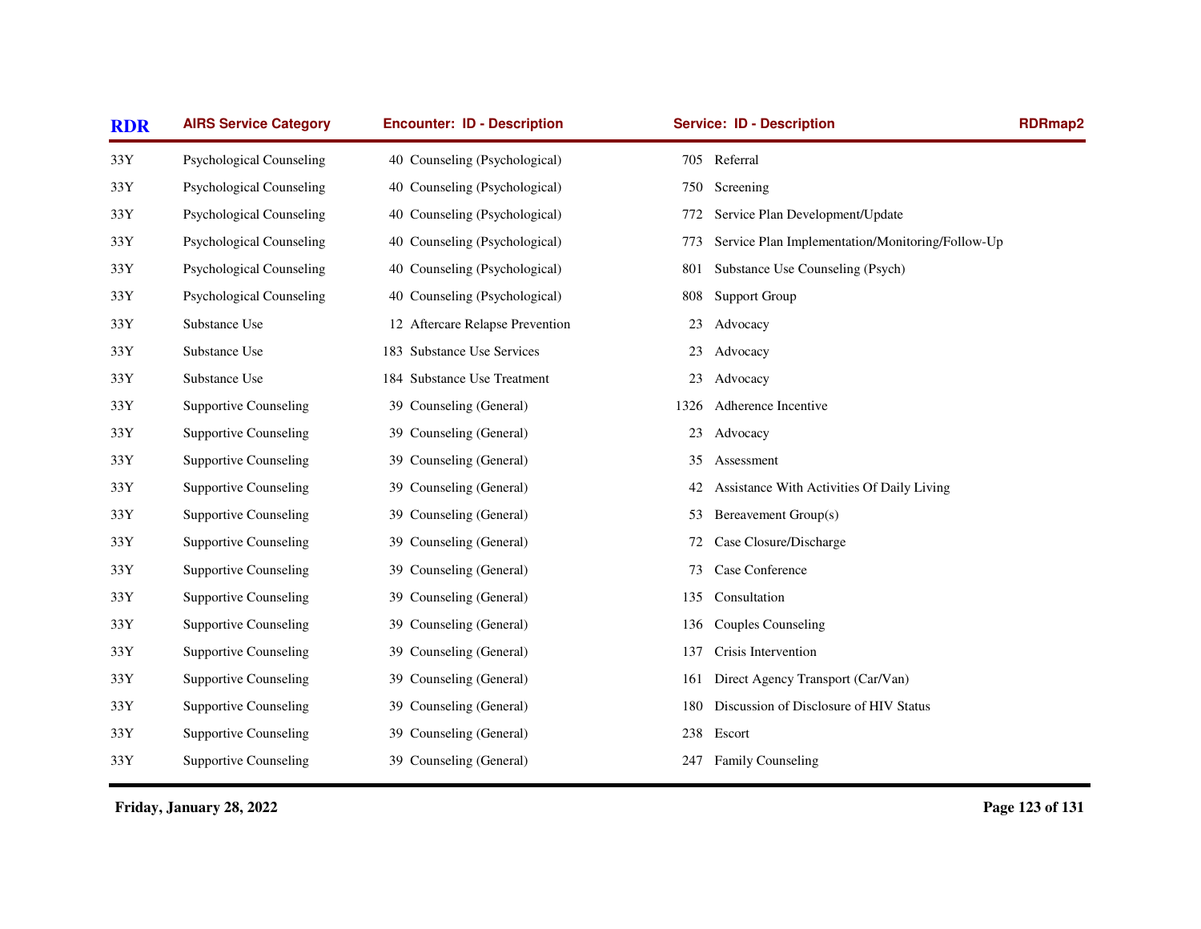| RDR | AIRS Service Category | Encounter: ID - Description | Service: ID - Description | RDRmap2 |
|---|---|---|---|---|
| 33Y | Psychological Counseling | 40 Counseling (Psychological) | 705 Referral | |
| 33Y | Psychological Counseling | 40 Counseling (Psychological) | 750 Screening | |
| 33Y | Psychological Counseling | 40 Counseling (Psychological) | 772 Service Plan Development/Update | |
| 33Y | Psychological Counseling | 40 Counseling (Psychological) | 773 Service Plan Implementation/Monitoring/Follow-Up | |
| 33Y | Psychological Counseling | 40 Counseling (Psychological) | 801 Substance Use Counseling (Psych) | |
| 33Y | Psychological Counseling | 40 Counseling (Psychological) | 808 Support Group | |
| 33Y | Substance Use | 12 Aftercare Relapse Prevention | 23 Advocacy | |
| 33Y | Substance Use | 183 Substance Use Services | 23 Advocacy | |
| 33Y | Substance Use | 184 Substance Use Treatment | 23 Advocacy | |
| 33Y | Supportive Counseling | 39 Counseling (General) | 1326 Adherence Incentive | |
| 33Y | Supportive Counseling | 39 Counseling (General) | 23 Advocacy | |
| 33Y | Supportive Counseling | 39 Counseling (General) | 35 Assessment | |
| 33Y | Supportive Counseling | 39 Counseling (General) | 42 Assistance With Activities Of Daily Living | |
| 33Y | Supportive Counseling | 39 Counseling (General) | 53 Bereavement Group(s) | |
| 33Y | Supportive Counseling | 39 Counseling (General) | 72 Case Closure/Discharge | |
| 33Y | Supportive Counseling | 39 Counseling (General) | 73 Case Conference | |
| 33Y | Supportive Counseling | 39 Counseling (General) | 135 Consultation | |
| 33Y | Supportive Counseling | 39 Counseling (General) | 136 Couples Counseling | |
| 33Y | Supportive Counseling | 39 Counseling (General) | 137 Crisis Intervention | |
| 33Y | Supportive Counseling | 39 Counseling (General) | 161 Direct Agency Transport (Car/Van) | |
| 33Y | Supportive Counseling | 39 Counseling (General) | 180 Discussion of Disclosure of HIV Status | |
| 33Y | Supportive Counseling | 39 Counseling (General) | 238 Escort | |
| 33Y | Supportive Counseling | 39 Counseling (General) | 247 Family Counseling | |

**Friday, January 28, 2022**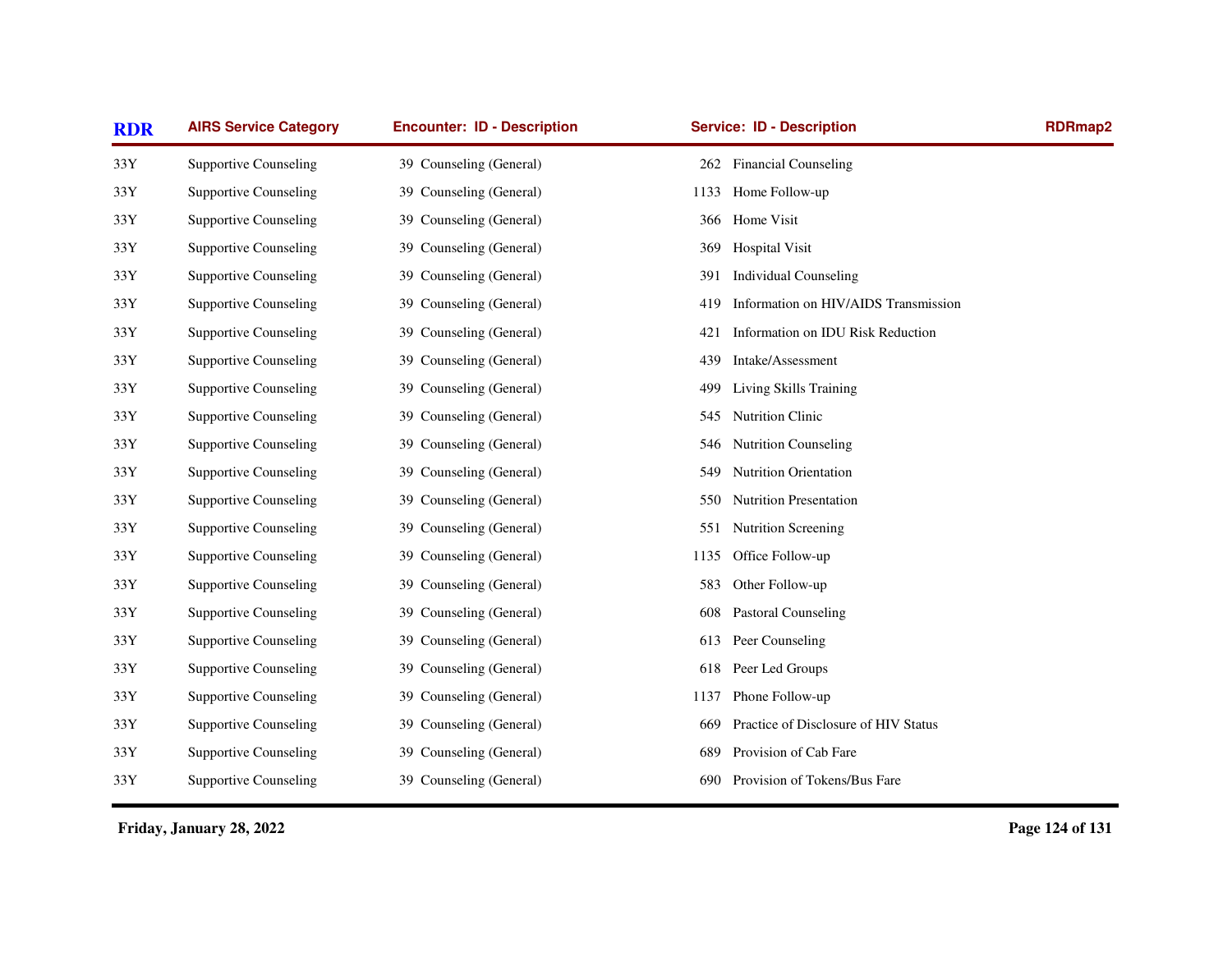| RDR | AIRS Service Category | Encounter: ID - Description | Service: ID - Description | RDRmap2 |
|---|---|---|---|---|
| 33Y | Supportive Counseling | 39 Counseling (General) | 262 Financial Counseling | |
| 33Y | Supportive Counseling | 39 Counseling (General) | 1133 Home Follow-up | |
| 33Y | Supportive Counseling | 39 Counseling (General) | 366 Home Visit | |
| 33Y | Supportive Counseling | 39 Counseling (General) | 369 Hospital Visit | |
| 33Y | Supportive Counseling | 39 Counseling (General) | 391 Individual Counseling | |
| 33Y | Supportive Counseling | 39 Counseling (General) | 419 Information on HIV/AIDS Transmission | |
| 33Y | Supportive Counseling | 39 Counseling (General) | 421 Information on IDU Risk Reduction | |
| 33Y | Supportive Counseling | 39 Counseling (General) | 439 Intake/Assessment | |
| 33Y | Supportive Counseling | 39 Counseling (General) | 499 Living Skills Training | |
| 33Y | Supportive Counseling | 39 Counseling (General) | 545 Nutrition Clinic | |
| 33Y | Supportive Counseling | 39 Counseling (General) | 546 Nutrition Counseling | |
| 33Y | Supportive Counseling | 39 Counseling (General) | 549 Nutrition Orientation | |
| 33Y | Supportive Counseling | 39 Counseling (General) | 550 Nutrition Presentation | |
| 33Y | Supportive Counseling | 39 Counseling (General) | 551 Nutrition Screening | |
| 33Y | Supportive Counseling | 39 Counseling (General) | 1135 Office Follow-up | |
| 33Y | Supportive Counseling | 39 Counseling (General) | 583 Other Follow-up | |
| 33Y | Supportive Counseling | 39 Counseling (General) | 608 Pastoral Counseling | |
| 33Y | Supportive Counseling | 39 Counseling (General) | 613 Peer Counseling | |
| 33Y | Supportive Counseling | 39 Counseling (General) | 618 Peer Led Groups | |
| 33Y | Supportive Counseling | 39 Counseling (General) | 1137 Phone Follow-up | |
| 33Y | Supportive Counseling | 39 Counseling (General) | 669 Practice of Disclosure of HIV Status | |
| 33Y | Supportive Counseling | 39 Counseling (General) | 689 Provision of Cab Fare | |
| 33Y | Supportive Counseling | 39 Counseling (General) | 690 Provision of Tokens/Bus Fare | |

**Friday, January 28, 2022**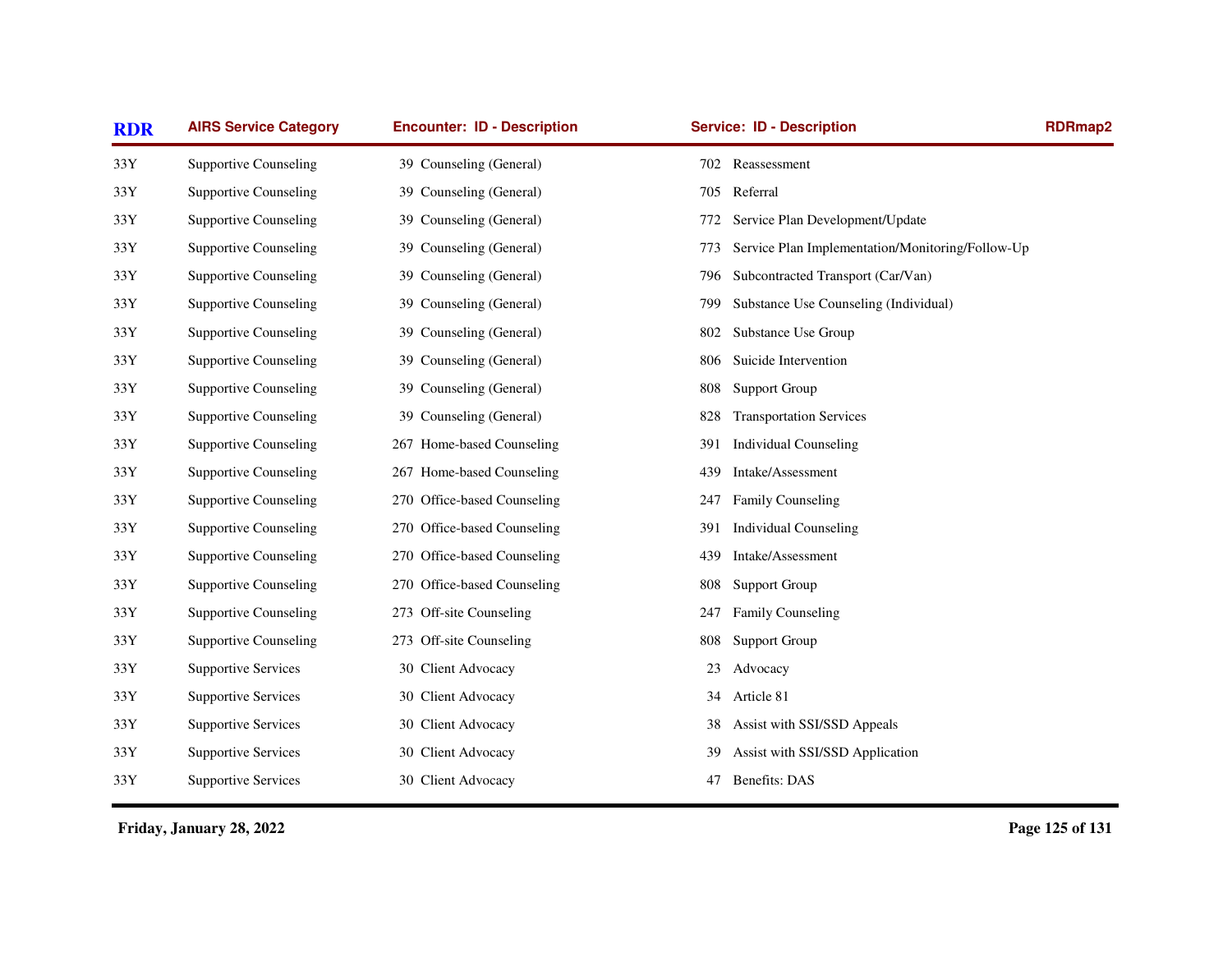| RDR | AIRS Service Category | Encounter: ID - Description | Service: ID - Description | RDRmap2 |
|---|---|---|---|---|
| 33Y | Supportive Counseling | 39 Counseling (General) | 702 Reassessment | |
| 33Y | Supportive Counseling | 39 Counseling (General) | 705 Referral | |
| 33Y | Supportive Counseling | 39 Counseling (General) | 772 Service Plan Development/Update | |
| 33Y | Supportive Counseling | 39 Counseling (General) | 773 Service Plan Implementation/Monitoring/Follow-Up | |
| 33Y | Supportive Counseling | 39 Counseling (General) | 796 Subcontracted Transport (Car/Van) | |
| 33Y | Supportive Counseling | 39 Counseling (General) | 799 Substance Use Counseling (Individual) | |
| 33Y | Supportive Counseling | 39 Counseling (General) | 802 Substance Use Group | |
| 33Y | Supportive Counseling | 39 Counseling (General) | 806 Suicide Intervention | |
| 33Y | Supportive Counseling | 39 Counseling (General) | 808 Support Group | |
| 33Y | Supportive Counseling | 39 Counseling (General) | 828 Transportation Services | |
| 33Y | Supportive Counseling | 267 Home-based Counseling | 391 Individual Counseling | |
| 33Y | Supportive Counseling | 267 Home-based Counseling | 439 Intake/Assessment | |
| 33Y | Supportive Counseling | 270 Office-based Counseling | 247 Family Counseling | |
| 33Y | Supportive Counseling | 270 Office-based Counseling | 391 Individual Counseling | |
| 33Y | Supportive Counseling | 270 Office-based Counseling | 439 Intake/Assessment | |
| 33Y | Supportive Counseling | 270 Office-based Counseling | 808 Support Group | |
| 33Y | Supportive Counseling | 273 Off-site Counseling | 247 Family Counseling | |
| 33Y | Supportive Counseling | 273 Off-site Counseling | 808 Support Group | |
| 33Y | Supportive Services | 30 Client Advocacy | 23 Advocacy | |
| 33Y | Supportive Services | 30 Client Advocacy | 34 Article 81 | |
| 33Y | Supportive Services | 30 Client Advocacy | 38 Assist with SSI/SSD Appeals | |
| 33Y | Supportive Services | 30 Client Advocacy | 39 Assist with SSI/SSD Application | |
| 33Y | Supportive Services | 30 Client Advocacy | 47 Benefits: DAS | |

Friday, January 28, 2022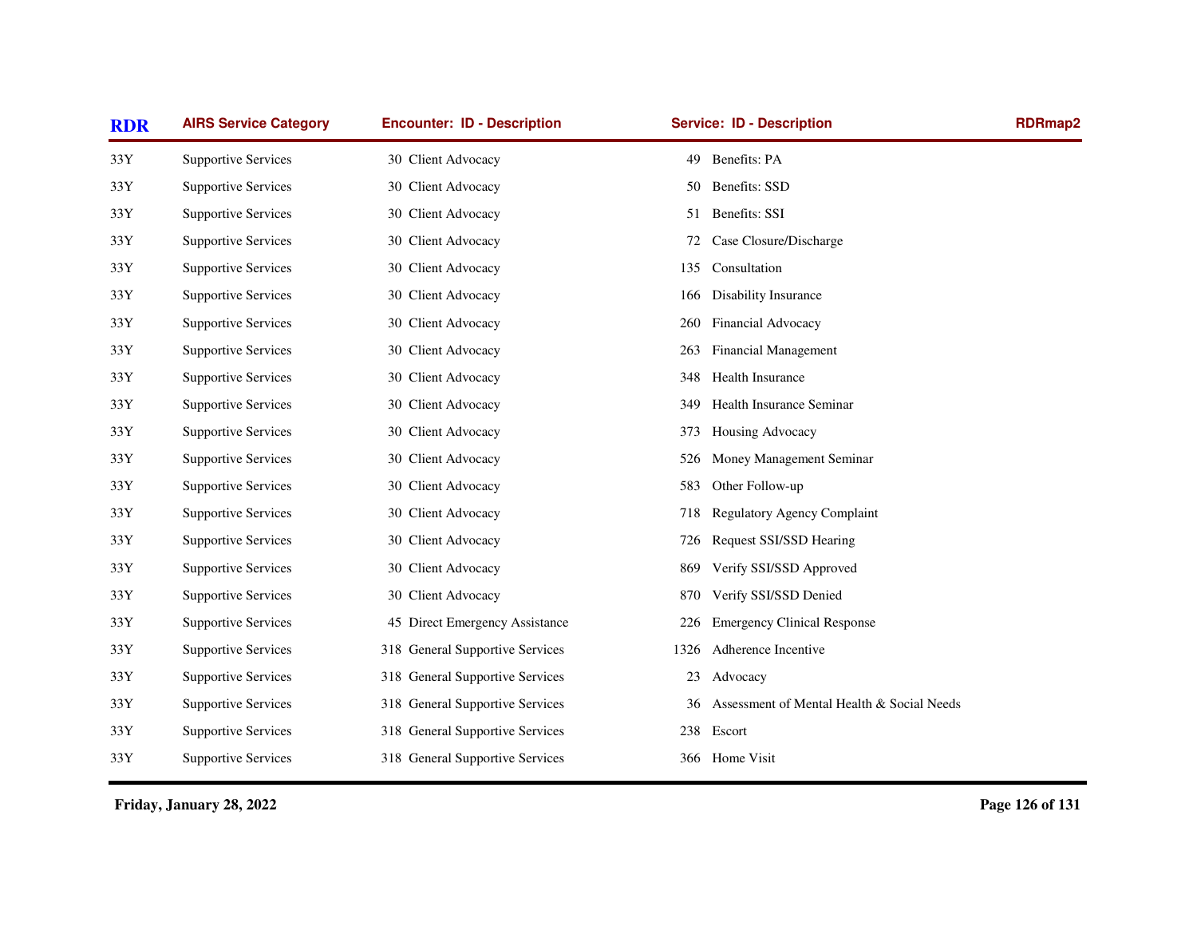| RDR | AIRS Service Category | Encounter: ID - Description | Service: ID - Description | RDRmap2 |
|---|---|---|---|---|
| 33Y | Supportive Services | 30 Client Advocacy | 49 Benefits: PA | |
| 33Y | Supportive Services | 30 Client Advocacy | 50 Benefits: SSD | |
| 33Y | Supportive Services | 30 Client Advocacy | 51 Benefits: SSI | |
| 33Y | Supportive Services | 30 Client Advocacy | 72 Case Closure/Discharge | |
| 33Y | Supportive Services | 30 Client Advocacy | 135 Consultation | |
| 33Y | Supportive Services | 30 Client Advocacy | 166 Disability Insurance | |
| 33Y | Supportive Services | 30 Client Advocacy | 260 Financial Advocacy | |
| 33Y | Supportive Services | 30 Client Advocacy | 263 Financial Management | |
| 33Y | Supportive Services | 30 Client Advocacy | 348 Health Insurance | |
| 33Y | Supportive Services | 30 Client Advocacy | 349 Health Insurance Seminar | |
| 33Y | Supportive Services | 30 Client Advocacy | 373 Housing Advocacy | |
| 33Y | Supportive Services | 30 Client Advocacy | 526 Money Management Seminar | |
| 33Y | Supportive Services | 30 Client Advocacy | 583 Other Follow-up | |
| 33Y | Supportive Services | 30 Client Advocacy | 718 Regulatory Agency Complaint | |
| 33Y | Supportive Services | 30 Client Advocacy | 726 Request SSI/SSD Hearing | |
| 33Y | Supportive Services | 30 Client Advocacy | 869 Verify SSI/SSD Approved | |
| 33Y | Supportive Services | 30 Client Advocacy | 870 Verify SSI/SSD Denied | |
| 33Y | Supportive Services | 45 Direct Emergency Assistance | 226 Emergency Clinical Response | |
| 33Y | Supportive Services | 318 General Supportive Services | 1326 Adherence Incentive | |
| 33Y | Supportive Services | 318 General Supportive Services | 23 Advocacy | |
| 33Y | Supportive Services | 318 General Supportive Services | 36 Assessment of Mental Health & Social Needs | |
| 33Y | Supportive Services | 318 General Supportive Services | 238 Escort | |
| 33Y | Supportive Services | 318 General Supportive Services | 366 Home Visit | |

Friday, January 28, 2022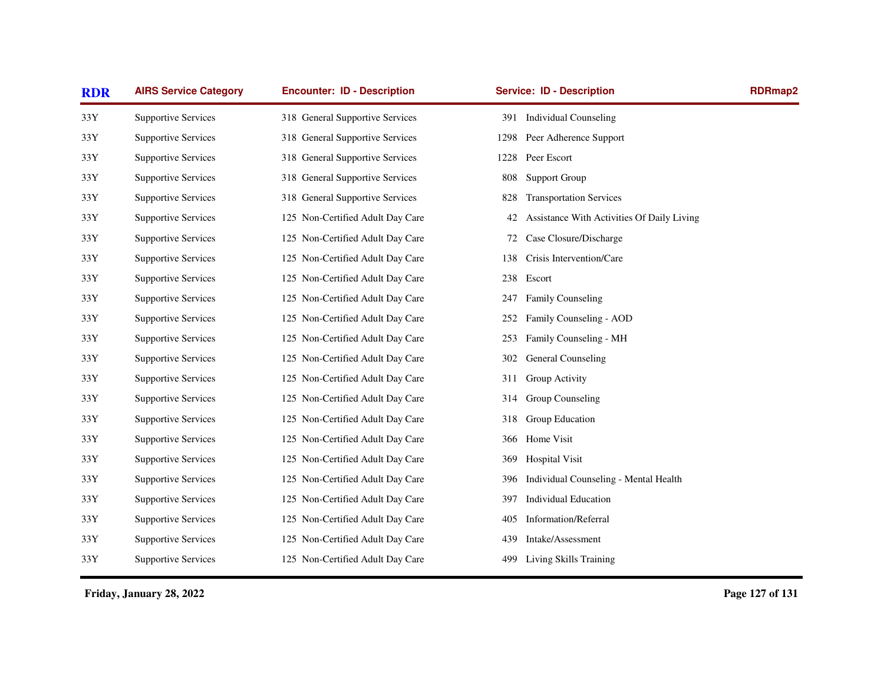| RDR | AIRS Service Category | Encounter: ID - Description | Service: ID - Description | RDRmap2 |
|---|---|---|---|---|
| 33Y | Supportive Services | 318 General Supportive Services | 391 Individual Counseling | |
| 33Y | Supportive Services | 318 General Supportive Services | 1298 Peer Adherence Support | |
| 33Y | Supportive Services | 318 General Supportive Services | 1228 Peer Escort | |
| 33Y | Supportive Services | 318 General Supportive Services | 808 Support Group | |
| 33Y | Supportive Services | 318 General Supportive Services | 828 Transportation Services | |
| 33Y | Supportive Services | 125 Non-Certified Adult Day Care | 42 Assistance With Activities Of Daily Living | |
| 33Y | Supportive Services | 125 Non-Certified Adult Day Care | 72 Case Closure/Discharge | |
| 33Y | Supportive Services | 125 Non-Certified Adult Day Care | 138 Crisis Intervention/Care | |
| 33Y | Supportive Services | 125 Non-Certified Adult Day Care | 238 Escort | |
| 33Y | Supportive Services | 125 Non-Certified Adult Day Care | 247 Family Counseling | |
| 33Y | Supportive Services | 125 Non-Certified Adult Day Care | 252 Family Counseling - AOD | |
| 33Y | Supportive Services | 125 Non-Certified Adult Day Care | 253 Family Counseling - MH | |
| 33Y | Supportive Services | 125 Non-Certified Adult Day Care | 302 General Counseling | |
| 33Y | Supportive Services | 125 Non-Certified Adult Day Care | 311 Group Activity | |
| 33Y | Supportive Services | 125 Non-Certified Adult Day Care | 314 Group Counseling | |
| 33Y | Supportive Services | 125 Non-Certified Adult Day Care | 318 Group Education | |
| 33Y | Supportive Services | 125 Non-Certified Adult Day Care | 366 Home Visit | |
| 33Y | Supportive Services | 125 Non-Certified Adult Day Care | 369 Hospital Visit | |
| 33Y | Supportive Services | 125 Non-Certified Adult Day Care | 396 Individual Counseling - Mental Health | |
| 33Y | Supportive Services | 125 Non-Certified Adult Day Care | 397 Individual Education | |
| 33Y | Supportive Services | 125 Non-Certified Adult Day Care | 405 Information/Referral | |
| 33Y | Supportive Services | 125 Non-Certified Adult Day Care | 439 Intake/Assessment | |
| 33Y | Supportive Services | 125 Non-Certified Adult Day Care | 499 Living Skills Training | |

**Friday, January 28, 2022**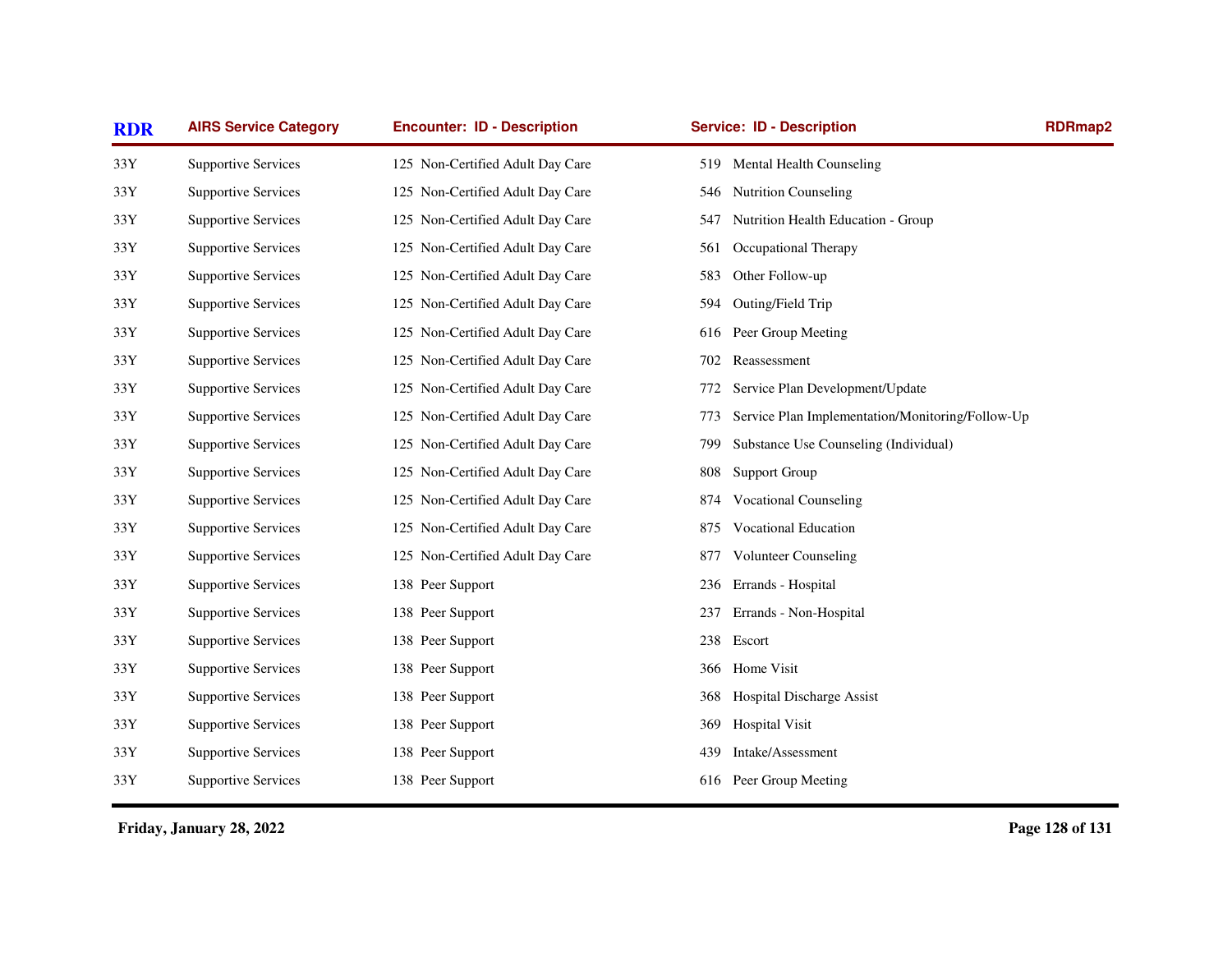| RDR | AIRS Service Category | Encounter: ID - Description | Service: ID - Description | RDRmap2 |
|---|---|---|---|---|
| 33Y | Supportive Services | 125 Non-Certified Adult Day Care | 519 Mental Health Counseling | |
| 33Y | Supportive Services | 125 Non-Certified Adult Day Care | 546 Nutrition Counseling | |
| 33Y | Supportive Services | 125 Non-Certified Adult Day Care | 547 Nutrition Health Education - Group | |
| 33Y | Supportive Services | 125 Non-Certified Adult Day Care | 561 Occupational Therapy | |
| 33Y | Supportive Services | 125 Non-Certified Adult Day Care | 583 Other Follow-up | |
| 33Y | Supportive Services | 125 Non-Certified Adult Day Care | 594 Outing/Field Trip | |
| 33Y | Supportive Services | 125 Non-Certified Adult Day Care | 616 Peer Group Meeting | |
| 33Y | Supportive Services | 125 Non-Certified Adult Day Care | 702 Reassessment | |
| 33Y | Supportive Services | 125 Non-Certified Adult Day Care | 772 Service Plan Development/Update | |
| 33Y | Supportive Services | 125 Non-Certified Adult Day Care | 773 Service Plan Implementation/Monitoring/Follow-Up | |
| 33Y | Supportive Services | 125 Non-Certified Adult Day Care | 799 Substance Use Counseling (Individual) | |
| 33Y | Supportive Services | 125 Non-Certified Adult Day Care | 808 Support Group | |
| 33Y | Supportive Services | 125 Non-Certified Adult Day Care | 874 Vocational Counseling | |
| 33Y | Supportive Services | 125 Non-Certified Adult Day Care | 875 Vocational Education | |
| 33Y | Supportive Services | 125 Non-Certified Adult Day Care | 877 Volunteer Counseling | |
| 33Y | Supportive Services | 138 Peer Support | 236 Errands - Hospital | |
| 33Y | Supportive Services | 138 Peer Support | 237 Errands - Non-Hospital | |
| 33Y | Supportive Services | 138 Peer Support | 238 Escort | |
| 33Y | Supportive Services | 138 Peer Support | 366 Home Visit | |
| 33Y | Supportive Services | 138 Peer Support | 368 Hospital Discharge Assist | |
| 33Y | Supportive Services | 138 Peer Support | 369 Hospital Visit | |
| 33Y | Supportive Services | 138 Peer Support | 439 Intake/Assessment | |
| 33Y | Supportive Services | 138 Peer Support | 616 Peer Group Meeting | |

**Friday, January 28, 2022**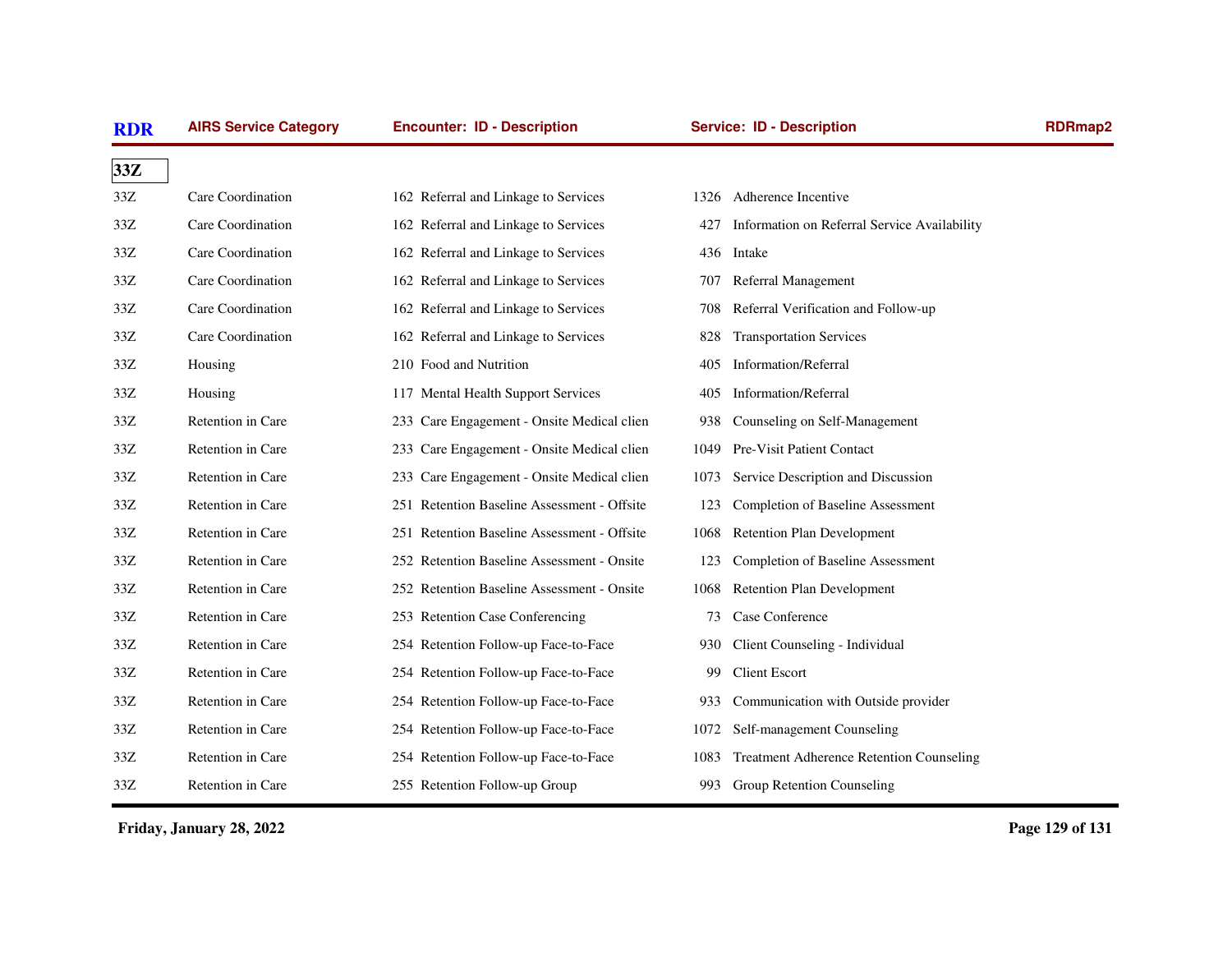| RDR | AIRS Service Category | Encounter: ID - Description | Service: ID - Description | RDRmap2 |
|---|---|---|---|---|
| **33Z** | | | | |
| 33Z | Care Coordination | 162 Referral and Linkage to Services | 1326 Adherence Incentive | |
| 33Z | Care Coordination | 162 Referral and Linkage to Services | 427 Information on Referral Service Availability | |
| 33Z | Care Coordination | 162 Referral and Linkage to Services | 436 Intake | |
| 33Z | Care Coordination | 162 Referral and Linkage to Services | 707 Referral Management | |
| 33Z | Care Coordination | 162 Referral and Linkage to Services | 708 Referral Verification and Follow-up | |
| 33Z | Care Coordination | 162 Referral and Linkage to Services | 828 Transportation Services | |
| 33Z | Housing | 210 Food and Nutrition | 405 Information/Referral | |
| 33Z | Housing | 117 Mental Health Support Services | 405 Information/Referral | |
| 33Z | Retention in Care | 233 Care Engagement - Onsite Medical clien | 938 Counseling on Self-Management | |
| 33Z | Retention in Care | 233 Care Engagement - Onsite Medical clien | 1049 Pre-Visit Patient Contact | |
| 33Z | Retention in Care | 233 Care Engagement - Onsite Medical clien | 1073 Service Description and Discussion | |
| 33Z | Retention in Care | 251 Retention Baseline Assessment - Offsite | 123 Completion of Baseline Assessment | |
| 33Z | Retention in Care | 251 Retention Baseline Assessment - Offsite | 1068 Retention Plan Development | |
| 33Z | Retention in Care | 252 Retention Baseline Assessment - Onsite | 123 Completion of Baseline Assessment | |
| 33Z | Retention in Care | 252 Retention Baseline Assessment - Onsite | 1068 Retention Plan Development | |
| 33Z | Retention in Care | 253 Retention Case Conferencing | 73 Case Conference | |
| 33Z | Retention in Care | 254 Retention Follow-up Face-to-Face | 930 Client Counseling - Individual | |
| 33Z | Retention in Care | 254 Retention Follow-up Face-to-Face | 99 Client Escort | |
| 33Z | Retention in Care | 254 Retention Follow-up Face-to-Face | 933 Communication with Outside provider | |
| 33Z | Retention in Care | 254 Retention Follow-up Face-to-Face | 1072 Self-management Counseling | |
| 33Z | Retention in Care | 254 Retention Follow-up Face-to-Face | 1083 Treatment Adherence Retention Counseling | |
| 33Z | Retention in Care | 255 Retention Follow-up Group | 993 Group Retention Counseling | |

**Friday, January 28, 2022**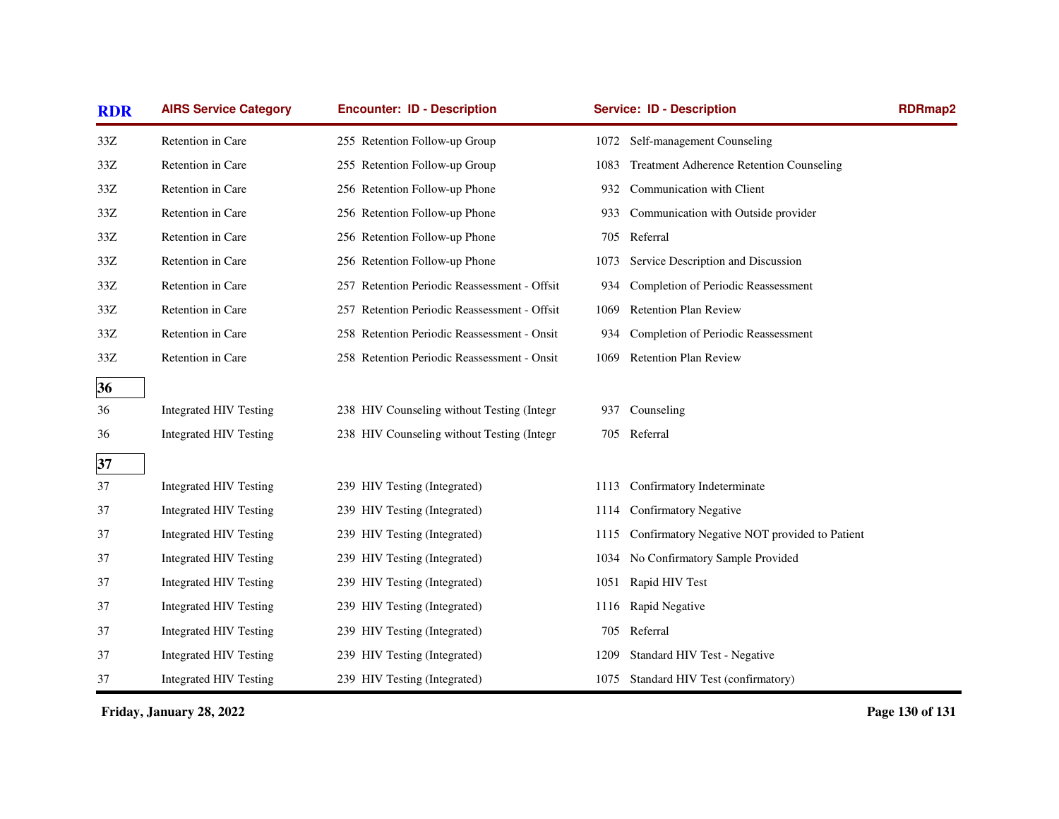| RDR | AIRS Service Category | Encounter: ID - Description | Service: ID - Description | RDRmap2 |
|---|---|---|---|---|
| 33Z | Retention in Care | 255 Retention Follow-up Group | 1072 Self-management Counseling | |
| 33Z | Retention in Care | 255 Retention Follow-up Group | 1083 Treatment Adherence Retention Counseling | |
| 33Z | Retention in Care | 256 Retention Follow-up Phone | 932 Communication with Client | |
| 33Z | Retention in Care | 256 Retention Follow-up Phone | 933 Communication with Outside provider | |
| 33Z | Retention in Care | 256 Retention Follow-up Phone | 705 Referral | |
| 33Z | Retention in Care | 256 Retention Follow-up Phone | 1073 Service Description and Discussion | |
| 33Z | Retention in Care | 257 Retention Periodic Reassessment - Offsit | 934 Completion of Periodic Reassessment | |
| 33Z | Retention in Care | 257 Retention Periodic Reassessment - Offsit | 1069 Retention Plan Review | |
| 33Z | Retention in Care | 258 Retention Periodic Reassessment - Onsit | 934 Completion of Periodic Reassessment | |
| 33Z | Retention in Care | 258 Retention Periodic Reassessment - Onsit | 1069 Retention Plan Review | |
| **36** | | | | |
| 36 | Integrated HIV Testing | 238 HIV Counseling without Testing (Integr | 937 Counseling | |
| 36 | Integrated HIV Testing | 238 HIV Counseling without Testing (Integr | 705 Referral | |
| **37** | | | | |
| 37 | Integrated HIV Testing | 239 HIV Testing (Integrated) | 1113 Confirmatory Indeterminate | |
| 37 | Integrated HIV Testing | 239 HIV Testing (Integrated) | 1114 Confirmatory Negative | |
| 37 | Integrated HIV Testing | 239 HIV Testing (Integrated) | 1115 Confirmatory Negative NOT provided to Patient | |
| 37 | Integrated HIV Testing | 239 HIV Testing (Integrated) | 1034 No Confirmatory Sample Provided | |
| 37 | Integrated HIV Testing | 239 HIV Testing (Integrated) | 1051 Rapid HIV Test | |
| 37 | Integrated HIV Testing | 239 HIV Testing (Integrated) | 1116 Rapid Negative | |
| 37 | Integrated HIV Testing | 239 HIV Testing (Integrated) | 705 Referral | |
| 37 | Integrated HIV Testing | 239 HIV Testing (Integrated) | 1209 Standard HIV Test - Negative | |
| 37 | Integrated HIV Testing | 239 HIV Testing (Integrated) | 1075 Standard HIV Test (confirmatory) | |

**Friday, January 28, 2022**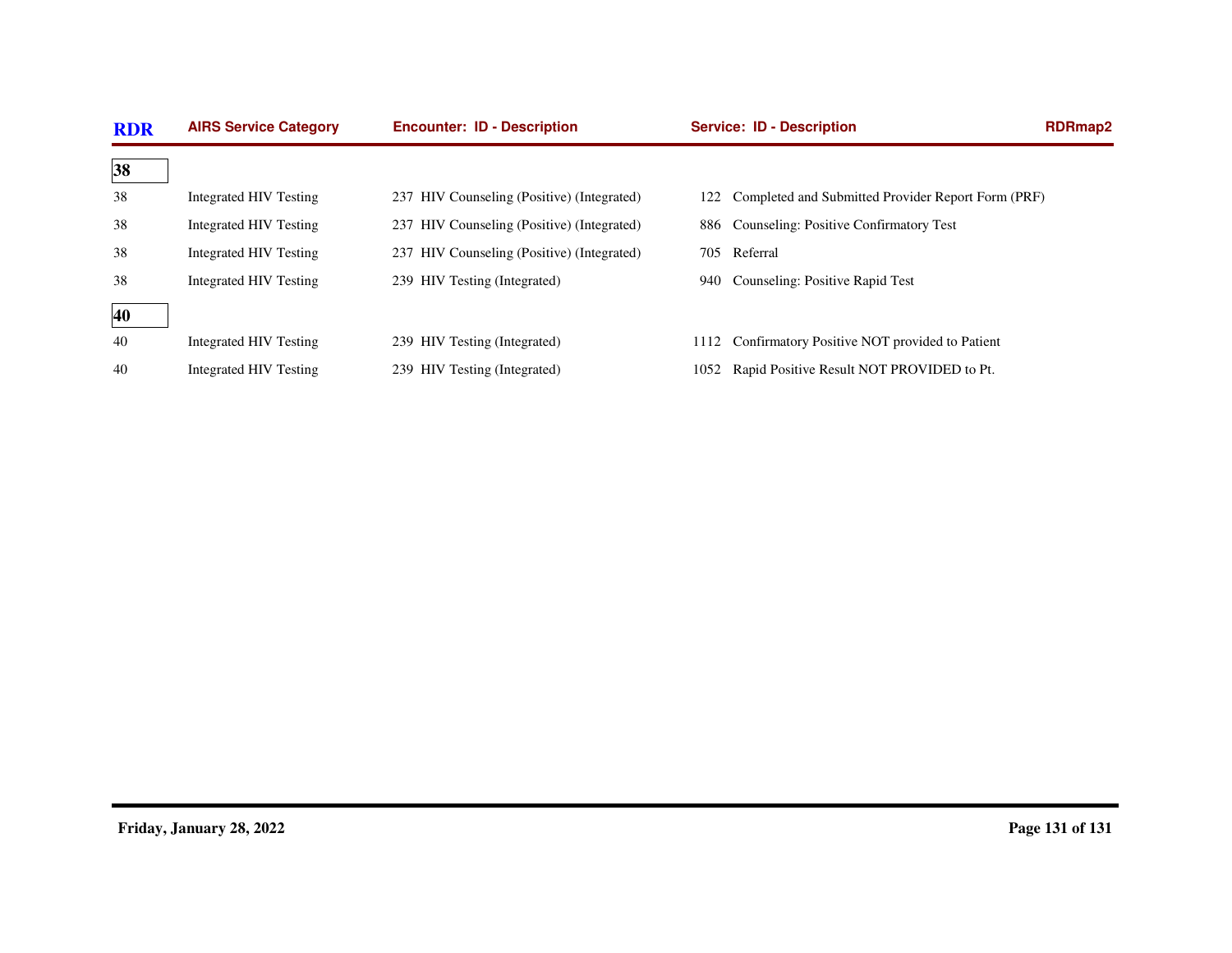| RDR | AIRS Service Category | Encounter: ID - Description | Service: ID - Description | RDRmap2 |
|---|---|---|---|---|
| **38** | | | | |
| 38 | Integrated HIV Testing | 237 HIV Counseling (Positive) (Integrated) | 122 Completed and Submitted Provider Report Form (PRF) | |
| 38 | Integrated HIV Testing | 237 HIV Counseling (Positive) (Integrated) | 886 Counseling: Positive Confirmatory Test | |
| 38 | Integrated HIV Testing | 237 HIV Counseling (Positive) (Integrated) | 705 Referral | |
| 38 | Integrated HIV Testing | 239 HIV Testing (Integrated) | 940 Counseling: Positive Rapid Test | |
| **40** | | | | |
| 40 | Integrated HIV Testing | 239 HIV Testing (Integrated) | 1112 Confirmatory Positive NOT provided to Patient | |
| 40 | Integrated HIV Testing | 239 HIV Testing (Integrated) | 1052 Rapid Positive Result NOT PROVIDED to Pt. | |

**Friday, January 28, 2022**